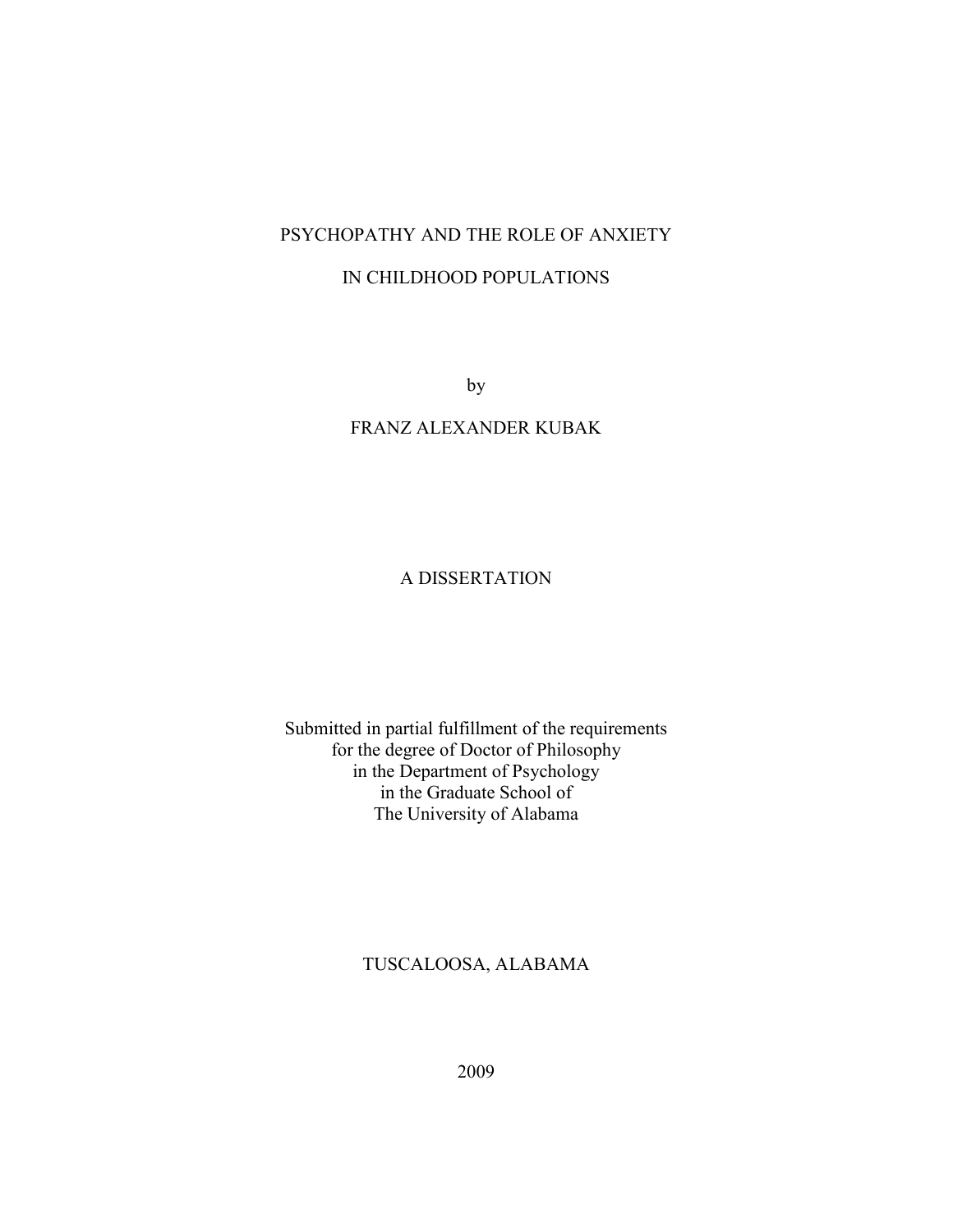# PSYCHOPATHY AND THE ROLE OF ANXIETY IN CHILDHOOD POPULATIONS

by

FRANZ ALEXANDER KUBAK

A DISSERTATION

Submitted in partial fulfillment of the requirements
for the degree of Doctor of Philosophy
in the Department of Psychology
in the Graduate School of
The University of Alabama

TUSCALOOSA, ALABAMA

2009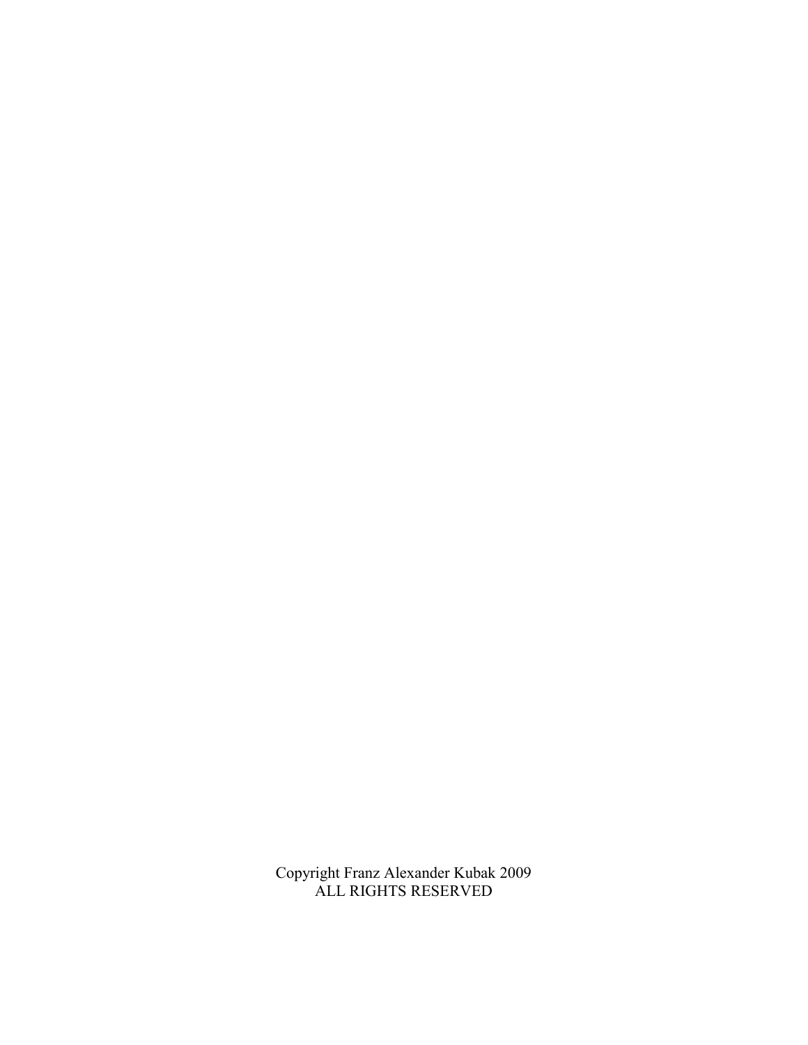Copyright Franz Alexander Kubak 2009
ALL RIGHTS RESERVED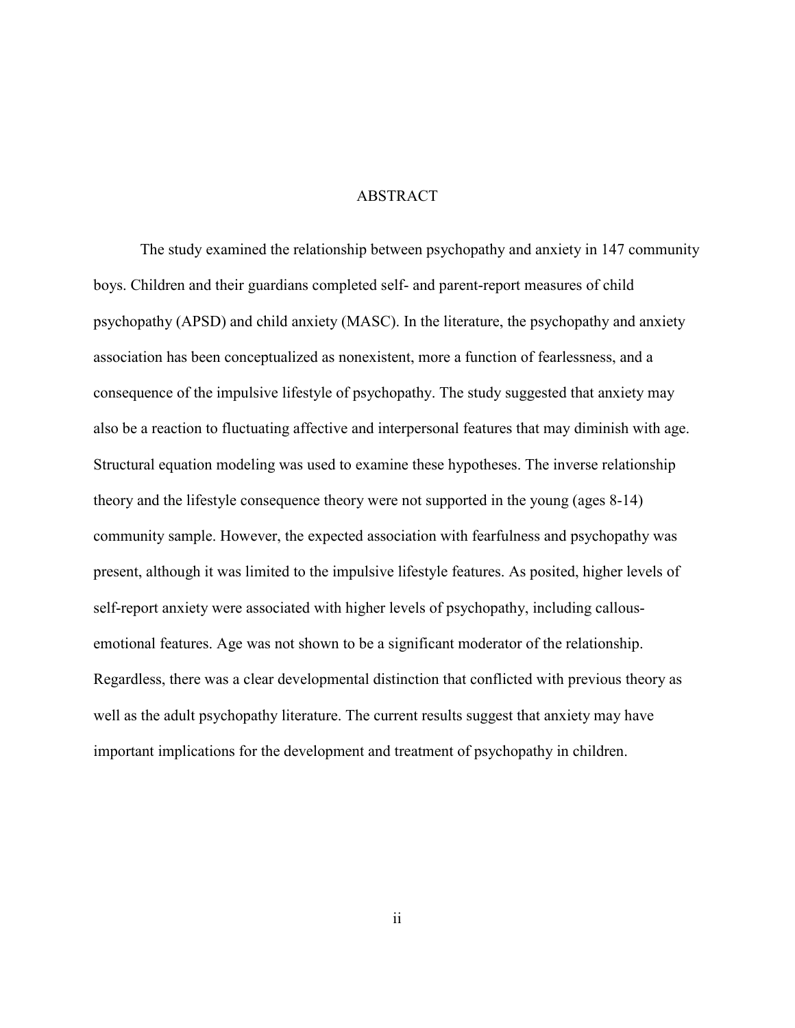# ABSTRACT

The study examined the relationship between psychopathy and anxiety in 147 community boys. Children and their guardians completed self- and parent-report measures of child psychopathy (APSD) and child anxiety (MASC). In the literature, the psychopathy and anxiety association has been conceptualized as nonexistent, more a function of fearlessness, and a consequence of the impulsive lifestyle of psychopathy. The study suggested that anxiety may also be a reaction to fluctuating affective and interpersonal features that may diminish with age. Structural equation modeling was used to examine these hypotheses. The inverse relationship theory and the lifestyle consequence theory were not supported in the young (ages 8-14) community sample. However, the expected association with fearfulness and psychopathy was present, although it was limited to the impulsive lifestyle features. As posited, higher levels of self-report anxiety were associated with higher levels of psychopathy, including callous-emotional features. Age was not shown to be a significant moderator of the relationship. Regardless, there was a clear developmental distinction that conflicted with previous theory as well as the adult psychopathy literature. The current results suggest that anxiety may have important implications for the development and treatment of psychopathy in children.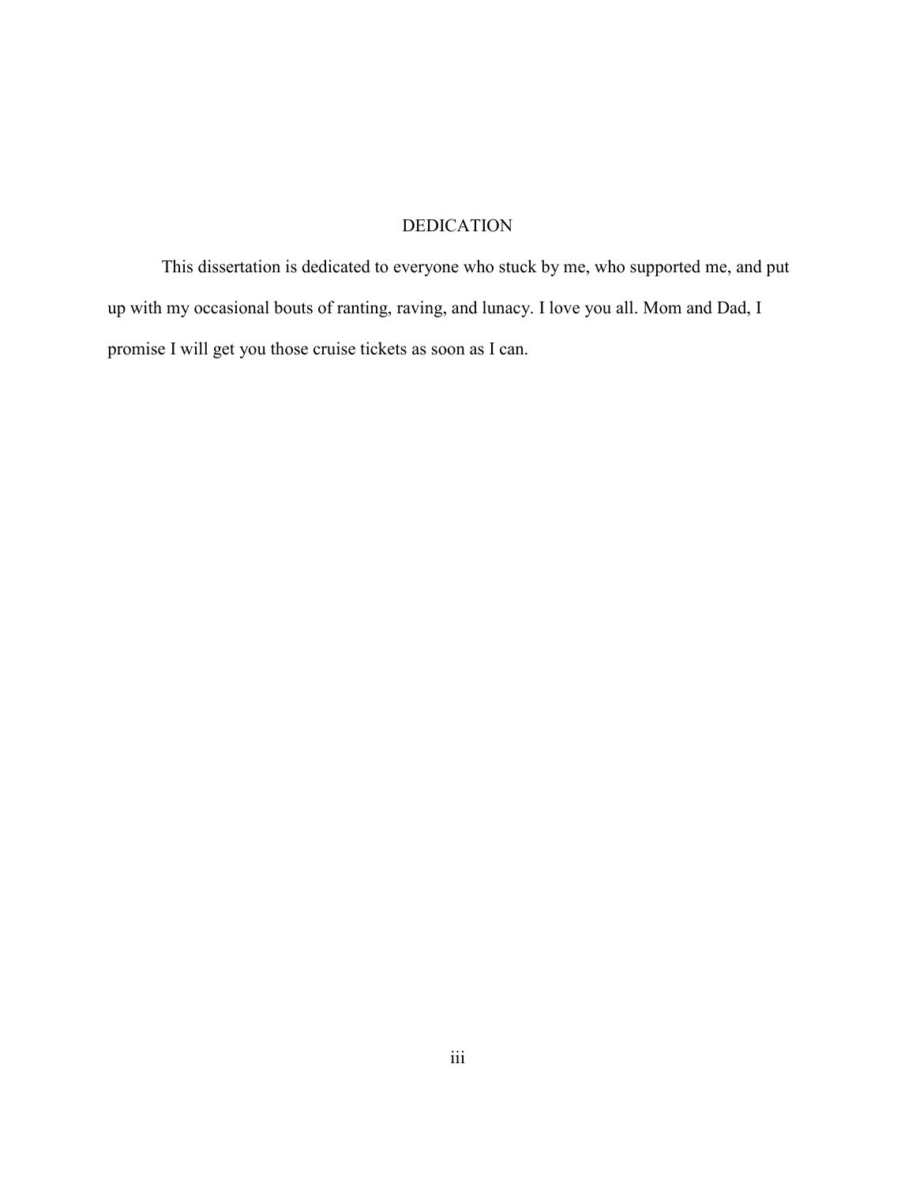# DEDICATION

This dissertation is dedicated to everyone who stuck by me, who supported me, and put up with my occasional bouts of ranting, raving, and lunacy. I love you all. Mom and Dad, I promise I will get you those cruise tickets as soon as I can.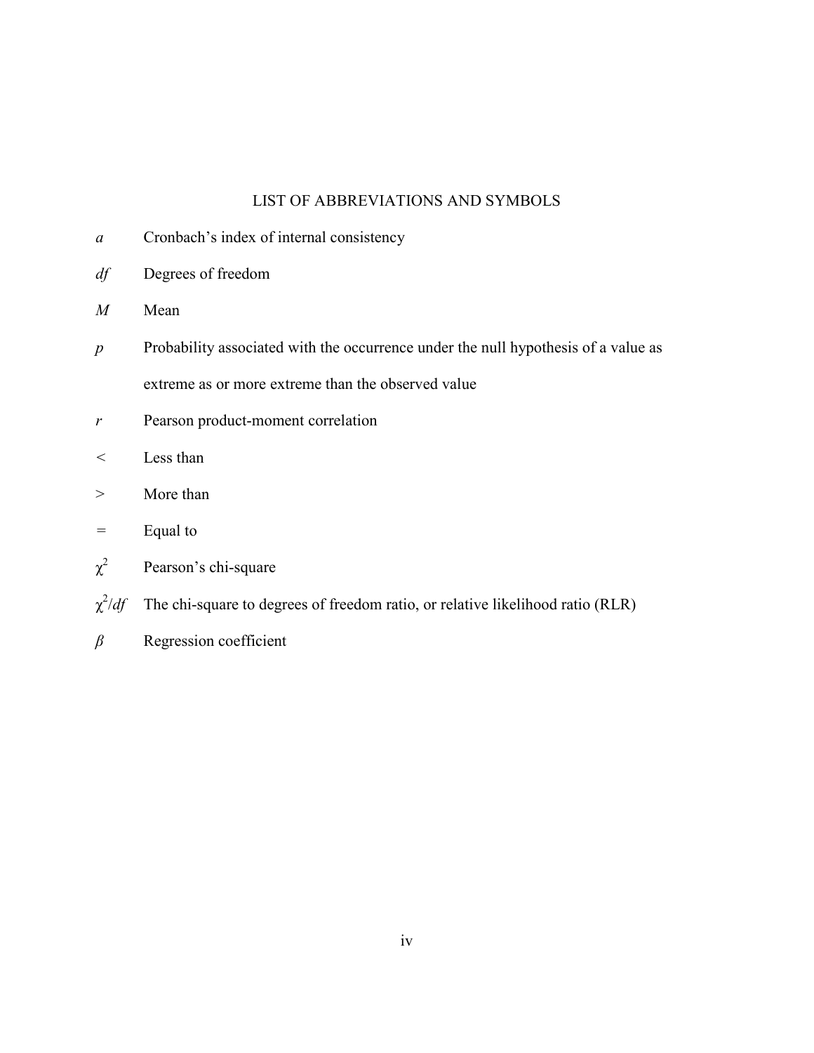# LIST OF ABBREVIATIONS AND SYMBOLS

| | |
|---|---|
| *a* | Cronbach's index of internal consistency |
| *df* | Degrees of freedom |
| *M* | Mean |
| *p* | Probability associated with the occurrence under the null hypothesis of a value as extreme as or more extreme than the observed value |
| *r* | Pearson product-moment correlation |
| $<$ | Less than |
| $>$ | More than |
| $=$ | Equal to |
| $\chi^2$ | Pearson's chi-square |
| $\chi^2/df$ | The chi-square to degrees of freedom ratio, or relative likelihood ratio (RLR) |
| $\beta$ | Regression coefficient |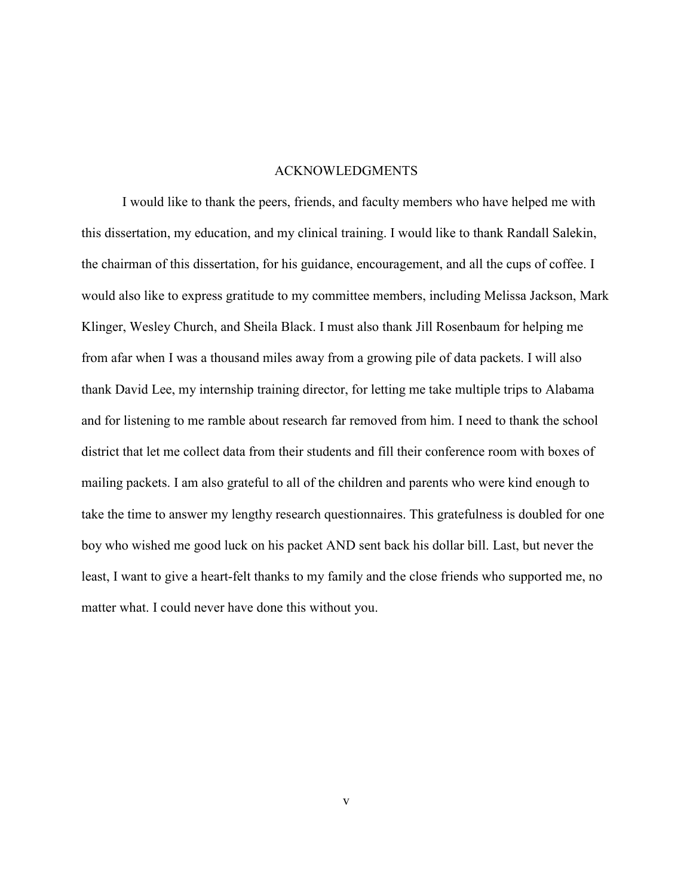# ACKNOWLEDGMENTS

I would like to thank the peers, friends, and faculty members who have helped me with this dissertation, my education, and my clinical training. I would like to thank Randall Salekin, the chairman of this dissertation, for his guidance, encouragement, and all the cups of coffee. I would also like to express gratitude to my committee members, including Melissa Jackson, Mark Klinger, Wesley Church, and Sheila Black. I must also thank Jill Rosenbaum for helping me from afar when I was a thousand miles away from a growing pile of data packets. I will also thank David Lee, my internship training director, for letting me take multiple trips to Alabama and for listening to me ramble about research far removed from him. I need to thank the school district that let me collect data from their students and fill their conference room with boxes of mailing packets. I am also grateful to all of the children and parents who were kind enough to take the time to answer my lengthy research questionnaires. This gratefulness is doubled for one boy who wished me good luck on his packet AND sent back his dollar bill. Last, but never the least, I want to give a heart-felt thanks to my family and the close friends who supported me, no matter what. I could never have done this without you.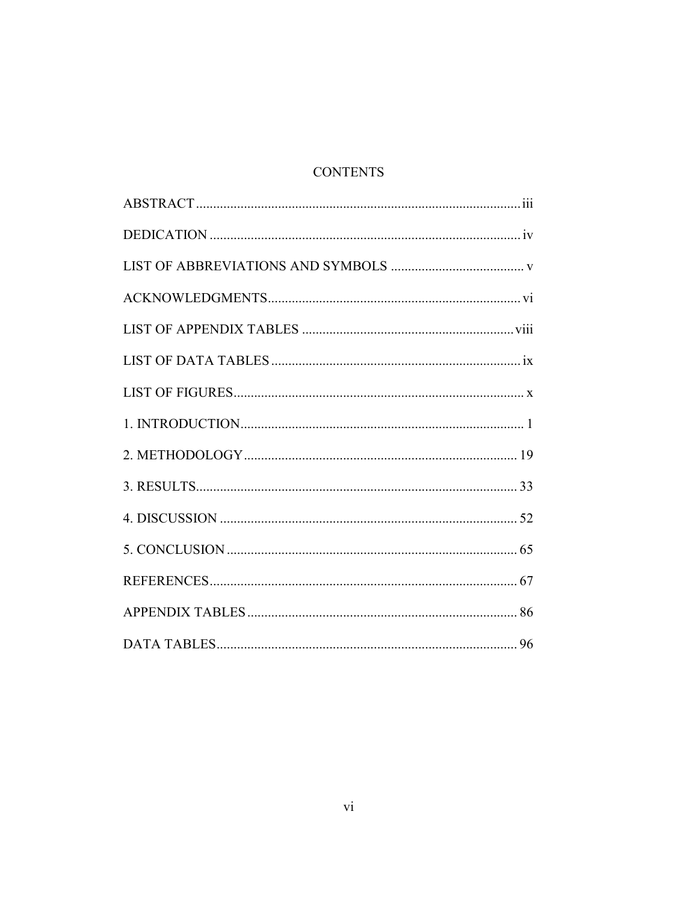# CONTENTS

ABSTRACT ........................................................................................ iii

DEDICATION .................................................................................... iv

LIST OF ABBREVIATIONS AND SYMBOLS ....................................... v

ACKNOWLEDGMENTS ...................................................................... vi

LIST OF APPENDIX TABLES ............................................................ viii

LIST OF DATA TABLES ...................................................................... ix

LIST OF FIGURES ................................................................................ x

1. INTRODUCTION ................................................................................ 1

2. METHODOLOGY ............................................................................. 19

3. RESULTS .......................................................................................... 33

4. DISCUSSION .................................................................................... 52

5. CONCLUSION .................................................................................. 65

REFERENCES ....................................................................................... 67

APPENDIX TABLES ............................................................................. 86

DATA TABLES ...................................................................................... 96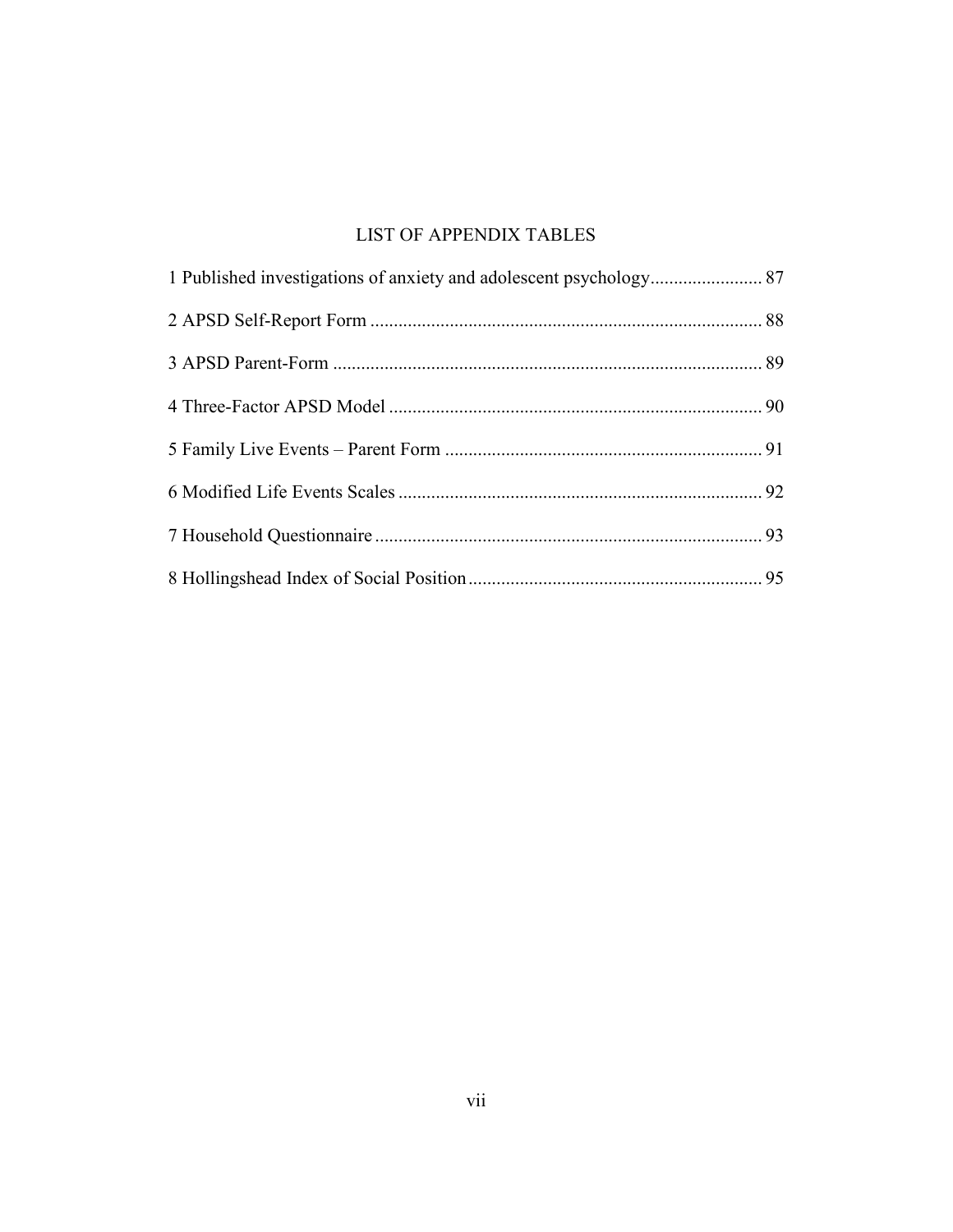# LIST OF APPENDIX TABLES

1 Published investigations of anxiety and adolescent psychology........................ 87

2 APSD Self-Report Form .................................................................................... 88

3 APSD Parent-Form ............................................................................................ 89

4 Three-Factor APSD Model ................................................................................ 90

5 Family Live Events – Parent Form .................................................................... 91

6 Modified Life Events Scales .............................................................................. 92

7 Household Questionnaire ................................................................................... 93

8 Hollingshead Index of Social Position ............................................................... 95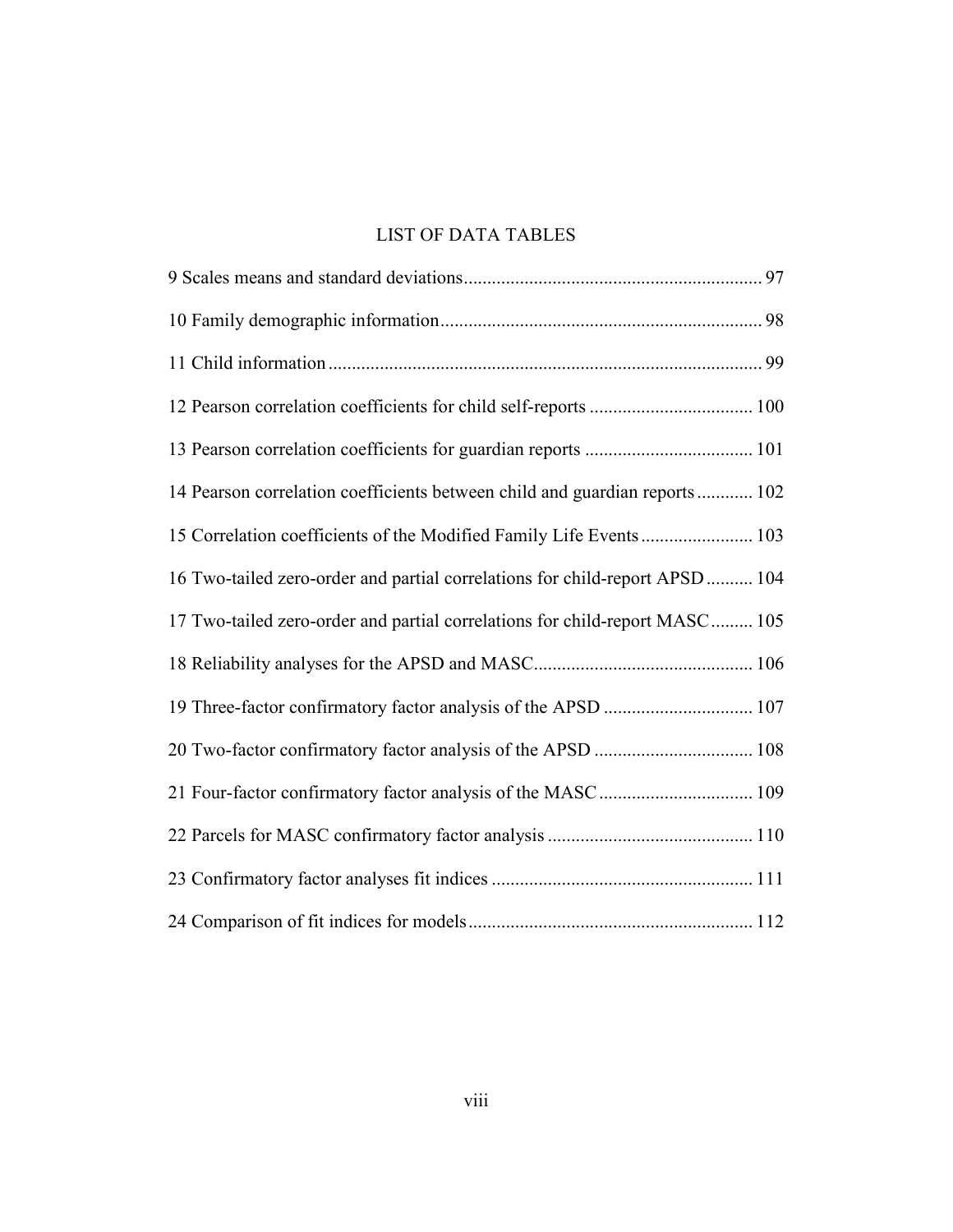# LIST OF DATA TABLES

9 Scales means and standard deviations .......... 97

10 Family demographic information .......... 98

11 Child information .......... 99

12 Pearson correlation coefficients for child self-reports .......... 100

13 Pearson correlation coefficients for guardian reports .......... 101

14 Pearson correlation coefficients between child and guardian reports .......... 102

15 Correlation coefficients of the Modified Family Life Events .......... 103

16 Two-tailed zero-order and partial correlations for child-report APSD .......... 104

17 Two-tailed zero-order and partial correlations for child-report MASC .......... 105

18 Reliability analyses for the APSD and MASC .......... 106

19 Three-factor confirmatory factor analysis of the APSD .......... 107

20 Two-factor confirmatory factor analysis of the APSD .......... 108

21 Four-factor confirmatory factor analysis of the MASC .......... 109

22 Parcels for MASC confirmatory factor analysis .......... 110

23 Confirmatory factor analyses fit indices .......... 111

24 Comparison of fit indices for models .......... 112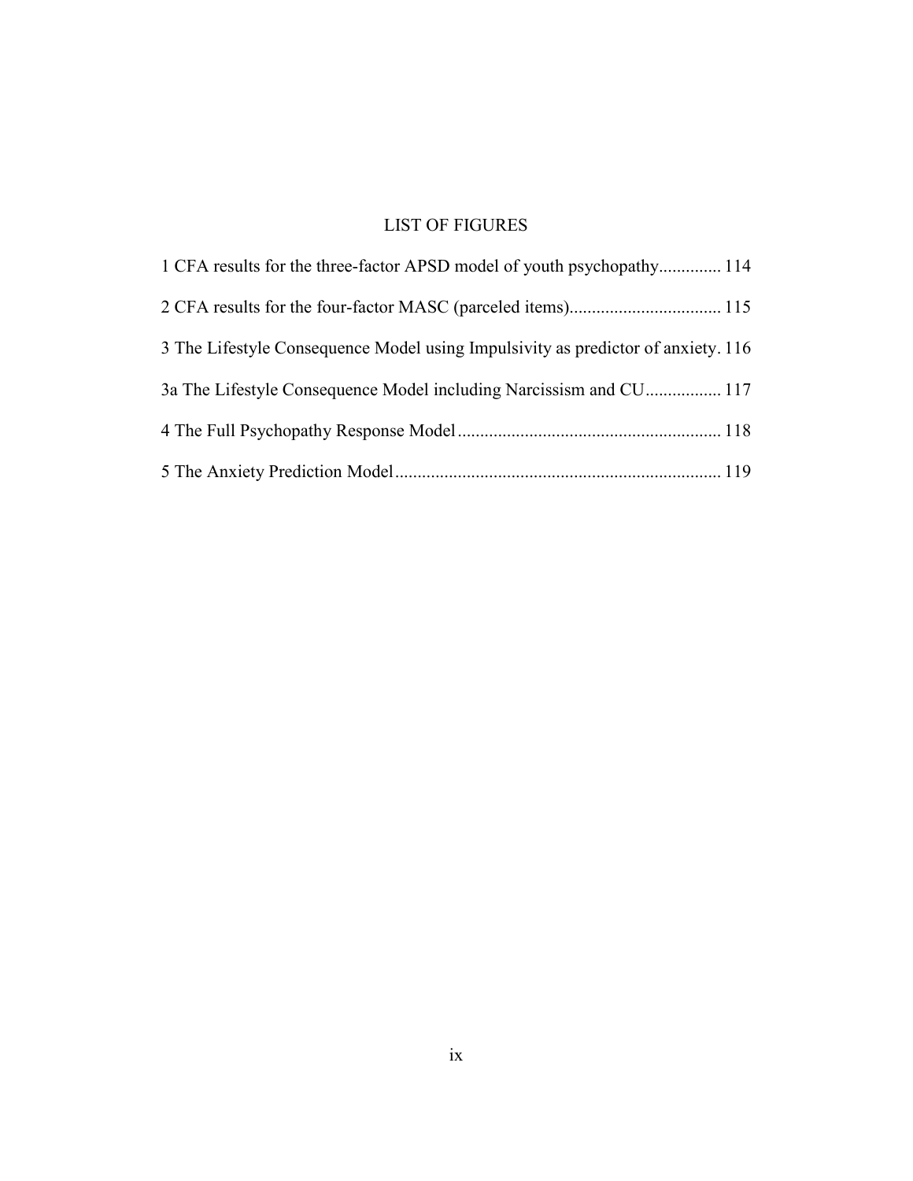# LIST OF FIGURES

1 CFA results for the three-factor APSD model of youth psychopathy.............. 114

2 CFA results for the four-factor MASC (parceled items).................................. 115

3 The Lifestyle Consequence Model using Impulsivity as predictor of anxiety. 116

3a The Lifestyle Consequence Model including Narcissism and CU................. 117

4 The Full Psychopathy Response Model........................................................... 118

5 The Anxiety Prediction Model......................................................................... 119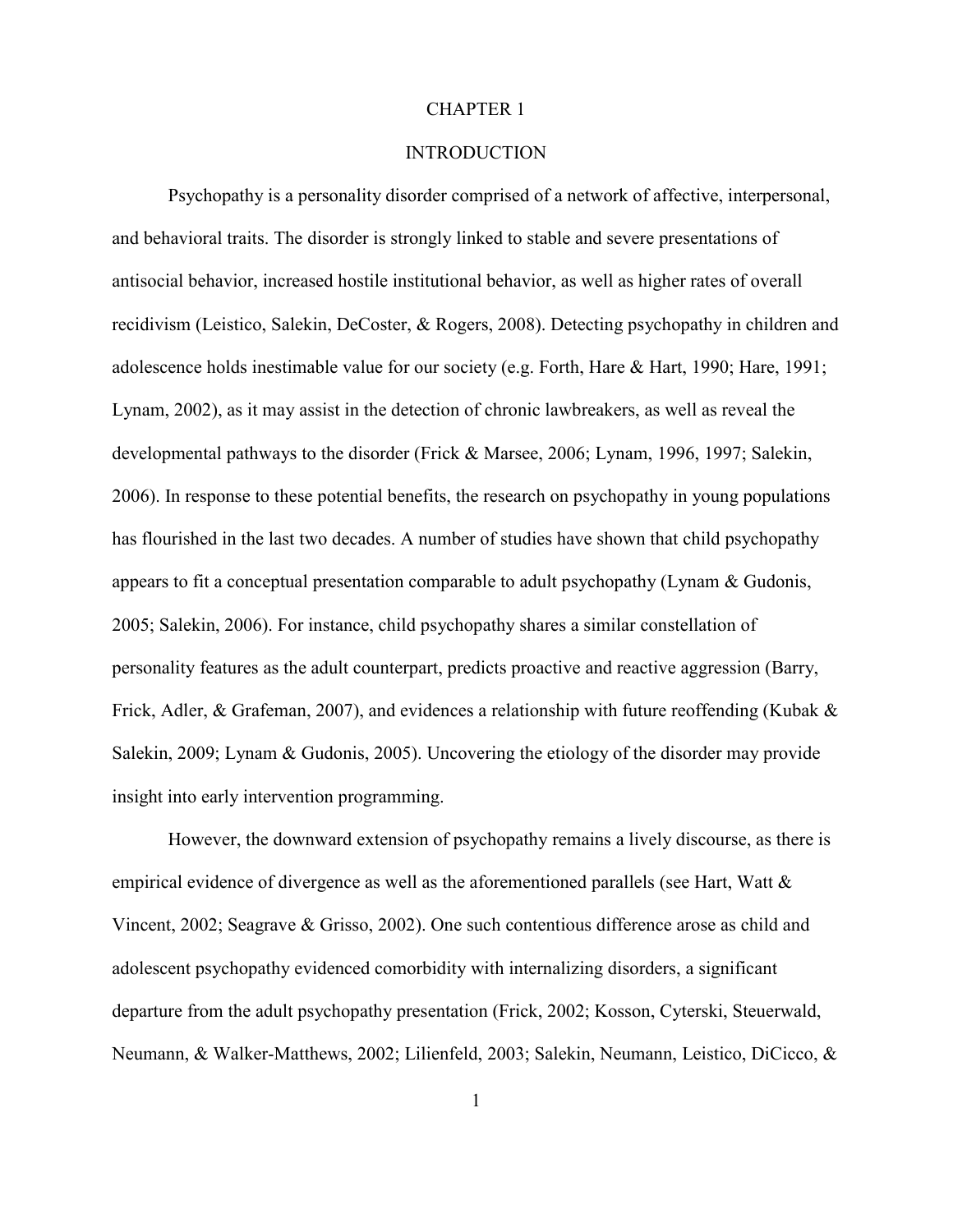# CHAPTER 1

## INTRODUCTION

Psychopathy is a personality disorder comprised of a network of affective, interpersonal, and behavioral traits. The disorder is strongly linked to stable and severe presentations of antisocial behavior, increased hostile institutional behavior, as well as higher rates of overall recidivism (Leistico, Salekin, DeCoster, & Rogers, 2008). Detecting psychopathy in children and adolescence holds inestimable value for our society (e.g. Forth, Hare & Hart, 1990; Hare, 1991; Lynam, 2002), as it may assist in the detection of chronic lawbreakers, as well as reveal the developmental pathways to the disorder (Frick & Marsee, 2006; Lynam, 1996, 1997; Salekin, 2006). In response to these potential benefits, the research on psychopathy in young populations has flourished in the last two decades. A number of studies have shown that child psychopathy appears to fit a conceptual presentation comparable to adult psychopathy (Lynam & Gudonis, 2005; Salekin, 2006). For instance, child psychopathy shares a similar constellation of personality features as the adult counterpart, predicts proactive and reactive aggression (Barry, Frick, Adler, & Grafeman, 2007), and evidences a relationship with future reoffending (Kubak & Salekin, 2009; Lynam & Gudonis, 2005). Uncovering the etiology of the disorder may provide insight into early intervention programming.

However, the downward extension of psychopathy remains a lively discourse, as there is empirical evidence of divergence as well as the aforementioned parallels (see Hart, Watt & Vincent, 2002; Seagrave & Grisso, 2002). One such contentious difference arose as child and adolescent psychopathy evidenced comorbidity with internalizing disorders, a significant departure from the adult psychopathy presentation (Frick, 2002; Kosson, Cyterski, Steuerwald, Neumann, & Walker-Matthews, 2002; Lilienfeld, 2003; Salekin, Neumann, Leistico, DiCicco, &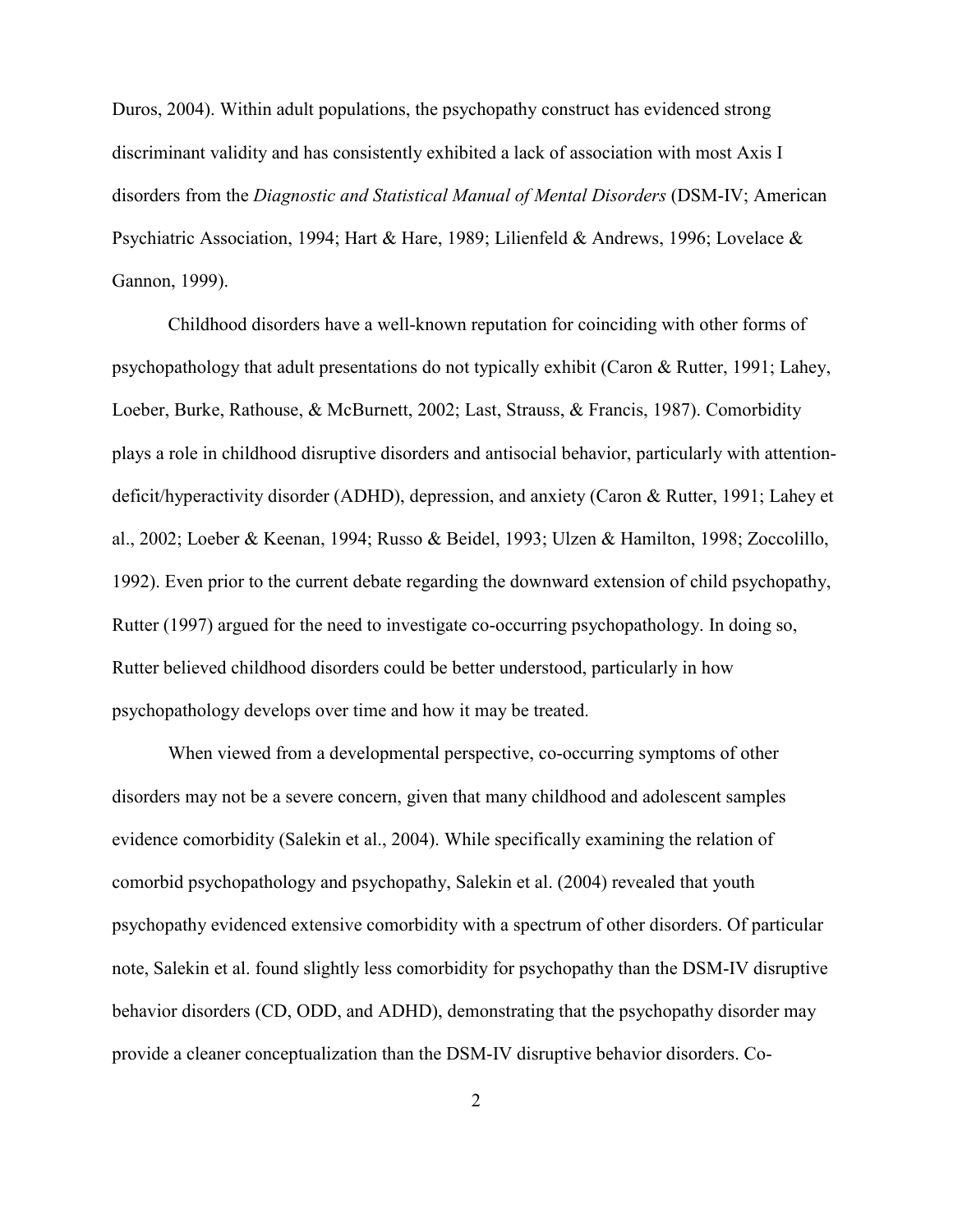Duros, 2004). Within adult populations, the psychopathy construct has evidenced strong discriminant validity and has consistently exhibited a lack of association with most Axis I disorders from the *Diagnostic and Statistical Manual of Mental Disorders* (DSM-IV; American Psychiatric Association, 1994; Hart & Hare, 1989; Lilienfeld & Andrews, 1996; Lovelace & Gannon, 1999).

Childhood disorders have a well-known reputation for coinciding with other forms of psychopathology that adult presentations do not typically exhibit (Caron & Rutter, 1991; Lahey, Loeber, Burke, Rathouse, & McBurnett, 2002; Last, Strauss, & Francis, 1987). Comorbidity plays a role in childhood disruptive disorders and antisocial behavior, particularly with attention-deficit/hyperactivity disorder (ADHD), depression, and anxiety (Caron & Rutter, 1991; Lahey et al., 2002; Loeber & Keenan, 1994; Russo & Beidel, 1993; Ulzen & Hamilton, 1998; Zoccolillo, 1992). Even prior to the current debate regarding the downward extension of child psychopathy, Rutter (1997) argued for the need to investigate co-occurring psychopathology. In doing so, Rutter believed childhood disorders could be better understood, particularly in how psychopathology develops over time and how it may be treated.

When viewed from a developmental perspective, co-occurring symptoms of other disorders may not be a severe concern, given that many childhood and adolescent samples evidence comorbidity (Salekin et al., 2004). While specifically examining the relation of comorbid psychopathology and psychopathy, Salekin et al. (2004) revealed that youth psychopathy evidenced extensive comorbidity with a spectrum of other disorders. Of particular note, Salekin et al. found slightly less comorbidity for psychopathy than the DSM-IV disruptive behavior disorders (CD, ODD, and ADHD), demonstrating that the psychopathy disorder may provide a cleaner conceptualization than the DSM-IV disruptive behavior disorders. Co-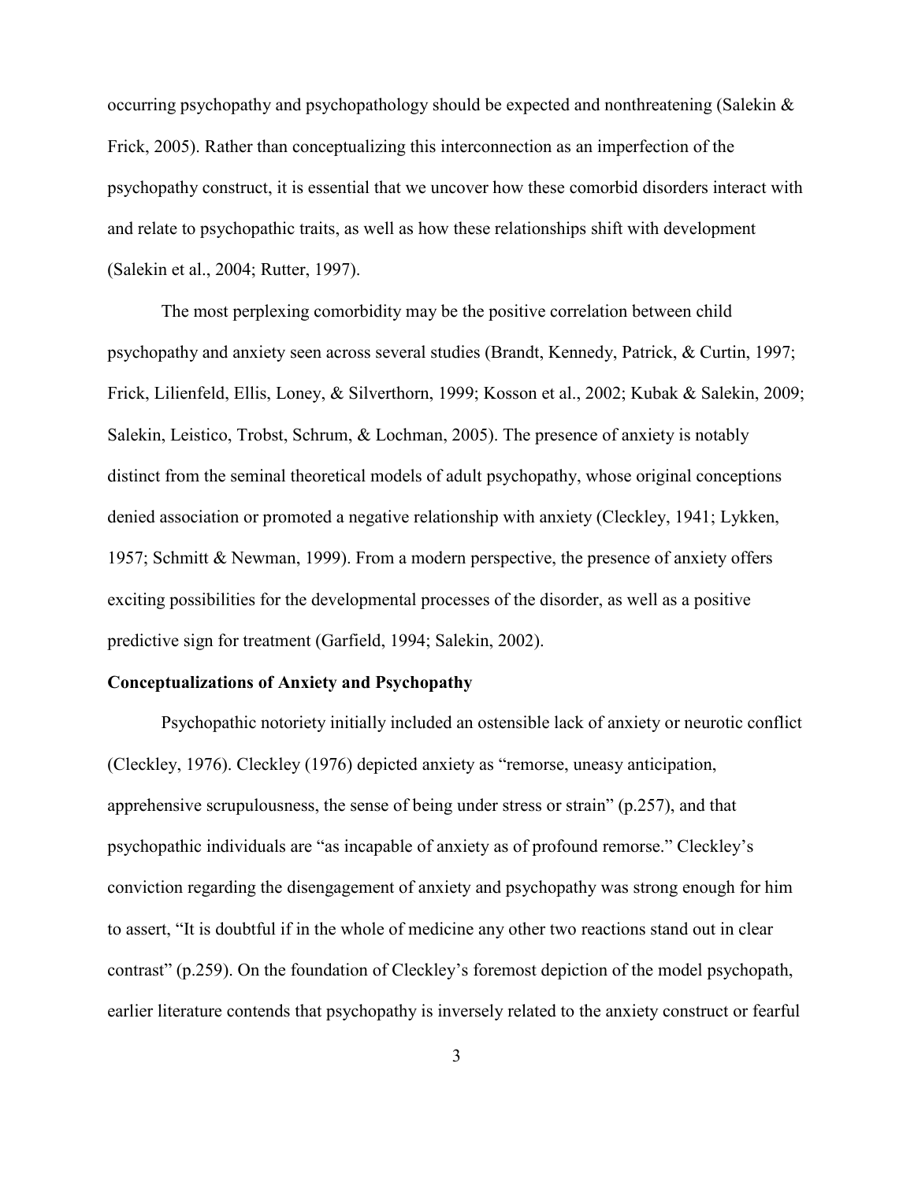occurring psychopathy and psychopathology should be expected and nonthreatening (Salekin & Frick, 2005). Rather than conceptualizing this interconnection as an imperfection of the psychopathy construct, it is essential that we uncover how these comorbid disorders interact with and relate to psychopathic traits, as well as how these relationships shift with development (Salekin et al., 2004; Rutter, 1997).

The most perplexing comorbidity may be the positive correlation between child psychopathy and anxiety seen across several studies (Brandt, Kennedy, Patrick, & Curtin, 1997; Frick, Lilienfeld, Ellis, Loney, & Silverthorn, 1999; Kosson et al., 2002; Kubak & Salekin, 2009; Salekin, Leistico, Trobst, Schrum, & Lochman, 2005). The presence of anxiety is notably distinct from the seminal theoretical models of adult psychopathy, whose original conceptions denied association or promoted a negative relationship with anxiety (Cleckley, 1941; Lykken, 1957; Schmitt & Newman, 1999). From a modern perspective, the presence of anxiety offers exciting possibilities for the developmental processes of the disorder, as well as a positive predictive sign for treatment (Garfield, 1994; Salekin, 2002).

**Conceptualizations of Anxiety and Psychopathy**

Psychopathic notoriety initially included an ostensible lack of anxiety or neurotic conflict (Cleckley, 1976). Cleckley (1976) depicted anxiety as "remorse, uneasy anticipation, apprehensive scrupulousness, the sense of being under stress or strain" (p.257), and that psychopathic individuals are "as incapable of anxiety as of profound remorse." Cleckley's conviction regarding the disengagement of anxiety and psychopathy was strong enough for him to assert, "It is doubtful if in the whole of medicine any other two reactions stand out in clear contrast" (p.259). On the foundation of Cleckley's foremost depiction of the model psychopath, earlier literature contends that psychopathy is inversely related to the anxiety construct or fearful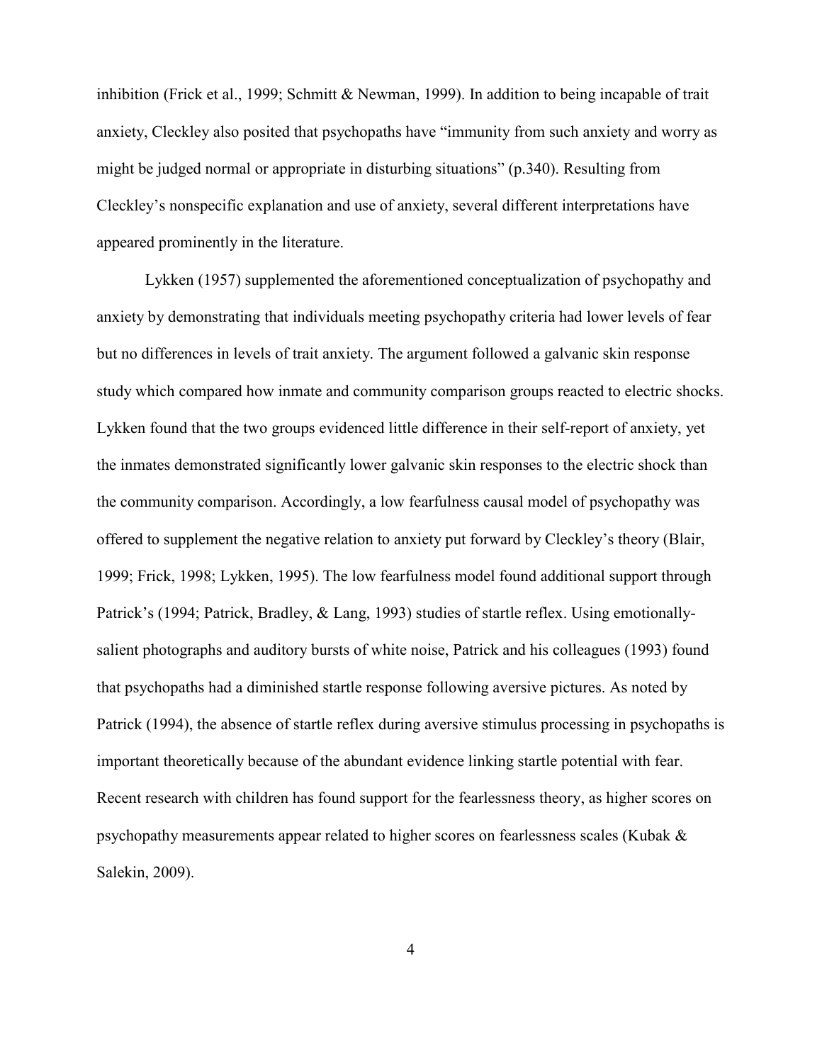inhibition (Frick et al., 1999; Schmitt & Newman, 1999). In addition to being incapable of trait anxiety, Cleckley also posited that psychopaths have "immunity from such anxiety and worry as might be judged normal or appropriate in disturbing situations" (p.340). Resulting from Cleckley's nonspecific explanation and use of anxiety, several different interpretations have appeared prominently in the literature.

Lykken (1957) supplemented the aforementioned conceptualization of psychopathy and anxiety by demonstrating that individuals meeting psychopathy criteria had lower levels of fear but no differences in levels of trait anxiety. The argument followed a galvanic skin response study which compared how inmate and community comparison groups reacted to electric shocks. Lykken found that the two groups evidenced little difference in their self-report of anxiety, yet the inmates demonstrated significantly lower galvanic skin responses to the electric shock than the community comparison. Accordingly, a low fearfulness causal model of psychopathy was offered to supplement the negative relation to anxiety put forward by Cleckley's theory (Blair, 1999; Frick, 1998; Lykken, 1995). The low fearfulness model found additional support through Patrick's (1994; Patrick, Bradley, & Lang, 1993) studies of startle reflex. Using emotionally-salient photographs and auditory bursts of white noise, Patrick and his colleagues (1993) found that psychopaths had a diminished startle response following aversive pictures. As noted by Patrick (1994), the absence of startle reflex during aversive stimulus processing in psychopaths is important theoretically because of the abundant evidence linking startle potential with fear. Recent research with children has found support for the fearlessness theory, as higher scores on psychopathy measurements appear related to higher scores on fearlessness scales (Kubak & Salekin, 2009).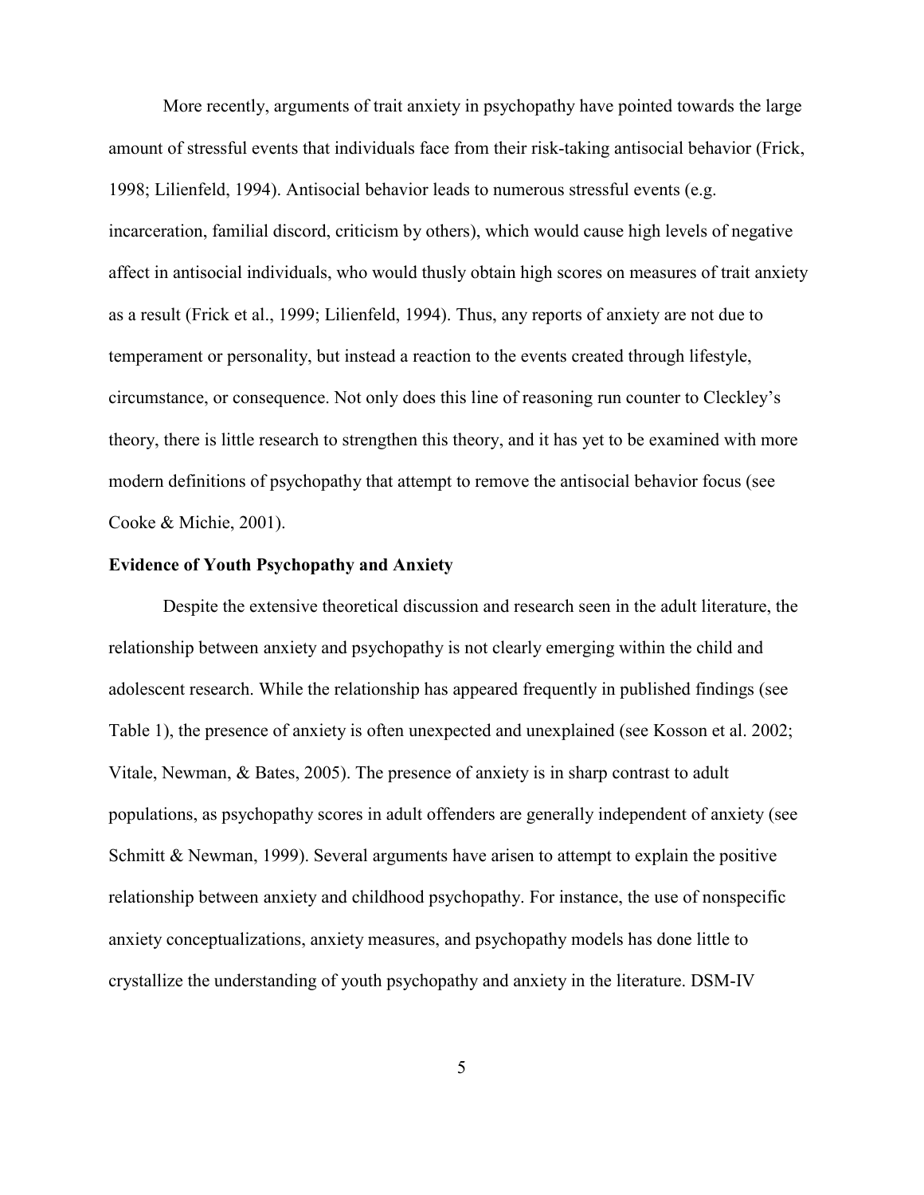More recently, arguments of trait anxiety in psychopathy have pointed towards the large amount of stressful events that individuals face from their risk-taking antisocial behavior (Frick, 1998; Lilienfeld, 1994). Antisocial behavior leads to numerous stressful events (e.g. incarceration, familial discord, criticism by others), which would cause high levels of negative affect in antisocial individuals, who would thusly obtain high scores on measures of trait anxiety as a result (Frick et al., 1999; Lilienfeld, 1994). Thus, any reports of anxiety are not due to temperament or personality, but instead a reaction to the events created through lifestyle, circumstance, or consequence. Not only does this line of reasoning run counter to Cleckley's theory, there is little research to strengthen this theory, and it has yet to be examined with more modern definitions of psychopathy that attempt to remove the antisocial behavior focus (see Cooke & Michie, 2001).

**Evidence of Youth Psychopathy and Anxiety**

Despite the extensive theoretical discussion and research seen in the adult literature, the relationship between anxiety and psychopathy is not clearly emerging within the child and adolescent research. While the relationship has appeared frequently in published findings (see Table 1), the presence of anxiety is often unexpected and unexplained (see Kosson et al. 2002; Vitale, Newman, & Bates, 2005). The presence of anxiety is in sharp contrast to adult populations, as psychopathy scores in adult offenders are generally independent of anxiety (see Schmitt & Newman, 1999). Several arguments have arisen to attempt to explain the positive relationship between anxiety and childhood psychopathy. For instance, the use of nonspecific anxiety conceptualizations, anxiety measures, and psychopathy models has done little to crystallize the understanding of youth psychopathy and anxiety in the literature. DSM-IV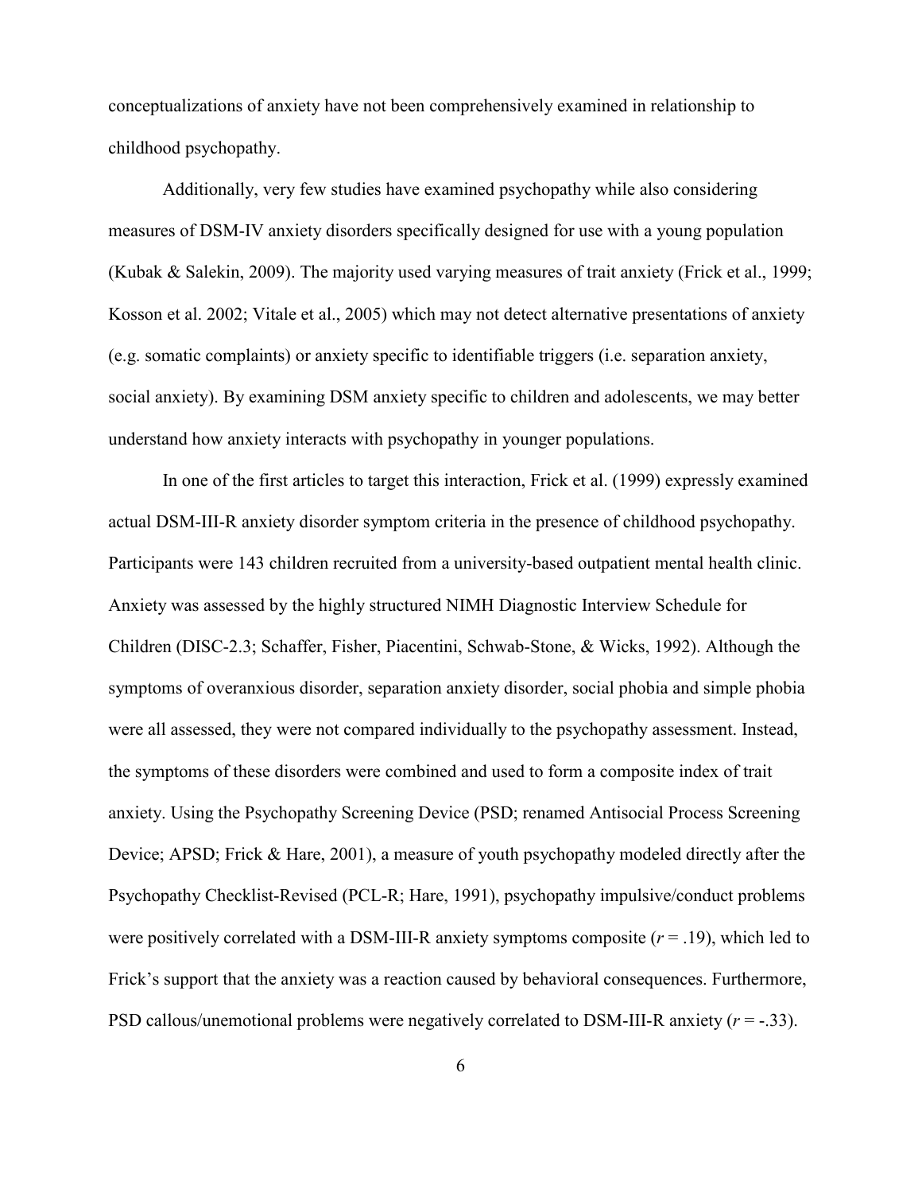conceptualizations of anxiety have not been comprehensively examined in relationship to childhood psychopathy.

Additionally, very few studies have examined psychopathy while also considering measures of DSM-IV anxiety disorders specifically designed for use with a young population (Kubak & Salekin, 2009). The majority used varying measures of trait anxiety (Frick et al., 1999; Kosson et al. 2002; Vitale et al., 2005) which may not detect alternative presentations of anxiety (e.g. somatic complaints) or anxiety specific to identifiable triggers (i.e. separation anxiety, social anxiety). By examining DSM anxiety specific to children and adolescents, we may better understand how anxiety interacts with psychopathy in younger populations.

In one of the first articles to target this interaction, Frick et al. (1999) expressly examined actual DSM-III-R anxiety disorder symptom criteria in the presence of childhood psychopathy. Participants were 143 children recruited from a university-based outpatient mental health clinic. Anxiety was assessed by the highly structured NIMH Diagnostic Interview Schedule for Children (DISC-2.3; Schaffer, Fisher, Piacentini, Schwab-Stone, & Wicks, 1992). Although the symptoms of overanxious disorder, separation anxiety disorder, social phobia and simple phobia were all assessed, they were not compared individually to the psychopathy assessment. Instead, the symptoms of these disorders were combined and used to form a composite index of trait anxiety. Using the Psychopathy Screening Device (PSD; renamed Antisocial Process Screening Device; APSD; Frick & Hare, 2001), a measure of youth psychopathy modeled directly after the Psychopathy Checklist-Revised (PCL-R; Hare, 1991), psychopathy impulsive/conduct problems were positively correlated with a DSM-III-R anxiety symptoms composite ($r = .19$), which led to Frick's support that the anxiety was a reaction caused by behavioral consequences. Furthermore, PSD callous/unemotional problems were negatively correlated to DSM-III-R anxiety ($r = -.33$).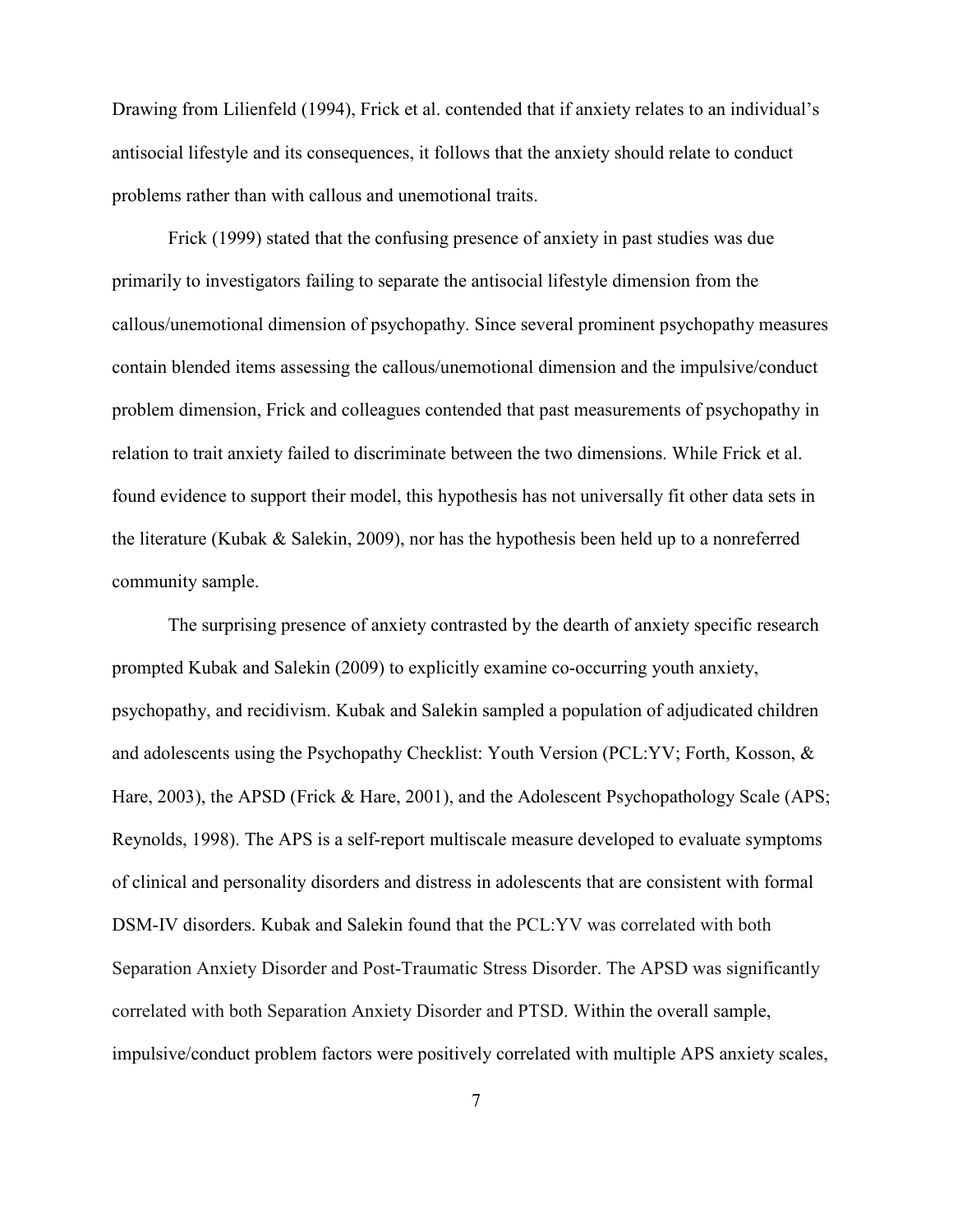Drawing from Lilienfeld (1994), Frick et al. contended that if anxiety relates to an individual's antisocial lifestyle and its consequences, it follows that the anxiety should relate to conduct problems rather than with callous and unemotional traits.

Frick (1999) stated that the confusing presence of anxiety in past studies was due primarily to investigators failing to separate the antisocial lifestyle dimension from the callous/unemotional dimension of psychopathy. Since several prominent psychopathy measures contain blended items assessing the callous/unemotional dimension and the impulsive/conduct problem dimension, Frick and colleagues contended that past measurements of psychopathy in relation to trait anxiety failed to discriminate between the two dimensions. While Frick et al. found evidence to support their model, this hypothesis has not universally fit other data sets in the literature (Kubak & Salekin, 2009), nor has the hypothesis been held up to a nonreferred community sample.

The surprising presence of anxiety contrasted by the dearth of anxiety specific research prompted Kubak and Salekin (2009) to explicitly examine co-occurring youth anxiety, psychopathy, and recidivism. Kubak and Salekin sampled a population of adjudicated children and adolescents using the Psychopathy Checklist: Youth Version (PCL:YV; Forth, Kosson, & Hare, 2003), the APSD (Frick & Hare, 2001), and the Adolescent Psychopathology Scale (APS; Reynolds, 1998). The APS is a self-report multiscale measure developed to evaluate symptoms of clinical and personality disorders and distress in adolescents that are consistent with formal DSM-IV disorders. Kubak and Salekin found that the PCL:YV was correlated with both Separation Anxiety Disorder and Post-Traumatic Stress Disorder. The APSD was significantly correlated with both Separation Anxiety Disorder and PTSD. Within the overall sample, impulsive/conduct problem factors were positively correlated with multiple APS anxiety scales,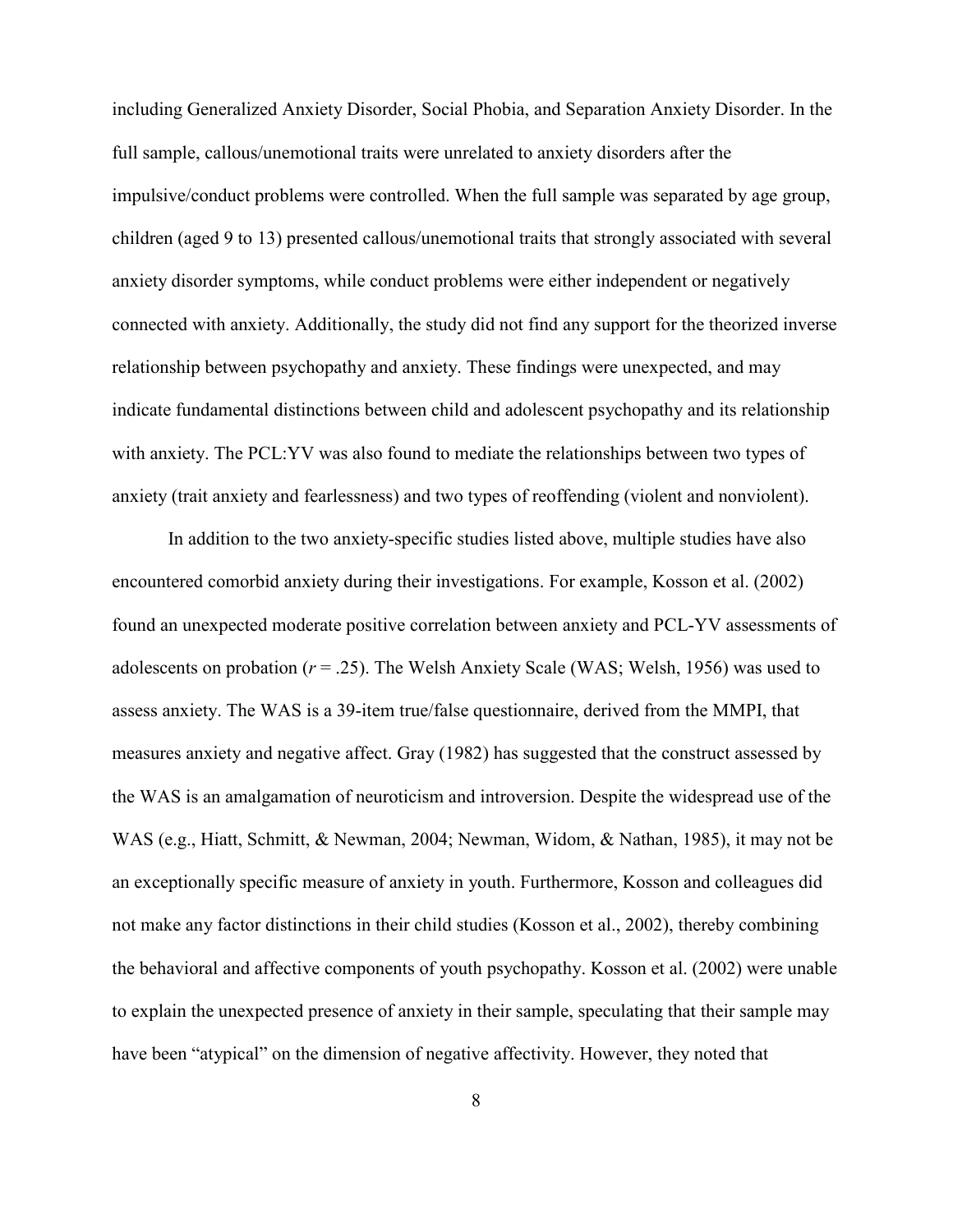including Generalized Anxiety Disorder, Social Phobia, and Separation Anxiety Disorder. In the full sample, callous/unemotional traits were unrelated to anxiety disorders after the impulsive/conduct problems were controlled. When the full sample was separated by age group, children (aged 9 to 13) presented callous/unemotional traits that strongly associated with several anxiety disorder symptoms, while conduct problems were either independent or negatively connected with anxiety. Additionally, the study did not find any support for the theorized inverse relationship between psychopathy and anxiety. These findings were unexpected, and may indicate fundamental distinctions between child and adolescent psychopathy and its relationship with anxiety. The PCL:YV was also found to mediate the relationships between two types of anxiety (trait anxiety and fearlessness) and two types of reoffending (violent and nonviolent).

In addition to the two anxiety-specific studies listed above, multiple studies have also encountered comorbid anxiety during their investigations. For example, Kosson et al. (2002) found an unexpected moderate positive correlation between anxiety and PCL-YV assessments of adolescents on probation ($r = .25$). The Welsh Anxiety Scale (WAS; Welsh, 1956) was used to assess anxiety. The WAS is a 39-item true/false questionnaire, derived from the MMPI, that measures anxiety and negative affect. Gray (1982) has suggested that the construct assessed by the WAS is an amalgamation of neuroticism and introversion. Despite the widespread use of the WAS (e.g., Hiatt, Schmitt, & Newman, 2004; Newman, Widom, & Nathan, 1985), it may not be an exceptionally specific measure of anxiety in youth. Furthermore, Kosson and colleagues did not make any factor distinctions in their child studies (Kosson et al., 2002), thereby combining the behavioral and affective components of youth psychopathy. Kosson et al. (2002) were unable to explain the unexpected presence of anxiety in their sample, speculating that their sample may have been "atypical" on the dimension of negative affectivity. However, they noted that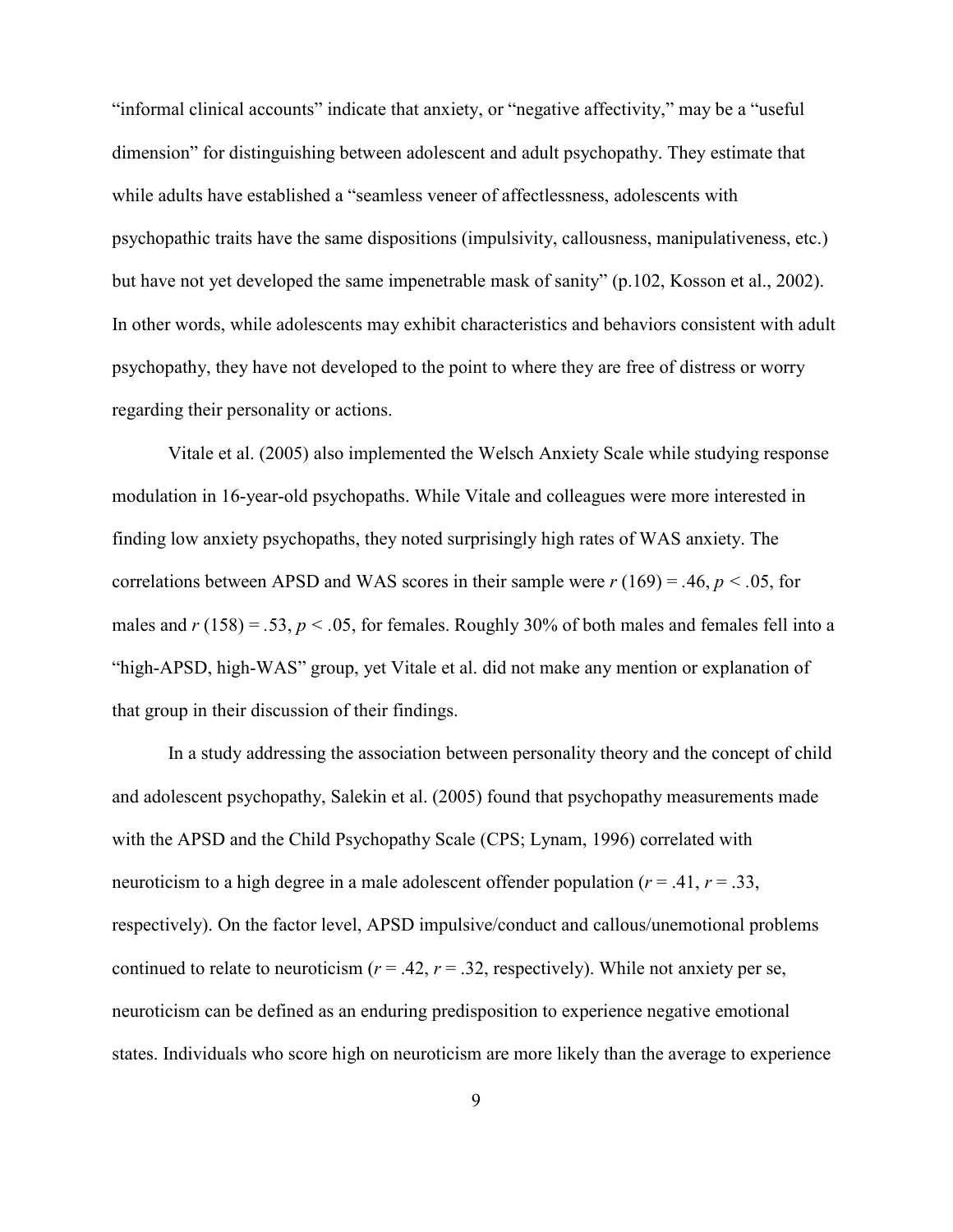“informal clinical accounts” indicate that anxiety, or “negative affectivity,” may be a “useful dimension” for distinguishing between adolescent and adult psychopathy. They estimate that while adults have established a “seamless veneer of affectlessness, adolescents with psychopathic traits have the same dispositions (impulsivity, callousness, manipulativeness, etc.) but have not yet developed the same impenetrable mask of sanity” (p.102, Kosson et al., 2002). In other words, while adolescents may exhibit characteristics and behaviors consistent with adult psychopathy, they have not developed to the point to where they are free of distress or worry regarding their personality or actions.

Vitale et al. (2005) also implemented the Welsch Anxiety Scale while studying response modulation in 16-year-old psychopaths. While Vitale and colleagues were more interested in finding low anxiety psychopaths, they noted surprisingly high rates of WAS anxiety. The correlations between APSD and WAS scores in their sample were $r\,(169) = .46$, $p < .05$, for males and $r\,(158) = .53$, $p < .05$, for females. Roughly 30% of both males and females fell into a “high-APSD, high-WAS” group, yet Vitale et al. did not make any mention or explanation of that group in their discussion of their findings.

In a study addressing the association between personality theory and the concept of child and adolescent psychopathy, Salekin et al. (2005) found that psychopathy measurements made with the APSD and the Child Psychopathy Scale (CPS; Lynam, 1996) correlated with neuroticism to a high degree in a male adolescent offender population ($r = .41$, $r = .33$, respectively). On the factor level, APSD impulsive/conduct and callous/unemotional problems continued to relate to neuroticism ($r = .42$, $r = .32$, respectively). While not anxiety per se, neuroticism can be defined as an enduring predisposition to experience negative emotional states. Individuals who score high on neuroticism are more likely than the average to experience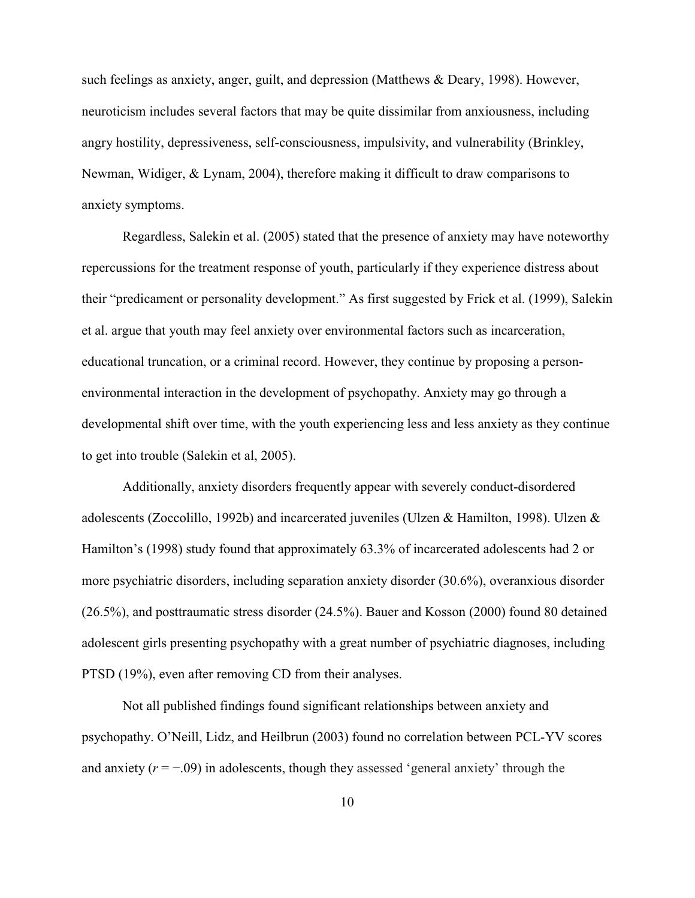such feelings as anxiety, anger, guilt, and depression (Matthews & Deary, 1998). However, neuroticism includes several factors that may be quite dissimilar from anxiousness, including angry hostility, depressiveness, self-consciousness, impulsivity, and vulnerability (Brinkley, Newman, Widiger, & Lynam, 2004), therefore making it difficult to draw comparisons to anxiety symptoms.

Regardless, Salekin et al. (2005) stated that the presence of anxiety may have noteworthy repercussions for the treatment response of youth, particularly if they experience distress about their "predicament or personality development." As first suggested by Frick et al. (1999), Salekin et al. argue that youth may feel anxiety over environmental factors such as incarceration, educational truncation, or a criminal record. However, they continue by proposing a person-environmental interaction in the development of psychopathy. Anxiety may go through a developmental shift over time, with the youth experiencing less and less anxiety as they continue to get into trouble (Salekin et al, 2005).

Additionally, anxiety disorders frequently appear with severely conduct-disordered adolescents (Zoccolillo, 1992b) and incarcerated juveniles (Ulzen & Hamilton, 1998). Ulzen & Hamilton's (1998) study found that approximately 63.3% of incarcerated adolescents had 2 or more psychiatric disorders, including separation anxiety disorder (30.6%), overanxious disorder (26.5%), and posttraumatic stress disorder (24.5%). Bauer and Kosson (2000) found 80 detained adolescent girls presenting psychopathy with a great number of psychiatric diagnoses, including PTSD (19%), even after removing CD from their analyses.

Not all published findings found significant relationships between anxiety and psychopathy. O'Neill, Lidz, and Heilbrun (2003) found no correlation between PCL-YV scores and anxiety ($r = -.09$) in adolescents, though they assessed 'general anxiety' through the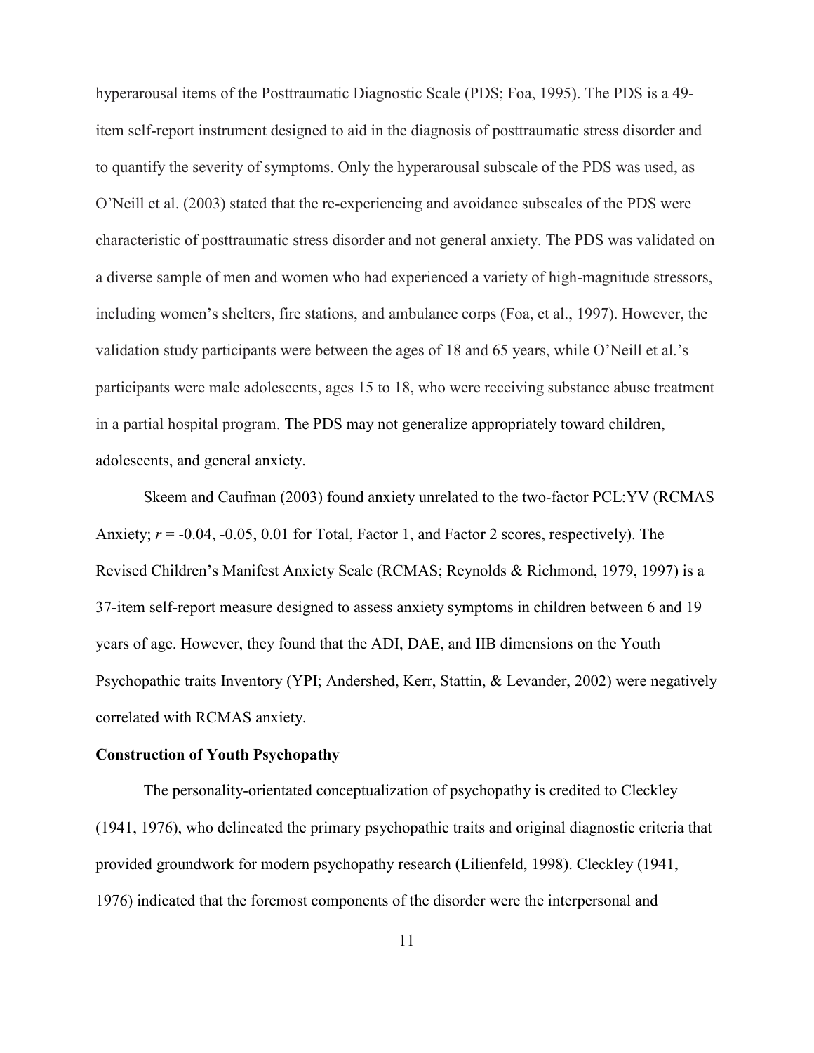hyperarousal items of the Posttraumatic Diagnostic Scale (PDS; Foa, 1995). The PDS is a 49-item self-report instrument designed to aid in the diagnosis of posttraumatic stress disorder and to quantify the severity of symptoms. Only the hyperarousal subscale of the PDS was used, as O'Neill et al. (2003) stated that the re-experiencing and avoidance subscales of the PDS were characteristic of posttraumatic stress disorder and not general anxiety. The PDS was validated on a diverse sample of men and women who had experienced a variety of high-magnitude stressors, including women's shelters, fire stations, and ambulance corps (Foa, et al., 1997). However, the validation study participants were between the ages of 18 and 65 years, while O'Neill et al.'s participants were male adolescents, ages 15 to 18, who were receiving substance abuse treatment in a partial hospital program. The PDS may not generalize appropriately toward children, adolescents, and general anxiety.

Skeem and Caufman (2003) found anxiety unrelated to the two-factor PCL:YV (RCMAS Anxiety; $r$ = -0.04, -0.05, 0.01 for Total, Factor 1, and Factor 2 scores, respectively). The Revised Children's Manifest Anxiety Scale (RCMAS; Reynolds & Richmond, 1979, 1997) is a 37-item self-report measure designed to assess anxiety symptoms in children between 6 and 19 years of age. However, they found that the ADI, DAE, and IIB dimensions on the Youth Psychopathic traits Inventory (YPI; Andershed, Kerr, Stattin, & Levander, 2002) were negatively correlated with RCMAS anxiety.

**Construction of Youth Psychopathy**

The personality-orientated conceptualization of psychopathy is credited to Cleckley (1941, 1976), who delineated the primary psychopathic traits and original diagnostic criteria that provided groundwork for modern psychopathy research (Lilienfeld, 1998). Cleckley (1941, 1976) indicated that the foremost components of the disorder were the interpersonal and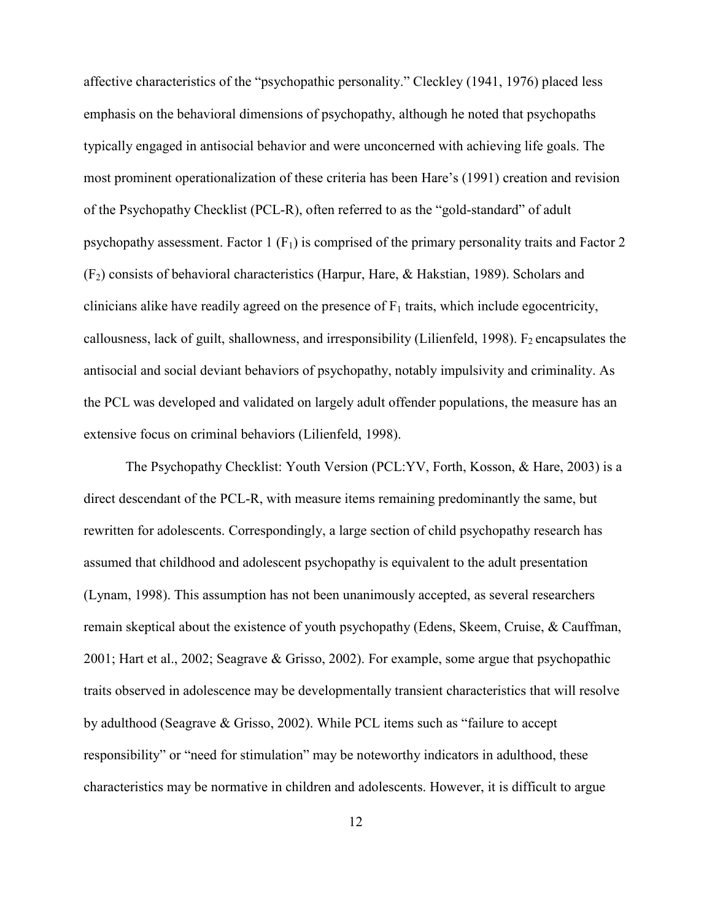affective characteristics of the "psychopathic personality." Cleckley (1941, 1976) placed less emphasis on the behavioral dimensions of psychopathy, although he noted that psychopaths typically engaged in antisocial behavior and were unconcerned with achieving life goals. The most prominent operationalization of these criteria has been Hare's (1991) creation and revision of the Psychopathy Checklist (PCL-R), often referred to as the "gold-standard" of adult psychopathy assessment. Factor 1 ($F_1$) is comprised of the primary personality traits and Factor 2 ($F_2$) consists of behavioral characteristics (Harpur, Hare, & Hakstian, 1989). Scholars and clinicians alike have readily agreed on the presence of $F_1$ traits, which include egocentricity, callousness, lack of guilt, shallowness, and irresponsibility (Lilienfeld, 1998). $F_2$ encapsulates the antisocial and social deviant behaviors of psychopathy, notably impulsivity and criminality. As the PCL was developed and validated on largely adult offender populations, the measure has an extensive focus on criminal behaviors (Lilienfeld, 1998).

The Psychopathy Checklist: Youth Version (PCL:YV, Forth, Kosson, & Hare, 2003) is a direct descendant of the PCL-R, with measure items remaining predominantly the same, but rewritten for adolescents. Correspondingly, a large section of child psychopathy research has assumed that childhood and adolescent psychopathy is equivalent to the adult presentation (Lynam, 1998). This assumption has not been unanimously accepted, as several researchers remain skeptical about the existence of youth psychopathy (Edens, Skeem, Cruise, & Cauffman, 2001; Hart et al., 2002; Seagrave & Grisso, 2002). For example, some argue that psychopathic traits observed in adolescence may be developmentally transient characteristics that will resolve by adulthood (Seagrave & Grisso, 2002). While PCL items such as "failure to accept responsibility" or "need for stimulation" may be noteworthy indicators in adulthood, these characteristics may be normative in children and adolescents. However, it is difficult to argue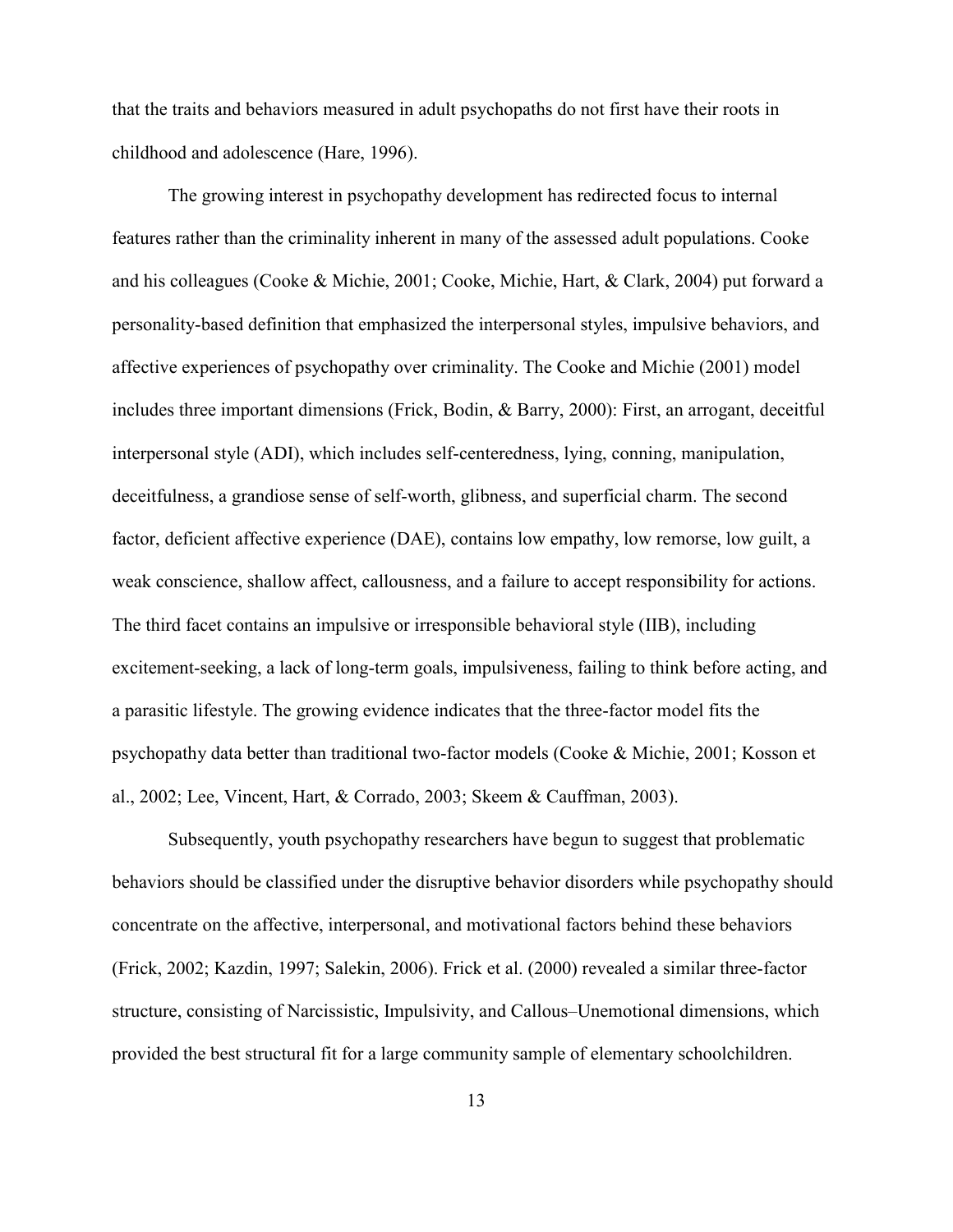that the traits and behaviors measured in adult psychopaths do not first have their roots in childhood and adolescence (Hare, 1996).

The growing interest in psychopathy development has redirected focus to internal features rather than the criminality inherent in many of the assessed adult populations. Cooke and his colleagues (Cooke & Michie, 2001; Cooke, Michie, Hart, & Clark, 2004) put forward a personality-based definition that emphasized the interpersonal styles, impulsive behaviors, and affective experiences of psychopathy over criminality. The Cooke and Michie (2001) model includes three important dimensions (Frick, Bodin, & Barry, 2000): First, an arrogant, deceitful interpersonal style (ADI), which includes self-centeredness, lying, conning, manipulation, deceitfulness, a grandiose sense of self-worth, glibness, and superficial charm. The second factor, deficient affective experience (DAE), contains low empathy, low remorse, low guilt, a weak conscience, shallow affect, callousness, and a failure to accept responsibility for actions. The third facet contains an impulsive or irresponsible behavioral style (IIB), including excitement-seeking, a lack of long-term goals, impulsiveness, failing to think before acting, and a parasitic lifestyle. The growing evidence indicates that the three-factor model fits the psychopathy data better than traditional two-factor models (Cooke & Michie, 2001; Kosson et al., 2002; Lee, Vincent, Hart, & Corrado, 2003; Skeem & Cauffman, 2003).

Subsequently, youth psychopathy researchers have begun to suggest that problematic behaviors should be classified under the disruptive behavior disorders while psychopathy should concentrate on the affective, interpersonal, and motivational factors behind these behaviors (Frick, 2002; Kazdin, 1997; Salekin, 2006). Frick et al. (2000) revealed a similar three-factor structure, consisting of Narcissistic, Impulsivity, and Callous–Unemotional dimensions, which provided the best structural fit for a large community sample of elementary schoolchildren.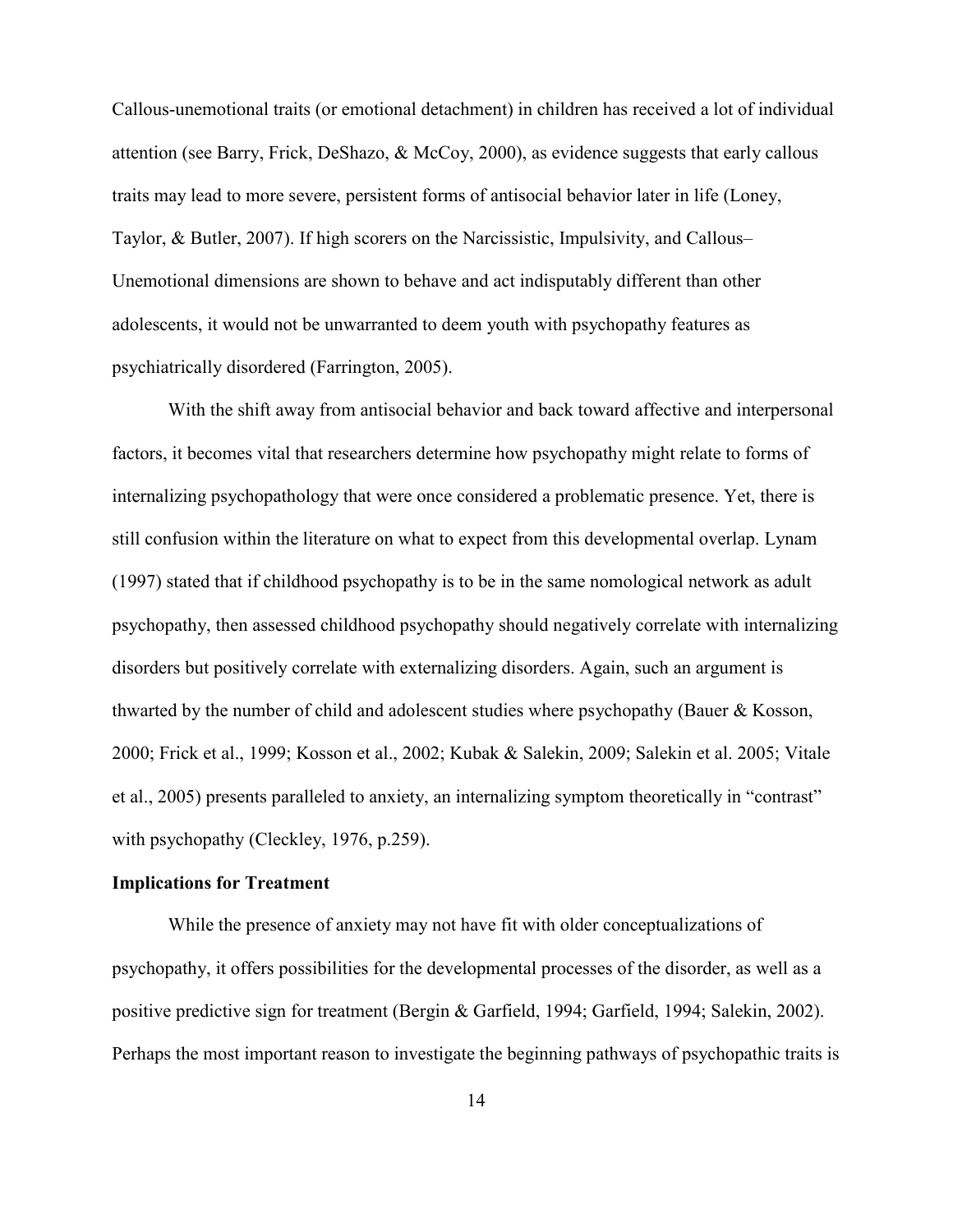Callous-unemotional traits (or emotional detachment) in children has received a lot of individual attention (see Barry, Frick, DeShazo, & McCoy, 2000), as evidence suggests that early callous traits may lead to more severe, persistent forms of antisocial behavior later in life (Loney, Taylor, & Butler, 2007). If high scorers on the Narcissistic, Impulsivity, and Callous–Unemotional dimensions are shown to behave and act indisputably different than other adolescents, it would not be unwarranted to deem youth with psychopathy features as psychiatrically disordered (Farrington, 2005).

With the shift away from antisocial behavior and back toward affective and interpersonal factors, it becomes vital that researchers determine how psychopathy might relate to forms of internalizing psychopathology that were once considered a problematic presence. Yet, there is still confusion within the literature on what to expect from this developmental overlap. Lynam (1997) stated that if childhood psychopathy is to be in the same nomological network as adult psychopathy, then assessed childhood psychopathy should negatively correlate with internalizing disorders but positively correlate with externalizing disorders. Again, such an argument is thwarted by the number of child and adolescent studies where psychopathy (Bauer & Kosson, 2000; Frick et al., 1999; Kosson et al., 2002; Kubak & Salekin, 2009; Salekin et al. 2005; Vitale et al., 2005) presents paralleled to anxiety, an internalizing symptom theoretically in "contrast" with psychopathy (Cleckley, 1976, p.259).

**Implications for Treatment**

While the presence of anxiety may not have fit with older conceptualizations of psychopathy, it offers possibilities for the developmental processes of the disorder, as well as a positive predictive sign for treatment (Bergin & Garfield, 1994; Garfield, 1994; Salekin, 2002). Perhaps the most important reason to investigate the beginning pathways of psychopathic traits is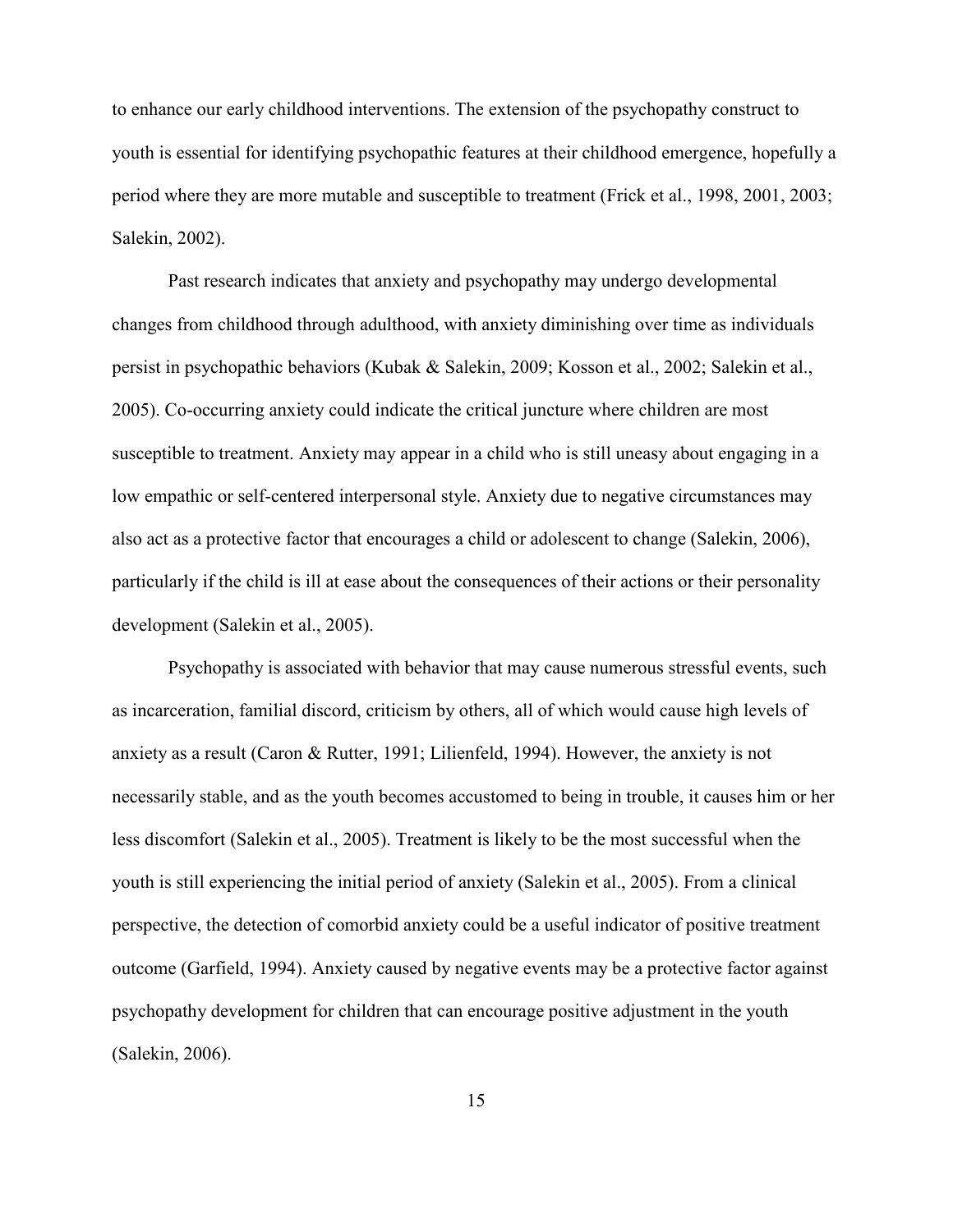to enhance our early childhood interventions. The extension of the psychopathy construct to youth is essential for identifying psychopathic features at their childhood emergence, hopefully a period where they are more mutable and susceptible to treatment (Frick et al., 1998, 2001, 2003; Salekin, 2002).

Past research indicates that anxiety and psychopathy may undergo developmental changes from childhood through adulthood, with anxiety diminishing over time as individuals persist in psychopathic behaviors (Kubak & Salekin, 2009; Kosson et al., 2002; Salekin et al., 2005). Co-occurring anxiety could indicate the critical juncture where children are most susceptible to treatment. Anxiety may appear in a child who is still uneasy about engaging in a low empathic or self-centered interpersonal style. Anxiety due to negative circumstances may also act as a protective factor that encourages a child or adolescent to change (Salekin, 2006), particularly if the child is ill at ease about the consequences of their actions or their personality development (Salekin et al., 2005).

Psychopathy is associated with behavior that may cause numerous stressful events, such as incarceration, familial discord, criticism by others, all of which would cause high levels of anxiety as a result (Caron & Rutter, 1991; Lilienfeld, 1994). However, the anxiety is not necessarily stable, and as the youth becomes accustomed to being in trouble, it causes him or her less discomfort (Salekin et al., 2005). Treatment is likely to be the most successful when the youth is still experiencing the initial period of anxiety (Salekin et al., 2005). From a clinical perspective, the detection of comorbid anxiety could be a useful indicator of positive treatment outcome (Garfield, 1994). Anxiety caused by negative events may be a protective factor against psychopathy development for children that can encourage positive adjustment in the youth (Salekin, 2006).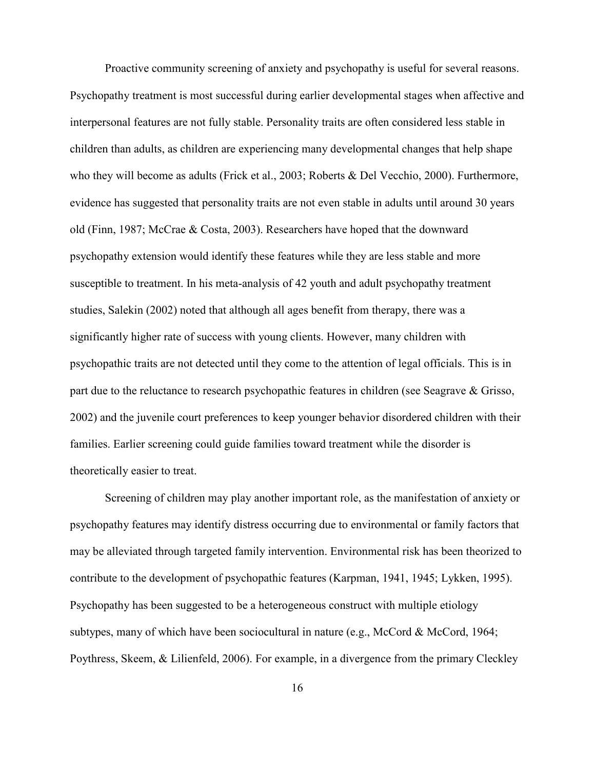Proactive community screening of anxiety and psychopathy is useful for several reasons. Psychopathy treatment is most successful during earlier developmental stages when affective and interpersonal features are not fully stable. Personality traits are often considered less stable in children than adults, as children are experiencing many developmental changes that help shape who they will become as adults (Frick et al., 2003; Roberts & Del Vecchio, 2000). Furthermore, evidence has suggested that personality traits are not even stable in adults until around 30 years old (Finn, 1987; McCrae & Costa, 2003). Researchers have hoped that the downward psychopathy extension would identify these features while they are less stable and more susceptible to treatment. In his meta-analysis of 42 youth and adult psychopathy treatment studies, Salekin (2002) noted that although all ages benefit from therapy, there was a significantly higher rate of success with young clients. However, many children with psychopathic traits are not detected until they come to the attention of legal officials. This is in part due to the reluctance to research psychopathic features in children (see Seagrave & Grisso, 2002) and the juvenile court preferences to keep younger behavior disordered children with their families. Earlier screening could guide families toward treatment while the disorder is theoretically easier to treat.

Screening of children may play another important role, as the manifestation of anxiety or psychopathy features may identify distress occurring due to environmental or family factors that may be alleviated through targeted family intervention. Environmental risk has been theorized to contribute to the development of psychopathic features (Karpman, 1941, 1945; Lykken, 1995). Psychopathy has been suggested to be a heterogeneous construct with multiple etiology subtypes, many of which have been sociocultural in nature (e.g., McCord & McCord, 1964; Poythress, Skeem, & Lilienfeld, 2006). For example, in a divergence from the primary Cleckley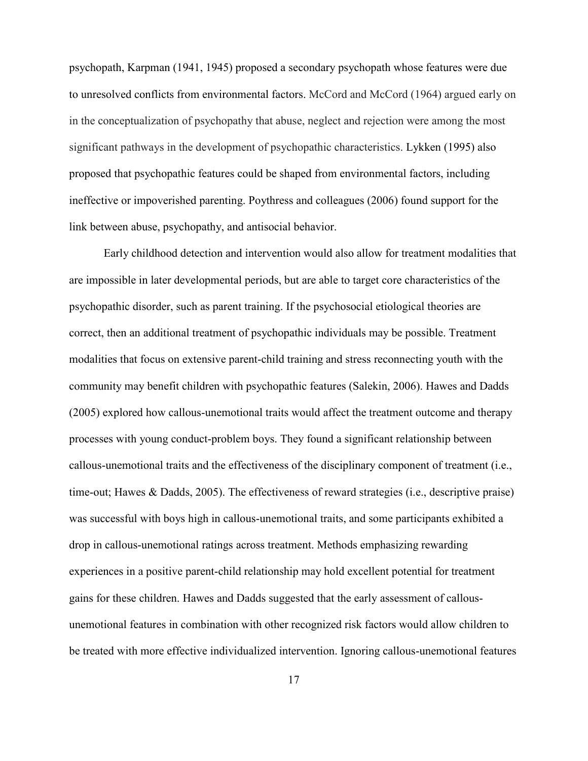psychopath, Karpman (1941, 1945) proposed a secondary psychopath whose features were due to unresolved conflicts from environmental factors. McCord and McCord (1964) argued early on in the conceptualization of psychopathy that abuse, neglect and rejection were among the most significant pathways in the development of psychopathic characteristics. Lykken (1995) also proposed that psychopathic features could be shaped from environmental factors, including ineffective or impoverished parenting. Poythress and colleagues (2006) found support for the link between abuse, psychopathy, and antisocial behavior.

Early childhood detection and intervention would also allow for treatment modalities that are impossible in later developmental periods, but are able to target core characteristics of the psychopathic disorder, such as parent training. If the psychosocial etiological theories are correct, then an additional treatment of psychopathic individuals may be possible. Treatment modalities that focus on extensive parent-child training and stress reconnecting youth with the community may benefit children with psychopathic features (Salekin, 2006). Hawes and Dadds (2005) explored how callous-unemotional traits would affect the treatment outcome and therapy processes with young conduct-problem boys. They found a significant relationship between callous-unemotional traits and the effectiveness of the disciplinary component of treatment (i.e., time-out; Hawes & Dadds, 2005). The effectiveness of reward strategies (i.e., descriptive praise) was successful with boys high in callous-unemotional traits, and some participants exhibited a drop in callous-unemotional ratings across treatment. Methods emphasizing rewarding experiences in a positive parent-child relationship may hold excellent potential for treatment gains for these children. Hawes and Dadds suggested that the early assessment of callous-unemotional features in combination with other recognized risk factors would allow children to be treated with more effective individualized intervention. Ignoring callous-unemotional features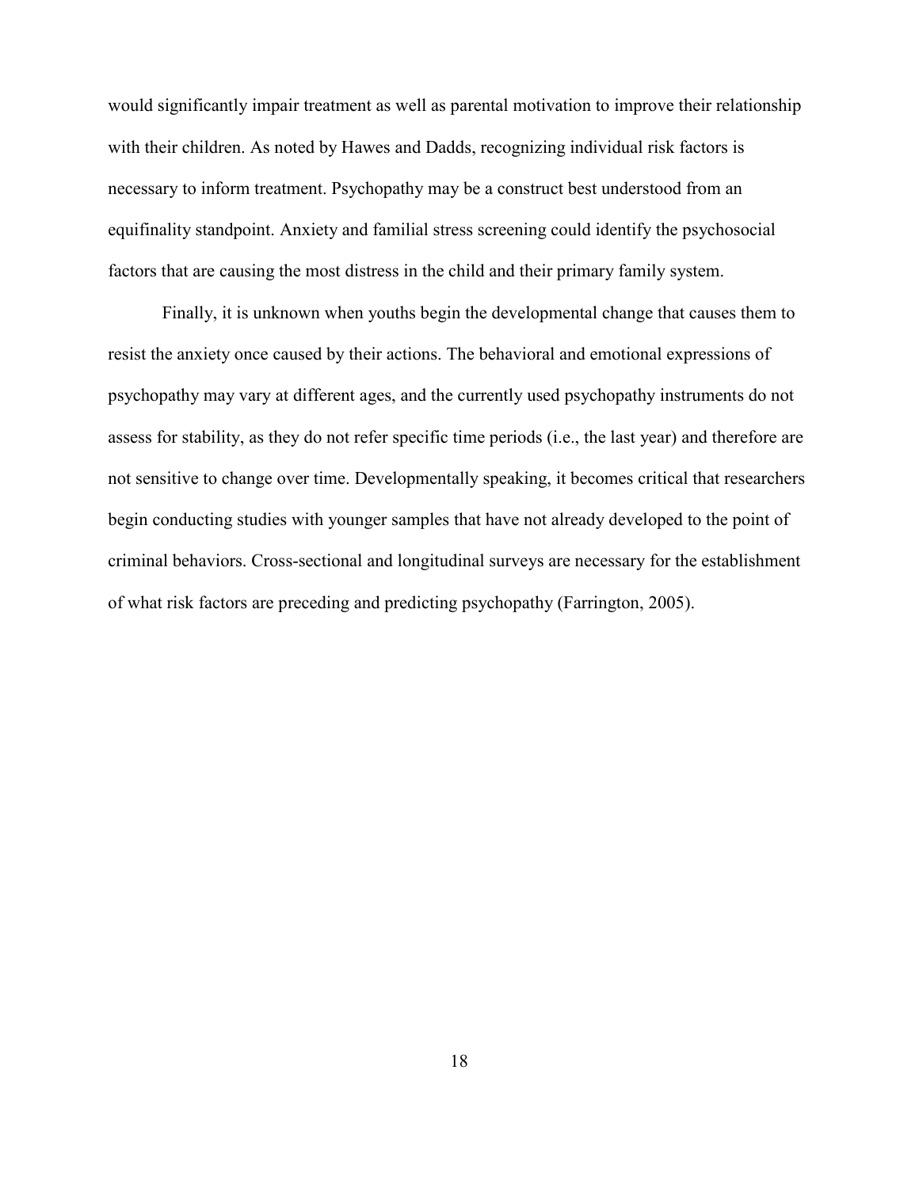would significantly impair treatment as well as parental motivation to improve their relationship with their children. As noted by Hawes and Dadds, recognizing individual risk factors is necessary to inform treatment. Psychopathy may be a construct best understood from an equifinality standpoint. Anxiety and familial stress screening could identify the psychosocial factors that are causing the most distress in the child and their primary family system.

Finally, it is unknown when youths begin the developmental change that causes them to resist the anxiety once caused by their actions. The behavioral and emotional expressions of psychopathy may vary at different ages, and the currently used psychopathy instruments do not assess for stability, as they do not refer specific time periods (i.e., the last year) and therefore are not sensitive to change over time. Developmentally speaking, it becomes critical that researchers begin conducting studies with younger samples that have not already developed to the point of criminal behaviors. Cross-sectional and longitudinal surveys are necessary for the establishment of what risk factors are preceding and predicting psychopathy (Farrington, 2005).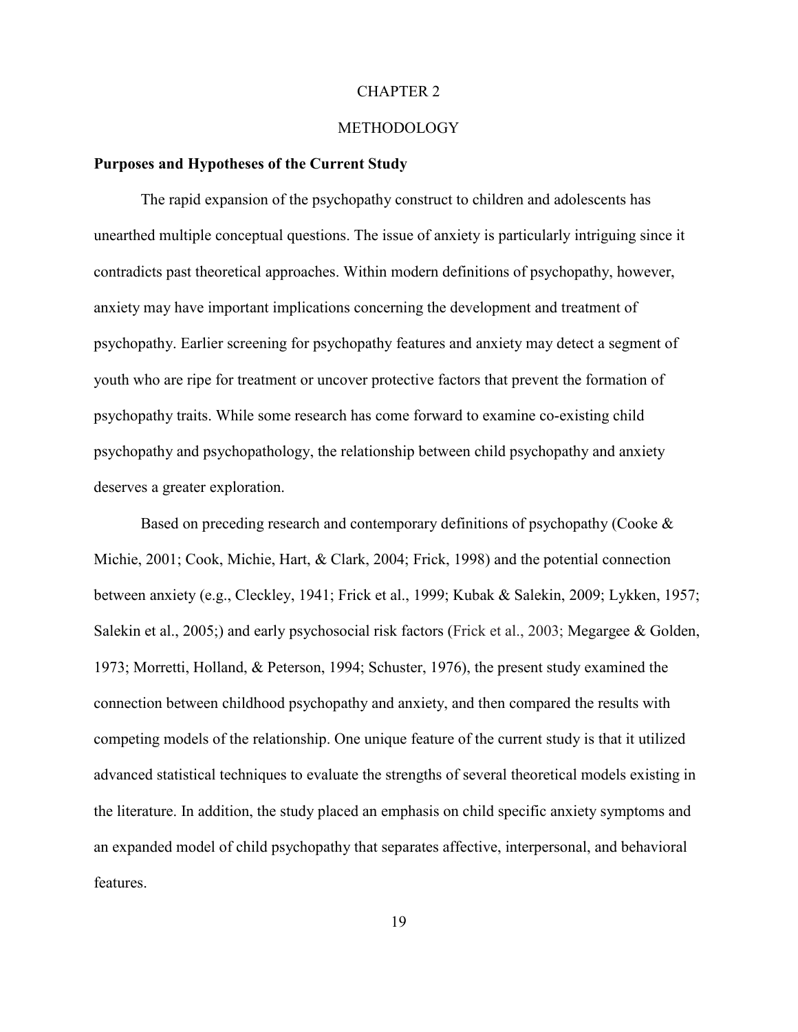# CHAPTER 2

# METHODOLOGY

### Purposes and Hypotheses of the Current Study

The rapid expansion of the psychopathy construct to children and adolescents has unearthed multiple conceptual questions. The issue of anxiety is particularly intriguing since it contradicts past theoretical approaches. Within modern definitions of psychopathy, however, anxiety may have important implications concerning the development and treatment of psychopathy. Earlier screening for psychopathy features and anxiety may detect a segment of youth who are ripe for treatment or uncover protective factors that prevent the formation of psychopathy traits. While some research has come forward to examine co-existing child psychopathy and psychopathology, the relationship between child psychopathy and anxiety deserves a greater exploration.

Based on preceding research and contemporary definitions of psychopathy (Cooke & Michie, 2001; Cook, Michie, Hart, & Clark, 2004; Frick, 1998) and the potential connection between anxiety (e.g., Cleckley, 1941; Frick et al., 1999; Kubak & Salekin, 2009; Lykken, 1957; Salekin et al., 2005;) and early psychosocial risk factors (Frick et al., 2003; Megargee & Golden, 1973; Morretti, Holland, & Peterson, 1994; Schuster, 1976), the present study examined the connection between childhood psychopathy and anxiety, and then compared the results with competing models of the relationship. One unique feature of the current study is that it utilized advanced statistical techniques to evaluate the strengths of several theoretical models existing in the literature. In addition, the study placed an emphasis on child specific anxiety symptoms and an expanded model of child psychopathy that separates affective, interpersonal, and behavioral features.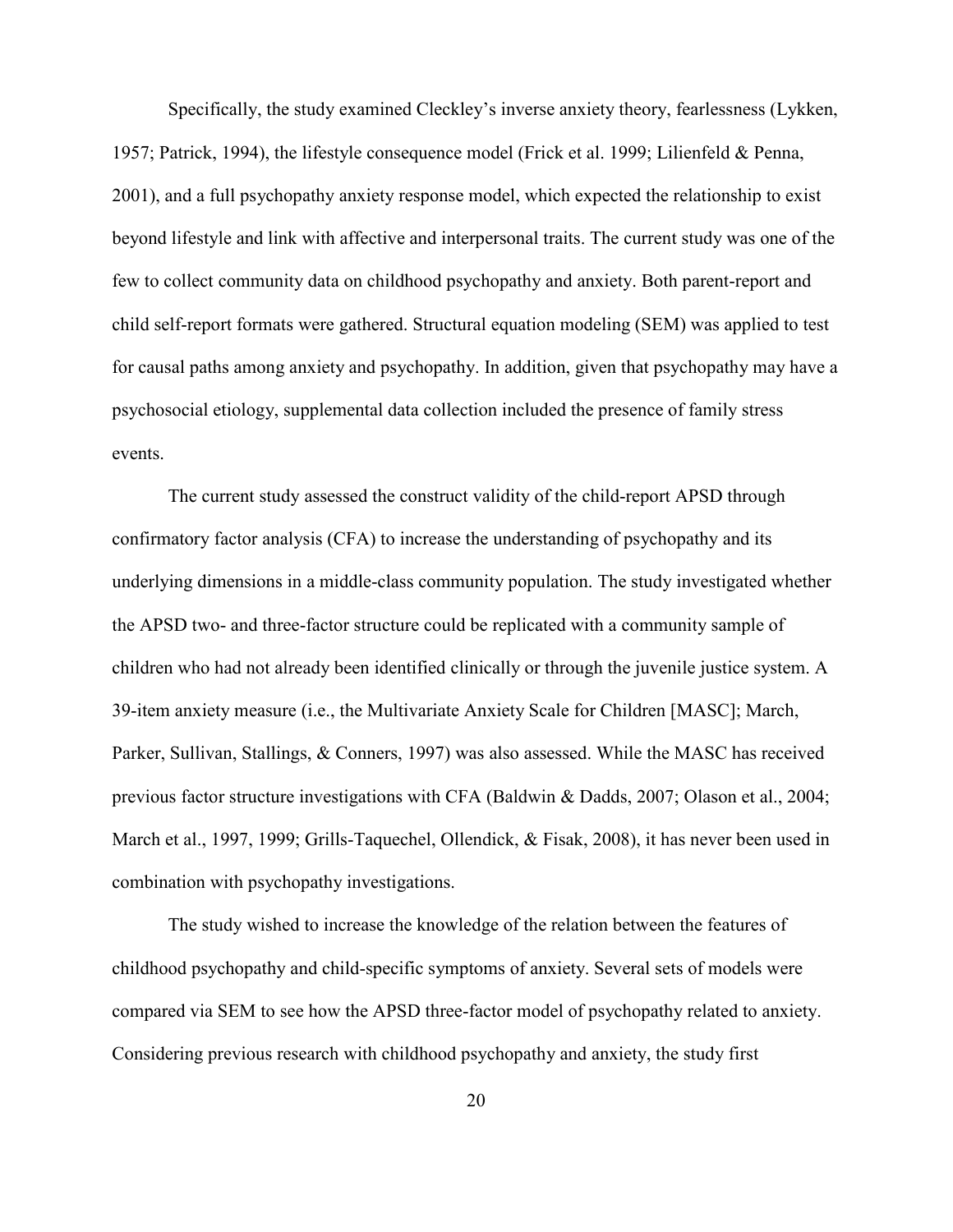Specifically, the study examined Cleckley's inverse anxiety theory, fearlessness (Lykken, 1957; Patrick, 1994), the lifestyle consequence model (Frick et al. 1999; Lilienfeld & Penna, 2001), and a full psychopathy anxiety response model, which expected the relationship to exist beyond lifestyle and link with affective and interpersonal traits. The current study was one of the few to collect community data on childhood psychopathy and anxiety. Both parent-report and child self-report formats were gathered. Structural equation modeling (SEM) was applied to test for causal paths among anxiety and psychopathy. In addition, given that psychopathy may have a psychosocial etiology, supplemental data collection included the presence of family stress events.

The current study assessed the construct validity of the child-report APSD through confirmatory factor analysis (CFA) to increase the understanding of psychopathy and its underlying dimensions in a middle-class community population. The study investigated whether the APSD two- and three-factor structure could be replicated with a community sample of children who had not already been identified clinically or through the juvenile justice system. A 39-item anxiety measure (i.e., the Multivariate Anxiety Scale for Children [MASC]; March, Parker, Sullivan, Stallings, & Conners, 1997) was also assessed. While the MASC has received previous factor structure investigations with CFA (Baldwin & Dadds, 2007; Olason et al., 2004; March et al., 1997, 1999; Grills-Taquechel, Ollendick, & Fisak, 2008), it has never been used in combination with psychopathy investigations.

The study wished to increase the knowledge of the relation between the features of childhood psychopathy and child-specific symptoms of anxiety. Several sets of models were compared via SEM to see how the APSD three-factor model of psychopathy related to anxiety. Considering previous research with childhood psychopathy and anxiety, the study first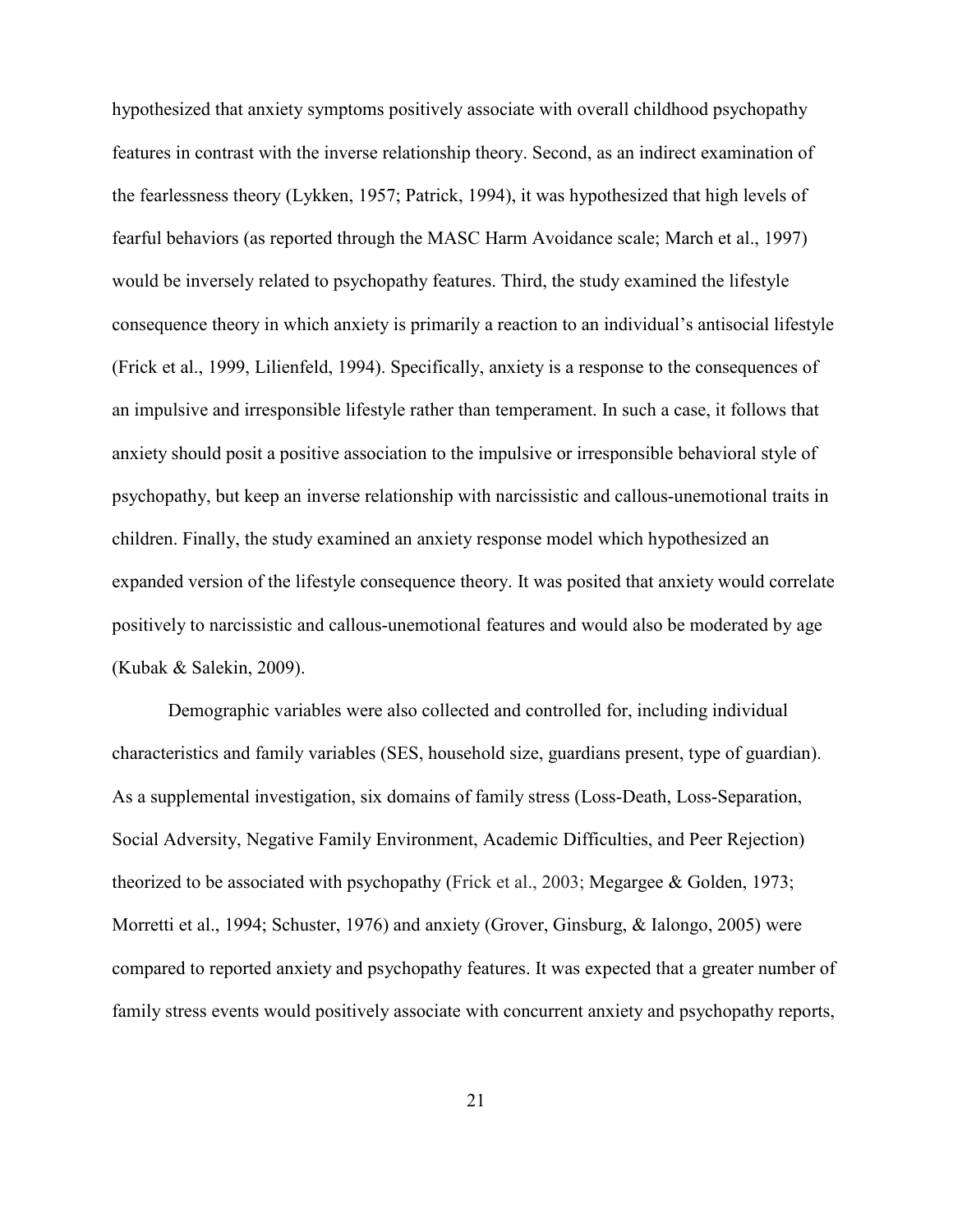hypothesized that anxiety symptoms positively associate with overall childhood psychopathy features in contrast with the inverse relationship theory. Second, as an indirect examination of the fearlessness theory (Lykken, 1957; Patrick, 1994), it was hypothesized that high levels of fearful behaviors (as reported through the MASC Harm Avoidance scale; March et al., 1997) would be inversely related to psychopathy features. Third, the study examined the lifestyle consequence theory in which anxiety is primarily a reaction to an individual's antisocial lifestyle (Frick et al., 1999, Lilienfeld, 1994). Specifically, anxiety is a response to the consequences of an impulsive and irresponsible lifestyle rather than temperament. In such a case, it follows that anxiety should posit a positive association to the impulsive or irresponsible behavioral style of psychopathy, but keep an inverse relationship with narcissistic and callous-unemotional traits in children. Finally, the study examined an anxiety response model which hypothesized an expanded version of the lifestyle consequence theory. It was posited that anxiety would correlate positively to narcissistic and callous-unemotional features and would also be moderated by age (Kubak & Salekin, 2009).

Demographic variables were also collected and controlled for, including individual characteristics and family variables (SES, household size, guardians present, type of guardian). As a supplemental investigation, six domains of family stress (Loss-Death, Loss-Separation, Social Adversity, Negative Family Environment, Academic Difficulties, and Peer Rejection) theorized to be associated with psychopathy (Frick et al., 2003; Megargee & Golden, 1973; Morretti et al., 1994; Schuster, 1976) and anxiety (Grover, Ginsburg, & Ialongo, 2005) were compared to reported anxiety and psychopathy features. It was expected that a greater number of family stress events would positively associate with concurrent anxiety and psychopathy reports,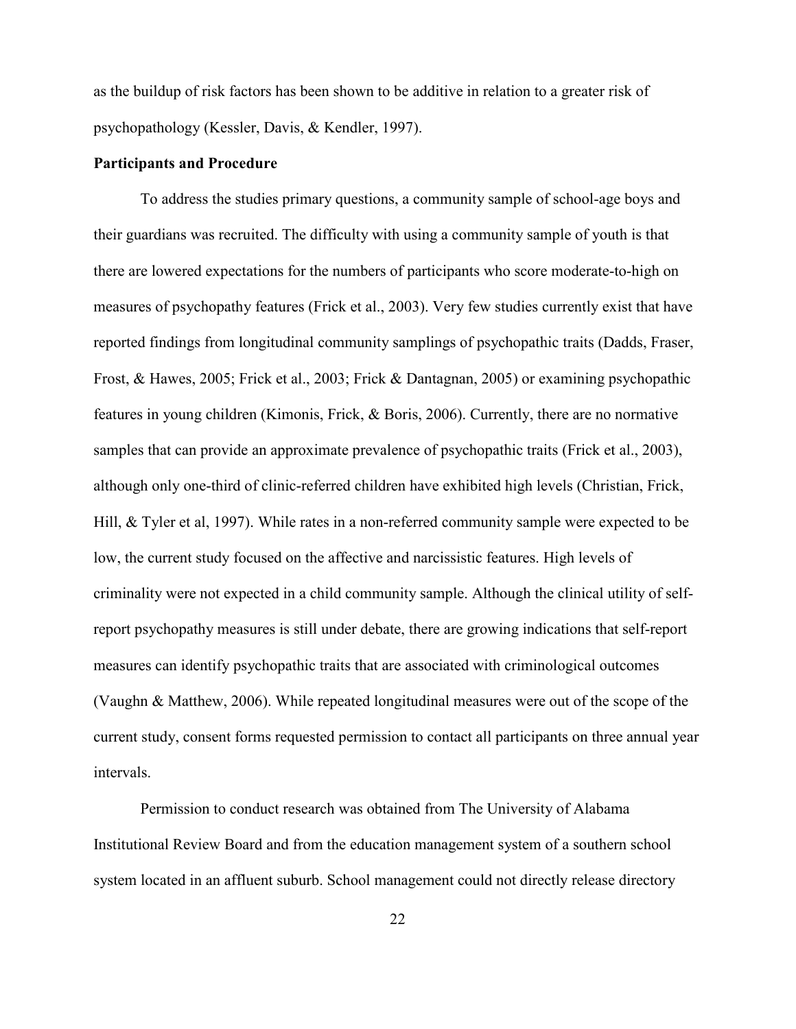as the buildup of risk factors has been shown to be additive in relation to a greater risk of psychopathology (Kessler, Davis, & Kendler, 1997).

**Participants and Procedure**

To address the studies primary questions, a community sample of school-age boys and their guardians was recruited. The difficulty with using a community sample of youth is that there are lowered expectations for the numbers of participants who score moderate-to-high on measures of psychopathy features (Frick et al., 2003). Very few studies currently exist that have reported findings from longitudinal community samplings of psychopathic traits (Dadds, Fraser, Frost, & Hawes, 2005; Frick et al., 2003; Frick & Dantagnan, 2005) or examining psychopathic features in young children (Kimonis, Frick, & Boris, 2006). Currently, there are no normative samples that can provide an approximate prevalence of psychopathic traits (Frick et al., 2003), although only one-third of clinic-referred children have exhibited high levels (Christian, Frick, Hill, & Tyler et al, 1997). While rates in a non-referred community sample were expected to be low, the current study focused on the affective and narcissistic features. High levels of criminality were not expected in a child community sample. Although the clinical utility of self-report psychopathy measures is still under debate, there are growing indications that self-report measures can identify psychopathic traits that are associated with criminological outcomes (Vaughn & Matthew, 2006). While repeated longitudinal measures were out of the scope of the current study, consent forms requested permission to contact all participants on three annual year intervals.

Permission to conduct research was obtained from The University of Alabama Institutional Review Board and from the education management system of a southern school system located in an affluent suburb. School management could not directly release directory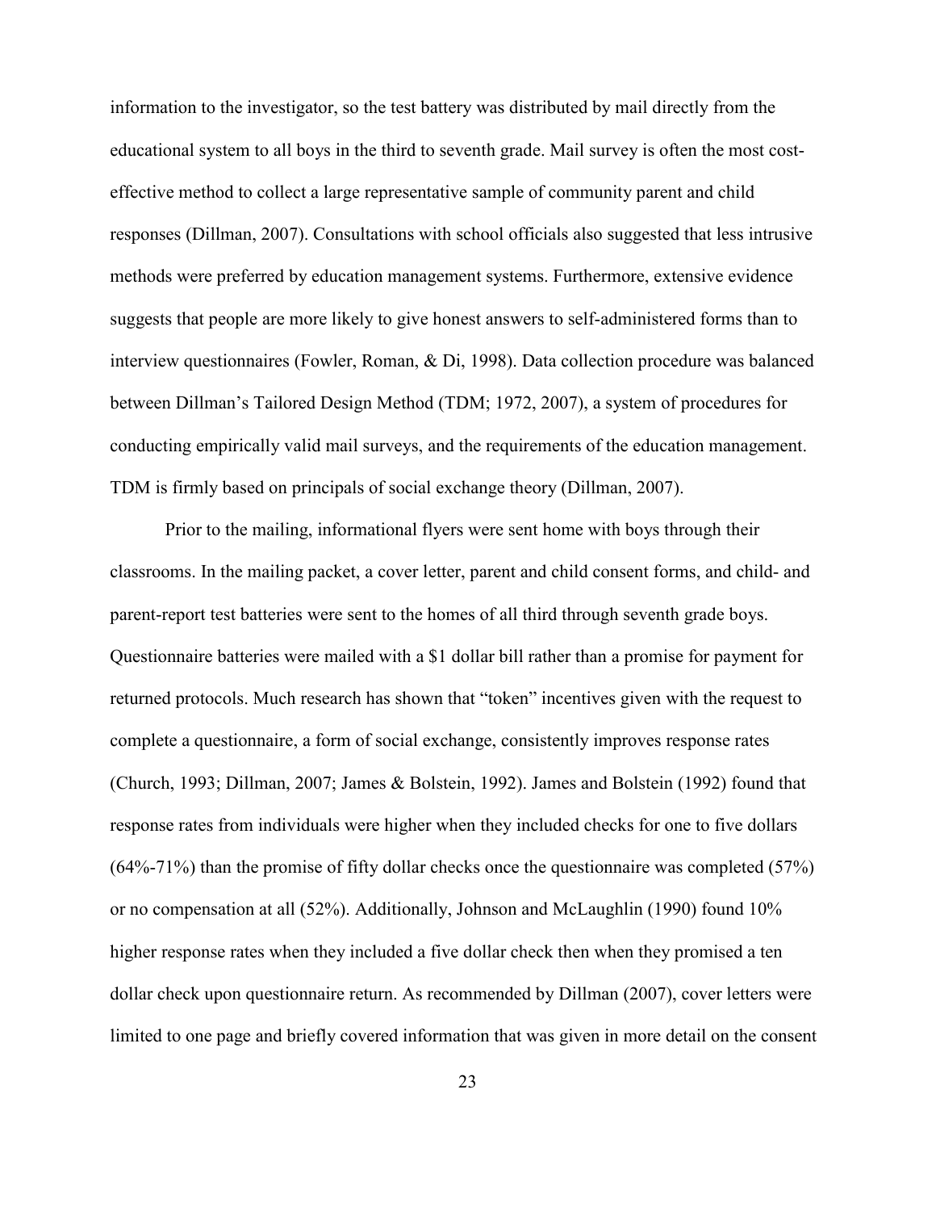information to the investigator, so the test battery was distributed by mail directly from the educational system to all boys in the third to seventh grade. Mail survey is often the most cost-effective method to collect a large representative sample of community parent and child responses (Dillman, 2007). Consultations with school officials also suggested that less intrusive methods were preferred by education management systems. Furthermore, extensive evidence suggests that people are more likely to give honest answers to self-administered forms than to interview questionnaires (Fowler, Roman, & Di, 1998). Data collection procedure was balanced between Dillman's Tailored Design Method (TDM; 1972, 2007), a system of procedures for conducting empirically valid mail surveys, and the requirements of the education management. TDM is firmly based on principals of social exchange theory (Dillman, 2007).

Prior to the mailing, informational flyers were sent home with boys through their classrooms. In the mailing packet, a cover letter, parent and child consent forms, and child- and parent-report test batteries were sent to the homes of all third through seventh grade boys. Questionnaire batteries were mailed with a $1 dollar bill rather than a promise for payment for returned protocols. Much research has shown that "token" incentives given with the request to complete a questionnaire, a form of social exchange, consistently improves response rates (Church, 1993; Dillman, 2007; James & Bolstein, 1992). James and Bolstein (1992) found that response rates from individuals were higher when they included checks for one to five dollars (64%-71%) than the promise of fifty dollar checks once the questionnaire was completed (57%) or no compensation at all (52%). Additionally, Johnson and McLaughlin (1990) found 10% higher response rates when they included a five dollar check then when they promised a ten dollar check upon questionnaire return. As recommended by Dillman (2007), cover letters were limited to one page and briefly covered information that was given in more detail on the consent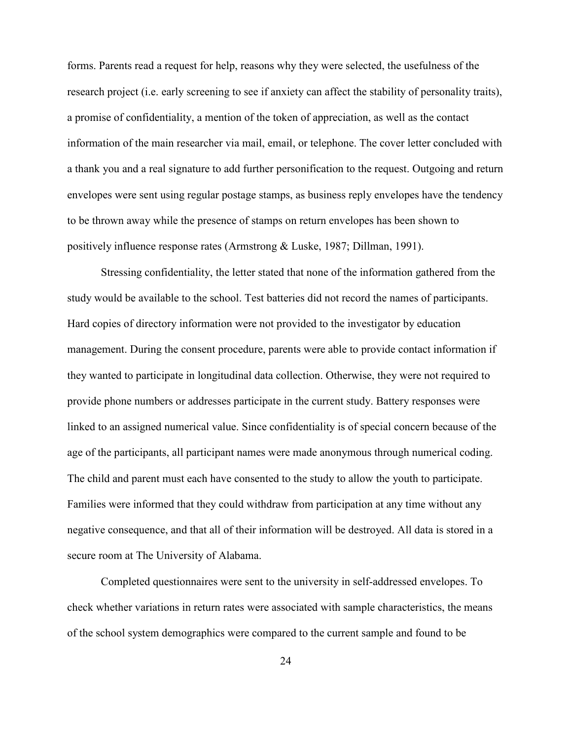forms. Parents read a request for help, reasons why they were selected, the usefulness of the research project (i.e. early screening to see if anxiety can affect the stability of personality traits), a promise of confidentiality, a mention of the token of appreciation, as well as the contact information of the main researcher via mail, email, or telephone. The cover letter concluded with a thank you and a real signature to add further personification to the request. Outgoing and return envelopes were sent using regular postage stamps, as business reply envelopes have the tendency to be thrown away while the presence of stamps on return envelopes has been shown to positively influence response rates (Armstrong & Luske, 1987; Dillman, 1991).

Stressing confidentiality, the letter stated that none of the information gathered from the study would be available to the school. Test batteries did not record the names of participants. Hard copies of directory information were not provided to the investigator by education management. During the consent procedure, parents were able to provide contact information if they wanted to participate in longitudinal data collection. Otherwise, they were not required to provide phone numbers or addresses participate in the current study. Battery responses were linked to an assigned numerical value. Since confidentiality is of special concern because of the age of the participants, all participant names were made anonymous through numerical coding. The child and parent must each have consented to the study to allow the youth to participate. Families were informed that they could withdraw from participation at any time without any negative consequence, and that all of their information will be destroyed. All data is stored in a secure room at The University of Alabama.

Completed questionnaires were sent to the university in self-addressed envelopes. To check whether variations in return rates were associated with sample characteristics, the means of the school system demographics were compared to the current sample and found to be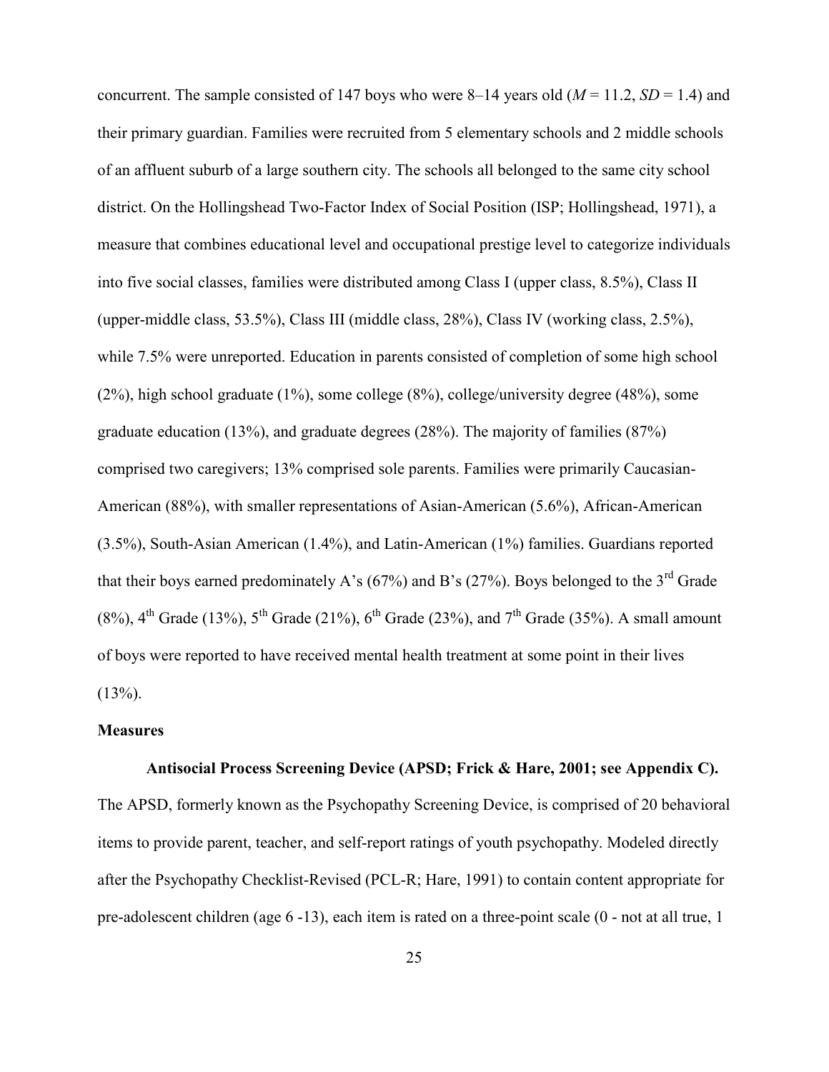concurrent. The sample consisted of 147 boys who were 8–14 years old (*M* = 11.2, *SD* = 1.4) and their primary guardian. Families were recruited from 5 elementary schools and 2 middle schools of an affluent suburb of a large southern city. The schools all belonged to the same city school district. On the Hollingshead Two-Factor Index of Social Position (ISP; Hollingshead, 1971), a measure that combines educational level and occupational prestige level to categorize individuals into five social classes, families were distributed among Class I (upper class, 8.5%), Class II (upper-middle class, 53.5%), Class III (middle class, 28%), Class IV (working class, 2.5%), while 7.5% were unreported. Education in parents consisted of completion of some high school (2%), high school graduate (1%), some college (8%), college/university degree (48%), some graduate education (13%), and graduate degrees (28%). The majority of families (87%) comprised two caregivers; 13% comprised sole parents. Families were primarily Caucasian-American (88%), with smaller representations of Asian-American (5.6%), African-American (3.5%), South-Asian American (1.4%), and Latin-American (1%) families. Guardians reported that their boys earned predominately A's (67%) and B's (27%). Boys belonged to the 3rd Grade (8%), 4th Grade (13%), 5th Grade (21%), 6th Grade (23%), and 7th Grade (35%). A small amount of boys were reported to have received mental health treatment at some point in their lives (13%).

## Measures

**Antisocial Process Screening Device (APSD; Frick & Hare, 2001; see Appendix C).** The APSD, formerly known as the Psychopathy Screening Device, is comprised of 20 behavioral items to provide parent, teacher, and self-report ratings of youth psychopathy. Modeled directly after the Psychopathy Checklist-Revised (PCL-R; Hare, 1991) to contain content appropriate for pre-adolescent children (age 6 -13), each item is rated on a three-point scale (0 - not at all true, 1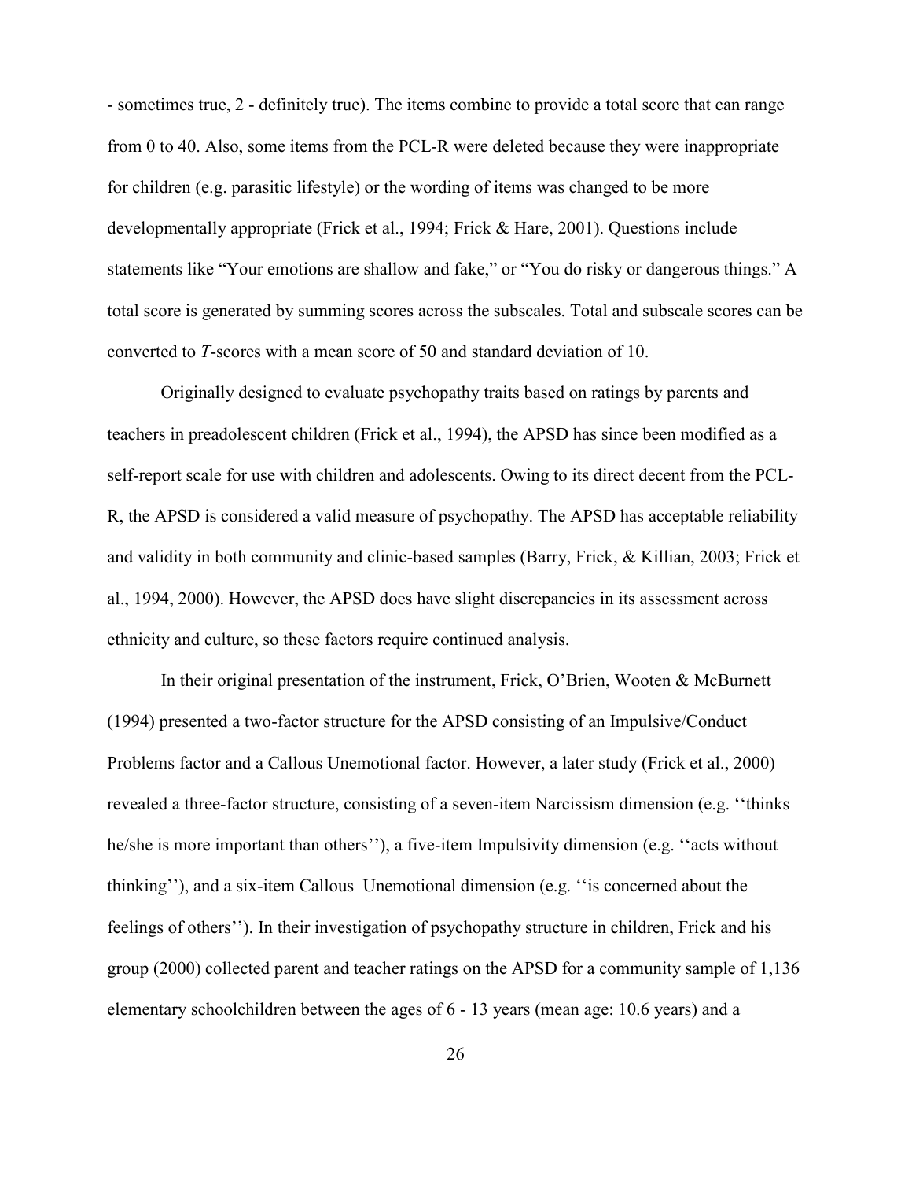- sometimes true, 2 - definitely true). The items combine to provide a total score that can range from 0 to 40. Also, some items from the PCL-R were deleted because they were inappropriate for children (e.g. parasitic lifestyle) or the wording of items was changed to be more developmentally appropriate (Frick et al., 1994; Frick & Hare, 2001). Questions include statements like "Your emotions are shallow and fake," or "You do risky or dangerous things." A total score is generated by summing scores across the subscales. Total and subscale scores can be converted to *T*-scores with a mean score of 50 and standard deviation of 10.

Originally designed to evaluate psychopathy traits based on ratings by parents and teachers in preadolescent children (Frick et al., 1994), the APSD has since been modified as a self-report scale for use with children and adolescents. Owing to its direct decent from the PCL-R, the APSD is considered a valid measure of psychopathy. The APSD has acceptable reliability and validity in both community and clinic-based samples (Barry, Frick, & Killian, 2003; Frick et al., 1994, 2000). However, the APSD does have slight discrepancies in its assessment across ethnicity and culture, so these factors require continued analysis.

In their original presentation of the instrument, Frick, O'Brien, Wooten & McBurnett (1994) presented a two-factor structure for the APSD consisting of an Impulsive/Conduct Problems factor and a Callous Unemotional factor. However, a later study (Frick et al., 2000) revealed a three-factor structure, consisting of a seven-item Narcissism dimension (e.g. ''thinks he/she is more important than others''), a five-item Impulsivity dimension (e.g. ''acts without thinking''), and a six-item Callous–Unemotional dimension (e.g. ''is concerned about the feelings of others''). In their investigation of psychopathy structure in children, Frick and his group (2000) collected parent and teacher ratings on the APSD for a community sample of 1,136 elementary schoolchildren between the ages of 6 - 13 years (mean age: 10.6 years) and a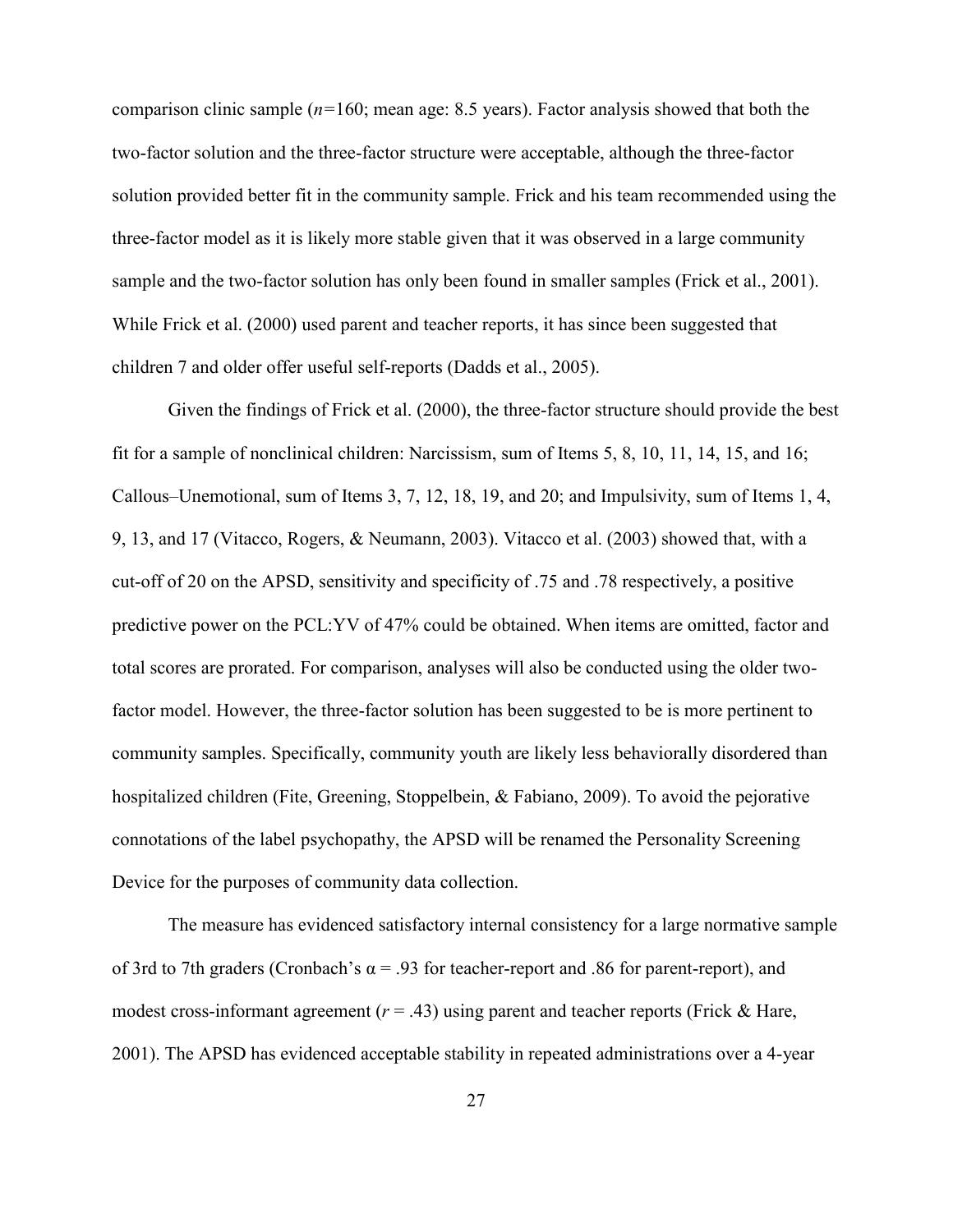comparison clinic sample (*n*=160; mean age: 8.5 years). Factor analysis showed that both the two-factor solution and the three-factor structure were acceptable, although the three-factor solution provided better fit in the community sample. Frick and his team recommended using the three-factor model as it is likely more stable given that it was observed in a large community sample and the two-factor solution has only been found in smaller samples (Frick et al., 2001). While Frick et al. (2000) used parent and teacher reports, it has since been suggested that children 7 and older offer useful self-reports (Dadds et al., 2005).

Given the findings of Frick et al. (2000), the three-factor structure should provide the best fit for a sample of nonclinical children: Narcissism, sum of Items 5, 8, 10, 11, 14, 15, and 16; Callous–Unemotional, sum of Items 3, 7, 12, 18, 19, and 20; and Impulsivity, sum of Items 1, 4, 9, 13, and 17 (Vitacco, Rogers, & Neumann, 2003). Vitacco et al. (2003) showed that, with a cut-off of 20 on the APSD, sensitivity and specificity of .75 and .78 respectively, a positive predictive power on the PCL:YV of 47% could be obtained. When items are omitted, factor and total scores are prorated. For comparison, analyses will also be conducted using the older two-factor model. However, the three-factor solution has been suggested to be is more pertinent to community samples. Specifically, community youth are likely less behaviorally disordered than hospitalized children (Fite, Greening, Stoppelbein, & Fabiano, 2009). To avoid the pejorative connotations of the label psychopathy, the APSD will be renamed the Personality Screening Device for the purposes of community data collection.

The measure has evidenced satisfactory internal consistency for a large normative sample of 3rd to 7th graders (Cronbach's $\alpha$ = .93 for teacher-report and .86 for parent-report), and modest cross-informant agreement ($r$ = .43) using parent and teacher reports (Frick & Hare, 2001). The APSD has evidenced acceptable stability in repeated administrations over a 4-year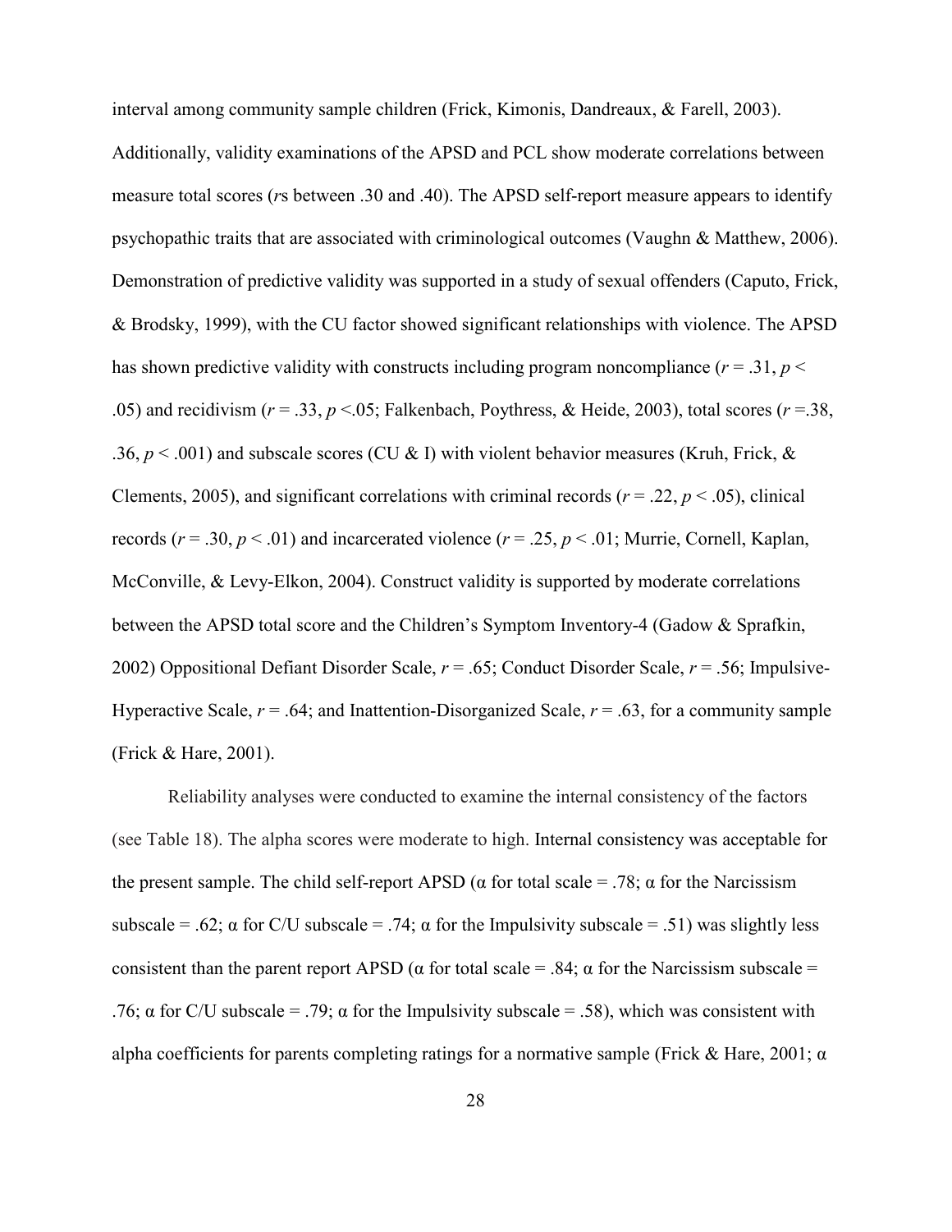interval among community sample children (Frick, Kimonis, Dandreaux, & Farell, 2003). Additionally, validity examinations of the APSD and PCL show moderate correlations between measure total scores (*r*s between .30 and .40). The APSD self-report measure appears to identify psychopathic traits that are associated with criminological outcomes (Vaughn & Matthew, 2006). Demonstration of predictive validity was supported in a study of sexual offenders (Caputo, Frick, & Brodsky, 1999), with the CU factor showed significant relationships with violence. The APSD has shown predictive validity with constructs including program noncompliance ($r = .31$, $p < .05$) and recidivism ($r = .33$, $p < .05$; Falkenbach, Poythress, & Heide, 2003), total scores ($r = .38$, $.36$, $p < .001$) and subscale scores (CU & I) with violent behavior measures (Kruh, Frick, & Clements, 2005), and significant correlations with criminal records ($r = .22$, $p < .05$), clinical records ($r = .30$, $p < .01$) and incarcerated violence ($r = .25$, $p < .01$; Murrie, Cornell, Kaplan, McConville, & Levy-Elkon, 2004). Construct validity is supported by moderate correlations between the APSD total score and the Children's Symptom Inventory-4 (Gadow & Sprafkin, 2002) Oppositional Defiant Disorder Scale, $r = .65$; Conduct Disorder Scale, $r = .56$; Impulsive-Hyperactive Scale, $r = .64$; and Inattention-Disorganized Scale, $r = .63$, for a community sample (Frick & Hare, 2001).

Reliability analyses were conducted to examine the internal consistency of the factors (see Table 18). The alpha scores were moderate to high. Internal consistency was acceptable for the present sample. The child self-report APSD (α for total scale = .78; α for the Narcissism subscale = .62; α for C/U subscale = .74; α for the Impulsivity subscale = .51) was slightly less consistent than the parent report APSD (α for total scale = .84; α for the Narcissism subscale = .76; α for C/U subscale = .79; α for the Impulsivity subscale = .58), which was consistent with alpha coefficients for parents completing ratings for a normative sample (Frick & Hare, 2001; α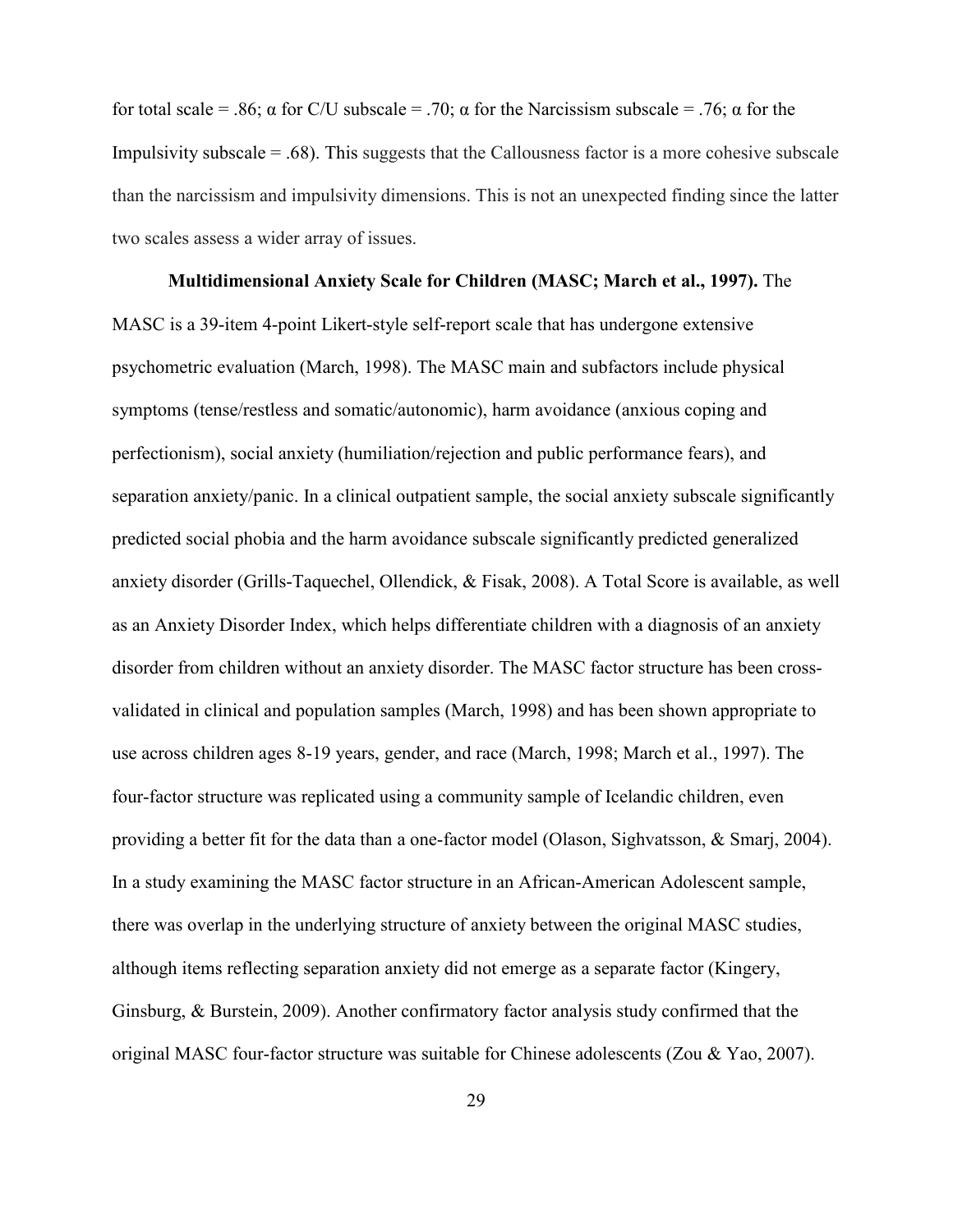for total scale = .86; α for C/U subscale = .70; α for the Narcissism subscale = .76; α for the Impulsivity subscale = .68). This suggests that the Callousness factor is a more cohesive subscale than the narcissism and impulsivity dimensions. This is not an unexpected finding since the latter two scales assess a wider array of issues.

**Multidimensional Anxiety Scale for Children (MASC; March et al., 1997).** The MASC is a 39-item 4-point Likert-style self-report scale that has undergone extensive psychometric evaluation (March, 1998). The MASC main and subfactors include physical symptoms (tense/restless and somatic/autonomic), harm avoidance (anxious coping and perfectionism), social anxiety (humiliation/rejection and public performance fears), and separation anxiety/panic. In a clinical outpatient sample, the social anxiety subscale significantly predicted social phobia and the harm avoidance subscale significantly predicted generalized anxiety disorder (Grills-Taquechel, Ollendick, & Fisak, 2008). A Total Score is available, as well as an Anxiety Disorder Index, which helps differentiate children with a diagnosis of an anxiety disorder from children without an anxiety disorder. The MASC factor structure has been cross-validated in clinical and population samples (March, 1998) and has been shown appropriate to use across children ages 8-19 years, gender, and race (March, 1998; March et al., 1997). The four-factor structure was replicated using a community sample of Icelandic children, even providing a better fit for the data than a one-factor model (Olason, Sighvatsson, & Smarj, 2004). In a study examining the MASC factor structure in an African-American Adolescent sample, there was overlap in the underlying structure of anxiety between the original MASC studies, although items reflecting separation anxiety did not emerge as a separate factor (Kingery, Ginsburg, & Burstein, 2009). Another confirmatory factor analysis study confirmed that the original MASC four-factor structure was suitable for Chinese adolescents (Zou & Yao, 2007).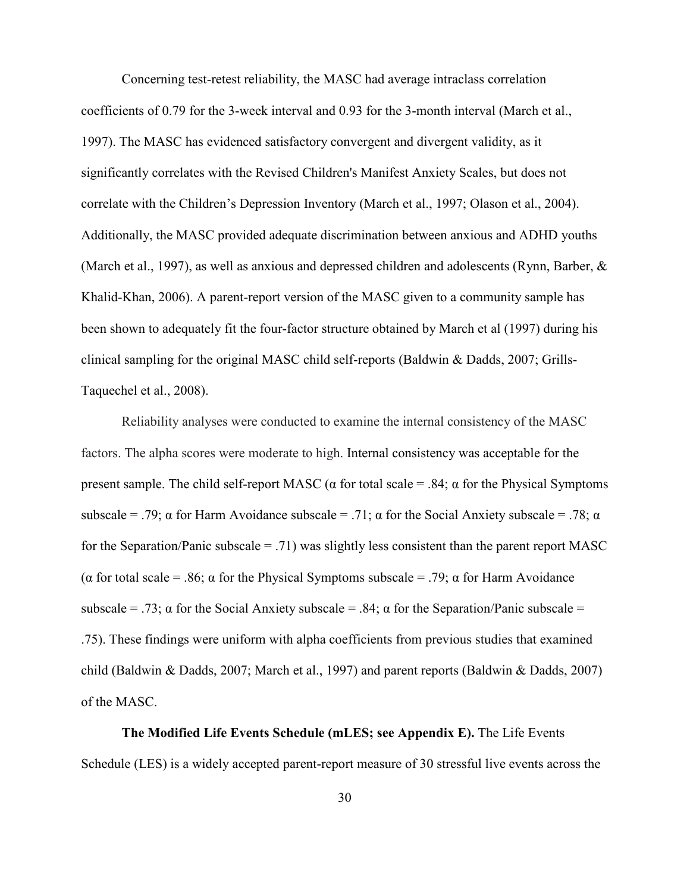Concerning test-retest reliability, the MASC had average intraclass correlation coefficients of 0.79 for the 3-week interval and 0.93 for the 3-month interval (March et al., 1997). The MASC has evidenced satisfactory convergent and divergent validity, as it significantly correlates with the Revised Children's Manifest Anxiety Scales, but does not correlate with the Children's Depression Inventory (March et al., 1997; Olason et al., 2004). Additionally, the MASC provided adequate discrimination between anxious and ADHD youths (March et al., 1997), as well as anxious and depressed children and adolescents (Rynn, Barber, & Khalid-Khan, 2006). A parent-report version of the MASC given to a community sample has been shown to adequately fit the four-factor structure obtained by March et al (1997) during his clinical sampling for the original MASC child self-reports (Baldwin & Dadds, 2007; Grills-Taquechel et al., 2008).

Reliability analyses were conducted to examine the internal consistency of the MASC factors. The alpha scores were moderate to high. Internal consistency was acceptable for the present sample. The child self-report MASC ($\alpha$ for total scale = .84; $\alpha$ for the Physical Symptoms subscale = .79; $\alpha$ for Harm Avoidance subscale = .71; $\alpha$ for the Social Anxiety subscale = .78; $\alpha$ for the Separation/Panic subscale = .71) was slightly less consistent than the parent report MASC ($\alpha$ for total scale = .86; $\alpha$ for the Physical Symptoms subscale = .79; $\alpha$ for Harm Avoidance subscale = .73; $\alpha$ for the Social Anxiety subscale = .84; $\alpha$ for the Separation/Panic subscale = .75). These findings were uniform with alpha coefficients from previous studies that examined child (Baldwin & Dadds, 2007; March et al., 1997) and parent reports (Baldwin & Dadds, 2007) of the MASC.

**The Modified Life Events Schedule (mLES; see Appendix E).** The Life Events Schedule (LES) is a widely accepted parent-report measure of 30 stressful live events across the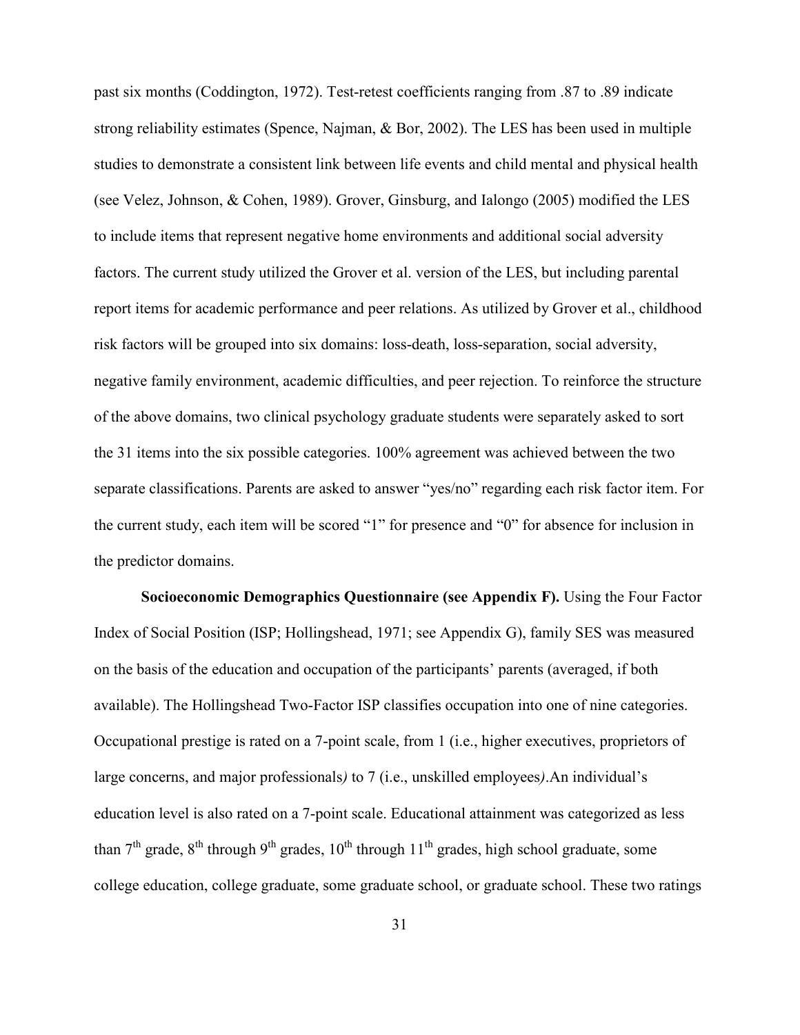past six months (Coddington, 1972). Test-retest coefficients ranging from .87 to .89 indicate strong reliability estimates (Spence, Najman, & Bor, 2002). The LES has been used in multiple studies to demonstrate a consistent link between life events and child mental and physical health (see Velez, Johnson, & Cohen, 1989). Grover, Ginsburg, and Ialongo (2005) modified the LES to include items that represent negative home environments and additional social adversity factors. The current study utilized the Grover et al. version of the LES, but including parental report items for academic performance and peer relations. As utilized by Grover et al., childhood risk factors will be grouped into six domains: loss-death, loss-separation, social adversity, negative family environment, academic difficulties, and peer rejection. To reinforce the structure of the above domains, two clinical psychology graduate students were separately asked to sort the 31 items into the six possible categories. 100% agreement was achieved between the two separate classifications. Parents are asked to answer "yes/no" regarding each risk factor item. For the current study, each item will be scored "1" for presence and "0" for absence for inclusion in the predictor domains.

**Socioeconomic Demographics Questionnaire (see Appendix F).** Using the Four Factor Index of Social Position (ISP; Hollingshead, 1971; see Appendix G), family SES was measured on the basis of the education and occupation of the participants' parents (averaged, if both available). The Hollingshead Two-Factor ISP classifies occupation into one of nine categories. Occupational prestige is rated on a 7-point scale, from 1 (i.e., higher executives, proprietors of large concerns, and major professionals*)* to 7 (i.e., unskilled employees*)*.An individual's education level is also rated on a 7-point scale. Educational attainment was categorized as less than 7th grade, 8th through 9th grades, 10th through 11th grades, high school graduate, some college education, college graduate, some graduate school, or graduate school. These two ratings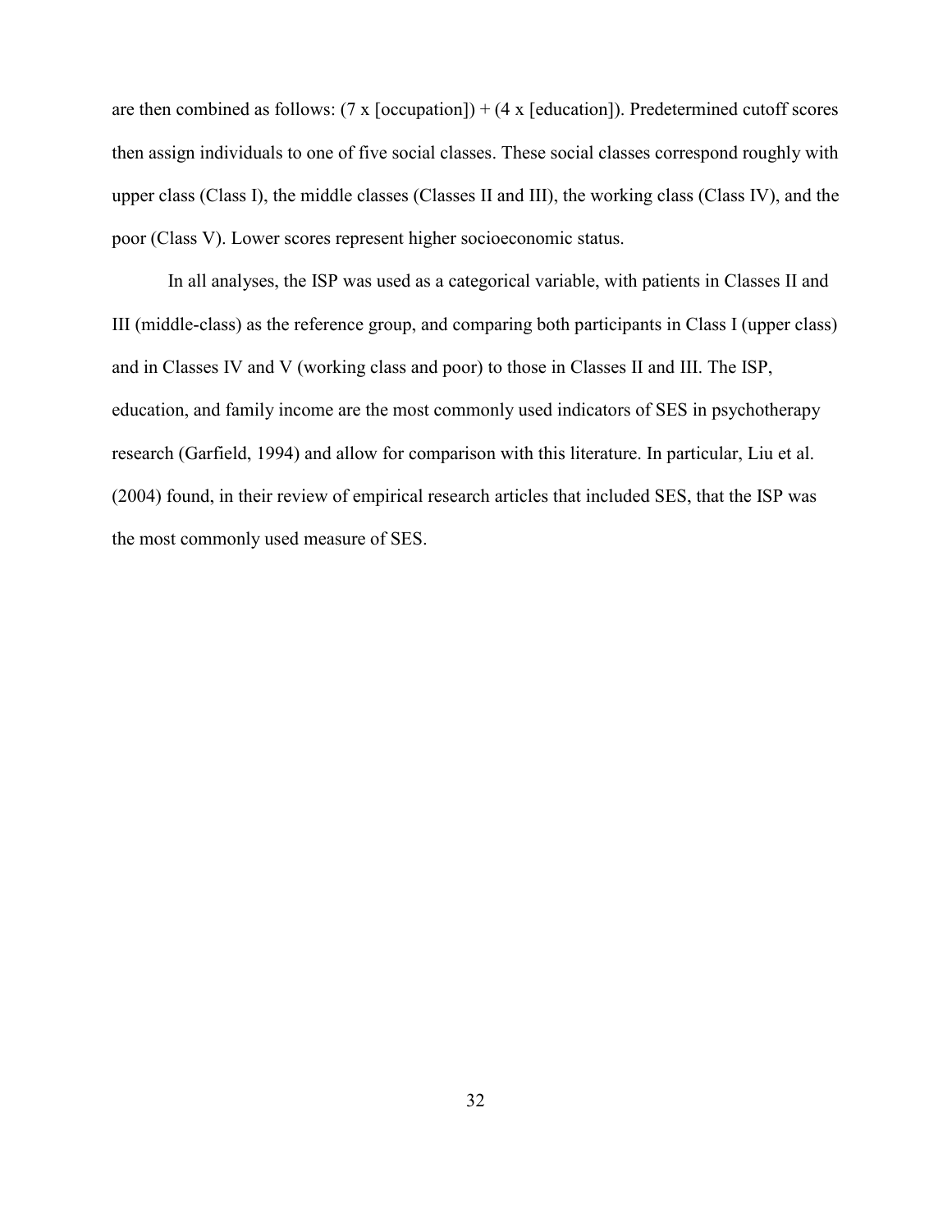are then combined as follows: (7 x [occupation]) + (4 x [education]). Predetermined cutoff scores then assign individuals to one of five social classes. These social classes correspond roughly with upper class (Class I), the middle classes (Classes II and III), the working class (Class IV), and the poor (Class V). Lower scores represent higher socioeconomic status.

In all analyses, the ISP was used as a categorical variable, with patients in Classes II and III (middle-class) as the reference group, and comparing both participants in Class I (upper class) and in Classes IV and V (working class and poor) to those in Classes II and III. The ISP, education, and family income are the most commonly used indicators of SES in psychotherapy research (Garfield, 1994) and allow for comparison with this literature. In particular, Liu et al. (2004) found, in their review of empirical research articles that included SES, that the ISP was the most commonly used measure of SES.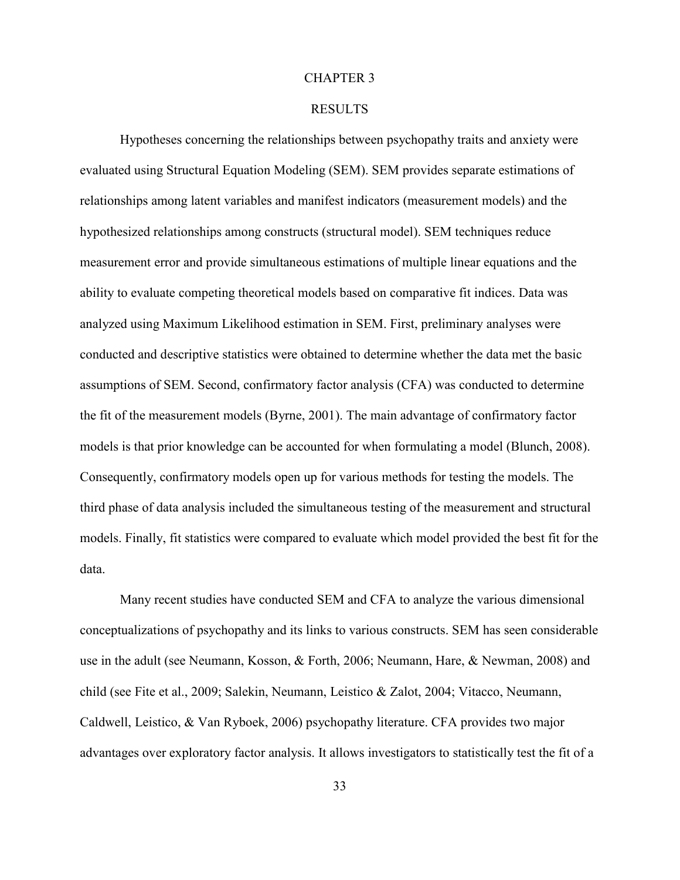# CHAPTER 3

## RESULTS

Hypotheses concerning the relationships between psychopathy traits and anxiety were evaluated using Structural Equation Modeling (SEM). SEM provides separate estimations of relationships among latent variables and manifest indicators (measurement models) and the hypothesized relationships among constructs (structural model). SEM techniques reduce measurement error and provide simultaneous estimations of multiple linear equations and the ability to evaluate competing theoretical models based on comparative fit indices. Data was analyzed using Maximum Likelihood estimation in SEM. First, preliminary analyses were conducted and descriptive statistics were obtained to determine whether the data met the basic assumptions of SEM. Second, confirmatory factor analysis (CFA) was conducted to determine the fit of the measurement models (Byrne, 2001). The main advantage of confirmatory factor models is that prior knowledge can be accounted for when formulating a model (Blunch, 2008). Consequently, confirmatory models open up for various methods for testing the models. The third phase of data analysis included the simultaneous testing of the measurement and structural models. Finally, fit statistics were compared to evaluate which model provided the best fit for the data.

Many recent studies have conducted SEM and CFA to analyze the various dimensional conceptualizations of psychopathy and its links to various constructs. SEM has seen considerable use in the adult (see Neumann, Kosson, & Forth, 2006; Neumann, Hare, & Newman, 2008) and child (see Fite et al., 2009; Salekin, Neumann, Leistico & Zalot, 2004; Vitacco, Neumann, Caldwell, Leistico, & Van Ryboek, 2006) psychopathy literature. CFA provides two major advantages over exploratory factor analysis. It allows investigators to statistically test the fit of a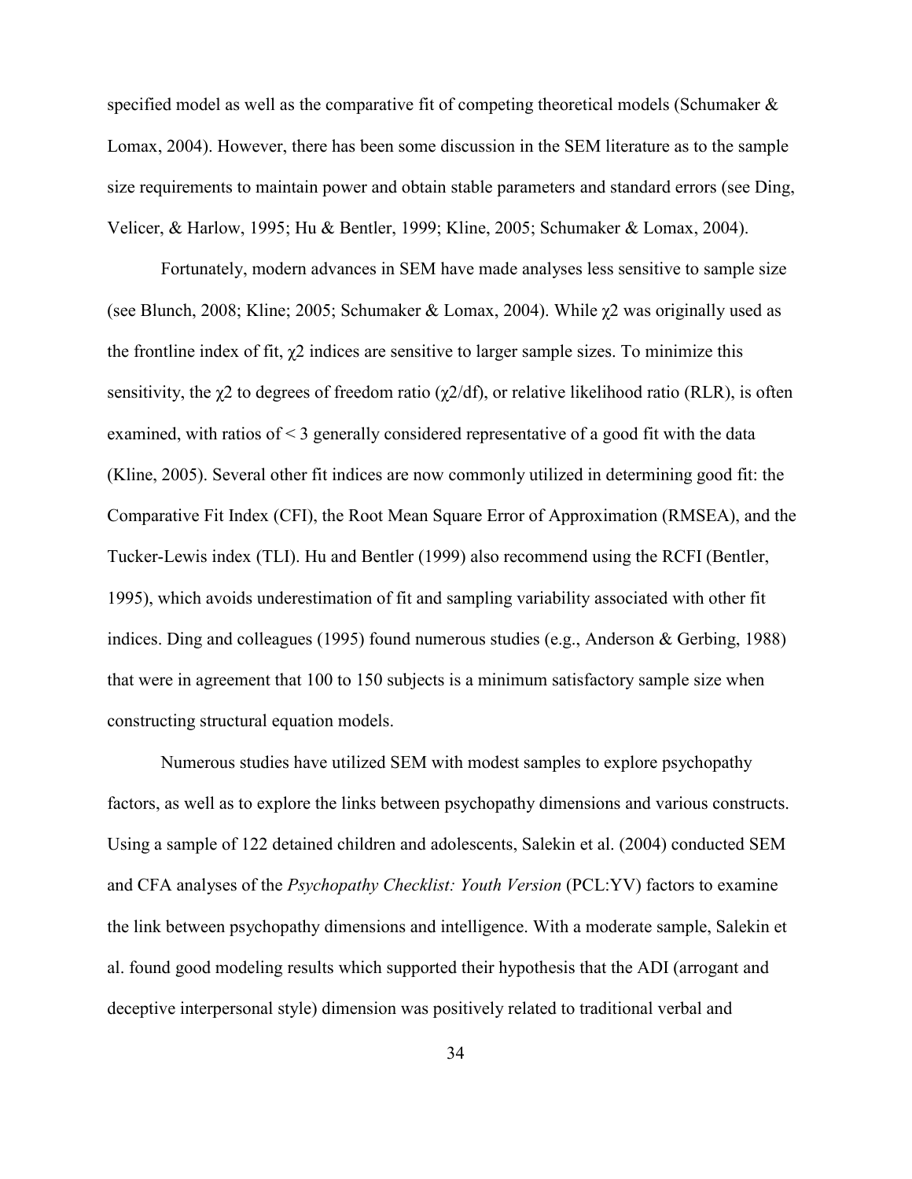specified model as well as the comparative fit of competing theoretical models (Schumaker & Lomax, 2004). However, there has been some discussion in the SEM literature as to the sample size requirements to maintain power and obtain stable parameters and standard errors (see Ding, Velicer, & Harlow, 1995; Hu & Bentler, 1999; Kline, 2005; Schumaker & Lomax, 2004).

Fortunately, modern advances in SEM have made analyses less sensitive to sample size (see Blunch, 2008; Kline; 2005; Schumaker & Lomax, 2004). While $\chi 2$ was originally used as the frontline index of fit, $\chi 2$ indices are sensitive to larger sample sizes. To minimize this sensitivity, the $\chi 2$ to degrees of freedom ratio ($\chi 2/df$), or relative likelihood ratio (RLR), is often examined, with ratios of $< 3$ generally considered representative of a good fit with the data (Kline, 2005). Several other fit indices are now commonly utilized in determining good fit: the Comparative Fit Index (CFI), the Root Mean Square Error of Approximation (RMSEA), and the Tucker-Lewis index (TLI). Hu and Bentler (1999) also recommend using the RCFI (Bentler, 1995), which avoids underestimation of fit and sampling variability associated with other fit indices. Ding and colleagues (1995) found numerous studies (e.g., Anderson & Gerbing, 1988) that were in agreement that 100 to 150 subjects is a minimum satisfactory sample size when constructing structural equation models.

Numerous studies have utilized SEM with modest samples to explore psychopathy factors, as well as to explore the links between psychopathy dimensions and various constructs. Using a sample of 122 detained children and adolescents, Salekin et al. (2004) conducted SEM and CFA analyses of the *Psychopathy Checklist: Youth Version* (PCL:YV) factors to examine the link between psychopathy dimensions and intelligence. With a moderate sample, Salekin et al. found good modeling results which supported their hypothesis that the ADI (arrogant and deceptive interpersonal style) dimension was positively related to traditional verbal and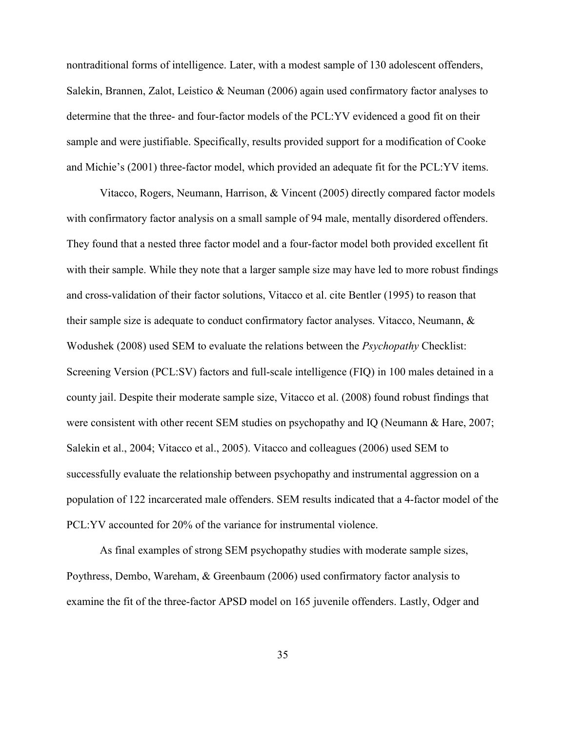nontraditional forms of intelligence. Later, with a modest sample of 130 adolescent offenders, Salekin, Brannen, Zalot, Leistico & Neuman (2006) again used confirmatory factor analyses to determine that the three- and four-factor models of the PCL:YV evidenced a good fit on their sample and were justifiable. Specifically, results provided support for a modification of Cooke and Michie's (2001) three-factor model, which provided an adequate fit for the PCL:YV items.

Vitacco, Rogers, Neumann, Harrison, & Vincent (2005) directly compared factor models with confirmatory factor analysis on a small sample of 94 male, mentally disordered offenders. They found that a nested three factor model and a four-factor model both provided excellent fit with their sample. While they note that a larger sample size may have led to more robust findings and cross-validation of their factor solutions, Vitacco et al. cite Bentler (1995) to reason that their sample size is adequate to conduct confirmatory factor analyses. Vitacco, Neumann, & Wodushek (2008) used SEM to evaluate the relations between the *Psychopathy* Checklist: Screening Version (PCL:SV) factors and full-scale intelligence (FIQ) in 100 males detained in a county jail. Despite their moderate sample size, Vitacco et al. (2008) found robust findings that were consistent with other recent SEM studies on psychopathy and IQ (Neumann & Hare, 2007; Salekin et al., 2004; Vitacco et al., 2005). Vitacco and colleagues (2006) used SEM to successfully evaluate the relationship between psychopathy and instrumental aggression on a population of 122 incarcerated male offenders. SEM results indicated that a 4-factor model of the PCL:YV accounted for 20% of the variance for instrumental violence.

As final examples of strong SEM psychopathy studies with moderate sample sizes, Poythress, Dembo, Wareham, & Greenbaum (2006) used confirmatory factor analysis to examine the fit of the three-factor APSD model on 165 juvenile offenders. Lastly, Odger and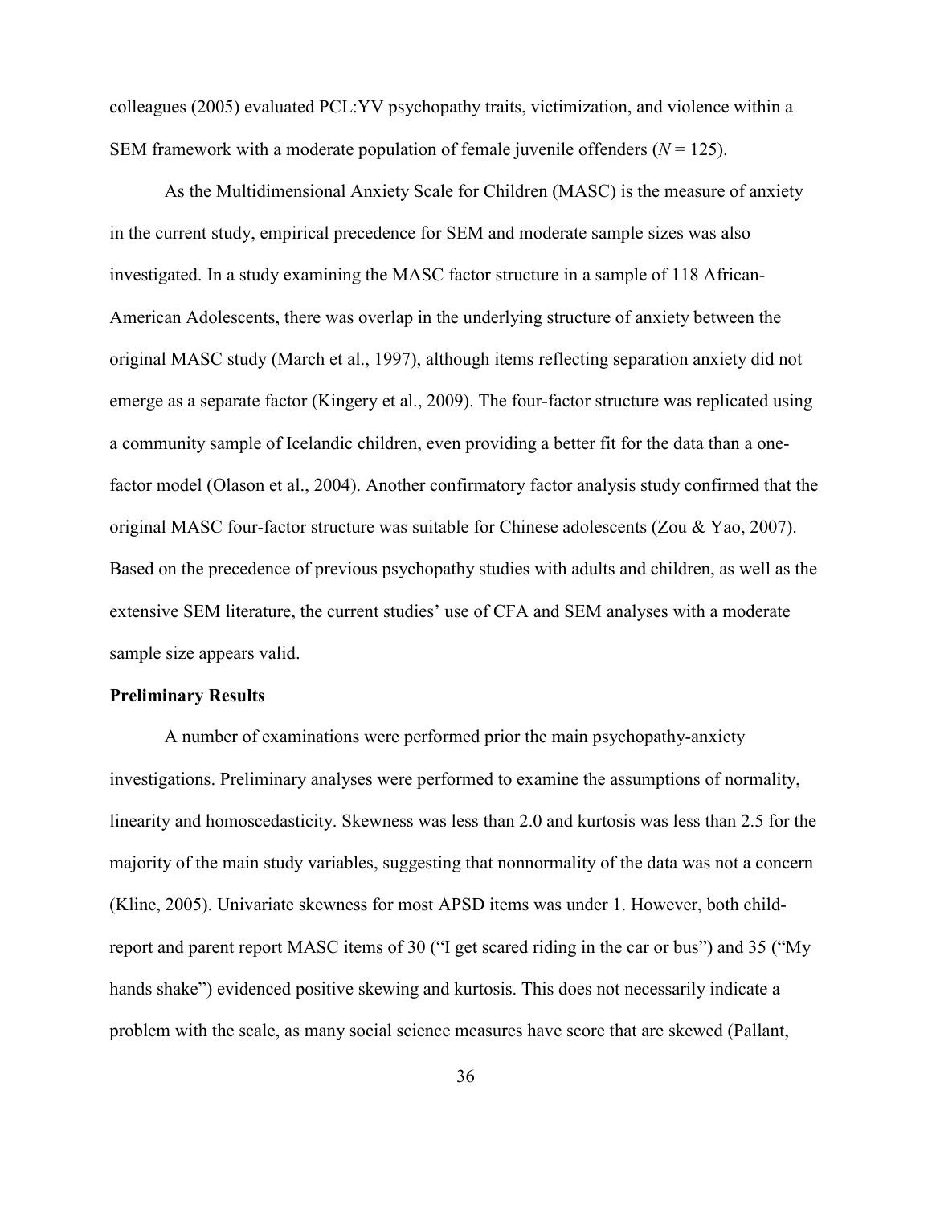colleagues (2005) evaluated PCL:YV psychopathy traits, victimization, and violence within a SEM framework with a moderate population of female juvenile offenders (*N* = 125).

As the Multidimensional Anxiety Scale for Children (MASC) is the measure of anxiety in the current study, empirical precedence for SEM and moderate sample sizes was also investigated. In a study examining the MASC factor structure in a sample of 118 African-American Adolescents, there was overlap in the underlying structure of anxiety between the original MASC study (March et al., 1997), although items reflecting separation anxiety did not emerge as a separate factor (Kingery et al., 2009). The four-factor structure was replicated using a community sample of Icelandic children, even providing a better fit for the data than a one-factor model (Olason et al., 2004). Another confirmatory factor analysis study confirmed that the original MASC four-factor structure was suitable for Chinese adolescents (Zou & Yao, 2007). Based on the precedence of previous psychopathy studies with adults and children, as well as the extensive SEM literature, the current studies' use of CFA and SEM analyses with a moderate sample size appears valid.

**Preliminary Results**

A number of examinations were performed prior the main psychopathy-anxiety investigations. Preliminary analyses were performed to examine the assumptions of normality, linearity and homoscedasticity. Skewness was less than 2.0 and kurtosis was less than 2.5 for the majority of the main study variables, suggesting that nonnormality of the data was not a concern (Kline, 2005). Univariate skewness for most APSD items was under 1. However, both child-report and parent report MASC items of 30 ("I get scared riding in the car or bus") and 35 ("My hands shake") evidenced positive skewing and kurtosis. This does not necessarily indicate a problem with the scale, as many social science measures have score that are skewed (Pallant,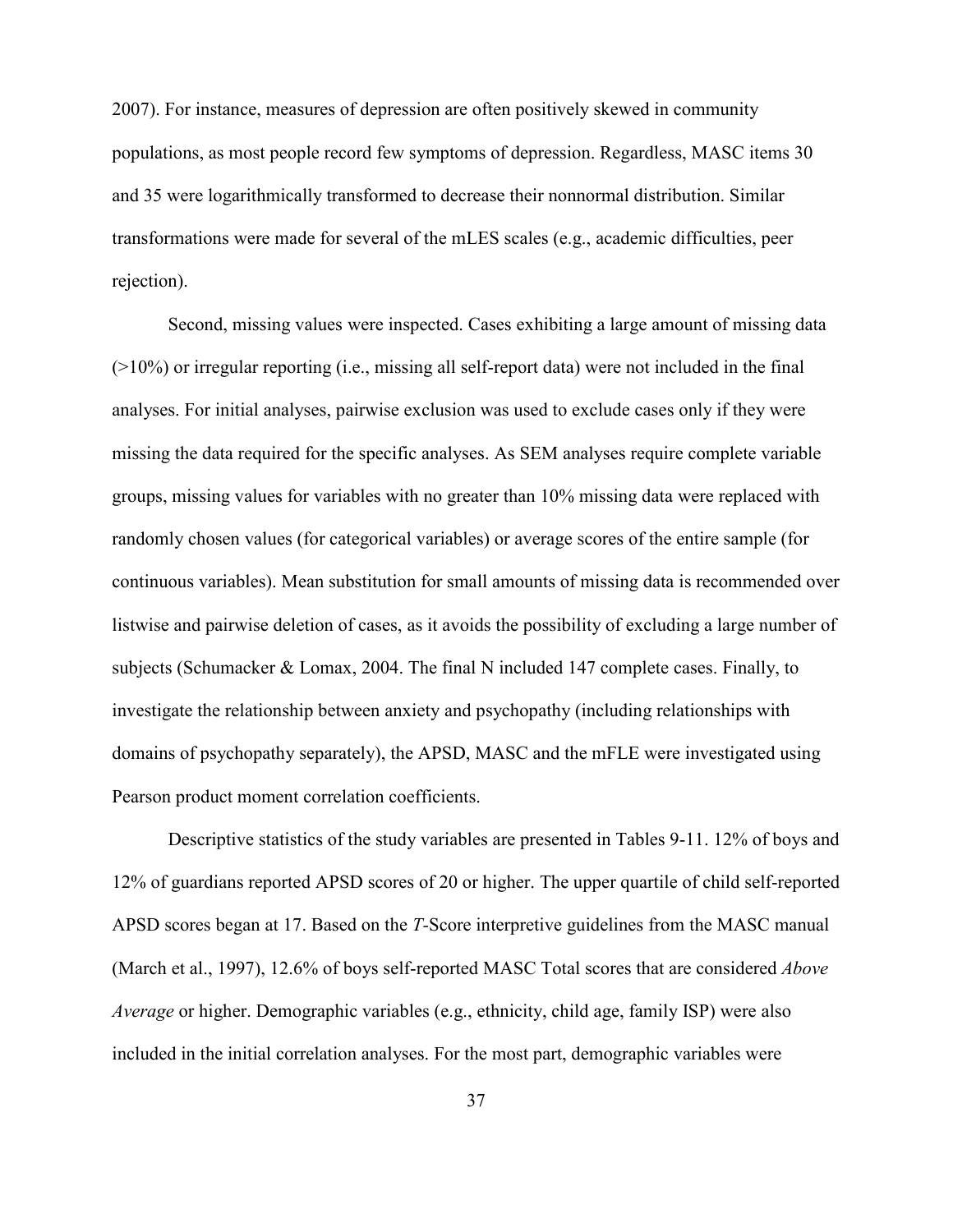2007). For instance, measures of depression are often positively skewed in community populations, as most people record few symptoms of depression. Regardless, MASC items 30 and 35 were logarithmically transformed to decrease their nonnormal distribution. Similar transformations were made for several of the mLES scales (e.g., academic difficulties, peer rejection).

Second, missing values were inspected. Cases exhibiting a large amount of missing data (>10%) or irregular reporting (i.e., missing all self-report data) were not included in the final analyses. For initial analyses, pairwise exclusion was used to exclude cases only if they were missing the data required for the specific analyses. As SEM analyses require complete variable groups, missing values for variables with no greater than 10% missing data were replaced with randomly chosen values (for categorical variables) or average scores of the entire sample (for continuous variables). Mean substitution for small amounts of missing data is recommended over listwise and pairwise deletion of cases, as it avoids the possibility of excluding a large number of subjects (Schumacker & Lomax, 2004. The final N included 147 complete cases. Finally, to investigate the relationship between anxiety and psychopathy (including relationships with domains of psychopathy separately), the APSD, MASC and the mFLE were investigated using Pearson product moment correlation coefficients.

Descriptive statistics of the study variables are presented in Tables 9-11. 12% of boys and 12% of guardians reported APSD scores of 20 or higher. The upper quartile of child self-reported APSD scores began at 17. Based on the *T*-Score interpretive guidelines from the MASC manual (March et al., 1997), 12.6% of boys self-reported MASC Total scores that are considered *Above Average* or higher. Demographic variables (e.g., ethnicity, child age, family ISP) were also included in the initial correlation analyses. For the most part, demographic variables were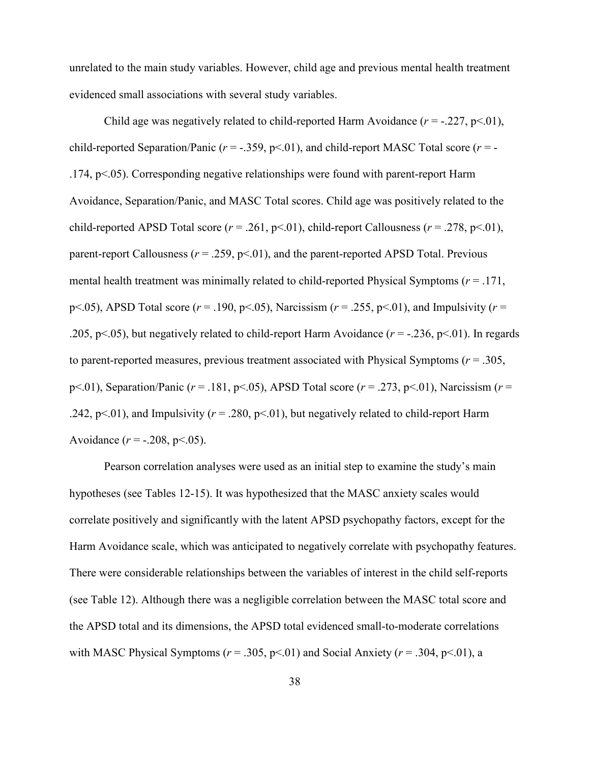unrelated to the main study variables. However, child age and previous mental health treatment evidenced small associations with several study variables.

Child age was negatively related to child-reported Harm Avoidance ($r$ = -.227, $p<.01$), child-reported Separation/Panic ($r$ = -.359, $p<.01$), and child-report MASC Total score ($r$ = -.174, $p<.05$). Corresponding negative relationships were found with parent-report Harm Avoidance, Separation/Panic, and MASC Total scores. Child age was positively related to the child-reported APSD Total score ($r$ = .261, $p<.01$), child-report Callousness ($r$ = .278, $p<.01$), parent-report Callousness ($r$ = .259, $p<.01$), and the parent-reported APSD Total. Previous mental health treatment was minimally related to child-reported Physical Symptoms ($r$ = .171, $p<.05$), APSD Total score ($r$ = .190, $p<.05$), Narcissism ($r$ = .255, $p<.01$), and Impulsivity ($r$ = .205, $p<.05$), but negatively related to child-report Harm Avoidance ($r$ = -.236, $p<.01$). In regards to parent-reported measures, previous treatment associated with Physical Symptoms ($r$ = .305, $p<.01$), Separation/Panic ($r$ = .181, $p<.05$), APSD Total score ($r$ = .273, $p<.01$), Narcissism ($r$ = .242, $p<.01$), and Impulsivity ($r$ = .280, $p<.01$), but negatively related to child-report Harm Avoidance ($r$ = -.208, $p<.05$).

Pearson correlation analyses were used as an initial step to examine the study's main hypotheses (see Tables 12-15). It was hypothesized that the MASC anxiety scales would correlate positively and significantly with the latent APSD psychopathy factors, except for the Harm Avoidance scale, which was anticipated to negatively correlate with psychopathy features. There were considerable relationships between the variables of interest in the child self-reports (see Table 12). Although there was a negligible correlation between the MASC total score and the APSD total and its dimensions, the APSD total evidenced small-to-moderate correlations with MASC Physical Symptoms ($r$ = .305, $p<.01$) and Social Anxiety ($r$ = .304, $p<.01$), a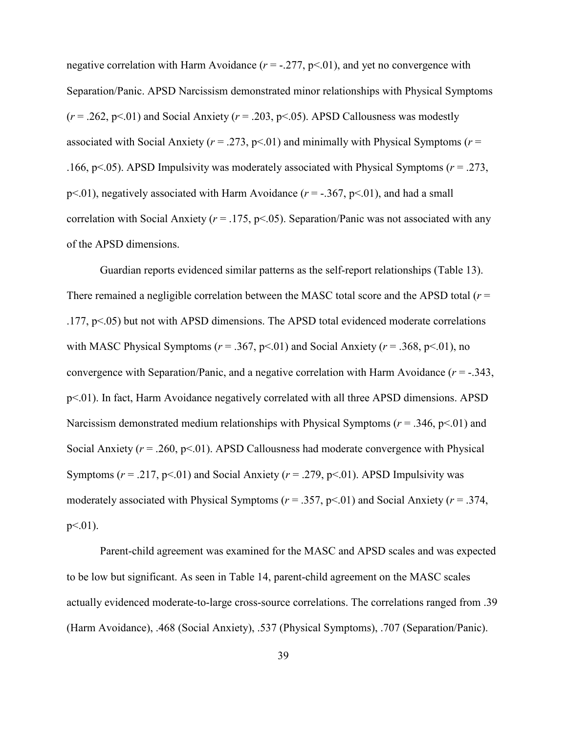negative correlation with Harm Avoidance ($r$ = -.277, $p<.01$), and yet no convergence with Separation/Panic. APSD Narcissism demonstrated minor relationships with Physical Symptoms ($r$ = .262, $p<.01$) and Social Anxiety ($r$ = .203, $p<.05$). APSD Callousness was modestly associated with Social Anxiety ($r$ = .273, $p<.01$) and minimally with Physical Symptoms ($r$ = .166, $p<.05$). APSD Impulsivity was moderately associated with Physical Symptoms ($r$ = .273, $p<.01$), negatively associated with Harm Avoidance ($r$ = -.367, $p<.01$), and had a small correlation with Social Anxiety ($r$ = .175, $p<.05$). Separation/Panic was not associated with any of the APSD dimensions.

Guardian reports evidenced similar patterns as the self-report relationships (Table 13). There remained a negligible correlation between the MASC total score and the APSD total ($r$ = .177, $p<.05$) but not with APSD dimensions. The APSD total evidenced moderate correlations with MASC Physical Symptoms ($r$ = .367, $p<.01$) and Social Anxiety ($r$ = .368, $p<.01$), no convergence with Separation/Panic, and a negative correlation with Harm Avoidance ($r$ = -.343, $p<.01$). In fact, Harm Avoidance negatively correlated with all three APSD dimensions. APSD Narcissism demonstrated medium relationships with Physical Symptoms ($r$ = .346, $p<.01$) and Social Anxiety ($r$ = .260, $p<.01$). APSD Callousness had moderate convergence with Physical Symptoms ($r$ = .217, $p<.01$) and Social Anxiety ($r$ = .279, $p<.01$). APSD Impulsivity was moderately associated with Physical Symptoms ($r$ = .357, $p<.01$) and Social Anxiety ($r$ = .374, $p<.01$).

Parent-child agreement was examined for the MASC and APSD scales and was expected to be low but significant. As seen in Table 14, parent-child agreement on the MASC scales actually evidenced moderate-to-large cross-source correlations. The correlations ranged from .39 (Harm Avoidance), .468 (Social Anxiety), .537 (Physical Symptoms), .707 (Separation/Panic).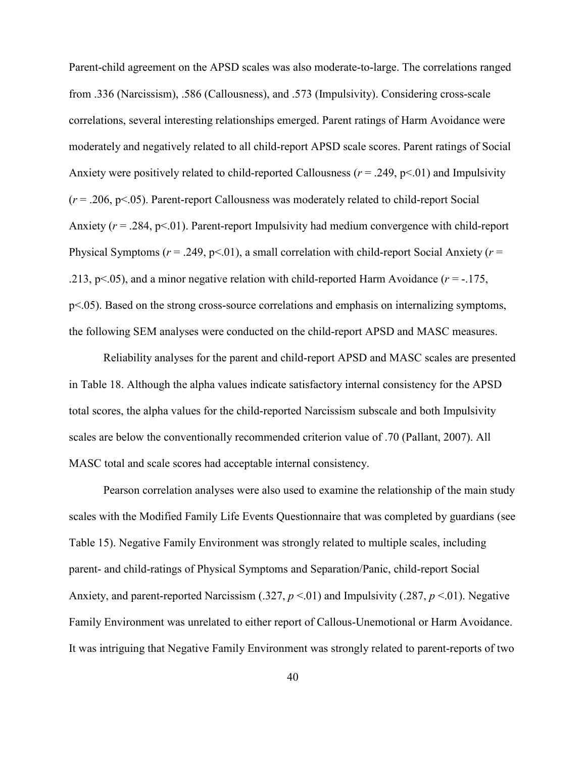Parent-child agreement on the APSD scales was also moderate-to-large. The correlations ranged from .336 (Narcissism), .586 (Callousness), and .573 (Impulsivity). Considering cross-scale correlations, several interesting relationships emerged. Parent ratings of Harm Avoidance were moderately and negatively related to all child-report APSD scale scores. Parent ratings of Social Anxiety were positively related to child-reported Callousness ($r$ = .249, p<.01) and Impulsivity ($r$ = .206, p<.05). Parent-report Callousness was moderately related to child-report Social Anxiety ($r$ = .284, p<.01). Parent-report Impulsivity had medium convergence with child-report Physical Symptoms ($r$ = .249, p<.01), a small correlation with child-report Social Anxiety ($r$ = .213, p<.05), and a minor negative relation with child-reported Harm Avoidance ($r$ = -.175, p<.05). Based on the strong cross-source correlations and emphasis on internalizing symptoms, the following SEM analyses were conducted on the child-report APSD and MASC measures.

Reliability analyses for the parent and child-report APSD and MASC scales are presented in Table 18. Although the alpha values indicate satisfactory internal consistency for the APSD total scores, the alpha values for the child-reported Narcissism subscale and both Impulsivity scales are below the conventionally recommended criterion value of .70 (Pallant, 2007). All MASC total and scale scores had acceptable internal consistency.

Pearson correlation analyses were also used to examine the relationship of the main study scales with the Modified Family Life Events Questionnaire that was completed by guardians (see Table 15). Negative Family Environment was strongly related to multiple scales, including parent- and child-ratings of Physical Symptoms and Separation/Panic, child-report Social Anxiety, and parent-reported Narcissism (.327, $p$ <.01) and Impulsivity (.287, $p$ <.01). Negative Family Environment was unrelated to either report of Callous-Unemotional or Harm Avoidance. It was intriguing that Negative Family Environment was strongly related to parent-reports of two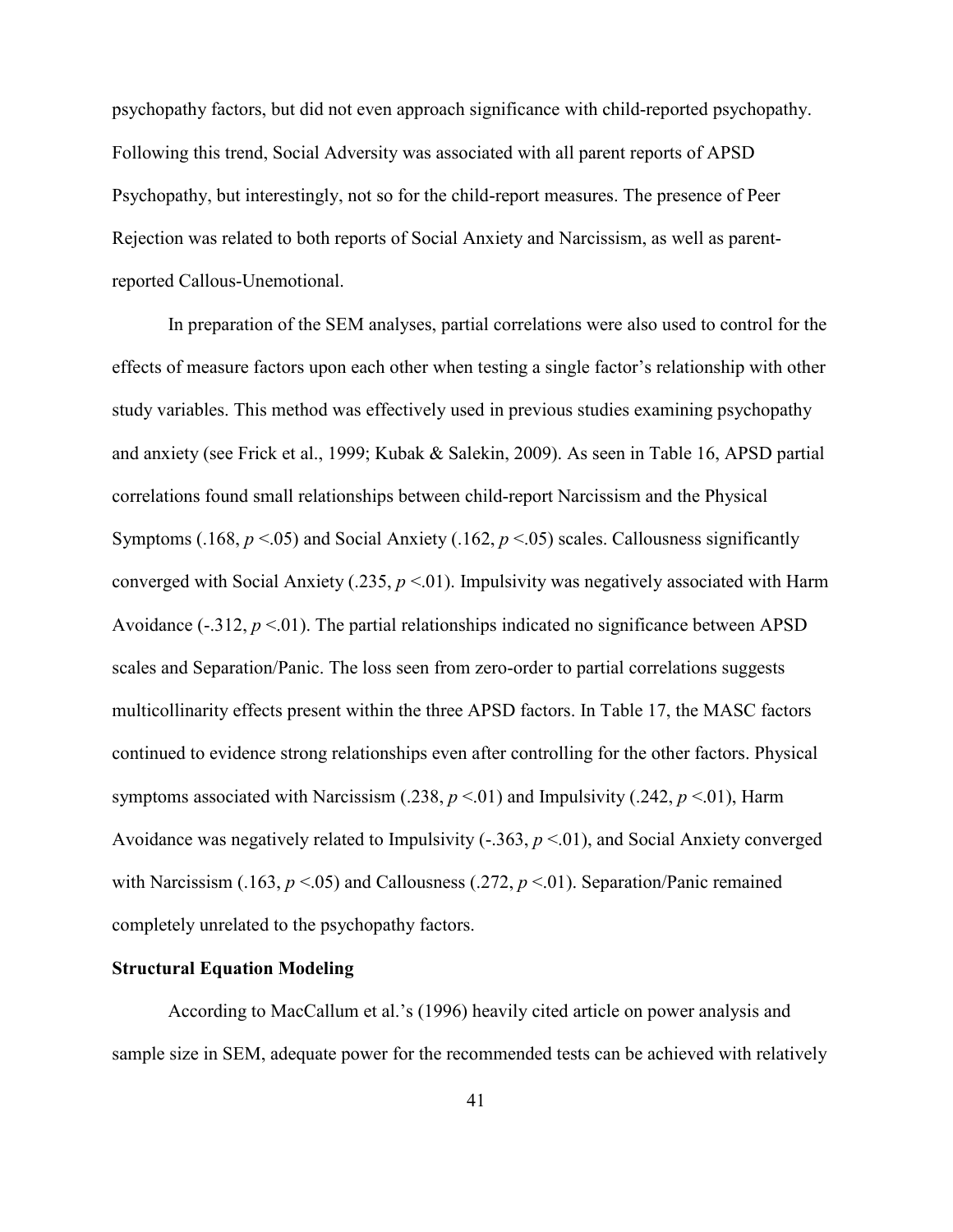psychopathy factors, but did not even approach significance with child-reported psychopathy. Following this trend, Social Adversity was associated with all parent reports of APSD Psychopathy, but interestingly, not so for the child-report measures. The presence of Peer Rejection was related to both reports of Social Anxiety and Narcissism, as well as parent-reported Callous-Unemotional.

In preparation of the SEM analyses, partial correlations were also used to control for the effects of measure factors upon each other when testing a single factor's relationship with other study variables. This method was effectively used in previous studies examining psychopathy and anxiety (see Frick et al., 1999; Kubak & Salekin, 2009). As seen in Table 16, APSD partial correlations found small relationships between child-report Narcissism and the Physical Symptoms (.168, $p < .05$) and Social Anxiety (.162, $p < .05$) scales. Callousness significantly converged with Social Anxiety (.235, $p < .01$). Impulsivity was negatively associated with Harm Avoidance (-.312, $p < .01$). The partial relationships indicated no significance between APSD scales and Separation/Panic. The loss seen from zero-order to partial correlations suggests multicollinarity effects present within the three APSD factors. In Table 17, the MASC factors continued to evidence strong relationships even after controlling for the other factors. Physical symptoms associated with Narcissism (.238, $p < .01$) and Impulsivity (.242, $p < .01$), Harm Avoidance was negatively related to Impulsivity (-.363, $p < .01$), and Social Anxiety converged with Narcissism (.163, $p < .05$) and Callousness (.272, $p < .01$). Separation/Panic remained completely unrelated to the psychopathy factors.

**Structural Equation Modeling**

According to MacCallum et al.'s (1996) heavily cited article on power analysis and sample size in SEM, adequate power for the recommended tests can be achieved with relatively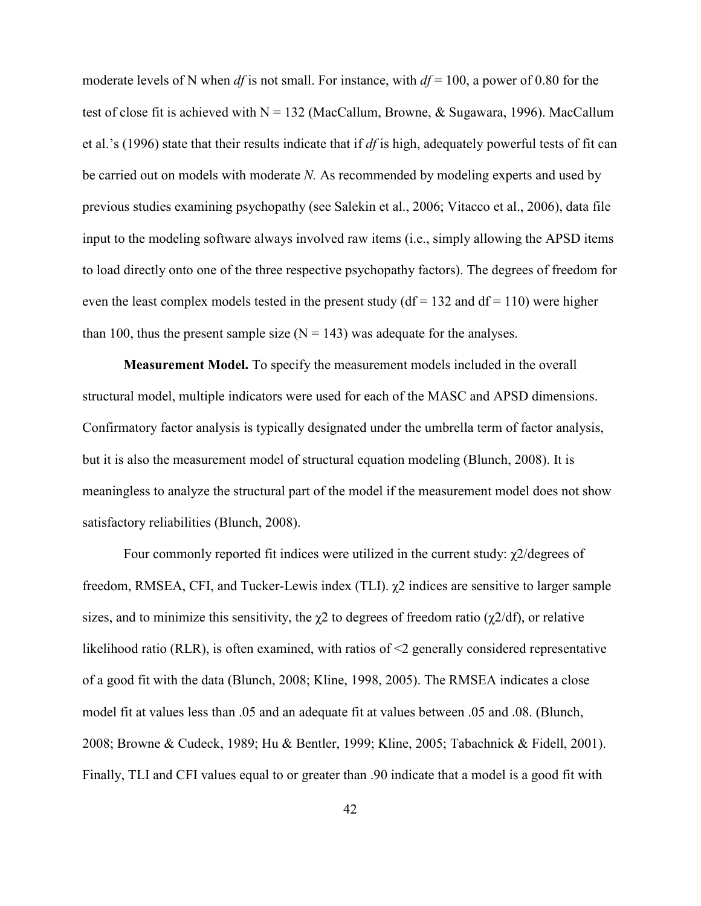moderate levels of N when *df* is not small. For instance, with $df = 100$, a power of 0.80 for the test of close fit is achieved with $N = 132$ (MacCallum, Browne, & Sugawara, 1996). MacCallum et al.'s (1996) state that their results indicate that if *df* is high, adequately powerful tests of fit can be carried out on models with moderate *N.* As recommended by modeling experts and used by previous studies examining psychopathy (see Salekin et al., 2006; Vitacco et al., 2006), data file input to the modeling software always involved raw items (i.e., simply allowing the APSD items to load directly onto one of the three respective psychopathy factors). The degrees of freedom for even the least complex models tested in the present study ($df = 132$ and $df = 110$) were higher than 100, thus the present sample size ($N = 143$) was adequate for the analyses.

**Measurement Model.** To specify the measurement models included in the overall structural model, multiple indicators were used for each of the MASC and APSD dimensions. Confirmatory factor analysis is typically designated under the umbrella term of factor analysis, but it is also the measurement model of structural equation modeling (Blunch, 2008). It is meaningless to analyze the structural part of the model if the measurement model does not show satisfactory reliabilities (Blunch, 2008).

Four commonly reported fit indices were utilized in the current study: $\chi 2$/degrees of freedom, RMSEA, CFI, and Tucker-Lewis index (TLI). $\chi 2$ indices are sensitive to larger sample sizes, and to minimize this sensitivity, the $\chi 2$ to degrees of freedom ratio ($\chi 2/df$), or relative likelihood ratio (RLR), is often examined, with ratios of $<2$ generally considered representative of a good fit with the data (Blunch, 2008; Kline, 1998, 2005). The RMSEA indicates a close model fit at values less than .05 and an adequate fit at values between .05 and .08. (Blunch, 2008; Browne & Cudeck, 1989; Hu & Bentler, 1999; Kline, 2005; Tabachnick & Fidell, 2001). Finally, TLI and CFI values equal to or greater than .90 indicate that a model is a good fit with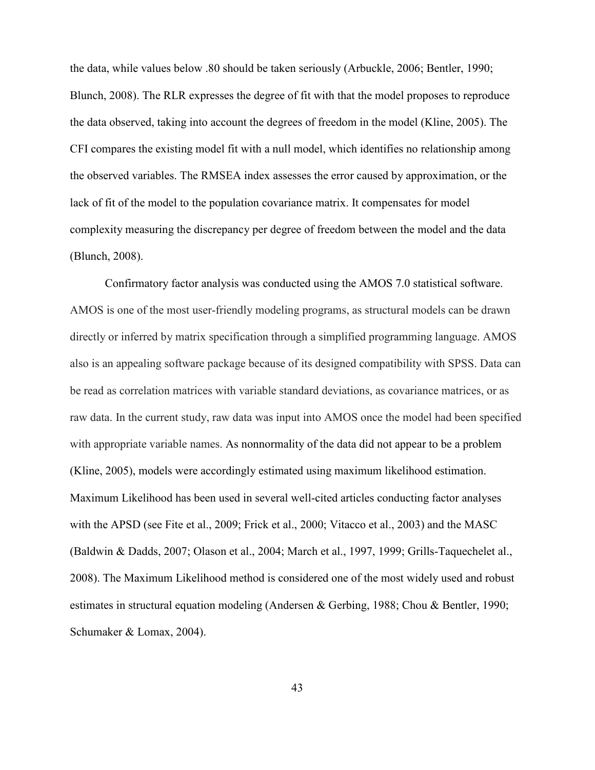the data, while values below .80 should be taken seriously (Arbuckle, 2006; Bentler, 1990; Blunch, 2008). The RLR expresses the degree of fit with that the model proposes to reproduce the data observed, taking into account the degrees of freedom in the model (Kline, 2005). The CFI compares the existing model fit with a null model, which identifies no relationship among the observed variables. The RMSEA index assesses the error caused by approximation, or the lack of fit of the model to the population covariance matrix. It compensates for model complexity measuring the discrepancy per degree of freedom between the model and the data (Blunch, 2008).

Confirmatory factor analysis was conducted using the AMOS 7.0 statistical software. AMOS is one of the most user-friendly modeling programs, as structural models can be drawn directly or inferred by matrix specification through a simplified programming language. AMOS also is an appealing software package because of its designed compatibility with SPSS. Data can be read as correlation matrices with variable standard deviations, as covariance matrices, or as raw data. In the current study, raw data was input into AMOS once the model had been specified with appropriate variable names. As nonnormality of the data did not appear to be a problem (Kline, 2005), models were accordingly estimated using maximum likelihood estimation. Maximum Likelihood has been used in several well-cited articles conducting factor analyses with the APSD (see Fite et al., 2009; Frick et al., 2000; Vitacco et al., 2003) and the MASC (Baldwin & Dadds, 2007; Olason et al., 2004; March et al., 1997, 1999; Grills-Taquechel et al., 2008). The Maximum Likelihood method is considered one of the most widely used and robust estimates in structural equation modeling (Andersen & Gerbing, 1988; Chou & Bentler, 1990; Schumaker & Lomax, 2004).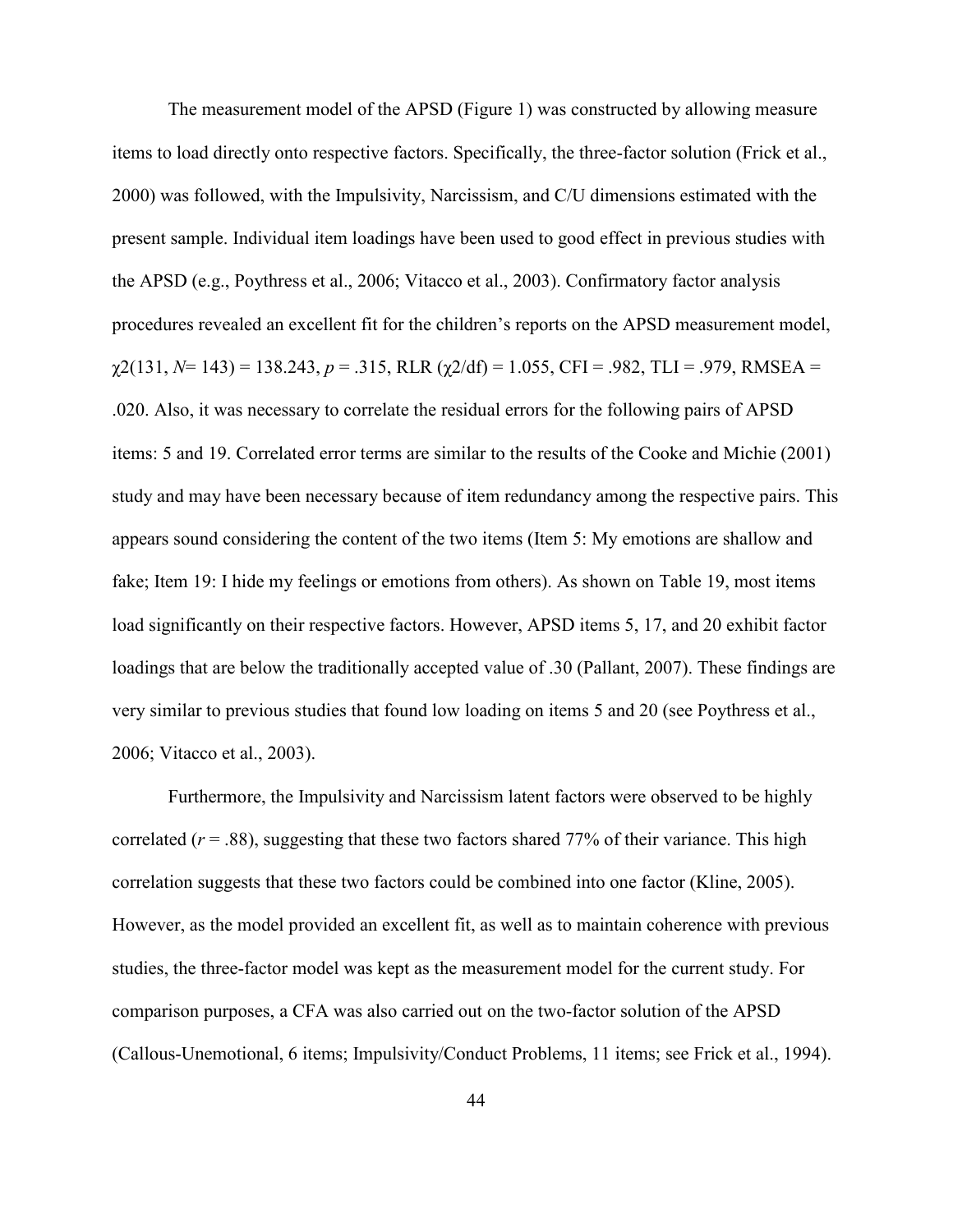The measurement model of the APSD (Figure 1) was constructed by allowing measure items to load directly onto respective factors. Specifically, the three-factor solution (Frick et al., 2000) was followed, with the Impulsivity, Narcissism, and C/U dimensions estimated with the present sample. Individual item loadings have been used to good effect in previous studies with the APSD (e.g., Poythress et al., 2006; Vitacco et al., 2003). Confirmatory factor analysis procedures revealed an excellent fit for the children's reports on the APSD measurement model, $\chi2(131, N= 143) = 138.243$, $p = .315$, RLR ($\chi2$/df) = 1.055, CFI = .982, TLI = .979, RMSEA = .020. Also, it was necessary to correlate the residual errors for the following pairs of APSD items: 5 and 19. Correlated error terms are similar to the results of the Cooke and Michie (2001) study and may have been necessary because of item redundancy among the respective pairs. This appears sound considering the content of the two items (Item 5: My emotions are shallow and fake; Item 19: I hide my feelings or emotions from others). As shown on Table 19, most items load significantly on their respective factors. However, APSD items 5, 17, and 20 exhibit factor loadings that are below the traditionally accepted value of .30 (Pallant, 2007). These findings are very similar to previous studies that found low loading on items 5 and 20 (see Poythress et al., 2006; Vitacco et al., 2003).

Furthermore, the Impulsivity and Narcissism latent factors were observed to be highly correlated ($r = .88$), suggesting that these two factors shared 77% of their variance. This high correlation suggests that these two factors could be combined into one factor (Kline, 2005). However, as the model provided an excellent fit, as well as to maintain coherence with previous studies, the three-factor model was kept as the measurement model for the current study. For comparison purposes, a CFA was also carried out on the two-factor solution of the APSD (Callous-Unemotional, 6 items; Impulsivity/Conduct Problems, 11 items; see Frick et al., 1994).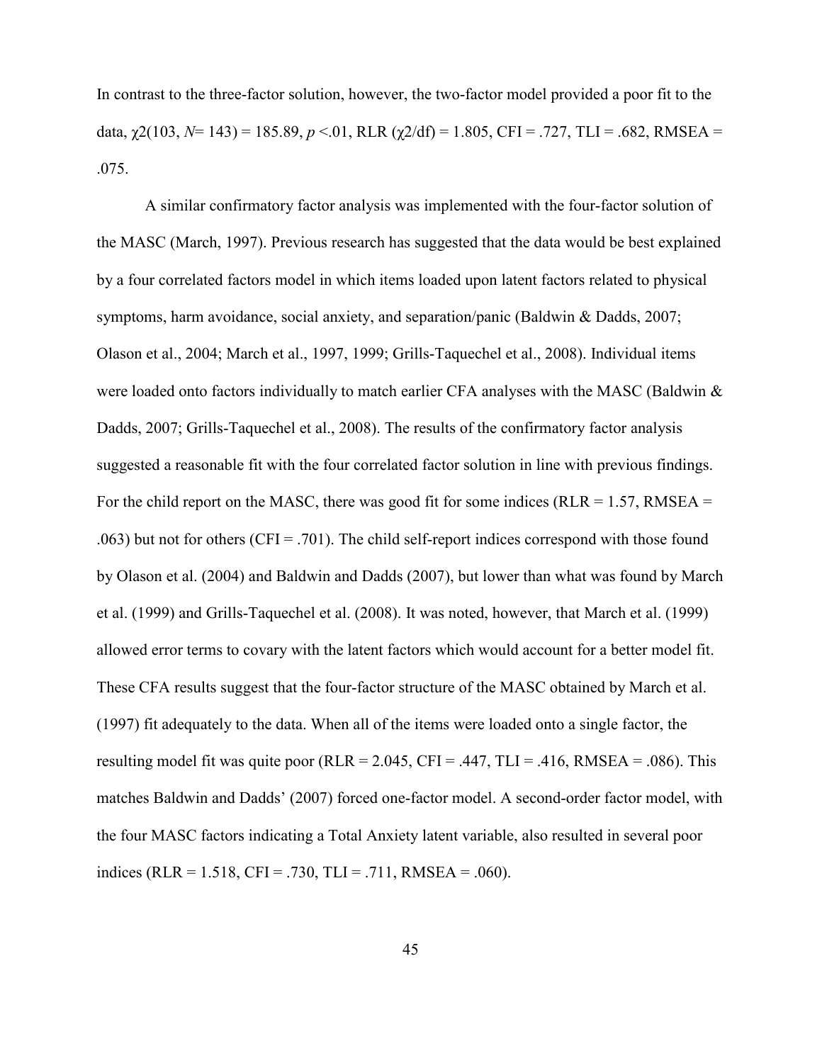In contrast to the three-factor solution, however, the two-factor model provided a poor fit to the data, $\chi2(103, N= 143) = 185.89$, $p <.01$, RLR ($\chi2/\text{df}$) = 1.805, CFI = .727, TLI = .682, RMSEA = .075.

A similar confirmatory factor analysis was implemented with the four-factor solution of the MASC (March, 1997). Previous research has suggested that the data would be best explained by a four correlated factors model in which items loaded upon latent factors related to physical symptoms, harm avoidance, social anxiety, and separation/panic (Baldwin & Dadds, 2007; Olason et al., 2004; March et al., 1997, 1999; Grills-Taquechel et al., 2008). Individual items were loaded onto factors individually to match earlier CFA analyses with the MASC (Baldwin & Dadds, 2007; Grills-Taquechel et al., 2008). The results of the confirmatory factor analysis suggested a reasonable fit with the four correlated factor solution in line with previous findings. For the child report on the MASC, there was good fit for some indices (RLR = 1.57, RMSEA = .063) but not for others (CFI = .701). The child self-report indices correspond with those found by Olason et al. (2004) and Baldwin and Dadds (2007), but lower than what was found by March et al. (1999) and Grills-Taquechel et al. (2008). It was noted, however, that March et al. (1999) allowed error terms to covary with the latent factors which would account for a better model fit. These CFA results suggest that the four-factor structure of the MASC obtained by March et al. (1997) fit adequately to the data. When all of the items were loaded onto a single factor, the resulting model fit was quite poor (RLR = 2.045, CFI = .447, TLI = .416, RMSEA = .086). This matches Baldwin and Dadds' (2007) forced one-factor model. A second-order factor model, with the four MASC factors indicating a Total Anxiety latent variable, also resulted in several poor indices (RLR = 1.518, CFI = .730, TLI = .711, RMSEA = .060).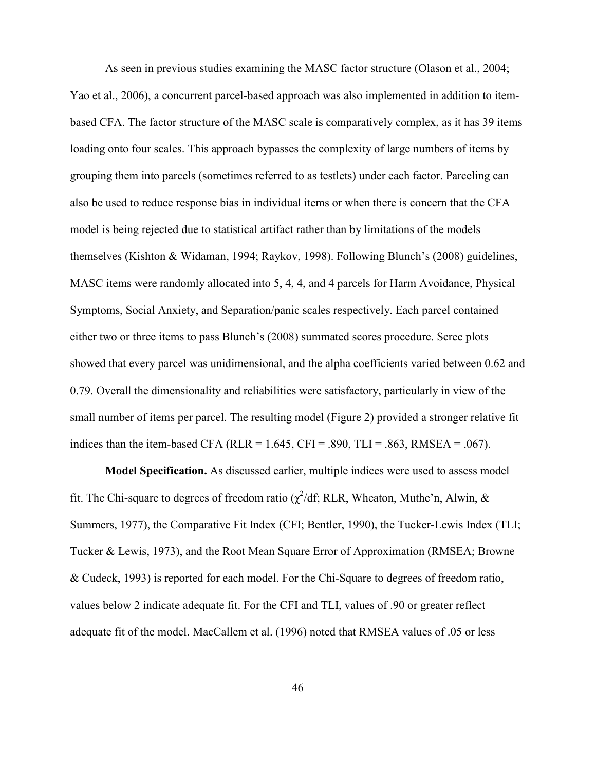As seen in previous studies examining the MASC factor structure (Olason et al., 2004; Yao et al., 2006), a concurrent parcel-based approach was also implemented in addition to item-based CFA. The factor structure of the MASC scale is comparatively complex, as it has 39 items loading onto four scales. This approach bypasses the complexity of large numbers of items by grouping them into parcels (sometimes referred to as testlets) under each factor. Parceling can also be used to reduce response bias in individual items or when there is concern that the CFA model is being rejected due to statistical artifact rather than by limitations of the models themselves (Kishton & Widaman, 1994; Raykov, 1998). Following Blunch's (2008) guidelines, MASC items were randomly allocated into 5, 4, 4, and 4 parcels for Harm Avoidance, Physical Symptoms, Social Anxiety, and Separation/panic scales respectively. Each parcel contained either two or three items to pass Blunch's (2008) summated scores procedure. Scree plots showed that every parcel was unidimensional, and the alpha coefficients varied between 0.62 and 0.79. Overall the dimensionality and reliabilities were satisfactory, particularly in view of the small number of items per parcel. The resulting model (Figure 2) provided a stronger relative fit indices than the item-based CFA (RLR = 1.645, CFI = .890, TLI = .863, RMSEA = .067).

**Model Specification.** As discussed earlier, multiple indices were used to assess model fit. The Chi-square to degrees of freedom ratio ($\chi^2$/df; RLR, Wheaton, Muthe'n, Alwin, & Summers, 1977), the Comparative Fit Index (CFI; Bentler, 1990), the Tucker-Lewis Index (TLI; Tucker & Lewis, 1973), and the Root Mean Square Error of Approximation (RMSEA; Browne & Cudeck, 1993) is reported for each model. For the Chi-Square to degrees of freedom ratio, values below 2 indicate adequate fit. For the CFI and TLI, values of .90 or greater reflect adequate fit of the model. MacCallem et al. (1996) noted that RMSEA values of .05 or less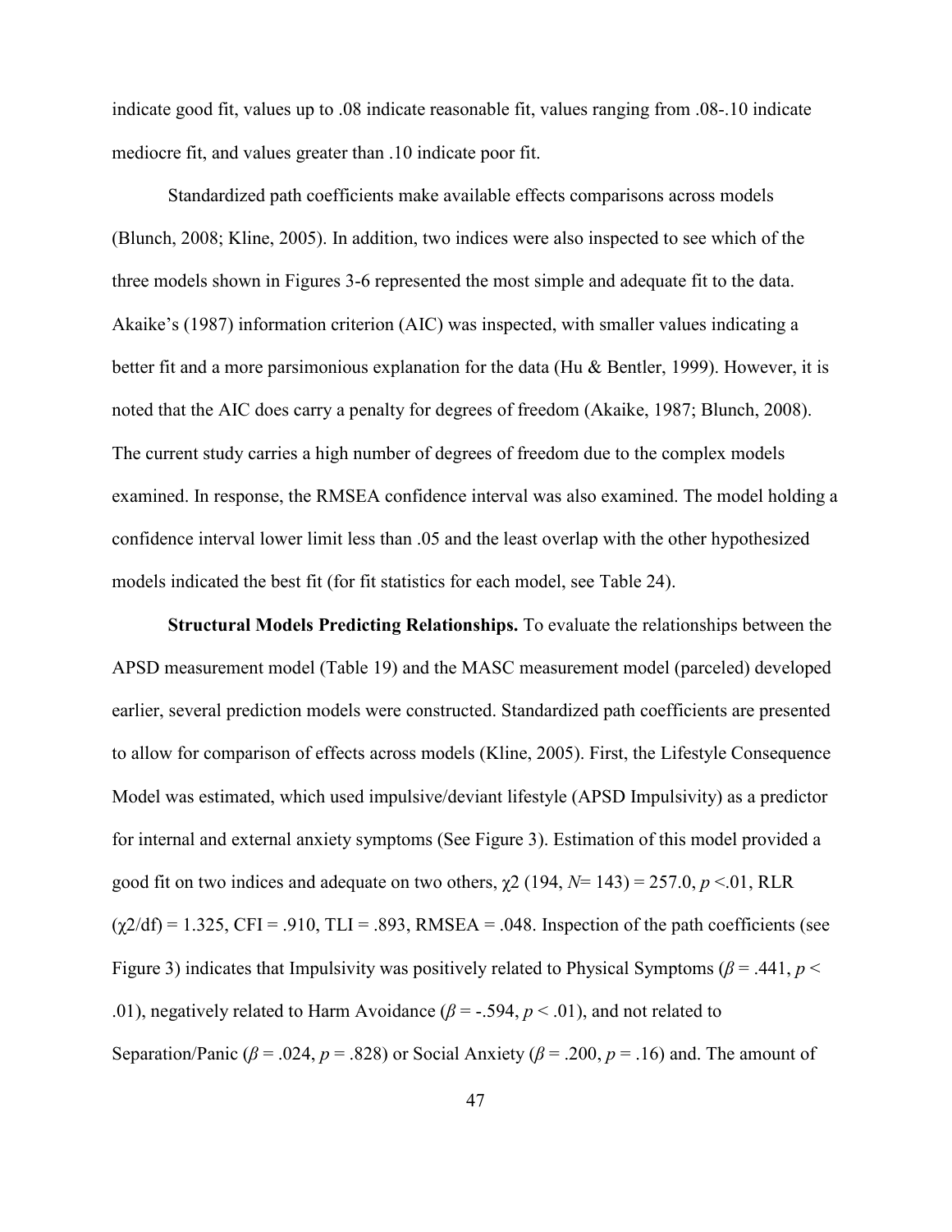indicate good fit, values up to .08 indicate reasonable fit, values ranging from .08-.10 indicate mediocre fit, and values greater than .10 indicate poor fit.

Standardized path coefficients make available effects comparisons across models (Blunch, 2008; Kline, 2005). In addition, two indices were also inspected to see which of the three models shown in Figures 3-6 represented the most simple and adequate fit to the data. Akaike's (1987) information criterion (AIC) was inspected, with smaller values indicating a better fit and a more parsimonious explanation for the data (Hu & Bentler, 1999). However, it is noted that the AIC does carry a penalty for degrees of freedom (Akaike, 1987; Blunch, 2008). The current study carries a high number of degrees of freedom due to the complex models examined. In response, the RMSEA confidence interval was also examined. The model holding a confidence interval lower limit less than .05 and the least overlap with the other hypothesized models indicated the best fit (for fit statistics for each model, see Table 24).

**Structural Models Predicting Relationships.** To evaluate the relationships between the APSD measurement model (Table 19) and the MASC measurement model (parceled) developed earlier, several prediction models were constructed. Standardized path coefficients are presented to allow for comparison of effects across models (Kline, 2005). First, the Lifestyle Consequence Model was estimated, which used impulsive/deviant lifestyle (APSD Impulsivity) as a predictor for internal and external anxiety symptoms (See Figure 3). Estimation of this model provided a good fit on two indices and adequate on two others, $\chi 2$ (194, $N$= 143) = 257.0, $p$ <.01, RLR ($\chi 2$/df) = 1.325, CFI = .910, TLI = .893, RMSEA = .048. Inspection of the path coefficients (see Figure 3) indicates that Impulsivity was positively related to Physical Symptoms ($\beta$ = .441, $p$ < .01), negatively related to Harm Avoidance ($\beta$ = -.594, $p$ < .01), and not related to Separation/Panic ($\beta$ = .024, $p$ = .828) or Social Anxiety ($\beta$ = .200, $p$ = .16) and. The amount of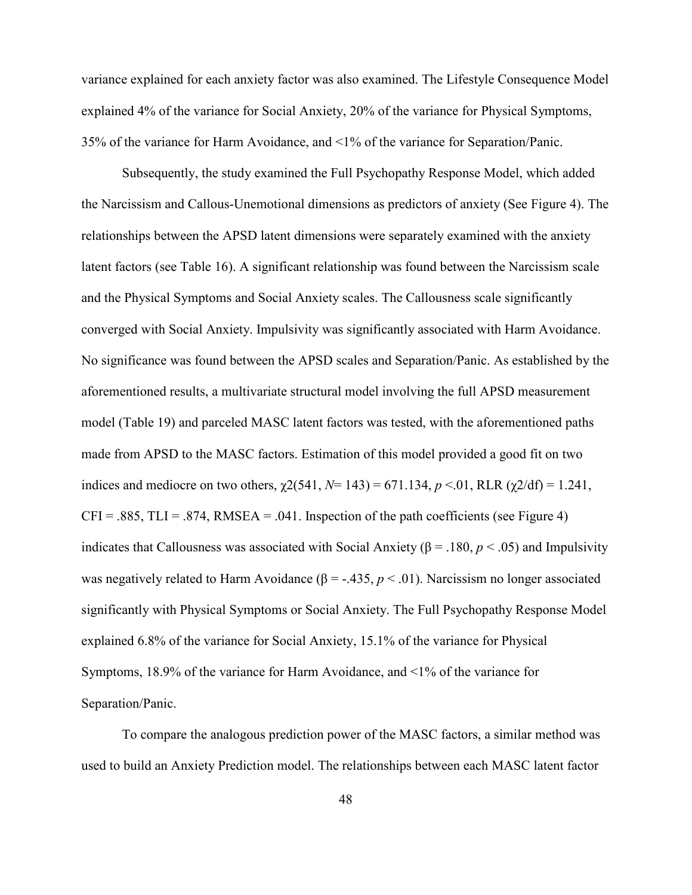variance explained for each anxiety factor was also examined. The Lifestyle Consequence Model explained 4% of the variance for Social Anxiety, 20% of the variance for Physical Symptoms, 35% of the variance for Harm Avoidance, and <1% of the variance for Separation/Panic.

Subsequently, the study examined the Full Psychopathy Response Model, which added the Narcissism and Callous-Unemotional dimensions as predictors of anxiety (See Figure 4). The relationships between the APSD latent dimensions were separately examined with the anxiety latent factors (see Table 16). A significant relationship was found between the Narcissism scale and the Physical Symptoms and Social Anxiety scales. The Callousness scale significantly converged with Social Anxiety. Impulsivity was significantly associated with Harm Avoidance. No significance was found between the APSD scales and Separation/Panic. As established by the aforementioned results, a multivariate structural model involving the full APSD measurement model (Table 19) and parceled MASC latent factors was tested, with the aforementioned paths made from APSD to the MASC factors. Estimation of this model provided a good fit on two indices and mediocre on two others, $\chi^2(541, N = 143) = 671.134$, $p < .01$, RLR ($\chi^2/df$) = 1.241, CFI = .885, TLI = .874, RMSEA = .041. Inspection of the path coefficients (see Figure 4) indicates that Callousness was associated with Social Anxiety ($\beta = .180$, $p < .05$) and Impulsivity was negatively related to Harm Avoidance ($\beta = -.435$, $p < .01$). Narcissism no longer associated significantly with Physical Symptoms or Social Anxiety. The Full Psychopathy Response Model explained 6.8% of the variance for Social Anxiety, 15.1% of the variance for Physical Symptoms, 18.9% of the variance for Harm Avoidance, and <1% of the variance for Separation/Panic.

To compare the analogous prediction power of the MASC factors, a similar method was used to build an Anxiety Prediction model. The relationships between each MASC latent factor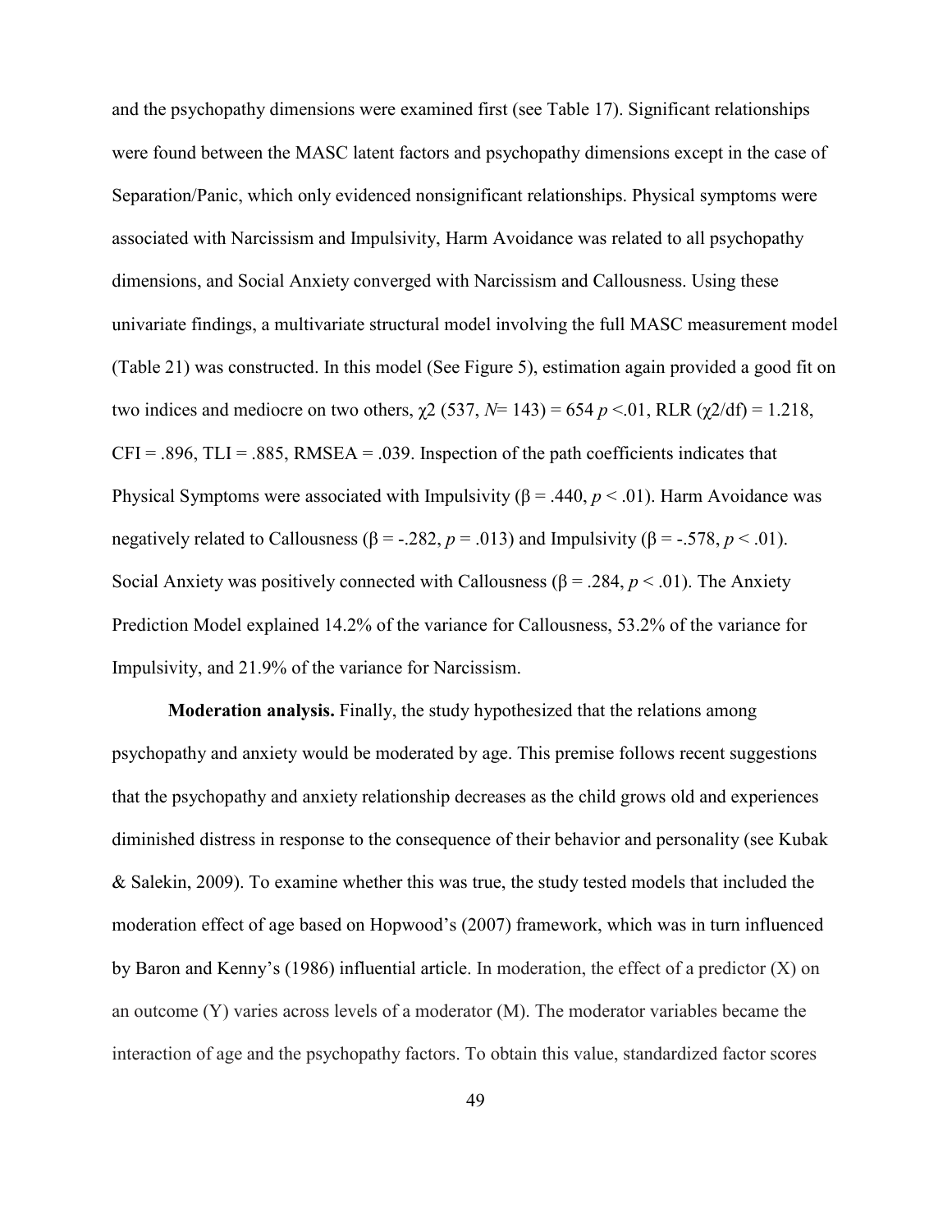and the psychopathy dimensions were examined first (see Table 17). Significant relationships were found between the MASC latent factors and psychopathy dimensions except in the case of Separation/Panic, which only evidenced nonsignificant relationships. Physical symptoms were associated with Narcissism and Impulsivity, Harm Avoidance was related to all psychopathy dimensions, and Social Anxiety converged with Narcissism and Callousness. Using these univariate findings, a multivariate structural model involving the full MASC measurement model (Table 21) was constructed. In this model (See Figure 5), estimation again provided a good fit on two indices and mediocre on two others, $\chi^2$ (537, $N$= 143) = 654 $p$ <.01, RLR ($\chi^2$/df) = 1.218, CFI = .896, TLI = .885, RMSEA = .039. Inspection of the path coefficients indicates that Physical Symptoms were associated with Impulsivity ($\beta = .440$, $p < .01$). Harm Avoidance was negatively related to Callousness ($\beta = -.282$, $p = .013$) and Impulsivity ($\beta = -.578$, $p < .01$). Social Anxiety was positively connected with Callousness ($\beta = .284$, $p < .01$). The Anxiety Prediction Model explained 14.2% of the variance for Callousness, 53.2% of the variance for Impulsivity, and 21.9% of the variance for Narcissism.

**Moderation analysis.** Finally, the study hypothesized that the relations among psychopathy and anxiety would be moderated by age. This premise follows recent suggestions that the psychopathy and anxiety relationship decreases as the child grows old and experiences diminished distress in response to the consequence of their behavior and personality (see Kubak & Salekin, 2009). To examine whether this was true, the study tested models that included the moderation effect of age based on Hopwood's (2007) framework, which was in turn influenced by Baron and Kenny's (1986) influential article. In moderation, the effect of a predictor (X) on an outcome (Y) varies across levels of a moderator (M). The moderator variables became the interaction of age and the psychopathy factors. To obtain this value, standardized factor scores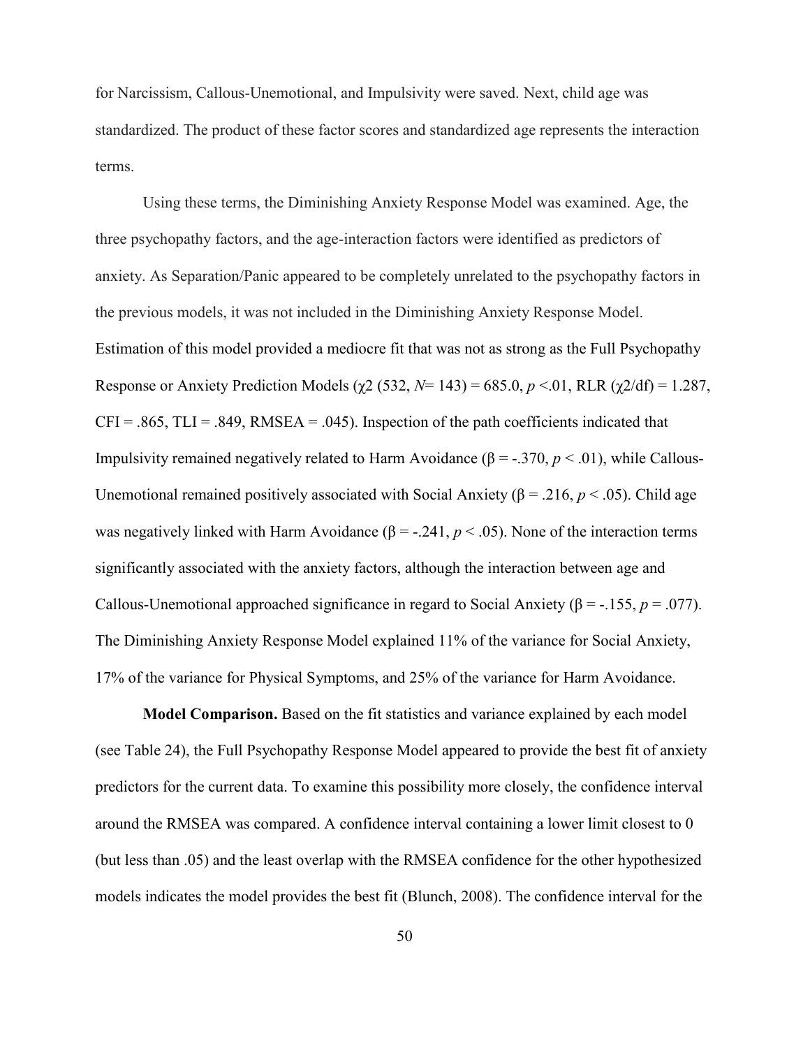for Narcissism, Callous-Unemotional, and Impulsivity were saved. Next, child age was standardized. The product of these factor scores and standardized age represents the interaction terms.

Using these terms, the Diminishing Anxiety Response Model was examined. Age, the three psychopathy factors, and the age-interaction factors were identified as predictors of anxiety. As Separation/Panic appeared to be completely unrelated to the psychopathy factors in the previous models, it was not included in the Diminishing Anxiety Response Model. Estimation of this model provided a mediocre fit that was not as strong as the Full Psychopathy Response or Anxiety Prediction Models ($\chi 2$ (532, $N$= 143) = 685.0, $p$ <.01, RLR ($\chi 2$/df) = 1.287, CFI = .865, TLI = .849, RMSEA = .045). Inspection of the path coefficients indicated that Impulsivity remained negatively related to Harm Avoidance ($\beta$ = -.370, $p$ < .01), while Callous-Unemotional remained positively associated with Social Anxiety ($\beta$ = .216, $p$ < .05). Child age was negatively linked with Harm Avoidance ($\beta$ = -.241, $p$ < .05). None of the interaction terms significantly associated with the anxiety factors, although the interaction between age and Callous-Unemotional approached significance in regard to Social Anxiety ($\beta$ = -.155, $p$ = .077). The Diminishing Anxiety Response Model explained 11% of the variance for Social Anxiety, 17% of the variance for Physical Symptoms, and 25% of the variance for Harm Avoidance.

**Model Comparison.** Based on the fit statistics and variance explained by each model (see Table 24), the Full Psychopathy Response Model appeared to provide the best fit of anxiety predictors for the current data. To examine this possibility more closely, the confidence interval around the RMSEA was compared. A confidence interval containing a lower limit closest to 0 (but less than .05) and the least overlap with the RMSEA confidence for the other hypothesized models indicates the model provides the best fit (Blunch, 2008). The confidence interval for the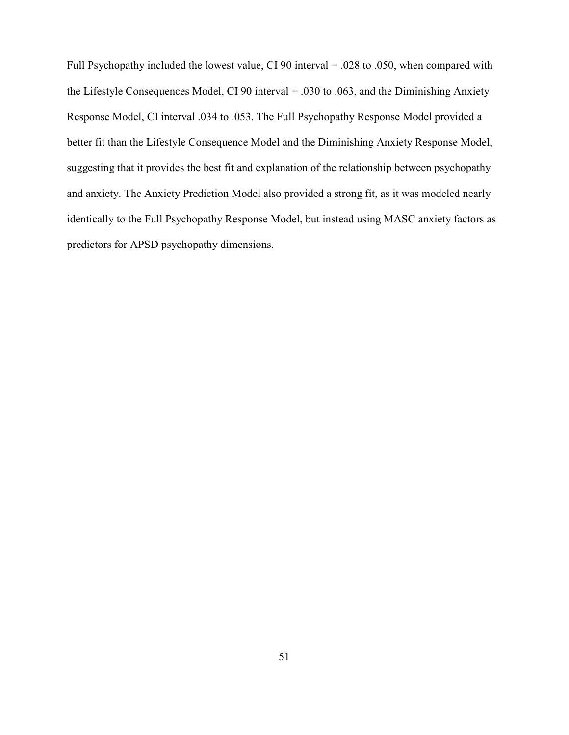Full Psychopathy included the lowest value, CI 90 interval = .028 to .050, when compared with the Lifestyle Consequences Model, CI 90 interval = .030 to .063, and the Diminishing Anxiety Response Model, CI interval .034 to .053. The Full Psychopathy Response Model provided a better fit than the Lifestyle Consequence Model and the Diminishing Anxiety Response Model, suggesting that it provides the best fit and explanation of the relationship between psychopathy and anxiety. The Anxiety Prediction Model also provided a strong fit, as it was modeled nearly identically to the Full Psychopathy Response Model, but instead using MASC anxiety factors as predictors for APSD psychopathy dimensions.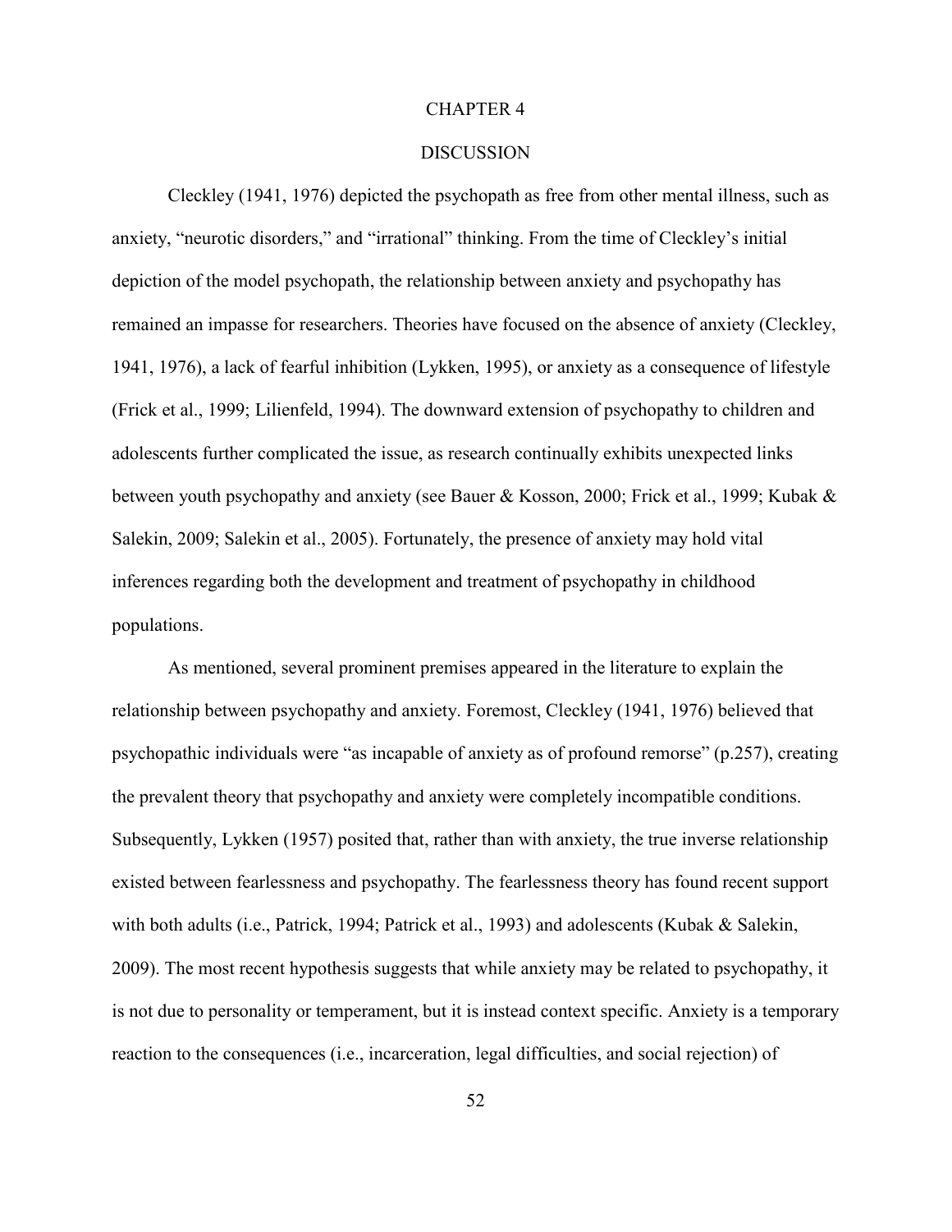# CHAPTER 4

## DISCUSSION

Cleckley (1941, 1976) depicted the psychopath as free from other mental illness, such as anxiety, "neurotic disorders," and "irrational" thinking. From the time of Cleckley's initial depiction of the model psychopath, the relationship between anxiety and psychopathy has remained an impasse for researchers. Theories have focused on the absence of anxiety (Cleckley, 1941, 1976), a lack of fearful inhibition (Lykken, 1995), or anxiety as a consequence of lifestyle (Frick et al., 1999; Lilienfeld, 1994). The downward extension of psychopathy to children and adolescents further complicated the issue, as research continually exhibits unexpected links between youth psychopathy and anxiety (see Bauer & Kosson, 2000; Frick et al., 1999; Kubak & Salekin, 2009; Salekin et al., 2005). Fortunately, the presence of anxiety may hold vital inferences regarding both the development and treatment of psychopathy in childhood populations.

As mentioned, several prominent premises appeared in the literature to explain the relationship between psychopathy and anxiety. Foremost, Cleckley (1941, 1976) believed that psychopathic individuals were "as incapable of anxiety as of profound remorse" (p.257), creating the prevalent theory that psychopathy and anxiety were completely incompatible conditions. Subsequently, Lykken (1957) posited that, rather than with anxiety, the true inverse relationship existed between fearlessness and psychopathy. The fearlessness theory has found recent support with both adults (i.e., Patrick, 1994; Patrick et al., 1993) and adolescents (Kubak & Salekin, 2009). The most recent hypothesis suggests that while anxiety may be related to psychopathy, it is not due to personality or temperament, but it is instead context specific. Anxiety is a temporary reaction to the consequences (i.e., incarceration, legal difficulties, and social rejection) of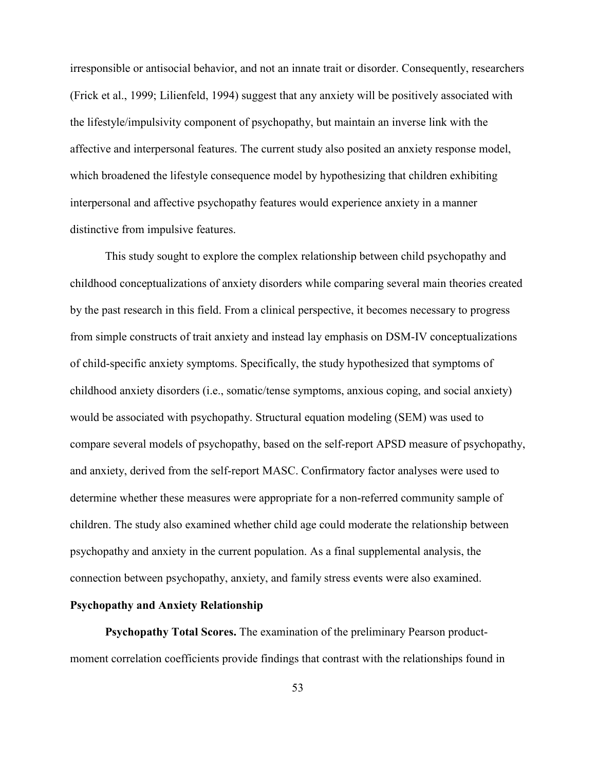irresponsible or antisocial behavior, and not an innate trait or disorder. Consequently, researchers (Frick et al., 1999; Lilienfeld, 1994) suggest that any anxiety will be positively associated with the lifestyle/impulsivity component of psychopathy, but maintain an inverse link with the affective and interpersonal features. The current study also posited an anxiety response model, which broadened the lifestyle consequence model by hypothesizing that children exhibiting interpersonal and affective psychopathy features would experience anxiety in a manner distinctive from impulsive features.

This study sought to explore the complex relationship between child psychopathy and childhood conceptualizations of anxiety disorders while comparing several main theories created by the past research in this field. From a clinical perspective, it becomes necessary to progress from simple constructs of trait anxiety and instead lay emphasis on DSM-IV conceptualizations of child-specific anxiety symptoms. Specifically, the study hypothesized that symptoms of childhood anxiety disorders (i.e., somatic/tense symptoms, anxious coping, and social anxiety) would be associated with psychopathy. Structural equation modeling (SEM) was used to compare several models of psychopathy, based on the self-report APSD measure of psychopathy, and anxiety, derived from the self-report MASC. Confirmatory factor analyses were used to determine whether these measures were appropriate for a non-referred community sample of children. The study also examined whether child age could moderate the relationship between psychopathy and anxiety in the current population. As a final supplemental analysis, the connection between psychopathy, anxiety, and family stress events were also examined.

### Psychopathy and Anxiety Relationship

**Psychopathy Total Scores.** The examination of the preliminary Pearson product-moment correlation coefficients provide findings that contrast with the relationships found in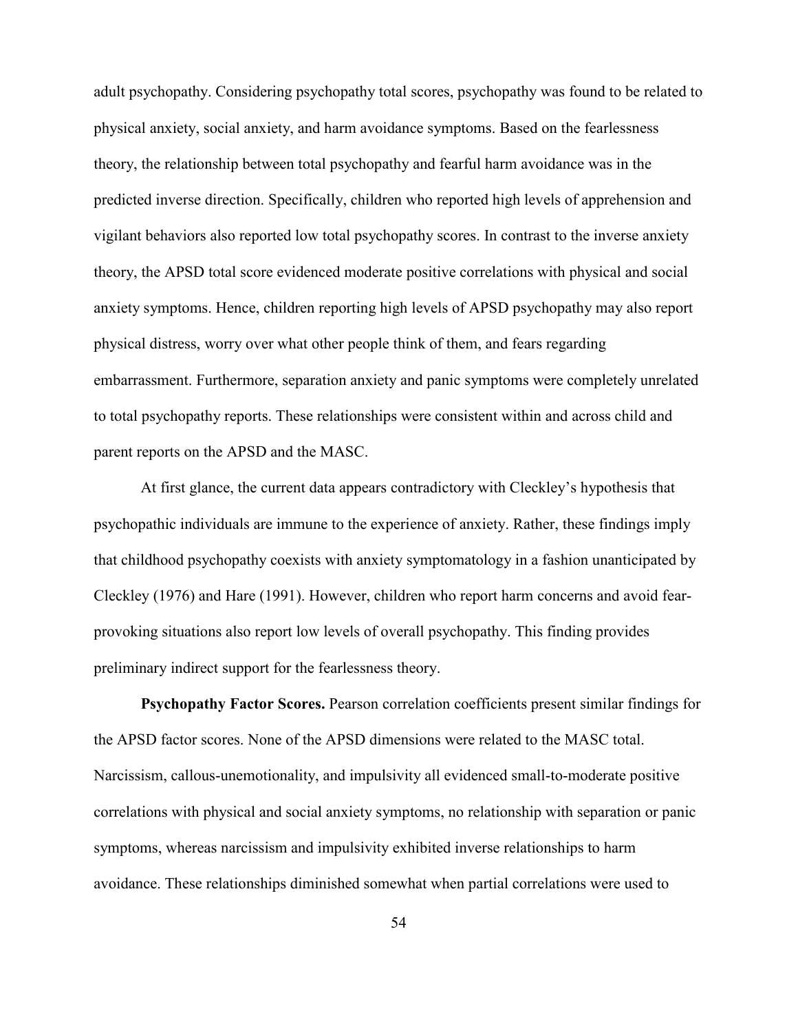adult psychopathy. Considering psychopathy total scores, psychopathy was found to be related to physical anxiety, social anxiety, and harm avoidance symptoms. Based on the fearlessness theory, the relationship between total psychopathy and fearful harm avoidance was in the predicted inverse direction. Specifically, children who reported high levels of apprehension and vigilant behaviors also reported low total psychopathy scores. In contrast to the inverse anxiety theory, the APSD total score evidenced moderate positive correlations with physical and social anxiety symptoms. Hence, children reporting high levels of APSD psychopathy may also report physical distress, worry over what other people think of them, and fears regarding embarrassment. Furthermore, separation anxiety and panic symptoms were completely unrelated to total psychopathy reports. These relationships were consistent within and across child and parent reports on the APSD and the MASC.

At first glance, the current data appears contradictory with Cleckley's hypothesis that psychopathic individuals are immune to the experience of anxiety. Rather, these findings imply that childhood psychopathy coexists with anxiety symptomatology in a fashion unanticipated by Cleckley (1976) and Hare (1991). However, children who report harm concerns and avoid fear-provoking situations also report low levels of overall psychopathy. This finding provides preliminary indirect support for the fearlessness theory.

**Psychopathy Factor Scores.** Pearson correlation coefficients present similar findings for the APSD factor scores. None of the APSD dimensions were related to the MASC total. Narcissism, callous-unemotionality, and impulsivity all evidenced small-to-moderate positive correlations with physical and social anxiety symptoms, no relationship with separation or panic symptoms, whereas narcissism and impulsivity exhibited inverse relationships to harm avoidance. These relationships diminished somewhat when partial correlations were used to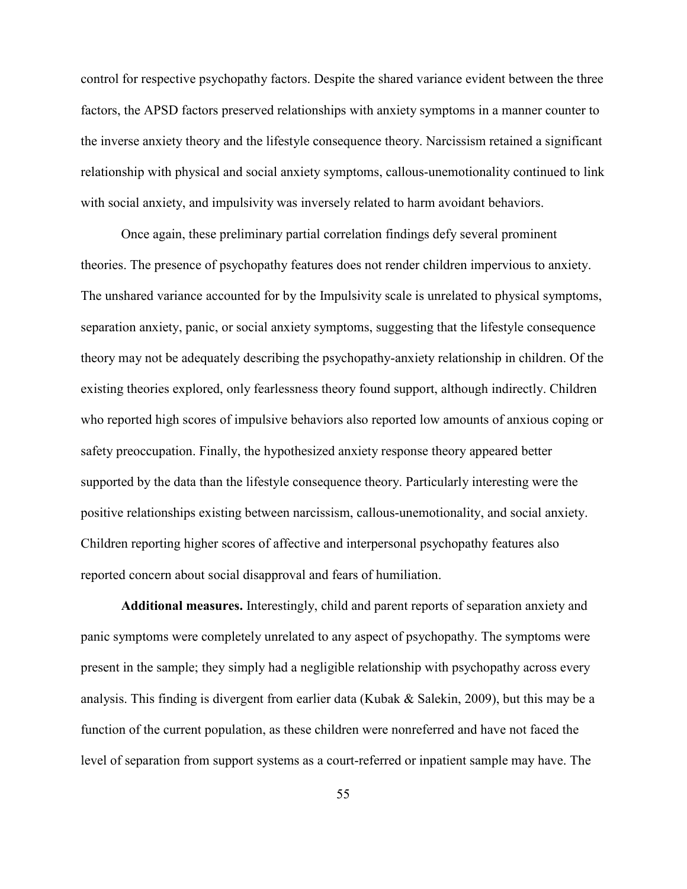control for respective psychopathy factors. Despite the shared variance evident between the three factors, the APSD factors preserved relationships with anxiety symptoms in a manner counter to the inverse anxiety theory and the lifestyle consequence theory. Narcissism retained a significant relationship with physical and social anxiety symptoms, callous-unemotionality continued to link with social anxiety, and impulsivity was inversely related to harm avoidant behaviors.

Once again, these preliminary partial correlation findings defy several prominent theories. The presence of psychopathy features does not render children impervious to anxiety. The unshared variance accounted for by the Impulsivity scale is unrelated to physical symptoms, separation anxiety, panic, or social anxiety symptoms, suggesting that the lifestyle consequence theory may not be adequately describing the psychopathy-anxiety relationship in children. Of the existing theories explored, only fearlessness theory found support, although indirectly. Children who reported high scores of impulsive behaviors also reported low amounts of anxious coping or safety preoccupation. Finally, the hypothesized anxiety response theory appeared better supported by the data than the lifestyle consequence theory. Particularly interesting were the positive relationships existing between narcissism, callous-unemotionality, and social anxiety. Children reporting higher scores of affective and interpersonal psychopathy features also reported concern about social disapproval and fears of humiliation.

**Additional measures.** Interestingly, child and parent reports of separation anxiety and panic symptoms were completely unrelated to any aspect of psychopathy. The symptoms were present in the sample; they simply had a negligible relationship with psychopathy across every analysis. This finding is divergent from earlier data (Kubak & Salekin, 2009), but this may be a function of the current population, as these children were nonreferred and have not faced the level of separation from support systems as a court-referred or inpatient sample may have. The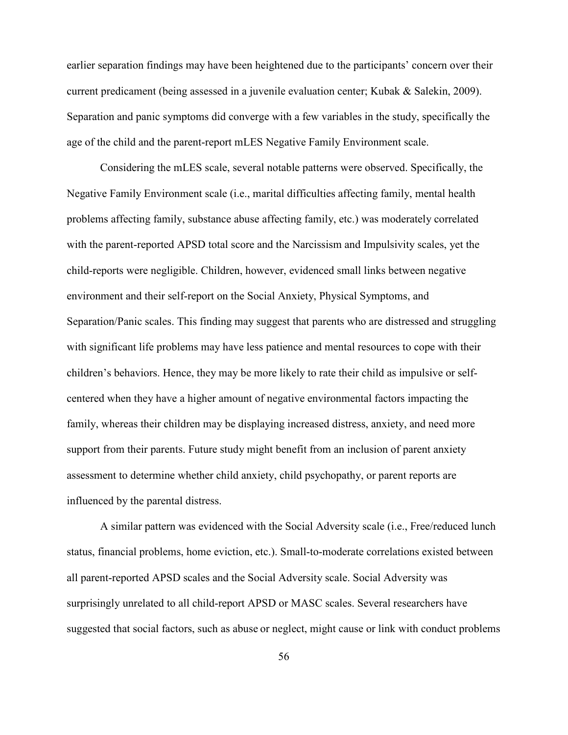earlier separation findings may have been heightened due to the participants' concern over their current predicament (being assessed in a juvenile evaluation center; Kubak & Salekin, 2009). Separation and panic symptoms did converge with a few variables in the study, specifically the age of the child and the parent-report mLES Negative Family Environment scale.

Considering the mLES scale, several notable patterns were observed. Specifically, the Negative Family Environment scale (i.e., marital difficulties affecting family, mental health problems affecting family, substance abuse affecting family, etc.) was moderately correlated with the parent-reported APSD total score and the Narcissism and Impulsivity scales, yet the child-reports were negligible. Children, however, evidenced small links between negative environment and their self-report on the Social Anxiety, Physical Symptoms, and Separation/Panic scales. This finding may suggest that parents who are distressed and struggling with significant life problems may have less patience and mental resources to cope with their children's behaviors. Hence, they may be more likely to rate their child as impulsive or self-centered when they have a higher amount of negative environmental factors impacting the family, whereas their children may be displaying increased distress, anxiety, and need more support from their parents. Future study might benefit from an inclusion of parent anxiety assessment to determine whether child anxiety, child psychopathy, or parent reports are influenced by the parental distress.

A similar pattern was evidenced with the Social Adversity scale (i.e., Free/reduced lunch status, financial problems, home eviction, etc.). Small-to-moderate correlations existed between all parent-reported APSD scales and the Social Adversity scale. Social Adversity was surprisingly unrelated to all child-report APSD or MASC scales. Several researchers have suggested that social factors, such as abuse or neglect, might cause or link with conduct problems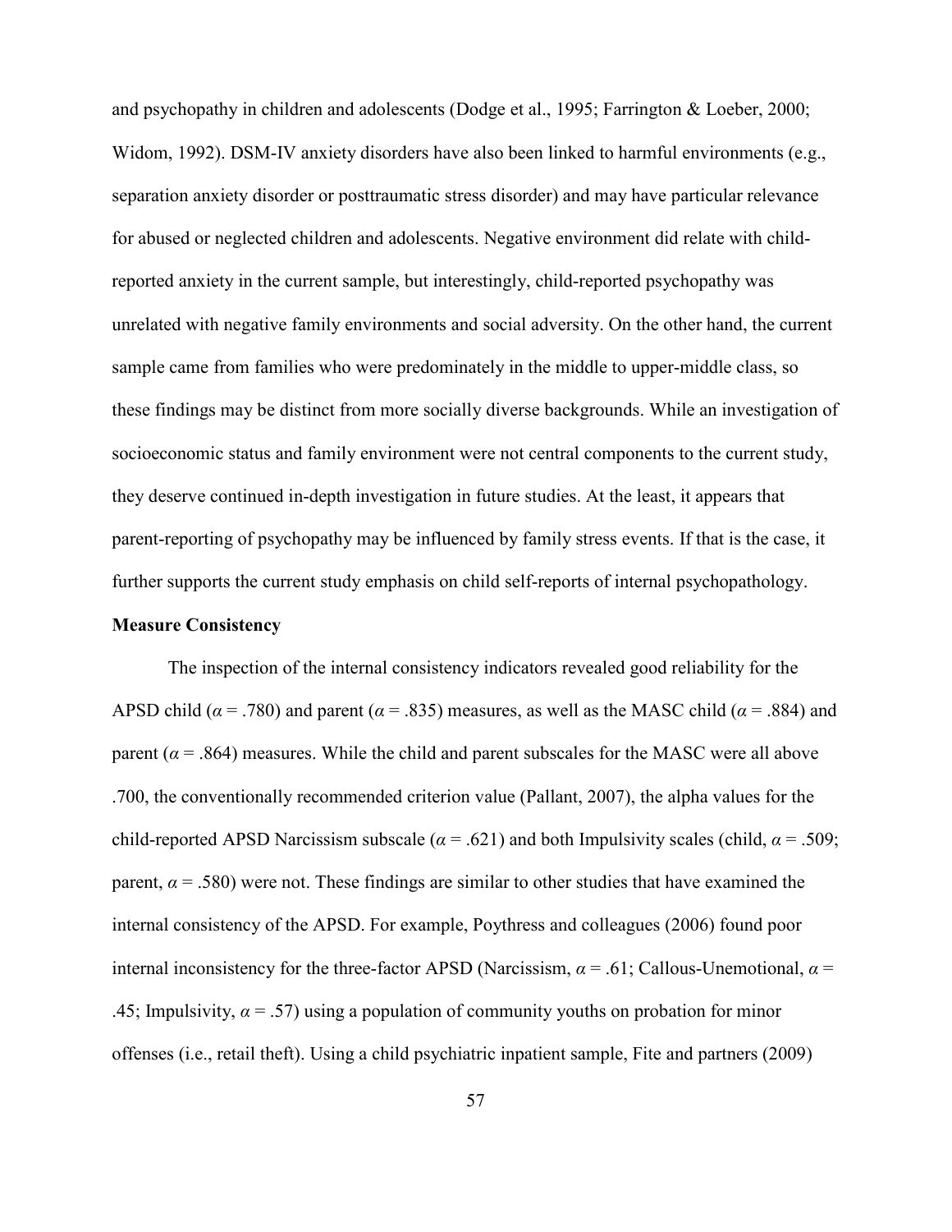and psychopathy in children and adolescents (Dodge et al., 1995; Farrington & Loeber, 2000; Widom, 1992). DSM-IV anxiety disorders have also been linked to harmful environments (e.g., separation anxiety disorder or posttraumatic stress disorder) and may have particular relevance for abused or neglected children and adolescents. Negative environment did relate with child-reported anxiety in the current sample, but interestingly, child-reported psychopathy was unrelated with negative family environments and social adversity. On the other hand, the current sample came from families who were predominately in the middle to upper-middle class, so these findings may be distinct from more socially diverse backgrounds. While an investigation of socioeconomic status and family environment were not central components to the current study, they deserve continued in-depth investigation in future studies. At the least, it appears that parent-reporting of psychopathy may be influenced by family stress events. If that is the case, it further supports the current study emphasis on child self-reports of internal psychopathology.

**Measure Consistency**

The inspection of the internal consistency indicators revealed good reliability for the APSD child ($\alpha$ = .780) and parent ($\alpha$ = .835) measures, as well as the MASC child ($\alpha$ = .884) and parent ($\alpha$ = .864) measures. While the child and parent subscales for the MASC were all above .700, the conventionally recommended criterion value (Pallant, 2007), the alpha values for the child-reported APSD Narcissism subscale ($\alpha$ = .621) and both Impulsivity scales (child, $\alpha$ = .509; parent, $\alpha$ = .580) were not. These findings are similar to other studies that have examined the internal consistency of the APSD. For example, Poythress and colleagues (2006) found poor internal inconsistency for the three-factor APSD (Narcissism, $\alpha$ = .61; Callous-Unemotional, $\alpha$ = .45; Impulsivity, $\alpha$ = .57) using a population of community youths on probation for minor offenses (i.e., retail theft). Using a child psychiatric inpatient sample, Fite and partners (2009)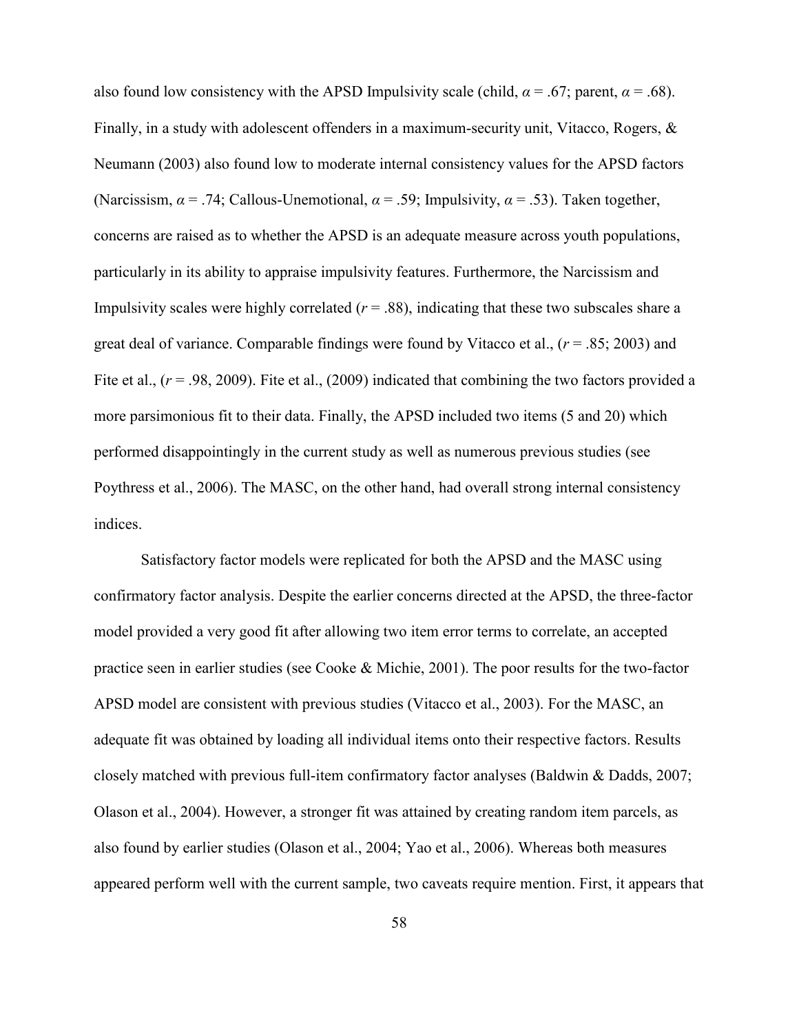also found low consistency with the APSD Impulsivity scale (child, $\alpha = .67$; parent, $\alpha = .68$). Finally, in a study with adolescent offenders in a maximum-security unit, Vitacco, Rogers, & Neumann (2003) also found low to moderate internal consistency values for the APSD factors (Narcissism, $\alpha = .74$; Callous-Unemotional, $\alpha = .59$; Impulsivity, $\alpha = .53$). Taken together, concerns are raised as to whether the APSD is an adequate measure across youth populations, particularly in its ability to appraise impulsivity features. Furthermore, the Narcissism and Impulsivity scales were highly correlated ($r = .88$), indicating that these two subscales share a great deal of variance. Comparable findings were found by Vitacco et al., ($r = .85$; 2003) and Fite et al., ($r = .98$, 2009). Fite et al., (2009) indicated that combining the two factors provided a more parsimonious fit to their data. Finally, the APSD included two items (5 and 20) which performed disappointingly in the current study as well as numerous previous studies (see Poythress et al., 2006). The MASC, on the other hand, had overall strong internal consistency indices.

Satisfactory factor models were replicated for both the APSD and the MASC using confirmatory factor analysis. Despite the earlier concerns directed at the APSD, the three-factor model provided a very good fit after allowing two item error terms to correlate, an accepted practice seen in earlier studies (see Cooke & Michie, 2001). The poor results for the two-factor APSD model are consistent with previous studies (Vitacco et al., 2003). For the MASC, an adequate fit was obtained by loading all individual items onto their respective factors. Results closely matched with previous full-item confirmatory factor analyses (Baldwin & Dadds, 2007; Olason et al., 2004). However, a stronger fit was attained by creating random item parcels, as also found by earlier studies (Olason et al., 2004; Yao et al., 2006). Whereas both measures appeared perform well with the current sample, two caveats require mention. First, it appears that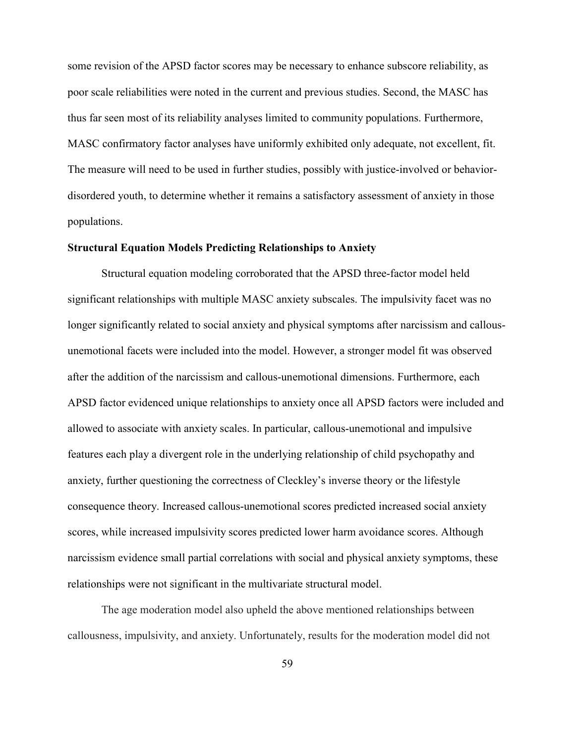some revision of the APSD factor scores may be necessary to enhance subscore reliability, as poor scale reliabilities were noted in the current and previous studies. Second, the MASC has thus far seen most of its reliability analyses limited to community populations. Furthermore, MASC confirmatory factor analyses have uniformly exhibited only adequate, not excellent, fit. The measure will need to be used in further studies, possibly with justice-involved or behavior-disordered youth, to determine whether it remains a satisfactory assessment of anxiety in those populations.

**Structural Equation Models Predicting Relationships to Anxiety**

Structural equation modeling corroborated that the APSD three-factor model held significant relationships with multiple MASC anxiety subscales. The impulsivity facet was no longer significantly related to social anxiety and physical symptoms after narcissism and callous-unemotional facets were included into the model. However, a stronger model fit was observed after the addition of the narcissism and callous-unemotional dimensions. Furthermore, each APSD factor evidenced unique relationships to anxiety once all APSD factors were included and allowed to associate with anxiety scales. In particular, callous-unemotional and impulsive features each play a divergent role in the underlying relationship of child psychopathy and anxiety, further questioning the correctness of Cleckley's inverse theory or the lifestyle consequence theory. Increased callous-unemotional scores predicted increased social anxiety scores, while increased impulsivity scores predicted lower harm avoidance scores. Although narcissism evidence small partial correlations with social and physical anxiety symptoms, these relationships were not significant in the multivariate structural model.

The age moderation model also upheld the above mentioned relationships between callousness, impulsivity, and anxiety. Unfortunately, results for the moderation model did not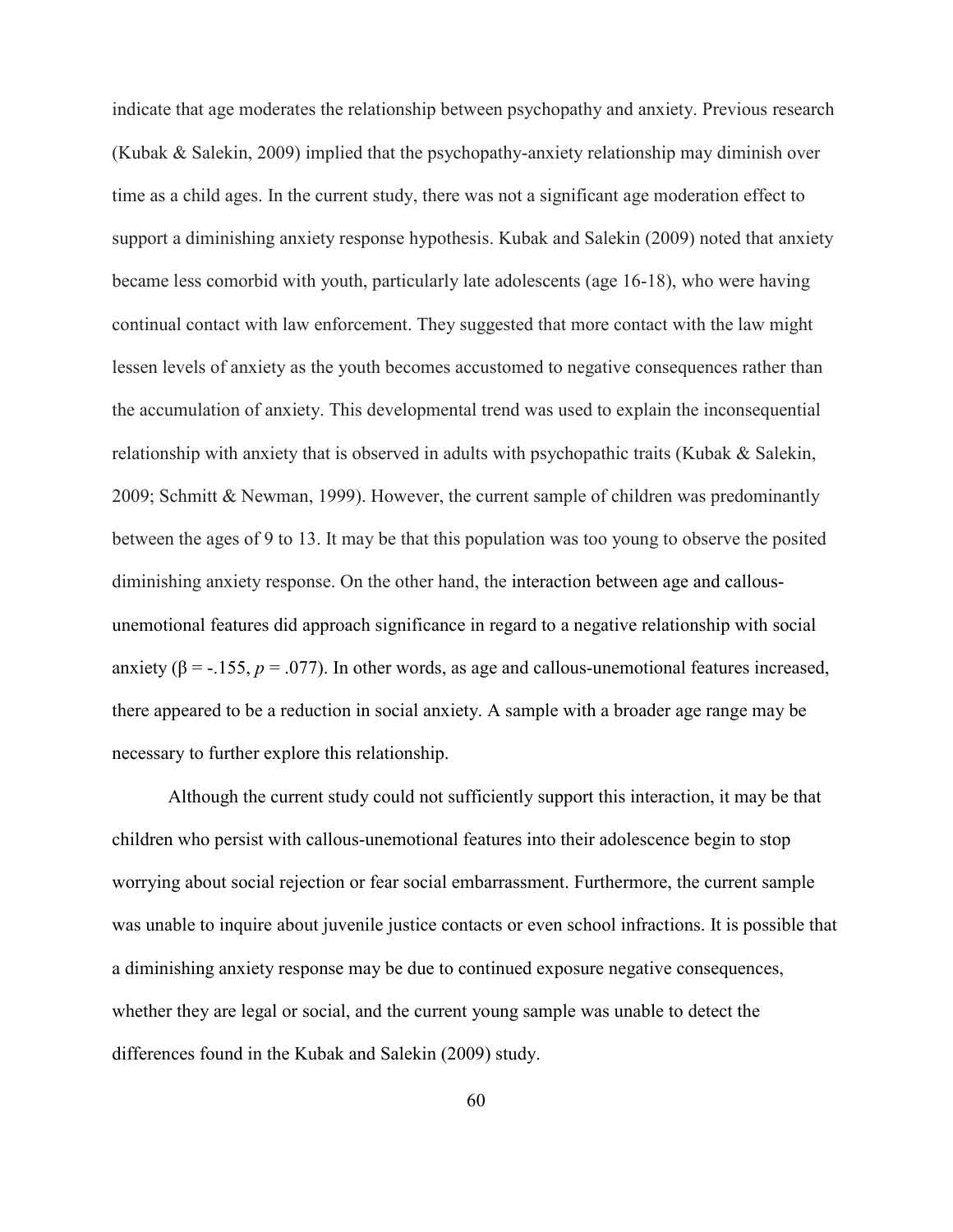indicate that age moderates the relationship between psychopathy and anxiety. Previous research (Kubak & Salekin, 2009) implied that the psychopathy-anxiety relationship may diminish over time as a child ages. In the current study, there was not a significant age moderation effect to support a diminishing anxiety response hypothesis. Kubak and Salekin (2009) noted that anxiety became less comorbid with youth, particularly late adolescents (age 16-18), who were having continual contact with law enforcement. They suggested that more contact with the law might lessen levels of anxiety as the youth becomes accustomed to negative consequences rather than the accumulation of anxiety. This developmental trend was used to explain the inconsequential relationship with anxiety that is observed in adults with psychopathic traits (Kubak & Salekin, 2009; Schmitt & Newman, 1999). However, the current sample of children was predominantly between the ages of 9 to 13. It may be that this population was too young to observe the posited diminishing anxiety response. On the other hand, the interaction between age and callous-unemotional features did approach significance in regard to a negative relationship with social anxiety ($\beta = -.155$, $p = .077$). In other words, as age and callous-unemotional features increased, there appeared to be a reduction in social anxiety. A sample with a broader age range may be necessary to further explore this relationship.

Although the current study could not sufficiently support this interaction, it may be that children who persist with callous-unemotional features into their adolescence begin to stop worrying about social rejection or fear social embarrassment. Furthermore, the current sample was unable to inquire about juvenile justice contacts or even school infractions. It is possible that a diminishing anxiety response may be due to continued exposure negative consequences, whether they are legal or social, and the current young sample was unable to detect the differences found in the Kubak and Salekin (2009) study.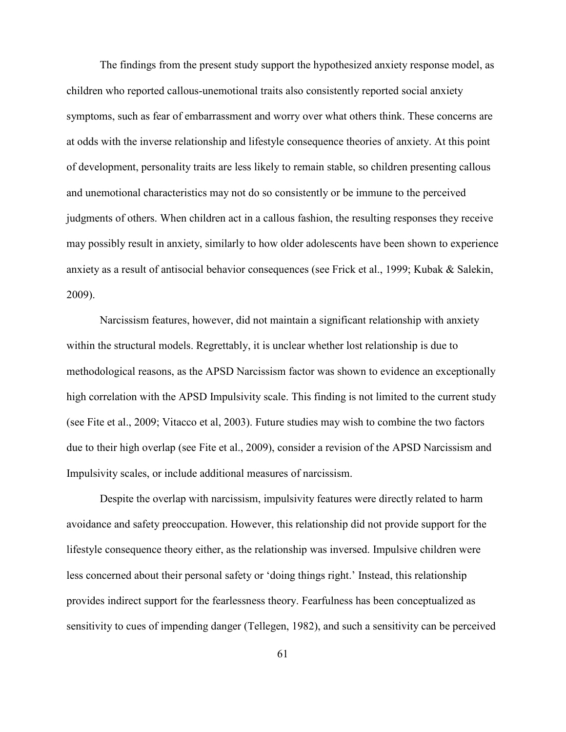The findings from the present study support the hypothesized anxiety response model, as children who reported callous-unemotional traits also consistently reported social anxiety symptoms, such as fear of embarrassment and worry over what others think. These concerns are at odds with the inverse relationship and lifestyle consequence theories of anxiety. At this point of development, personality traits are less likely to remain stable, so children presenting callous and unemotional characteristics may not do so consistently or be immune to the perceived judgments of others. When children act in a callous fashion, the resulting responses they receive may possibly result in anxiety, similarly to how older adolescents have been shown to experience anxiety as a result of antisocial behavior consequences (see Frick et al., 1999; Kubak & Salekin, 2009).

Narcissism features, however, did not maintain a significant relationship with anxiety within the structural models. Regrettably, it is unclear whether lost relationship is due to methodological reasons, as the APSD Narcissism factor was shown to evidence an exceptionally high correlation with the APSD Impulsivity scale. This finding is not limited to the current study (see Fite et al., 2009; Vitacco et al, 2003). Future studies may wish to combine the two factors due to their high overlap (see Fite et al., 2009), consider a revision of the APSD Narcissism and Impulsivity scales, or include additional measures of narcissism.

Despite the overlap with narcissism, impulsivity features were directly related to harm avoidance and safety preoccupation. However, this relationship did not provide support for the lifestyle consequence theory either, as the relationship was inversed. Impulsive children were less concerned about their personal safety or 'doing things right.' Instead, this relationship provides indirect support for the fearlessness theory. Fearfulness has been conceptualized as sensitivity to cues of impending danger (Tellegen, 1982), and such a sensitivity can be perceived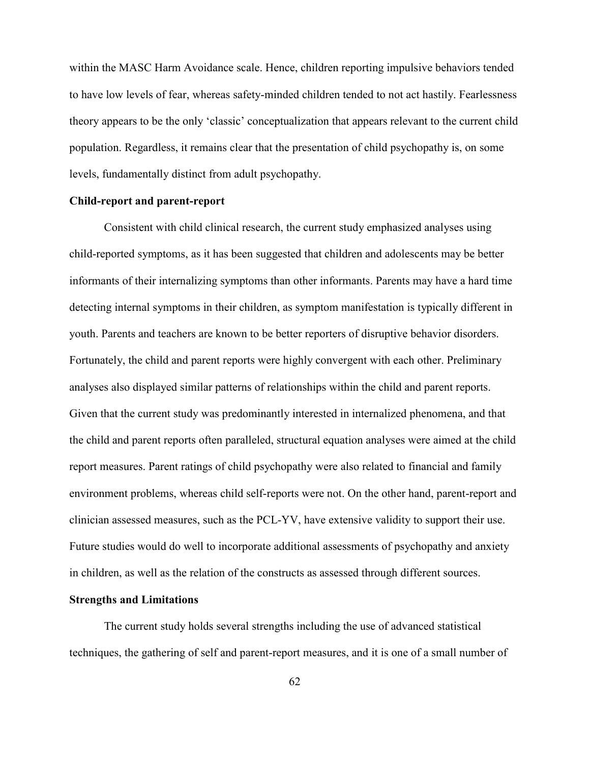within the MASC Harm Avoidance scale. Hence, children reporting impulsive behaviors tended to have low levels of fear, whereas safety-minded children tended to not act hastily. Fearlessness theory appears to be the only 'classic' conceptualization that appears relevant to the current child population. Regardless, it remains clear that the presentation of child psychopathy is, on some levels, fundamentally distinct from adult psychopathy.

### Child-report and parent-report

Consistent with child clinical research, the current study emphasized analyses using child-reported symptoms, as it has been suggested that children and adolescents may be better informants of their internalizing symptoms than other informants. Parents may have a hard time detecting internal symptoms in their children, as symptom manifestation is typically different in youth. Parents and teachers are known to be better reporters of disruptive behavior disorders. Fortunately, the child and parent reports were highly convergent with each other. Preliminary analyses also displayed similar patterns of relationships within the child and parent reports. Given that the current study was predominantly interested in internalized phenomena, and that the child and parent reports often paralleled, structural equation analyses were aimed at the child report measures. Parent ratings of child psychopathy were also related to financial and family environment problems, whereas child self-reports were not. On the other hand, parent-report and clinician assessed measures, such as the PCL-YV, have extensive validity to support their use. Future studies would do well to incorporate additional assessments of psychopathy and anxiety in children, as well as the relation of the constructs as assessed through different sources.

### Strengths and Limitations

The current study holds several strengths including the use of advanced statistical techniques, the gathering of self and parent-report measures, and it is one of a small number of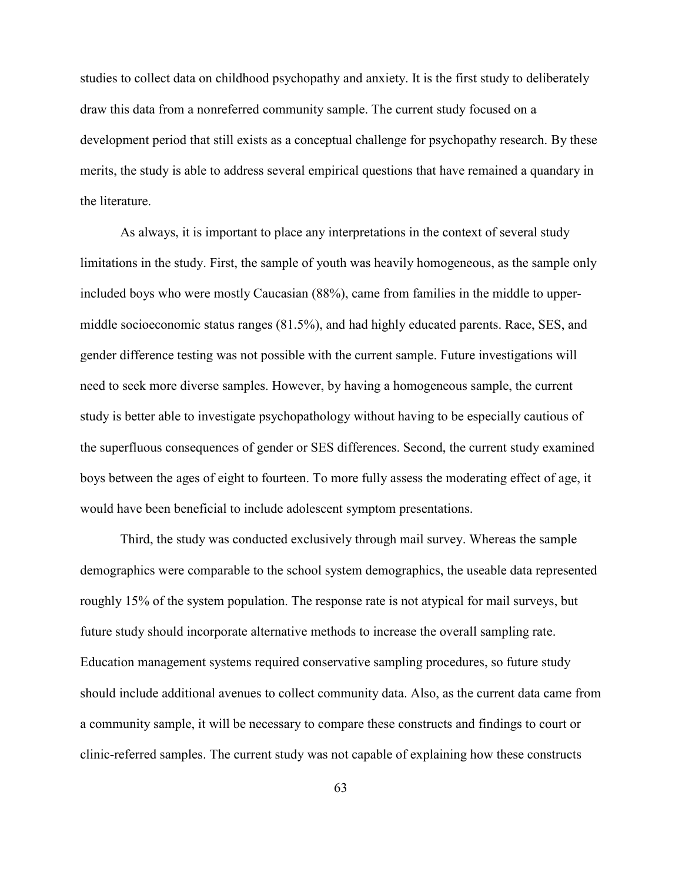studies to collect data on childhood psychopathy and anxiety. It is the first study to deliberately draw this data from a nonreferred community sample. The current study focused on a development period that still exists as a conceptual challenge for psychopathy research. By these merits, the study is able to address several empirical questions that have remained a quandary in the literature.

As always, it is important to place any interpretations in the context of several study limitations in the study. First, the sample of youth was heavily homogeneous, as the sample only included boys who were mostly Caucasian (88%), came from families in the middle to upper-middle socioeconomic status ranges (81.5%), and had highly educated parents. Race, SES, and gender difference testing was not possible with the current sample. Future investigations will need to seek more diverse samples. However, by having a homogeneous sample, the current study is better able to investigate psychopathology without having to be especially cautious of the superfluous consequences of gender or SES differences. Second, the current study examined boys between the ages of eight to fourteen. To more fully assess the moderating effect of age, it would have been beneficial to include adolescent symptom presentations.

Third, the study was conducted exclusively through mail survey. Whereas the sample demographics were comparable to the school system demographics, the useable data represented roughly 15% of the system population. The response rate is not atypical for mail surveys, but future study should incorporate alternative methods to increase the overall sampling rate. Education management systems required conservative sampling procedures, so future study should include additional avenues to collect community data. Also, as the current data came from a community sample, it will be necessary to compare these constructs and findings to court or clinic-referred samples. The current study was not capable of explaining how these constructs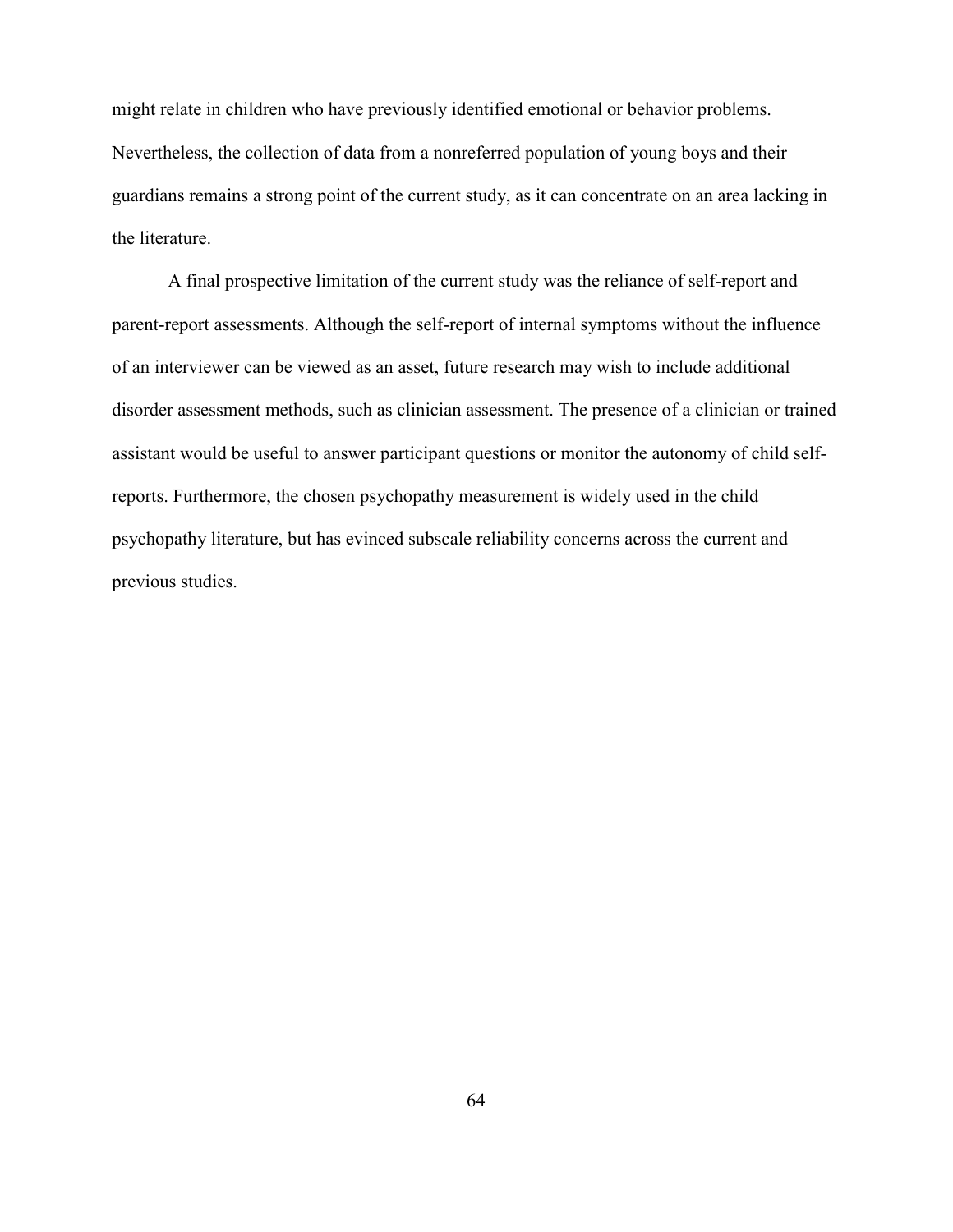might relate in children who have previously identified emotional or behavior problems. Nevertheless, the collection of data from a nonreferred population of young boys and their guardians remains a strong point of the current study, as it can concentrate on an area lacking in the literature.

A final prospective limitation of the current study was the reliance of self-report and parent-report assessments. Although the self-report of internal symptoms without the influence of an interviewer can be viewed as an asset, future research may wish to include additional disorder assessment methods, such as clinician assessment. The presence of a clinician or trained assistant would be useful to answer participant questions or monitor the autonomy of child self-reports. Furthermore, the chosen psychopathy measurement is widely used in the child psychopathy literature, but has evinced subscale reliability concerns across the current and previous studies.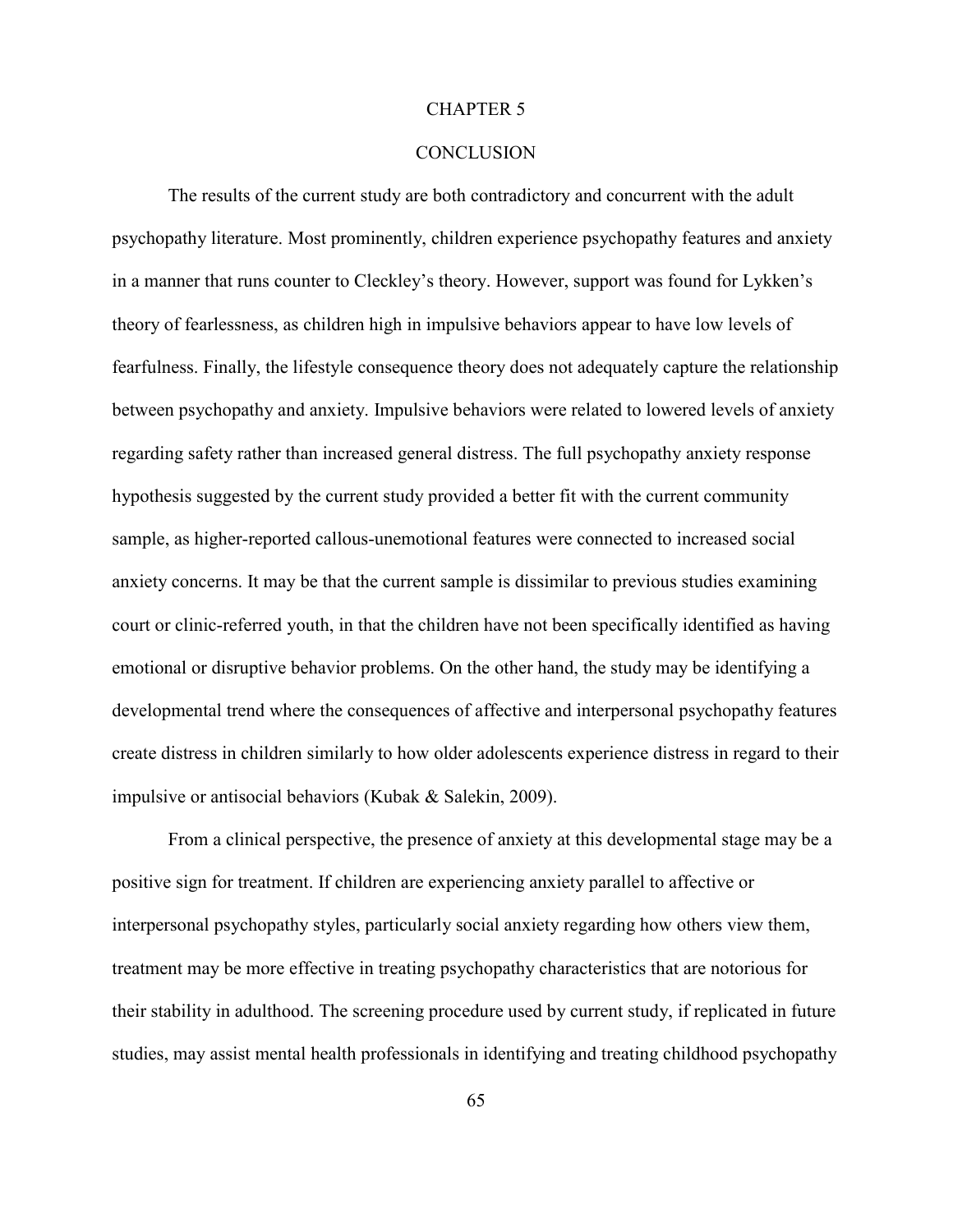# CHAPTER 5

## CONCLUSION

The results of the current study are both contradictory and concurrent with the adult psychopathy literature. Most prominently, children experience psychopathy features and anxiety in a manner that runs counter to Cleckley's theory. However, support was found for Lykken's theory of fearlessness, as children high in impulsive behaviors appear to have low levels of fearfulness. Finally, the lifestyle consequence theory does not adequately capture the relationship between psychopathy and anxiety. Impulsive behaviors were related to lowered levels of anxiety regarding safety rather than increased general distress. The full psychopathy anxiety response hypothesis suggested by the current study provided a better fit with the current community sample, as higher-reported callous-unemotional features were connected to increased social anxiety concerns. It may be that the current sample is dissimilar to previous studies examining court or clinic-referred youth, in that the children have not been specifically identified as having emotional or disruptive behavior problems. On the other hand, the study may be identifying a developmental trend where the consequences of affective and interpersonal psychopathy features create distress in children similarly to how older adolescents experience distress in regard to their impulsive or antisocial behaviors (Kubak & Salekin, 2009).

From a clinical perspective, the presence of anxiety at this developmental stage may be a positive sign for treatment. If children are experiencing anxiety parallel to affective or interpersonal psychopathy styles, particularly social anxiety regarding how others view them, treatment may be more effective in treating psychopathy characteristics that are notorious for their stability in adulthood. The screening procedure used by current study, if replicated in future studies, may assist mental health professionals in identifying and treating childhood psychopathy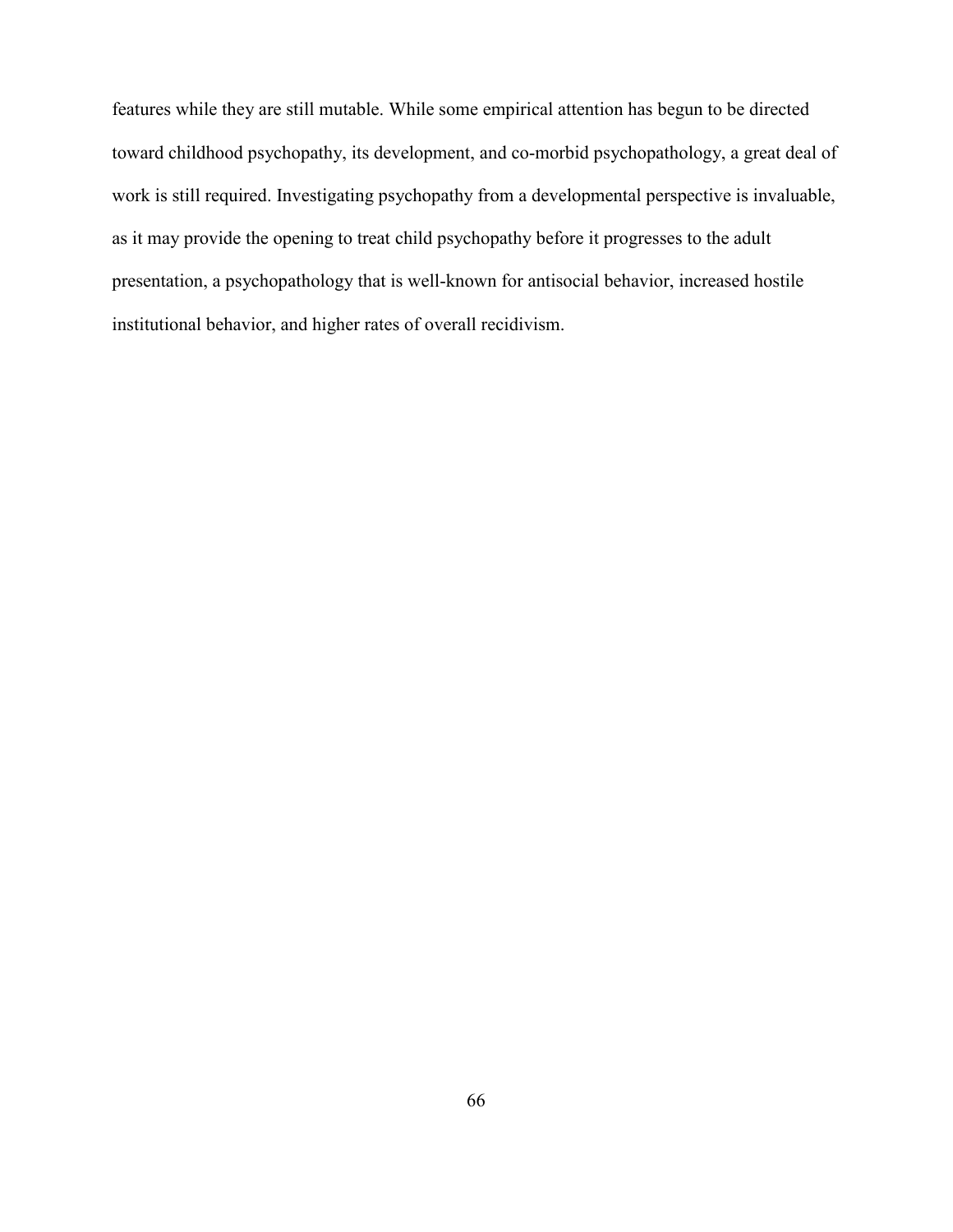features while they are still mutable. While some empirical attention has begun to be directed toward childhood psychopathy, its development, and co-morbid psychopathology, a great deal of work is still required. Investigating psychopathy from a developmental perspective is invaluable, as it may provide the opening to treat child psychopathy before it progresses to the adult presentation, a psychopathology that is well-known for antisocial behavior, increased hostile institutional behavior, and higher rates of overall recidivism.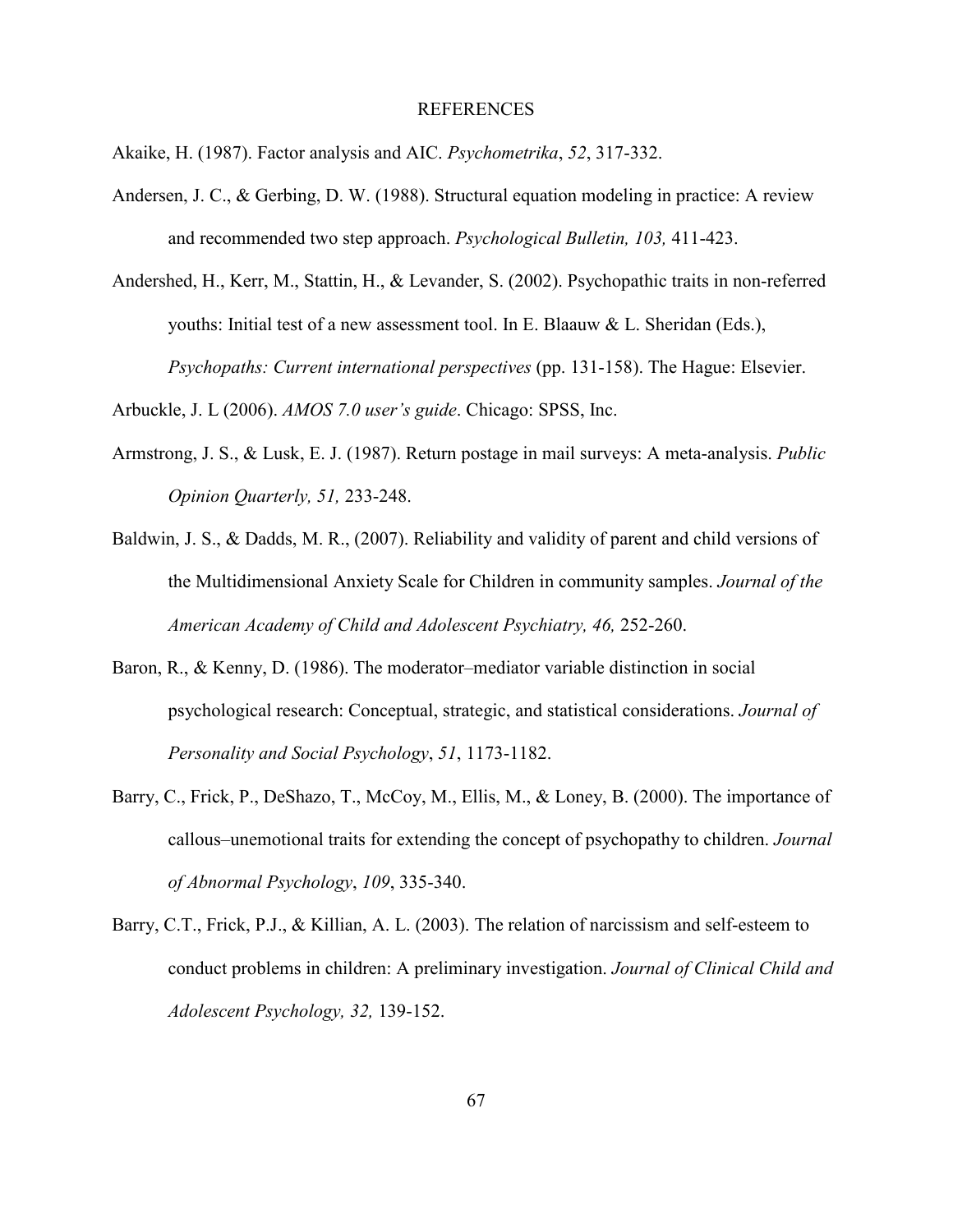# REFERENCES

Akaike, H. (1987). Factor analysis and AIC. *Psychometrika*, *52*, 317-332.

Andersen, J. C., & Gerbing, D. W. (1988). Structural equation modeling in practice: A review and recommended two step approach. *Psychological Bulletin, 103,* 411-423.

Andershed, H., Kerr, M., Stattin, H., & Levander, S. (2002). Psychopathic traits in non-referred youths: Initial test of a new assessment tool. In E. Blaauw & L. Sheridan (Eds.), *Psychopaths: Current international perspectives* (pp. 131-158). The Hague: Elsevier.

Arbuckle, J. L (2006). *AMOS 7.0 user's guide*. Chicago: SPSS, Inc.

Armstrong, J. S., & Lusk, E. J. (1987). Return postage in mail surveys: A meta-analysis. *Public Opinion Quarterly, 51,* 233-248.

Baldwin, J. S., & Dadds, M. R., (2007). Reliability and validity of parent and child versions of the Multidimensional Anxiety Scale for Children in community samples. *Journal of the American Academy of Child and Adolescent Psychiatry, 46,* 252-260.

Baron, R., & Kenny, D. (1986). The moderator–mediator variable distinction in social psychological research: Conceptual, strategic, and statistical considerations. *Journal of Personality and Social Psychology*, *51*, 1173-1182.

Barry, C., Frick, P., DeShazo, T., McCoy, M., Ellis, M., & Loney, B. (2000). The importance of callous–unemotional traits for extending the concept of psychopathy to children. *Journal of Abnormal Psychology*, *109*, 335-340.

Barry, C.T., Frick, P.J., & Killian, A. L. (2003). The relation of narcissism and self-esteem to conduct problems in children: A preliminary investigation. *Journal of Clinical Child and Adolescent Psychology, 32,* 139-152.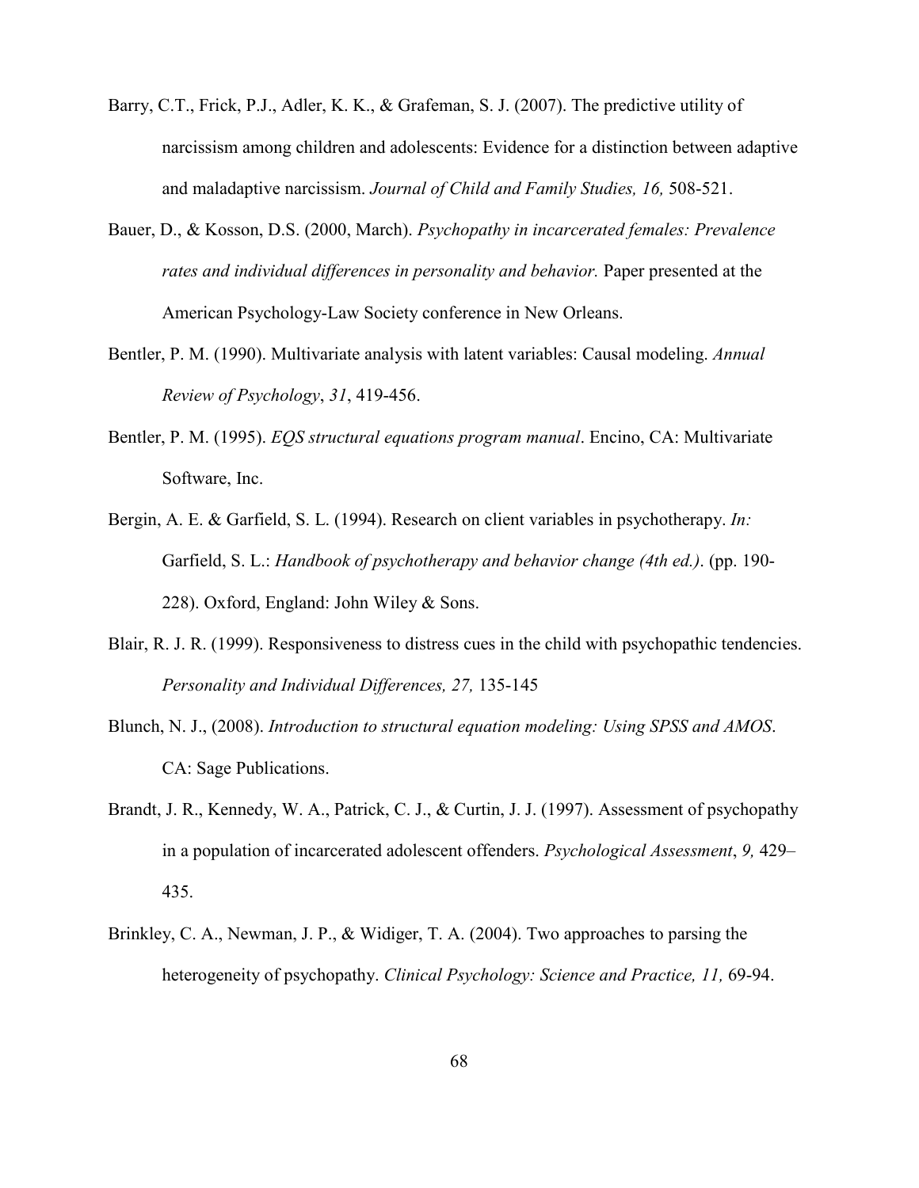Barry, C.T., Frick, P.J., Adler, K. K., & Grafeman, S. J. (2007). The predictive utility of narcissism among children and adolescents: Evidence for a distinction between adaptive and maladaptive narcissism. *Journal of Child and Family Studies, 16,* 508-521.

Bauer, D., & Kosson, D.S. (2000, March). *Psychopathy in incarcerated females: Prevalence rates and individual differences in personality and behavior.* Paper presented at the American Psychology-Law Society conference in New Orleans.

Bentler, P. M. (1990). Multivariate analysis with latent variables: Causal modeling. *Annual Review of Psychology*, *31*, 419-456.

Bentler, P. M. (1995). *EQS structural equations program manual*. Encino, CA: Multivariate Software, Inc.

Bergin, A. E. & Garfield, S. L. (1994). Research on client variables in psychotherapy. *In:* Garfield, S. L.: *Handbook of psychotherapy and behavior change (4th ed.)*. (pp. 190-228). Oxford, England: John Wiley & Sons.

Blair, R. J. R. (1999). Responsiveness to distress cues in the child with psychopathic tendencies. *Personality and Individual Differences, 27,* 135-145

Blunch, N. J., (2008). *Introduction to structural equation modeling: Using SPSS and AMOS*. CA: Sage Publications.

Brandt, J. R., Kennedy, W. A., Patrick, C. J., & Curtin, J. J. (1997). Assessment of psychopathy in a population of incarcerated adolescent offenders. *Psychological Assessment*, *9,* 429–435.

Brinkley, C. A., Newman, J. P., & Widiger, T. A. (2004). Two approaches to parsing the heterogeneity of psychopathy. *Clinical Psychology: Science and Practice, 11,* 69-94.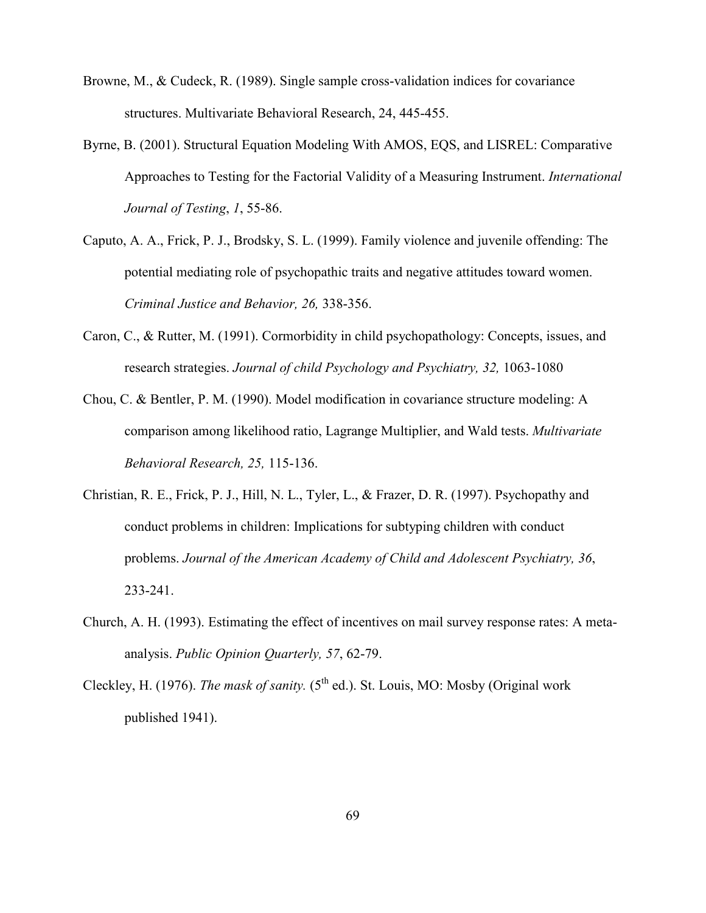Browne, M., & Cudeck, R. (1989). Single sample cross-validation indices for covariance structures. Multivariate Behavioral Research, 24, 445-455.

Byrne, B. (2001). Structural Equation Modeling With AMOS, EQS, and LISREL: Comparative Approaches to Testing for the Factorial Validity of a Measuring Instrument. *International Journal of Testing*, *1*, 55-86.

Caputo, A. A., Frick, P. J., Brodsky, S. L. (1999). Family violence and juvenile offending: The potential mediating role of psychopathic traits and negative attitudes toward women. *Criminal Justice and Behavior, 26,* 338-356.

Caron, C., & Rutter, M. (1991). Cormorbidity in child psychopathology: Concepts, issues, and research strategies. *Journal of child Psychology and Psychiatry, 32,* 1063-1080

Chou, C. & Bentler, P. M. (1990). Model modification in covariance structure modeling: A comparison among likelihood ratio, Lagrange Multiplier, and Wald tests. *Multivariate Behavioral Research, 25,* 115-136.

Christian, R. E., Frick, P. J., Hill, N. L., Tyler, L., & Frazer, D. R. (1997). Psychopathy and conduct problems in children: Implications for subtyping children with conduct problems. *Journal of the American Academy of Child and Adolescent Psychiatry, 36*, 233-241.

Church, A. H. (1993). Estimating the effect of incentives on mail survey response rates: A meta-analysis. *Public Opinion Quarterly, 57*, 62-79.

Cleckley, H. (1976). *The mask of sanity.* (5th ed.). St. Louis, MO: Mosby (Original work published 1941).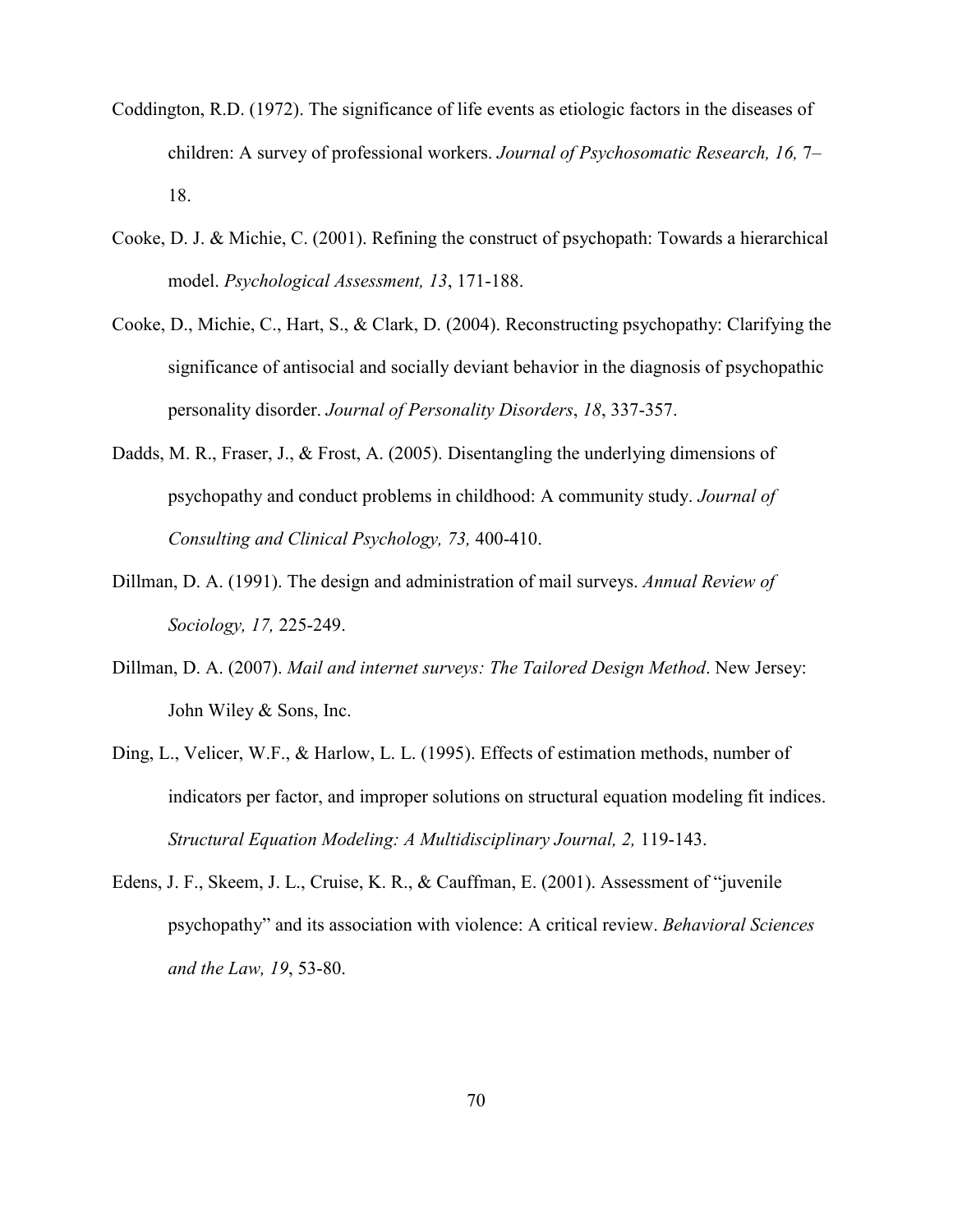Coddington, R.D. (1972). The significance of life events as etiologic factors in the diseases of children: A survey of professional workers. *Journal of Psychosomatic Research, 16,* 7–18.

Cooke, D. J. & Michie, C. (2001). Refining the construct of psychopath: Towards a hierarchical model. *Psychological Assessment, 13*, 171-188.

Cooke, D., Michie, C., Hart, S., & Clark, D. (2004). Reconstructing psychopathy: Clarifying the significance of antisocial and socially deviant behavior in the diagnosis of psychopathic personality disorder. *Journal of Personality Disorders*, *18*, 337-357.

Dadds, M. R., Fraser, J., & Frost, A. (2005). Disentangling the underlying dimensions of psychopathy and conduct problems in childhood: A community study. *Journal of Consulting and Clinical Psychology, 73,* 400-410.

Dillman, D. A. (1991). The design and administration of mail surveys. *Annual Review of Sociology, 17,* 225-249.

Dillman, D. A. (2007). *Mail and internet surveys: The Tailored Design Method*. New Jersey: John Wiley & Sons, Inc.

Ding, L., Velicer, W.F., & Harlow, L. L. (1995). Effects of estimation methods, number of indicators per factor, and improper solutions on structural equation modeling fit indices. *Structural Equation Modeling: A Multidisciplinary Journal, 2,* 119-143.

Edens, J. F., Skeem, J. L., Cruise, K. R., & Cauffman, E. (2001). Assessment of "juvenile psychopathy" and its association with violence: A critical review. *Behavioral Sciences and the Law, 19*, 53-80.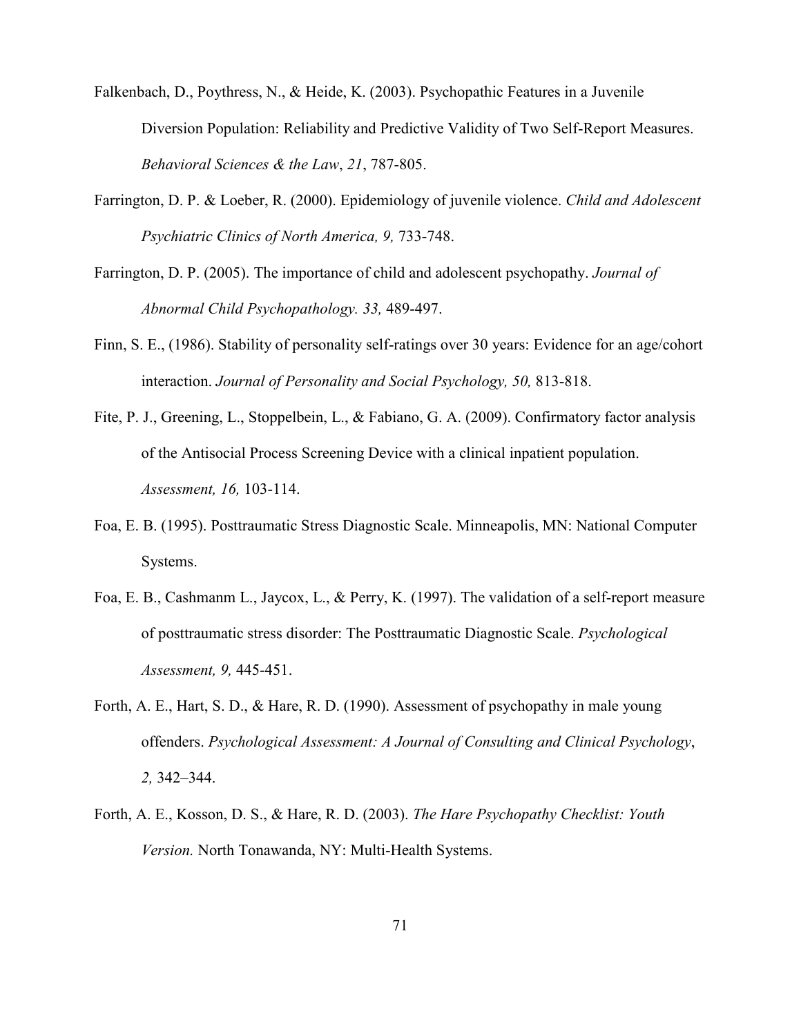Falkenbach, D., Poythress, N., & Heide, K. (2003). Psychopathic Features in a Juvenile Diversion Population: Reliability and Predictive Validity of Two Self-Report Measures. *Behavioral Sciences & the Law*, *21*, 787-805.

Farrington, D. P. & Loeber, R. (2000). Epidemiology of juvenile violence. *Child and Adolescent Psychiatric Clinics of North America, 9,* 733-748.

Farrington, D. P. (2005). The importance of child and adolescent psychopathy. *Journal of Abnormal Child Psychopathology. 33,* 489-497.

Finn, S. E., (1986). Stability of personality self-ratings over 30 years: Evidence for an age/cohort interaction. *Journal of Personality and Social Psychology, 50,* 813-818.

Fite, P. J., Greening, L., Stoppelbein, L., & Fabiano, G. A. (2009). Confirmatory factor analysis of the Antisocial Process Screening Device with a clinical inpatient population. *Assessment, 16,* 103-114.

Foa, E. B. (1995). Posttraumatic Stress Diagnostic Scale. Minneapolis, MN: National Computer Systems.

Foa, E. B., Cashmanm L., Jaycox, L., & Perry, K. (1997). The validation of a self-report measure of posttraumatic stress disorder: The Posttraumatic Diagnostic Scale. *Psychological Assessment, 9,* 445-451.

Forth, A. E., Hart, S. D., & Hare, R. D. (1990). Assessment of psychopathy in male young offenders. *Psychological Assessment: A Journal of Consulting and Clinical Psychology*, *2,* 342–344.

Forth, A. E., Kosson, D. S., & Hare, R. D. (2003). *The Hare Psychopathy Checklist: Youth Version.* North Tonawanda, NY: Multi-Health Systems.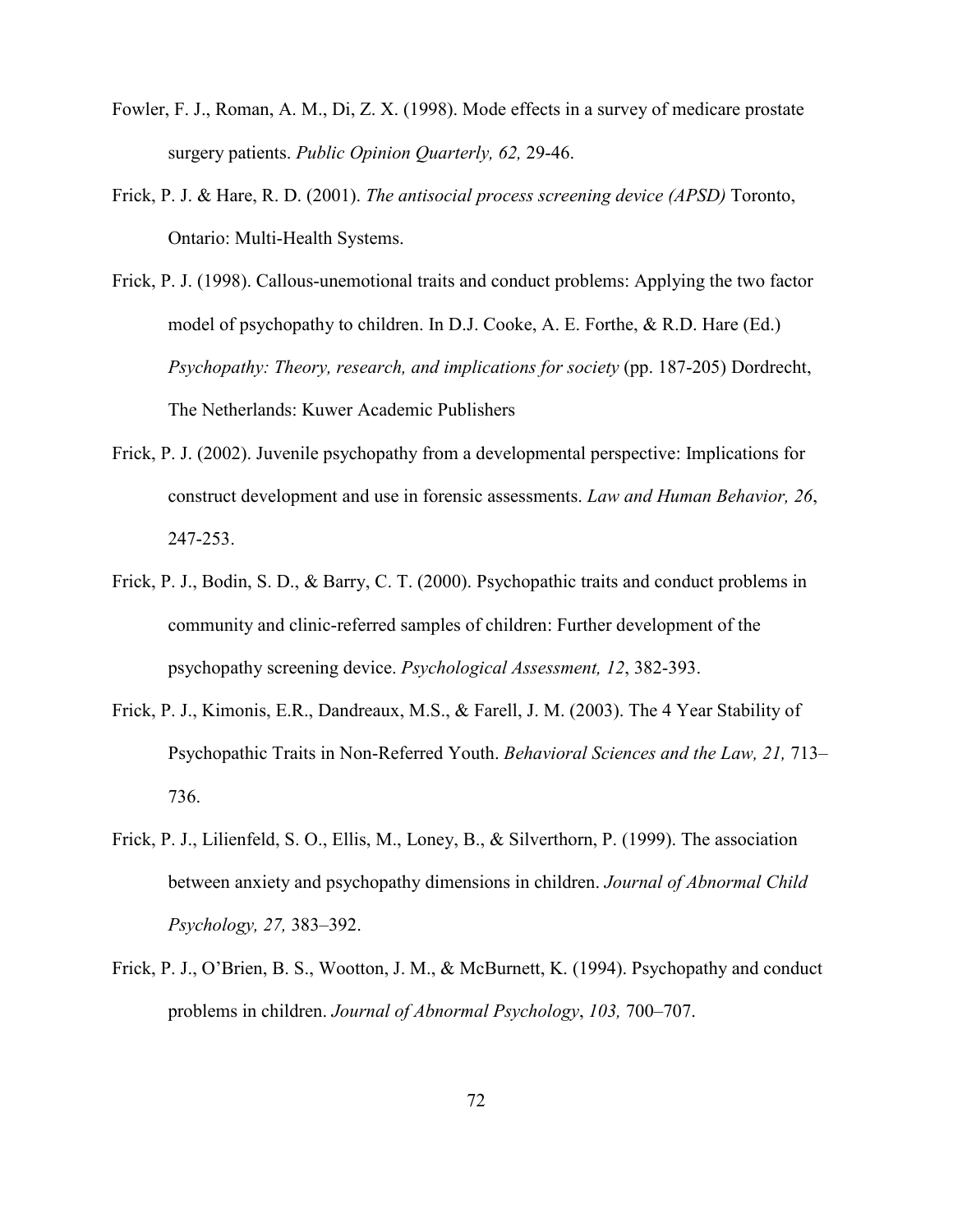Fowler, F. J., Roman, A. M., Di, Z. X. (1998). Mode effects in a survey of medicare prostate surgery patients. *Public Opinion Quarterly, 62,* 29-46.

Frick, P. J. & Hare, R. D. (2001). *The antisocial process screening device (APSD)* Toronto, Ontario: Multi-Health Systems.

Frick, P. J. (1998). Callous-unemotional traits and conduct problems: Applying the two factor model of psychopathy to children. In D.J. Cooke, A. E. Forthe, & R.D. Hare (Ed.) *Psychopathy: Theory, research, and implications for society* (pp. 187-205) Dordrecht, The Netherlands: Kuwer Academic Publishers

Frick, P. J. (2002). Juvenile psychopathy from a developmental perspective: Implications for construct development and use in forensic assessments. *Law and Human Behavior, 26*, 247-253.

Frick, P. J., Bodin, S. D., & Barry, C. T. (2000). Psychopathic traits and conduct problems in community and clinic-referred samples of children: Further development of the psychopathy screening device. *Psychological Assessment, 12*, 382-393.

Frick, P. J., Kimonis, E.R., Dandreaux, M.S., & Farell, J. M. (2003). The 4 Year Stability of Psychopathic Traits in Non-Referred Youth. *Behavioral Sciences and the Law, 21,* 713–736.

Frick, P. J., Lilienfeld, S. O., Ellis, M., Loney, B., & Silverthorn, P. (1999). The association between anxiety and psychopathy dimensions in children. *Journal of Abnormal Child Psychology, 27,* 383–392.

Frick, P. J., O'Brien, B. S., Wootton, J. M., & McBurnett, K. (1994). Psychopathy and conduct problems in children. *Journal of Abnormal Psychology*, *103,* 700–707.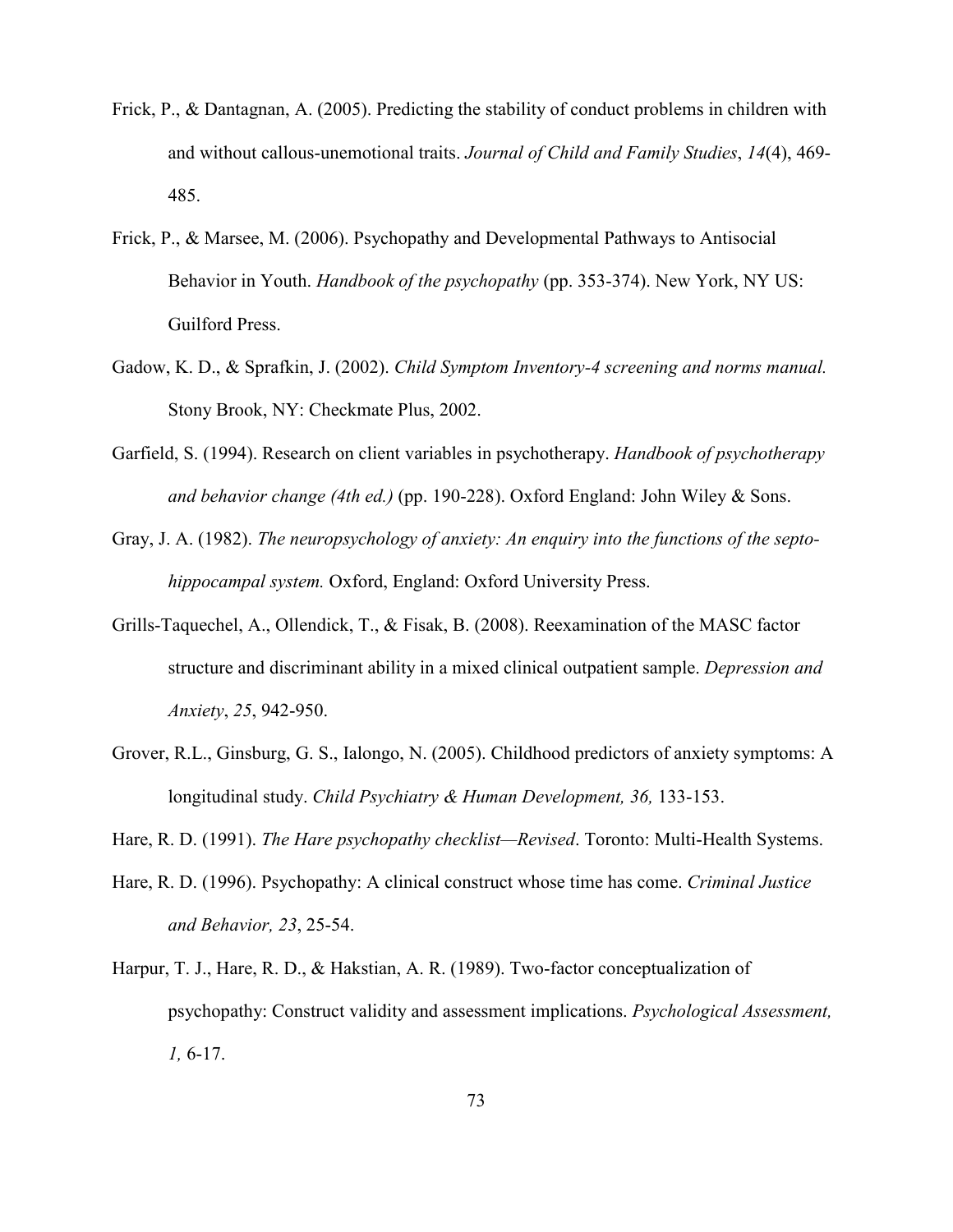Frick, P., & Dantagnan, A. (2005). Predicting the stability of conduct problems in children with and without callous-unemotional traits. *Journal of Child and Family Studies*, *14*(4), 469-485.

Frick, P., & Marsee, M. (2006). Psychopathy and Developmental Pathways to Antisocial Behavior in Youth. *Handbook of the psychopathy* (pp. 353-374). New York, NY US: Guilford Press.

Gadow, K. D., & Sprafkin, J. (2002). *Child Symptom Inventory-4 screening and norms manual.* Stony Brook, NY: Checkmate Plus, 2002.

Garfield, S. (1994). Research on client variables in psychotherapy. *Handbook of psychotherapy and behavior change (4th ed.)* (pp. 190-228). Oxford England: John Wiley & Sons.

Gray, J. A. (1982). *The neuropsychology of anxiety: An enquiry into the functions of the septo-hippocampal system.* Oxford, England: Oxford University Press.

Grills-Taquechel, A., Ollendick, T., & Fisak, B. (2008). Reexamination of the MASC factor structure and discriminant ability in a mixed clinical outpatient sample. *Depression and Anxiety*, *25*, 942-950.

Grover, R.L., Ginsburg, G. S., Ialongo, N. (2005). Childhood predictors of anxiety symptoms: A longitudinal study. *Child Psychiatry & Human Development, 36,* 133-153.

Hare, R. D. (1991). *The Hare psychopathy checklist—Revised*. Toronto: Multi-Health Systems.

Hare, R. D. (1996). Psychopathy: A clinical construct whose time has come. *Criminal Justice and Behavior, 23*, 25-54.

Harpur, T. J., Hare, R. D., & Hakstian, A. R. (1989). Two-factor conceptualization of psychopathy: Construct validity and assessment implications. *Psychological Assessment, 1,* 6-17.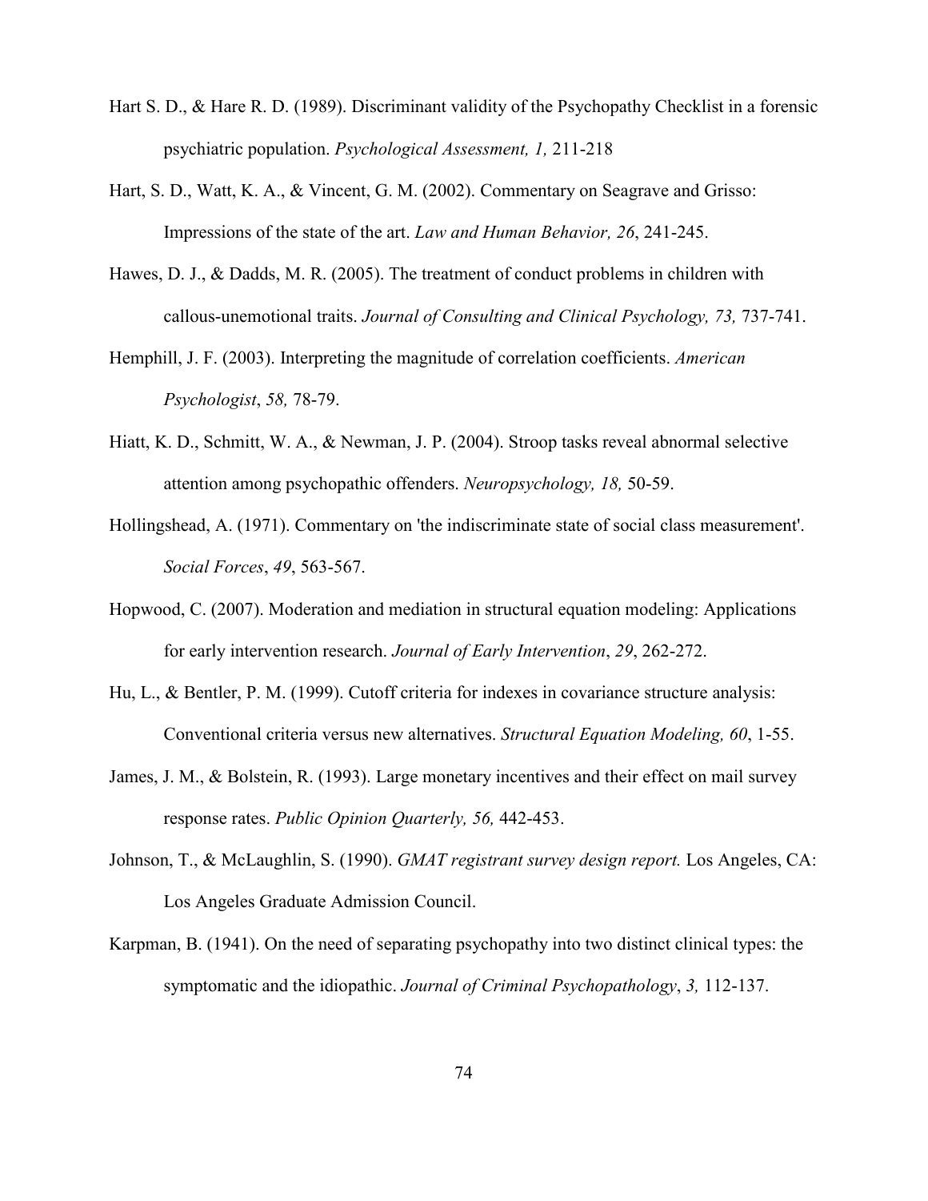Hart S. D., & Hare R. D. (1989). Discriminant validity of the Psychopathy Checklist in a forensic psychiatric population. *Psychological Assessment, 1,* 211-218

Hart, S. D., Watt, K. A., & Vincent, G. M. (2002). Commentary on Seagrave and Grisso: Impressions of the state of the art. *Law and Human Behavior, 26*, 241-245.

Hawes, D. J., & Dadds, M. R. (2005). The treatment of conduct problems in children with callous-unemotional traits. *Journal of Consulting and Clinical Psychology, 73,* 737-741.

Hemphill, J. F. (2003). Interpreting the magnitude of correlation coefficients. *American Psychologist*, *58,* 78-79.

Hiatt, K. D., Schmitt, W. A., & Newman, J. P. (2004). Stroop tasks reveal abnormal selective attention among psychopathic offenders. *Neuropsychology, 18,* 50-59.

Hollingshead, A. (1971). Commentary on 'the indiscriminate state of social class measurement'. *Social Forces*, *49*, 563-567.

Hopwood, C. (2007). Moderation and mediation in structural equation modeling: Applications for early intervention research. *Journal of Early Intervention*, *29*, 262-272.

Hu, L., & Bentler, P. M. (1999). Cutoff criteria for indexes in covariance structure analysis: Conventional criteria versus new alternatives. *Structural Equation Modeling, 60*, 1-55.

James, J. M., & Bolstein, R. (1993). Large monetary incentives and their effect on mail survey response rates. *Public Opinion Quarterly, 56,* 442-453.

Johnson, T., & McLaughlin, S. (1990). *GMAT registrant survey design report.* Los Angeles, CA: Los Angeles Graduate Admission Council.

Karpman, B. (1941). On the need of separating psychopathy into two distinct clinical types: the symptomatic and the idiopathic. *Journal of Criminal Psychopathology*, *3,* 112-137.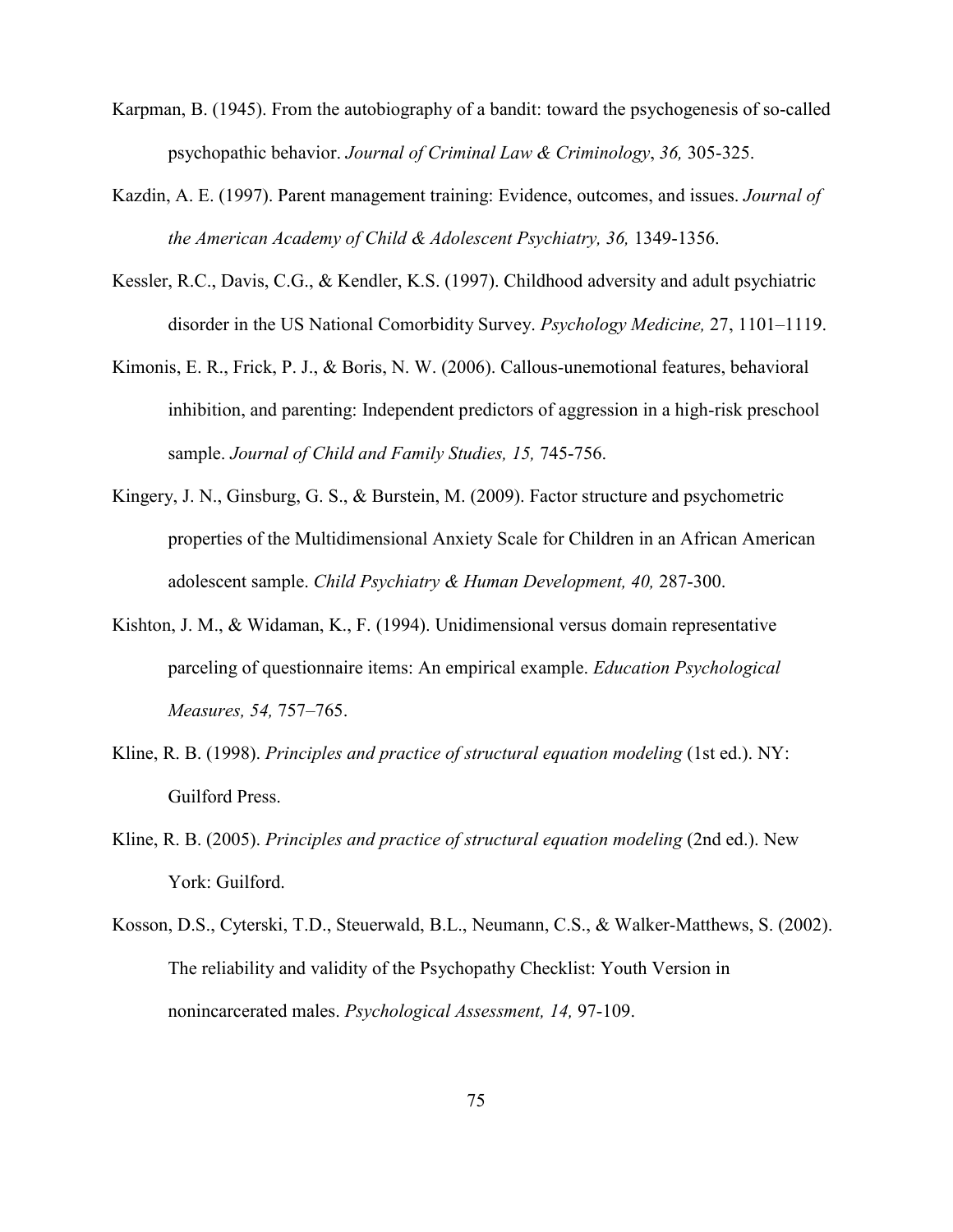Karpman, B. (1945). From the autobiography of a bandit: toward the psychogenesis of so-called psychopathic behavior. *Journal of Criminal Law & Criminology*, *36,* 305-325.

Kazdin, A. E. (1997). Parent management training: Evidence, outcomes, and issues. *Journal of the American Academy of Child & Adolescent Psychiatry, 36,* 1349-1356.

Kessler, R.C., Davis, C.G., & Kendler, K.S. (1997). Childhood adversity and adult psychiatric disorder in the US National Comorbidity Survey. *Psychology Medicine,* 27, 1101–1119.

Kimonis, E. R., Frick, P. J., & Boris, N. W. (2006). Callous-unemotional features, behavioral inhibition, and parenting: Independent predictors of aggression in a high-risk preschool sample. *Journal of Child and Family Studies, 15,* 745-756.

Kingery, J. N., Ginsburg, G. S., & Burstein, M. (2009). Factor structure and psychometric properties of the Multidimensional Anxiety Scale for Children in an African American adolescent sample. *Child Psychiatry & Human Development, 40,* 287-300.

Kishton, J. M., & Widaman, K., F. (1994). Unidimensional versus domain representative parceling of questionnaire items: An empirical example. *Education Psychological Measures, 54,* 757–765.

Kline, R. B. (1998). *Principles and practice of structural equation modeling* (1st ed.). NY: Guilford Press.

Kline, R. B. (2005). *Principles and practice of structural equation modeling* (2nd ed.). New York: Guilford.

Kosson, D.S., Cyterski, T.D., Steuerwald, B.L., Neumann, C.S., & Walker-Matthews, S. (2002). The reliability and validity of the Psychopathy Checklist: Youth Version in nonincarcerated males. *Psychological Assessment, 14,* 97-109.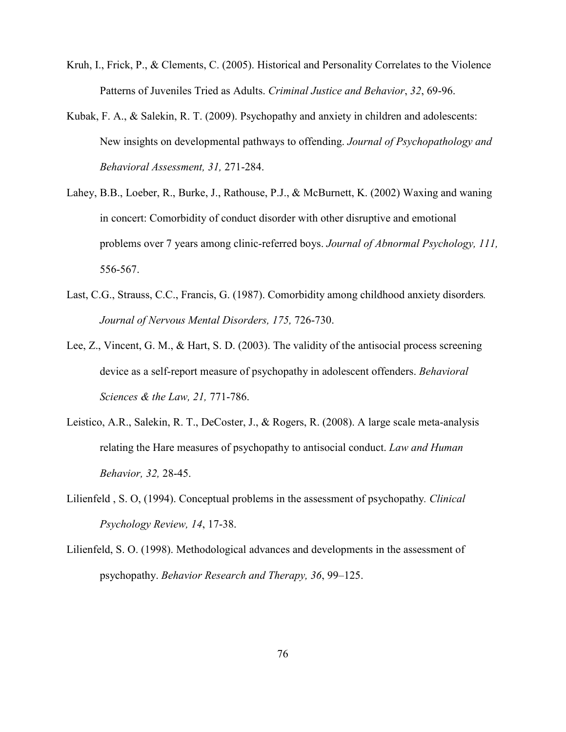Kruh, I., Frick, P., & Clements, C. (2005). Historical and Personality Correlates to the Violence Patterns of Juveniles Tried as Adults. *Criminal Justice and Behavior*, *32*, 69-96.

Kubak, F. A., & Salekin, R. T. (2009). Psychopathy and anxiety in children and adolescents: New insights on developmental pathways to offending. *Journal of Psychopathology and Behavioral Assessment, 31,* 271-284.

Lahey, B.B., Loeber, R., Burke, J., Rathouse, P.J., & McBurnett, K. (2002) Waxing and waning in concert: Comorbidity of conduct disorder with other disruptive and emotional problems over 7 years among clinic-referred boys. *Journal of Abnormal Psychology, 111,* 556-567.

Last, C.G., Strauss, C.C., Francis, G. (1987). Comorbidity among childhood anxiety disorders*. Journal of Nervous Mental Disorders, 175,* 726-730.

Lee, Z., Vincent, G. M., & Hart, S. D. (2003). The validity of the antisocial process screening device as a self-report measure of psychopathy in adolescent offenders. *Behavioral Sciences & the Law, 21,* 771-786.

Leistico, A.R., Salekin, R. T., DeCoster, J., & Rogers, R. (2008). A large scale meta-analysis relating the Hare measures of psychopathy to antisocial conduct. *Law and Human Behavior, 32,* 28-45.

Lilienfeld , S. O, (1994). Conceptual problems in the assessment of psychopathy*. Clinical Psychology Review, 14*, 17-38.

Lilienfeld, S. O. (1998). Methodological advances and developments in the assessment of psychopathy. *Behavior Research and Therapy, 36*, 99–125.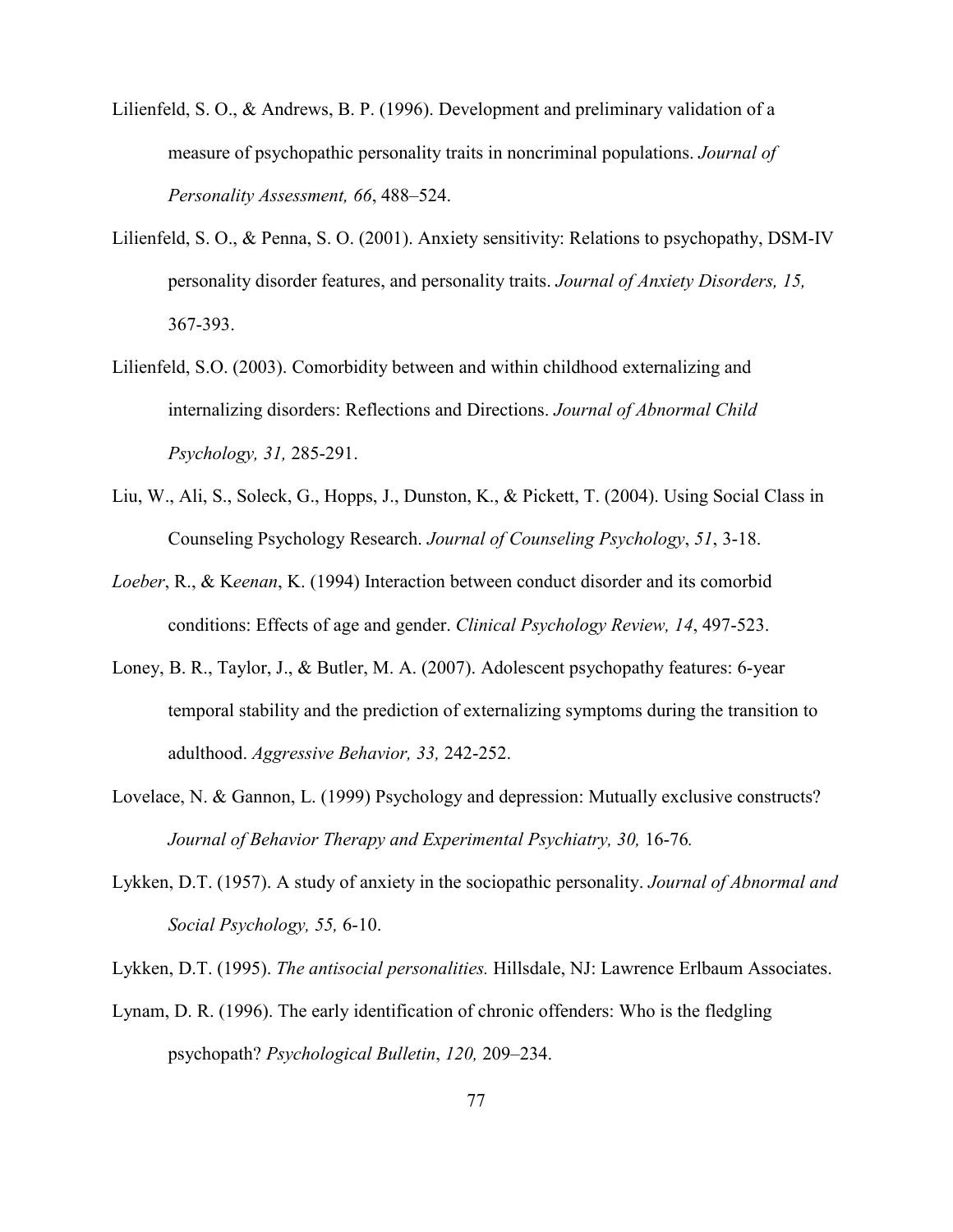Lilienfeld, S. O., & Andrews, B. P. (1996). Development and preliminary validation of a measure of psychopathic personality traits in noncriminal populations. *Journal of Personality Assessment, 66*, 488–524.

Lilienfeld, S. O., & Penna, S. O. (2001). Anxiety sensitivity: Relations to psychopathy, DSM-IV personality disorder features, and personality traits. *Journal of Anxiety Disorders, 15,* 367-393.

Lilienfeld, S.O. (2003). Comorbidity between and within childhood externalizing and internalizing disorders: Reflections and Directions. *Journal of Abnormal Child Psychology, 31,* 285-291.

Liu, W., Ali, S., Soleck, G., Hopps, J., Dunston, K., & Pickett, T. (2004). Using Social Class in Counseling Psychology Research. *Journal of Counseling Psychology*, *51*, 3-18.

*Loeber*, R., & K*eenan*, K. (1994) Interaction between conduct disorder and its comorbid conditions: Effects of age and gender. *Clinical Psychology Review, 14*, 497-523.

Loney, B. R., Taylor, J., & Butler, M. A. (2007). Adolescent psychopathy features: 6-year temporal stability and the prediction of externalizing symptoms during the transition to adulthood. *Aggressive Behavior, 33,* 242-252.

Lovelace, N. & Gannon, L. (1999) Psychology and depression: Mutually exclusive constructs? *Journal of Behavior Therapy and Experimental Psychiatry, 30,* 16-76*.*

Lykken, D.T. (1957). A study of anxiety in the sociopathic personality. *Journal of Abnormal and Social Psychology, 55,* 6-10.

Lykken, D.T. (1995). *The antisocial personalities.* Hillsdale, NJ: Lawrence Erlbaum Associates.

Lynam, D. R. (1996). The early identification of chronic offenders: Who is the fledgling psychopath? *Psychological Bulletin*, *120,* 209–234.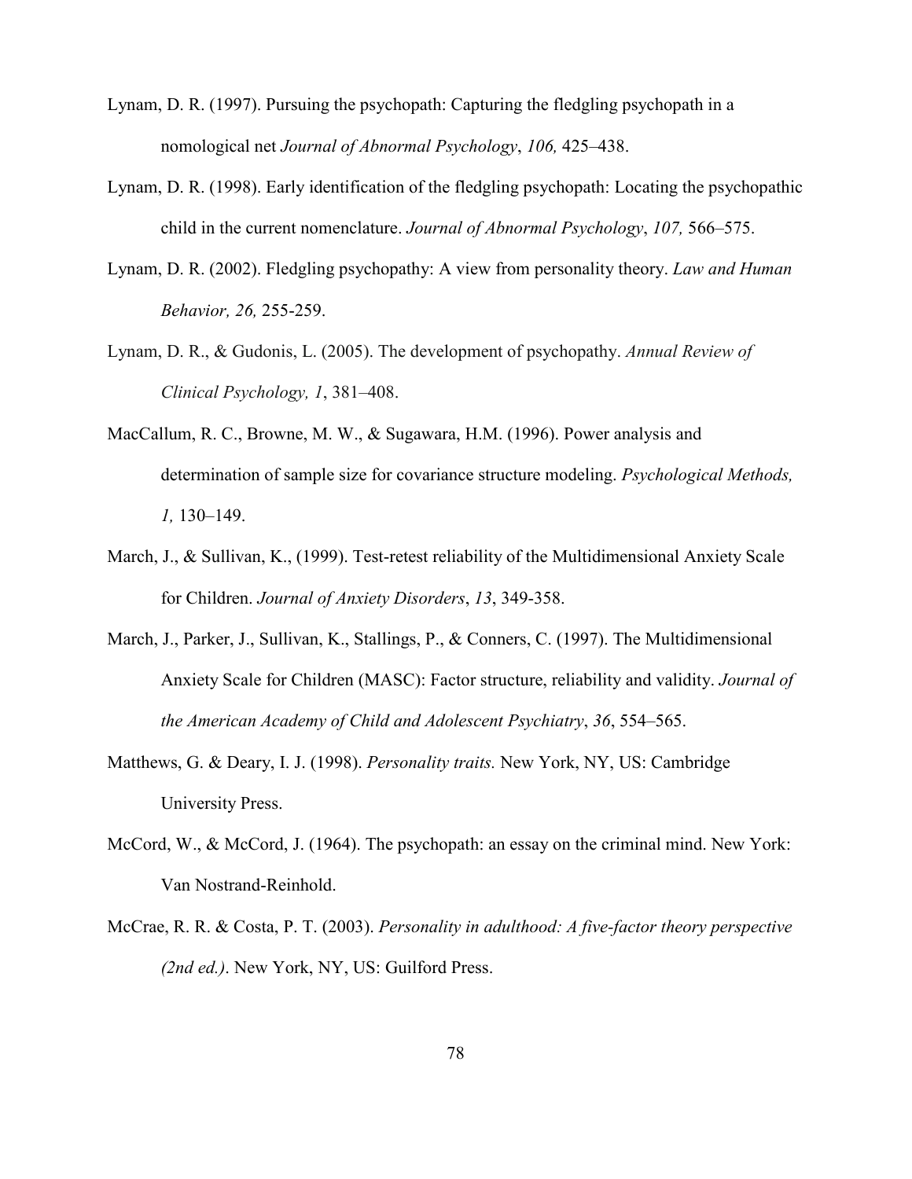Lynam, D. R. (1997). Pursuing the psychopath: Capturing the fledgling psychopath in a nomological net *Journal of Abnormal Psychology*, *106,* 425–438.

Lynam, D. R. (1998). Early identification of the fledgling psychopath: Locating the psychopathic child in the current nomenclature. *Journal of Abnormal Psychology*, *107,* 566–575.

Lynam, D. R. (2002). Fledgling psychopathy: A view from personality theory. *Law and Human Behavior, 26,* 255-259.

Lynam, D. R., & Gudonis, L. (2005). The development of psychopathy. *Annual Review of Clinical Psychology, 1*, 381–408.

MacCallum, R. C., Browne, M. W., & Sugawara, H.M. (1996). Power analysis and determination of sample size for covariance structure modeling. *Psychological Methods, 1,* 130–149.

March, J., & Sullivan, K., (1999). Test-retest reliability of the Multidimensional Anxiety Scale for Children. *Journal of Anxiety Disorders*, *13*, 349-358.

March, J., Parker, J., Sullivan, K., Stallings, P., & Conners, C. (1997). The Multidimensional Anxiety Scale for Children (MASC): Factor structure, reliability and validity. *Journal of the American Academy of Child and Adolescent Psychiatry*, *36*, 554–565.

Matthews, G. & Deary, I. J. (1998). *Personality traits.* New York, NY, US: Cambridge University Press.

McCord, W., & McCord, J. (1964). The psychopath: an essay on the criminal mind. New York: Van Nostrand-Reinhold.

McCrae, R. R. & Costa, P. T. (2003). *Personality in adulthood: A five-factor theory perspective (2nd ed.)*. New York, NY, US: Guilford Press.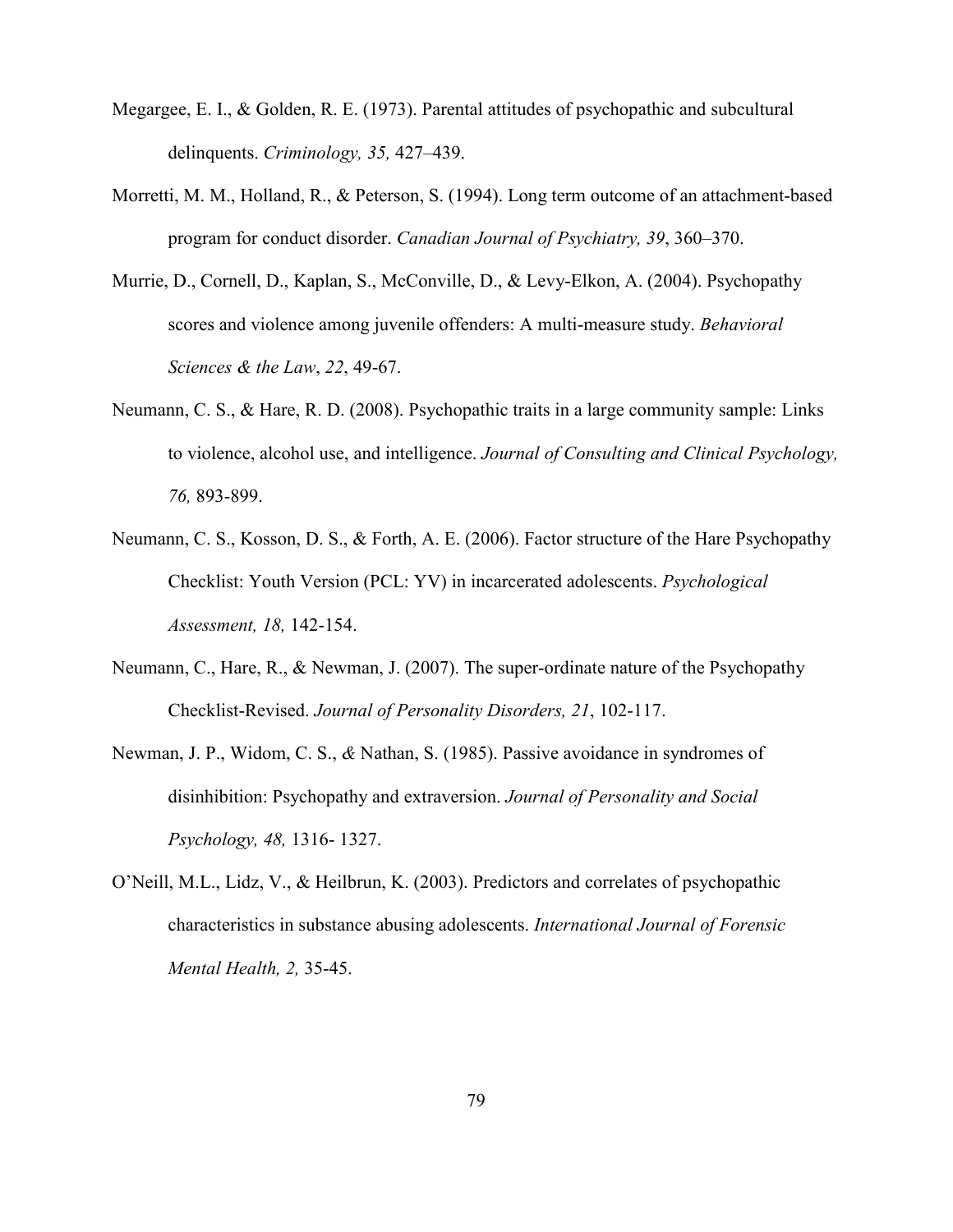Megargee, E. I., & Golden, R. E. (1973). Parental attitudes of psychopathic and subcultural delinquents. *Criminology, 35,* 427–439.

Morretti, M. M., Holland, R., & Peterson, S. (1994). Long term outcome of an attachment-based program for conduct disorder. *Canadian Journal of Psychiatry, 39*, 360–370.

Murrie, D., Cornell, D., Kaplan, S., McConville, D., & Levy-Elkon, A. (2004). Psychopathy scores and violence among juvenile offenders: A multi-measure study. *Behavioral Sciences & the Law*, *22*, 49-67.

Neumann, C. S., & Hare, R. D. (2008). Psychopathic traits in a large community sample: Links to violence, alcohol use, and intelligence. *Journal of Consulting and Clinical Psychology, 76,* 893-899.

Neumann, C. S., Kosson, D. S., & Forth, A. E. (2006). Factor structure of the Hare Psychopathy Checklist: Youth Version (PCL: YV) in incarcerated adolescents. *Psychological Assessment, 18,* 142-154.

Neumann, C., Hare, R., & Newman, J. (2007). The super-ordinate nature of the Psychopathy Checklist-Revised. *Journal of Personality Disorders, 21*, 102-117.

Newman, J. P., Widom, C. S., *&* Nathan, S. (1985). Passive avoidance in syndromes of disinhibition: Psychopathy and extraversion. *Journal of Personality and Social Psychology, 48,* 1316- 1327.

O'Neill, M.L., Lidz, V., & Heilbrun, K. (2003). Predictors and correlates of psychopathic characteristics in substance abusing adolescents. *International Journal of Forensic Mental Health, 2,* 35-45.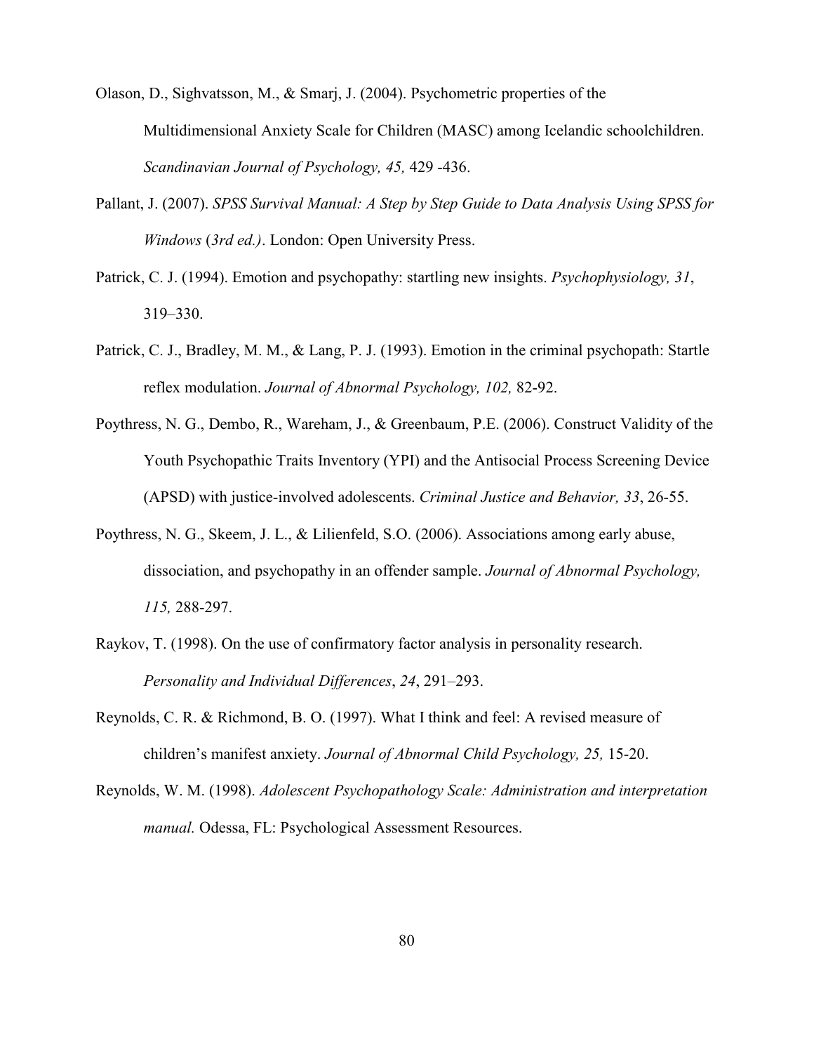Olason, D., Sighvatsson, M., & Smarj, J. (2004). Psychometric properties of the Multidimensional Anxiety Scale for Children (MASC) among Icelandic schoolchildren. *Scandinavian Journal of Psychology, 45,* 429 -436.

Pallant, J. (2007). *SPSS Survival Manual: A Step by Step Guide to Data Analysis Using SPSS for Windows* (*3rd ed.)*. London: Open University Press.

Patrick, C. J. (1994). Emotion and psychopathy: startling new insights. *Psychophysiology, 31*, 319–330.

Patrick, C. J., Bradley, M. M., & Lang, P. J. (1993). Emotion in the criminal psychopath: Startle reflex modulation. *Journal of Abnormal Psychology, 102,* 82-92.

Poythress, N. G., Dembo, R., Wareham, J., & Greenbaum, P.E. (2006). Construct Validity of the Youth Psychopathic Traits Inventory (YPI) and the Antisocial Process Screening Device (APSD) with justice-involved adolescents. *Criminal Justice and Behavior, 33*, 26-55.

Poythress, N. G., Skeem, J. L., & Lilienfeld, S.O. (2006). Associations among early abuse, dissociation, and psychopathy in an offender sample. *Journal of Abnormal Psychology, 115,* 288-297.

Raykov, T. (1998). On the use of confirmatory factor analysis in personality research. *Personality and Individual Differences*, *24*, 291–293.

Reynolds, C. R. & Richmond, B. O. (1997). What I think and feel: A revised measure of children's manifest anxiety. *Journal of Abnormal Child Psychology, 25,* 15-20.

Reynolds, W. M. (1998). *Adolescent Psychopathology Scale: Administration and interpretation manual.* Odessa, FL: Psychological Assessment Resources.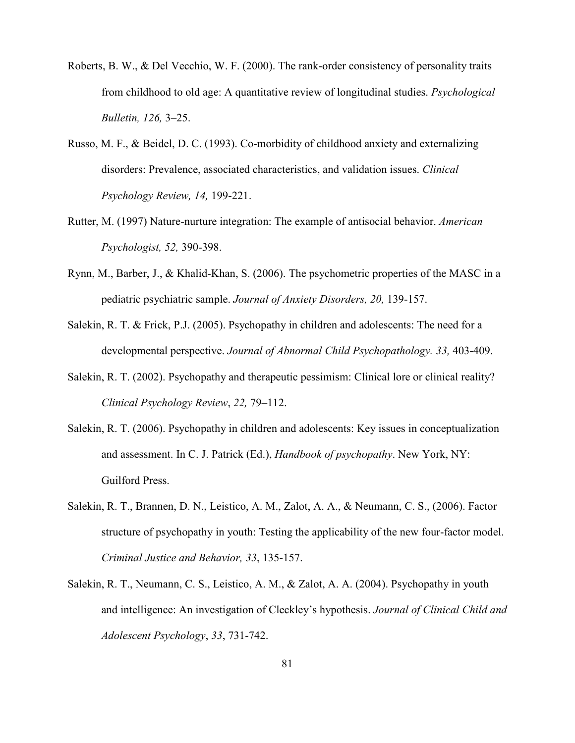Roberts, B. W., & Del Vecchio, W. F. (2000). The rank-order consistency of personality traits from childhood to old age: A quantitative review of longitudinal studies. *Psychological Bulletin, 126,* 3–25.

Russo, M. F., & Beidel, D. C. (1993). Co-morbidity of childhood anxiety and externalizing disorders: Prevalence, associated characteristics, and validation issues. *Clinical Psychology Review, 14,* 199-221.

Rutter, M. (1997) Nature-nurture integration: The example of antisocial behavior. *American Psychologist, 52,* 390-398.

Rynn, M., Barber, J., & Khalid-Khan, S. (2006). The psychometric properties of the MASC in a pediatric psychiatric sample. *Journal of Anxiety Disorders, 20,* 139-157.

Salekin, R. T. & Frick, P.J. (2005). Psychopathy in children and adolescents: The need for a developmental perspective. *Journal of Abnormal Child Psychopathology. 33,* 403-409.

Salekin, R. T. (2002). Psychopathy and therapeutic pessimism: Clinical lore or clinical reality? *Clinical Psychology Review*, *22,* 79–112.

Salekin, R. T. (2006). Psychopathy in children and adolescents: Key issues in conceptualization and assessment. In C. J. Patrick (Ed.), *Handbook of psychopathy*. New York, NY: Guilford Press.

Salekin, R. T., Brannen, D. N., Leistico, A. M., Zalot, A. A., & Neumann, C. S., (2006). Factor structure of psychopathy in youth: Testing the applicability of the new four-factor model. *Criminal Justice and Behavior, 33*, 135-157.

Salekin, R. T., Neumann, C. S., Leistico, A. M., & Zalot, A. A. (2004). Psychopathy in youth and intelligence: An investigation of Cleckley's hypothesis. *Journal of Clinical Child and Adolescent Psychology*, *33*, 731-742.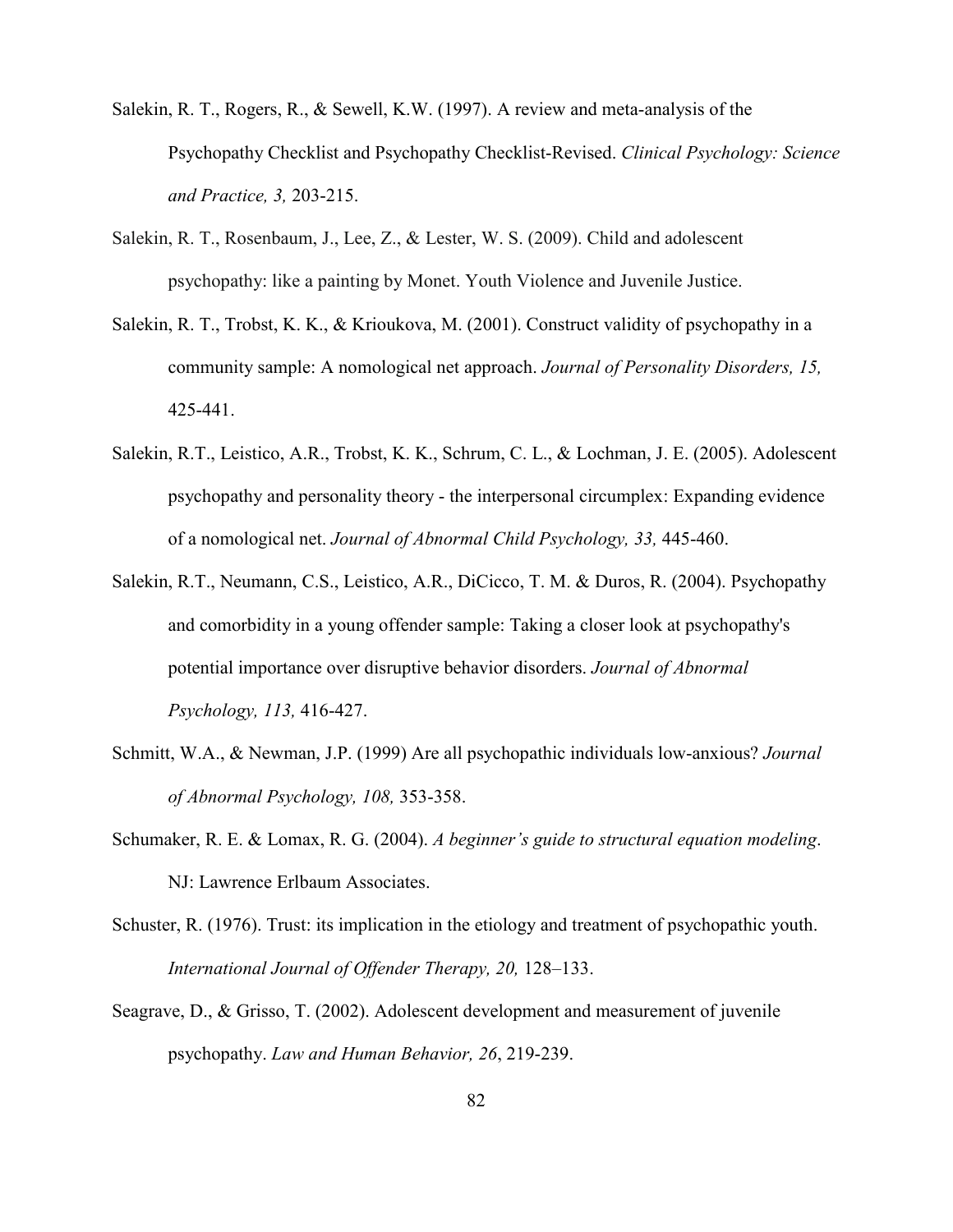Salekin, R. T., Rogers, R., & Sewell, K.W. (1997). A review and meta-analysis of the Psychopathy Checklist and Psychopathy Checklist-Revised. *Clinical Psychology: Science and Practice, 3,* 203-215.

Salekin, R. T., Rosenbaum, J., Lee, Z., & Lester, W. S. (2009). Child and adolescent psychopathy: like a painting by Monet. Youth Violence and Juvenile Justice.

Salekin, R. T., Trobst, K. K., & Krioukova, M. (2001). Construct validity of psychopathy in a community sample: A nomological net approach. *Journal of Personality Disorders, 15,* 425-441.

Salekin, R.T., Leistico, A.R., Trobst, K. K., Schrum, C. L., & Lochman, J. E. (2005). Adolescent psychopathy and personality theory - the interpersonal circumplex: Expanding evidence of a nomological net. *Journal of Abnormal Child Psychology, 33,* 445-460.

Salekin, R.T., Neumann, C.S., Leistico, A.R., DiCicco, T. M. & Duros, R. (2004). Psychopathy and comorbidity in a young offender sample: Taking a closer look at psychopathy's potential importance over disruptive behavior disorders. *Journal of Abnormal Psychology, 113,* 416-427.

Schmitt, W.A., & Newman, J.P. (1999) Are all psychopathic individuals low-anxious? *Journal of Abnormal Psychology, 108,* 353-358.

Schumaker, R. E. & Lomax, R. G. (2004). *A beginner's guide to structural equation modeling*. NJ: Lawrence Erlbaum Associates.

Schuster, R. (1976). Trust: its implication in the etiology and treatment of psychopathic youth. *International Journal of Offender Therapy, 20,* 128–133.

Seagrave, D., & Grisso, T. (2002). Adolescent development and measurement of juvenile psychopathy. *Law and Human Behavior, 26*, 219-239.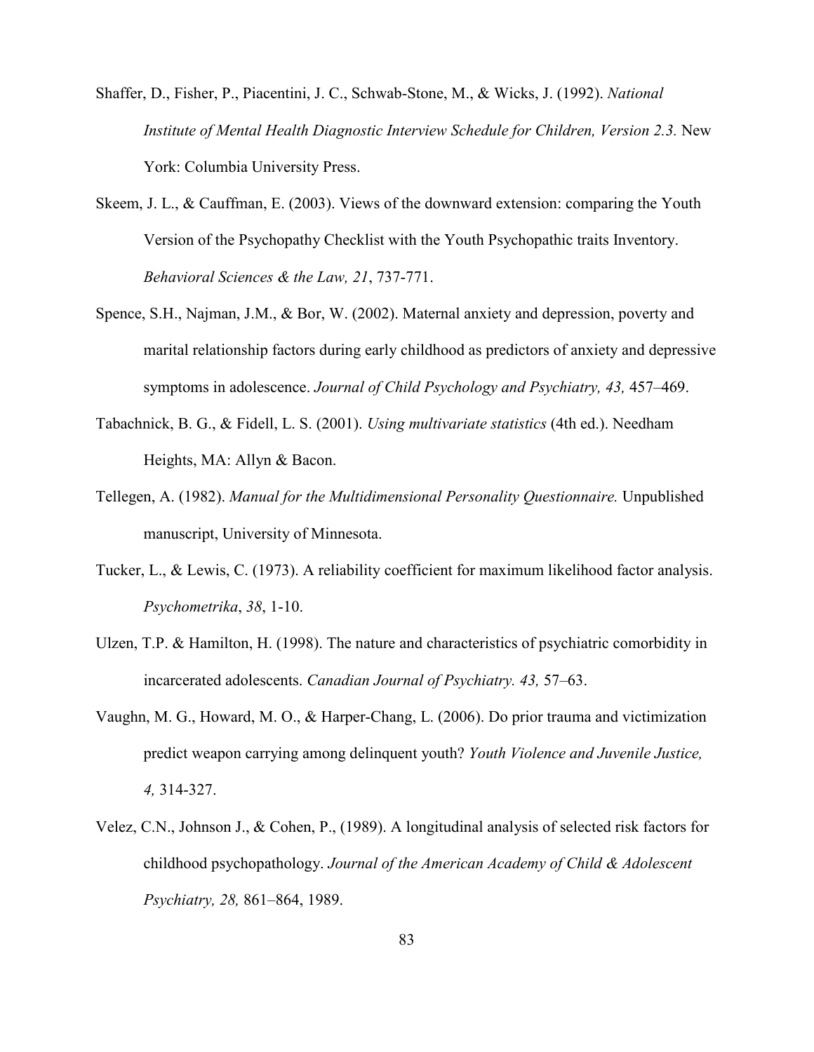Shaffer, D., Fisher, P., Piacentini, J. C., Schwab-Stone, M., & Wicks, J. (1992). *National Institute of Mental Health Diagnostic Interview Schedule for Children, Version 2.3.* New York: Columbia University Press.

Skeem, J. L., & Cauffman, E. (2003). Views of the downward extension: comparing the Youth Version of the Psychopathy Checklist with the Youth Psychopathic traits Inventory. *Behavioral Sciences & the Law, 21*, 737-771.

Spence, S.H., Najman, J.M., & Bor, W. (2002). Maternal anxiety and depression, poverty and marital relationship factors during early childhood as predictors of anxiety and depressive symptoms in adolescence. *Journal of Child Psychology and Psychiatry, 43,* 457–469.

Tabachnick, B. G., & Fidell, L. S. (2001). *Using multivariate statistics* (4th ed.). Needham Heights, MA: Allyn & Bacon.

Tellegen, A. (1982). *Manual for the Multidimensional Personality Questionnaire.* Unpublished manuscript, University of Minnesota.

Tucker, L., & Lewis, C. (1973). A reliability coefficient for maximum likelihood factor analysis. *Psychometrika*, *38*, 1-10.

Ulzen, T.P. & Hamilton, H. (1998). The nature and characteristics of psychiatric comorbidity in incarcerated adolescents. *Canadian Journal of Psychiatry. 43,* 57–63.

Vaughn, M. G., Howard, M. O., & Harper-Chang, L. (2006). Do prior trauma and victimization predict weapon carrying among delinquent youth? *Youth Violence and Juvenile Justice, 4,* 314-327.

Velez, C.N., Johnson J., & Cohen, P., (1989). A longitudinal analysis of selected risk factors for childhood psychopathology. *Journal of the American Academy of Child & Adolescent Psychiatry, 28,* 861–864, 1989.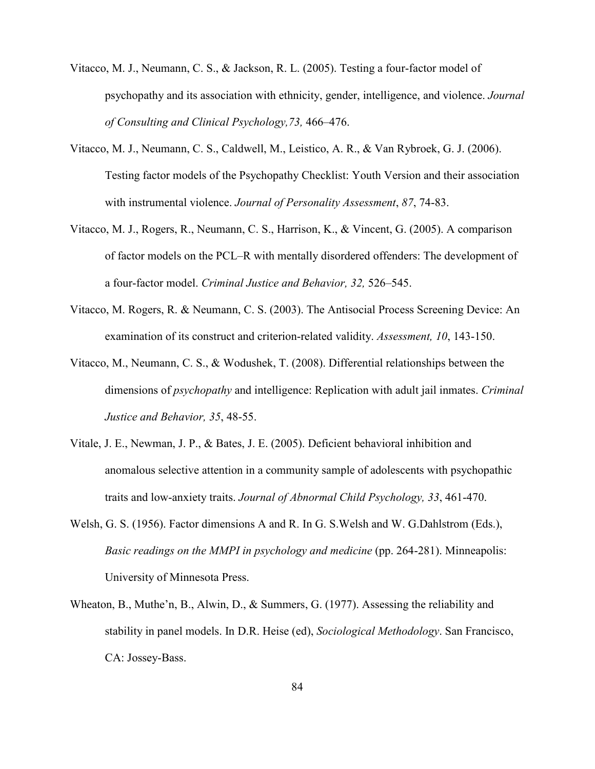Vitacco, M. J., Neumann, C. S., & Jackson, R. L. (2005). Testing a four-factor model of psychopathy and its association with ethnicity, gender, intelligence, and violence. *Journal of Consulting and Clinical Psychology,73,* 466–476.

Vitacco, M. J., Neumann, C. S., Caldwell, M., Leistico, A. R., & Van Rybroek, G. J. (2006). Testing factor models of the Psychopathy Checklist: Youth Version and their association with instrumental violence. *Journal of Personality Assessment*, *87*, 74-83.

Vitacco, M. J., Rogers, R., Neumann, C. S., Harrison, K., & Vincent, G. (2005). A comparison of factor models on the PCL–R with mentally disordered offenders: The development of a four-factor model. *Criminal Justice and Behavior, 32,* 526–545.

Vitacco, M. Rogers, R. & Neumann, C. S. (2003). The Antisocial Process Screening Device: An examination of its construct and criterion-related validity. *Assessment, 10*, 143-150.

Vitacco, M., Neumann, C. S., & Wodushek, T. (2008). Differential relationships between the dimensions of *psychopathy* and intelligence: Replication with adult jail inmates. *Criminal Justice and Behavior, 35*, 48-55.

Vitale, J. E., Newman, J. P., & Bates, J. E. (2005). Deficient behavioral inhibition and anomalous selective attention in a community sample of adolescents with psychopathic traits and low-anxiety traits. *Journal of Abnormal Child Psychology, 33*, 461-470.

Welsh, G. S. (1956). Factor dimensions A and R. In G. S.Welsh and W. G.Dahlstrom (Eds.), *Basic readings on the MMPI in psychology and medicine* (pp. 264-281). Minneapolis: University of Minnesota Press.

Wheaton, B., Muthe'n, B., Alwin, D., & Summers, G. (1977). Assessing the reliability and stability in panel models. In D.R. Heise (ed), *Sociological Methodology*. San Francisco, CA: Jossey-Bass.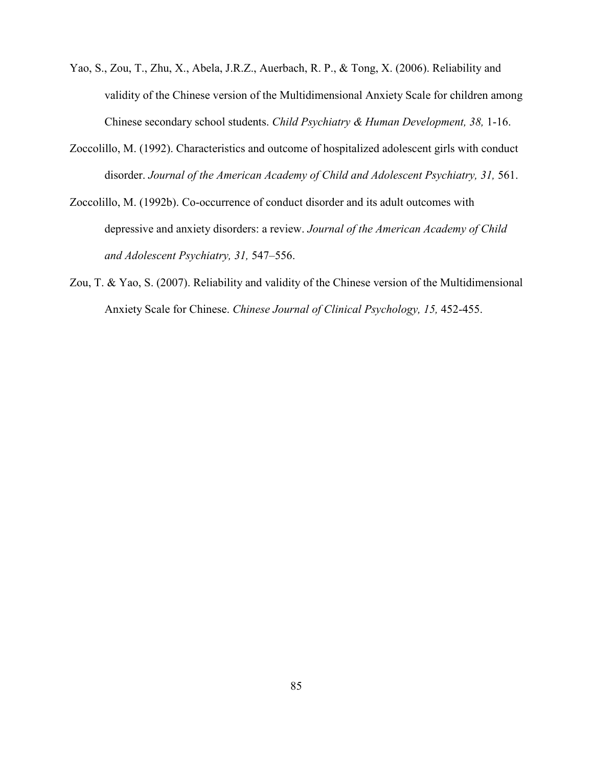Yao, S., Zou, T., Zhu, X., Abela, J.R.Z., Auerbach, R. P., & Tong, X. (2006). Reliability and validity of the Chinese version of the Multidimensional Anxiety Scale for children among Chinese secondary school students. *Child Psychiatry & Human Development, 38,* 1-16.

Zoccolillo, M. (1992). Characteristics and outcome of hospitalized adolescent girls with conduct disorder. *Journal of the American Academy of Child and Adolescent Psychiatry, 31,* 561.

Zoccolillo, M. (1992b). Co-occurrence of conduct disorder and its adult outcomes with depressive and anxiety disorders: a review. *Journal of the American Academy of Child and Adolescent Psychiatry, 31,* 547–556.

Zou, T. & Yao, S. (2007). Reliability and validity of the Chinese version of the Multidimensional Anxiety Scale for Chinese. *Chinese Journal of Clinical Psychology, 15,* 452-455.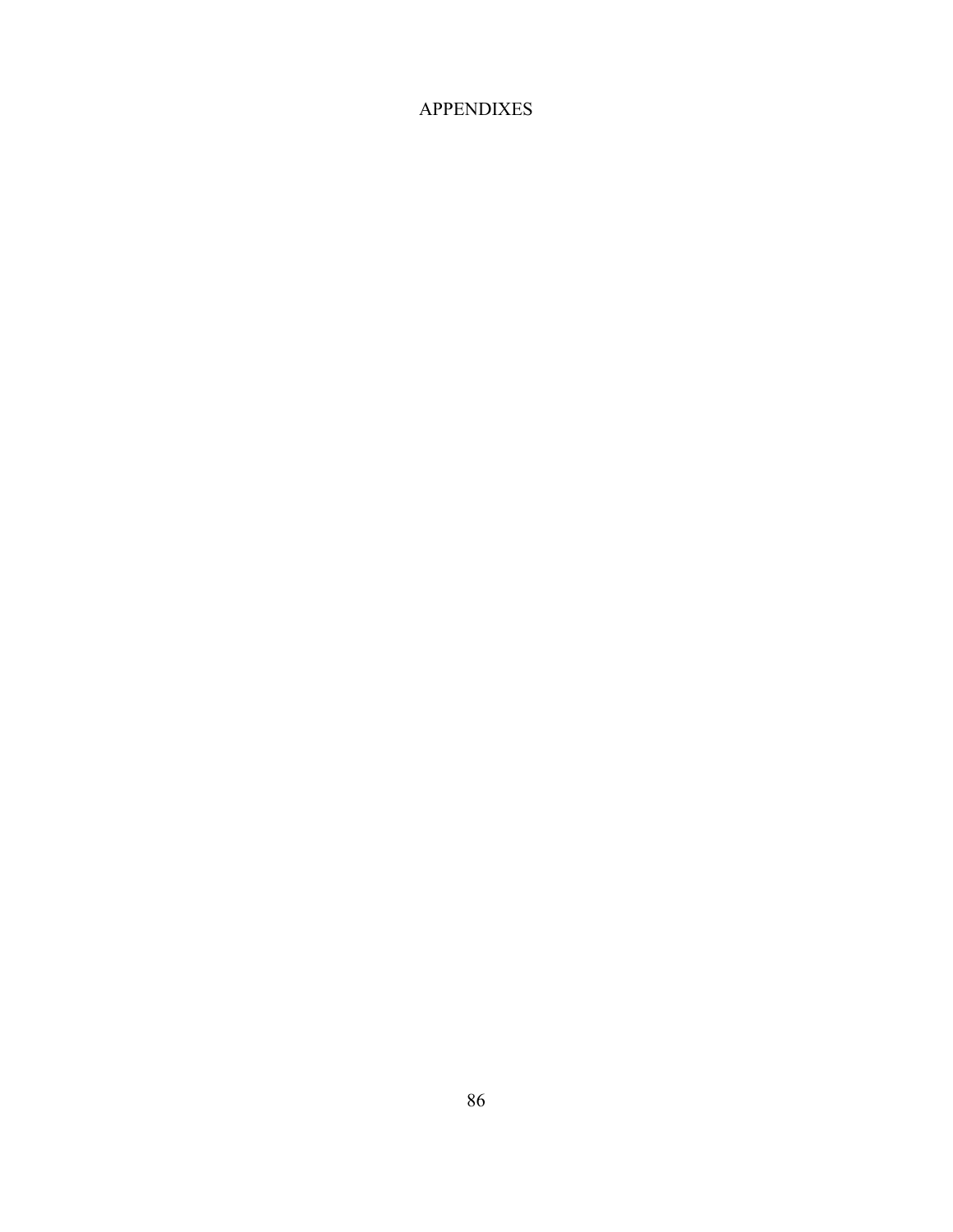# APPENDIXES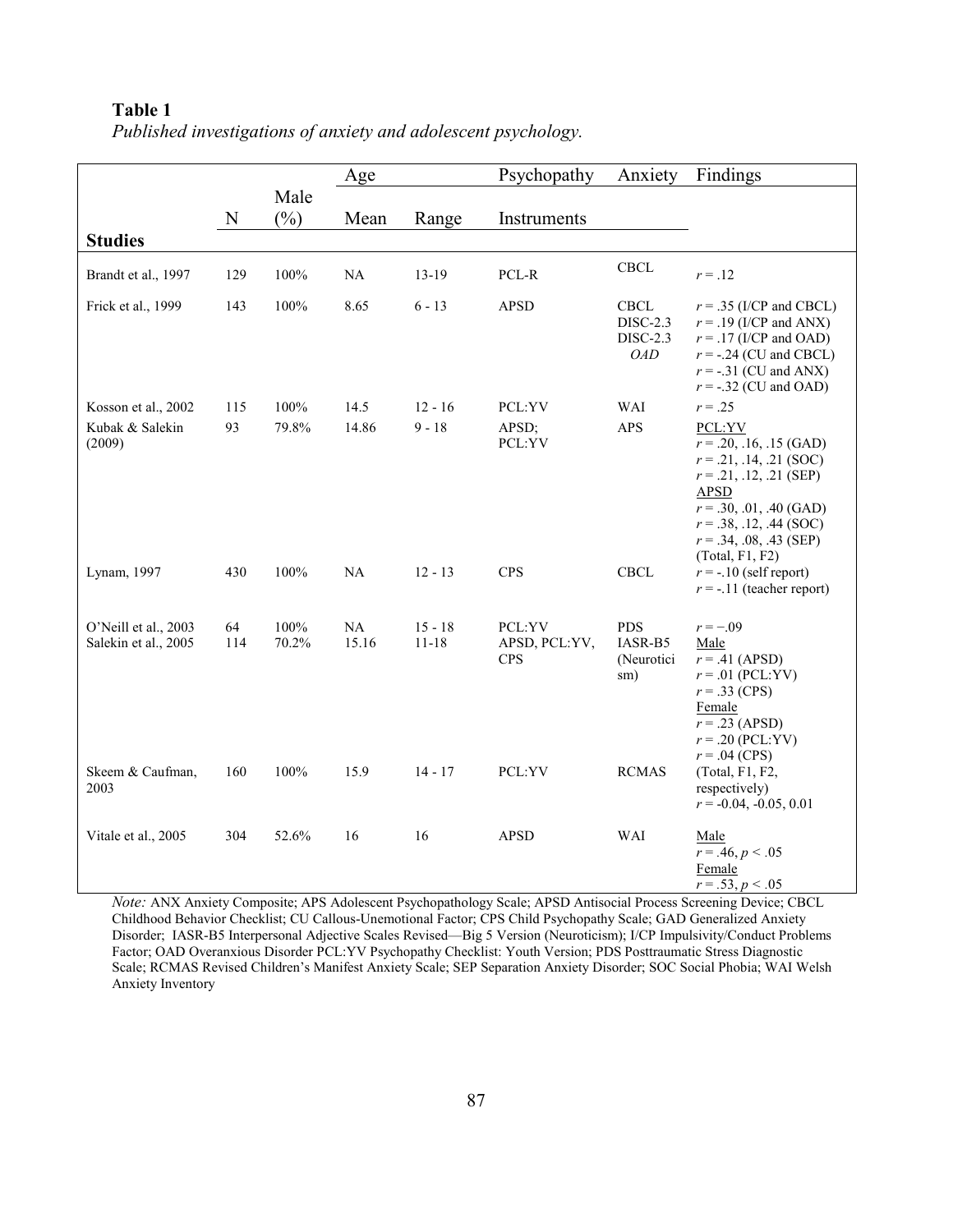**Table 1**

*Published investigations of anxiety and adolescent psychology.*

| Studies | N | Male (%) | Age Mean | Age Range | Psychopathy Instruments | Anxiety | Findings |
|---|---|---|---|---|---|---|---|
| Brandt et al., 1997 | 129 | 100% | NA | 13-19 | PCL-R | CBCL | $r = .12$ |
| Frick et al., 1999 | 143 | 100% | 8.65 | 6 - 13 | APSD | CBCL<br>DISC-2.3<br>DISC-2.3 *OAD* | $r = .35$ (I/CP and CBCL)<br>$r = .19$ (I/CP and ANX)<br>$r = .17$ (I/CP and OAD)<br>$r = -.24$ (CU and CBCL)<br>$r = -.31$ (CU and ANX)<br>$r = -.32$ (CU and OAD) |
| Kosson et al., 2002 | 115 | 100% | 14.5 | 12 - 16 | PCL:YV | WAI | $r = .25$ |
| Kubak & Salekin (2009) | 93 | 79.8% | 14.86 | 9 - 18 | APSD; PCL:YV | APS | PCL:YV<br>$r = .20, .16, .15$ (GAD)<br>$r = .21, .14, .21$ (SOC)<br>$r = .21, .12, .21$ (SEP)<br>APSD<br>$r = .30, .01, .40$ (GAD)<br>$r = .38, .12, .44$ (SOC)<br>$r = .34, .08, .43$ (SEP)<br>(Total, F1, F2) |
| Lynam, 1997 | 430 | 100% | NA | 12 - 13 | CPS | CBCL | $r = -.10$ (self report)<br>$r = -.11$ (teacher report) |
| O'Neill et al., 2003 | 64 | 100% | NA | 15 - 18 | PCL:YV | PDS | $r = -.09$ |
| Salekin et al., 2005 | 114 | 70.2% | 15.16 | 11-18 | APSD, PCL:YV, CPS | IASR-B5 (Neuroticism) | Male<br>$r = .41$ (APSD)<br>$r = .01$ (PCL:YV)<br>$r = .33$ (CPS)<br>Female<br>$r = .23$ (APSD)<br>$r = .20$ (PCL:YV)<br>$r = .04$ (CPS) |
| Skeem & Caufman, 2003 | 160 | 100% | 15.9 | 14 - 17 | PCL:YV | RCMAS | (Total, F1, F2, respectively)<br>$r = -0.04, -0.05, 0.01$ |
| Vitale et al., 2005 | 304 | 52.6% | 16 | 16 | APSD | WAI | Male<br>$r = .46, p < .05$<br>Female<br>$r = .53, p < .05$ |

*Note:* ANX Anxiety Composite; APS Adolescent Psychopathology Scale; APSD Antisocial Process Screening Device; CBCL Childhood Behavior Checklist; CU Callous-Unemotional Factor; CPS Child Psychopathy Scale; GAD Generalized Anxiety Disorder; IASR-B5 Interpersonal Adjective Scales Revised—Big 5 Version (Neuroticism); I/CP Impulsivity/Conduct Problems Factor; OAD Overanxious Disorder PCL:YV Psychopathy Checklist: Youth Version; PDS Posttraumatic Stress Diagnostic Scale; RCMAS Revised Children's Manifest Anxiety Scale; SEP Separation Anxiety Disorder; SOC Social Phobia; WAI Welsh Anxiety Inventory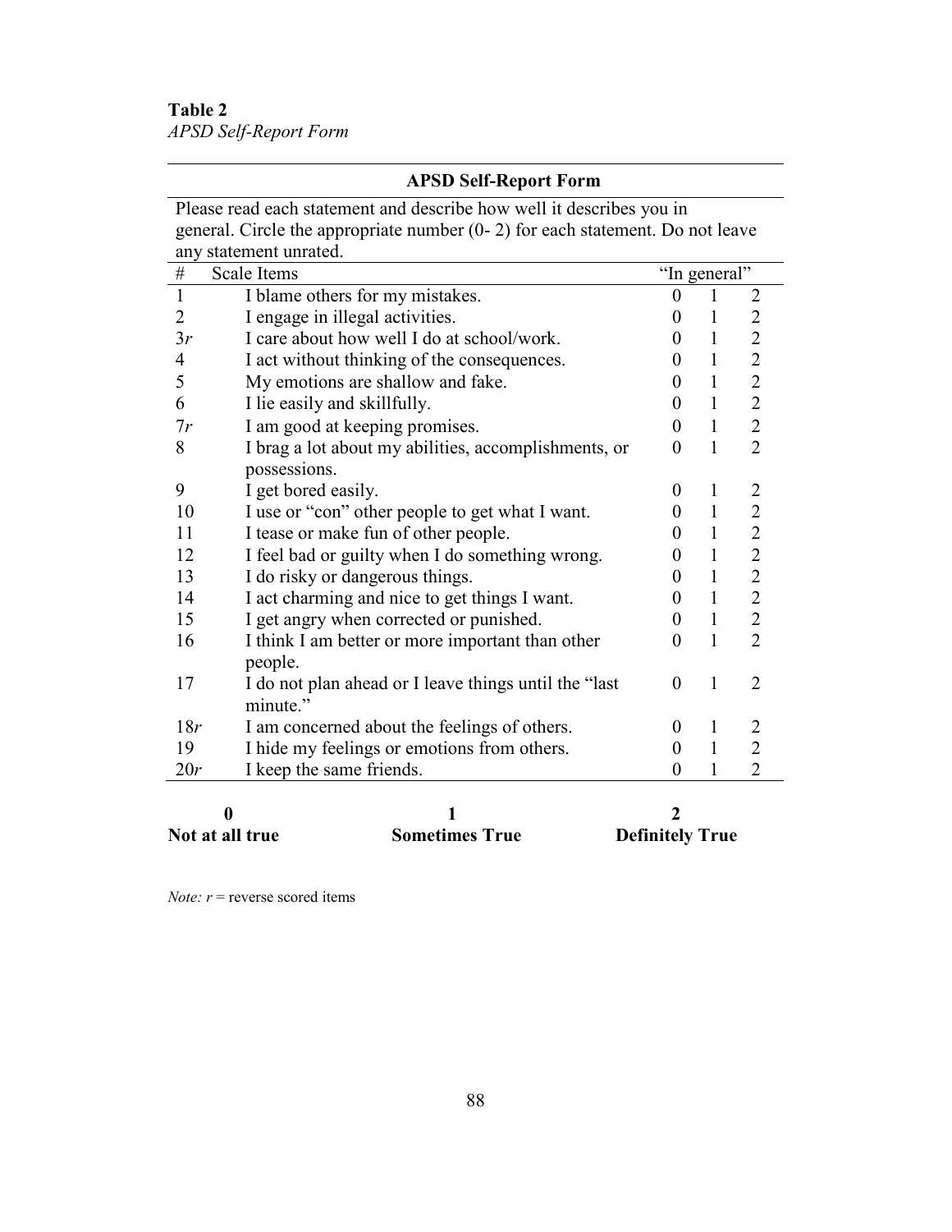**Table 2**

*APSD Self-Report Form*

**APSD Self-Report Form**

Please read each statement and describe how well it describes you in general. Circle the appropriate number (0- 2) for each statement. Do not leave any statement unrated.

| # | Scale Items | "In general" | | |
|---|---|---|---|---|
| 1 | I blame others for my mistakes. | 0 | 1 | 2 |
| 2 | I engage in illegal activities. | 0 | 1 | 2 |
| 3*r* | I care about how well I do at school/work. | 0 | 1 | 2 |
| 4 | I act without thinking of the consequences. | 0 | 1 | 2 |
| 5 | My emotions are shallow and fake. | 0 | 1 | 2 |
| 6 | I lie easily and skillfully. | 0 | 1 | 2 |
| 7*r* | I am good at keeping promises. | 0 | 1 | 2 |
| 8 | I brag a lot about my abilities, accomplishments, or possessions. | 0 | 1 | 2 |
| 9 | I get bored easily. | 0 | 1 | 2 |
| 10 | I use or "con" other people to get what I want. | 0 | 1 | 2 |
| 11 | I tease or make fun of other people. | 0 | 1 | 2 |
| 12 | I feel bad or guilty when I do something wrong. | 0 | 1 | 2 |
| 13 | I do risky or dangerous things. | 0 | 1 | 2 |
| 14 | I act charming and nice to get things I want. | 0 | 1 | 2 |
| 15 | I get angry when corrected or punished. | 0 | 1 | 2 |
| 16 | I think I am better or more important than other people. | 0 | 1 | 2 |
| 17 | I do not plan ahead or I leave things until the "last minute." | 0 | 1 | 2 |
| 18*r* | I am concerned about the feelings of others. | 0 | 1 | 2 |
| 19 | I hide my feelings or emotions from others. | 0 | 1 | 2 |
| 20*r* | I keep the same friends. | 0 | 1 | 2 |

| **0** | **1** | **2** |
|---|---|---|
| **Not at all true** | **Sometimes True** | **Definitely True** |

*Note: r* = reverse scored items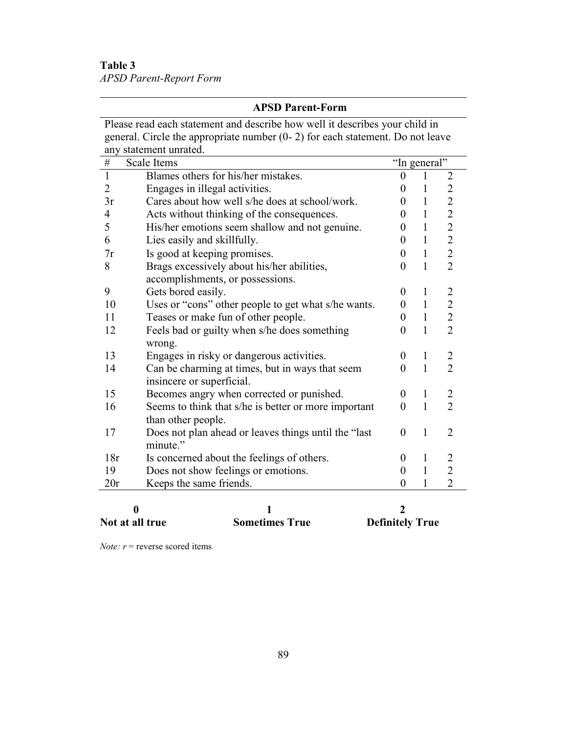**Table 3**
*APSD Parent-Report Form*

**APSD Parent-Form**

Please read each statement and describe how well it describes your child in general. Circle the appropriate number (0- 2) for each statement. Do not leave any statement unrated.

| # | Scale Items | "In general" | | |
|---|---|---|---|---|
| 1 | Blames others for his/her mistakes. | 0 | 1 | 2 |
| 2 | Engages in illegal activities. | 0 | 1 | 2 |
| 3r | Cares about how well s/he does at school/work. | 0 | 1 | 2 |
| 4 | Acts without thinking of the consequences. | 0 | 1 | 2 |
| 5 | His/her emotions seem shallow and not genuine. | 0 | 1 | 2 |
| 6 | Lies easily and skillfully. | 0 | 1 | 2 |
| 7r | Is good at keeping promises. | 0 | 1 | 2 |
| 8 | Brags excessively about his/her abilities, accomplishments, or possessions. | 0 | 1 | 2 |
| 9 | Gets bored easily. | 0 | 1 | 2 |
| 10 | Uses or "cons" other people to get what s/he wants. | 0 | 1 | 2 |
| 11 | Teases or make fun of other people. | 0 | 1 | 2 |
| 12 | Feels bad or guilty when s/he does something wrong. | 0 | 1 | 2 |
| 13 | Engages in risky or dangerous activities. | 0 | 1 | 2 |
| 14 | Can be charming at times, but in ways that seem insincere or superficial. | 0 | 1 | 2 |
| 15 | Becomes angry when corrected or punished. | 0 | 1 | 2 |
| 16 | Seems to think that s/he is better or more important than other people. | 0 | 1 | 2 |
| 17 | Does not plan ahead or leaves things until the "last minute." | 0 | 1 | 2 |
| 18r | Is concerned about the feelings of others. | 0 | 1 | 2 |
| 19 | Does not show feelings or emotions. | 0 | 1 | 2 |
| 20r | Keeps the same friends. | 0 | 1 | 2 |

| 0 | 1 | 2 |
|---|---|---|
| **Not at all true** | **Sometimes True** | **Definitely True** |

*Note: r* = reverse scored items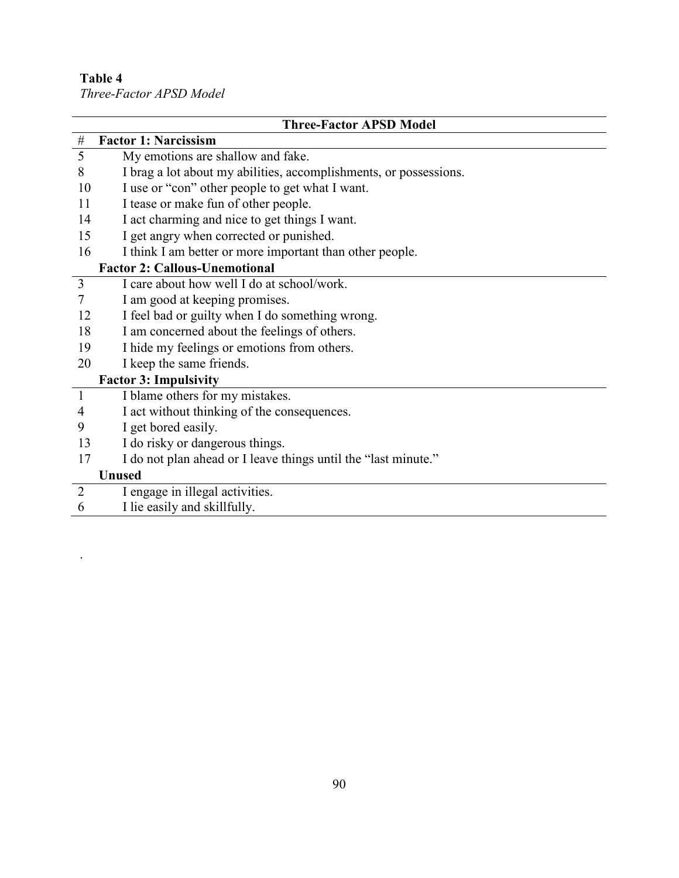**Table 4**

*Three-Factor APSD Model*

| # | Three-Factor APSD Model |
|---|---|
| # | **Factor 1: Narcissism** |
| 5 | My emotions are shallow and fake. |
| 8 | I brag a lot about my abilities, accomplishments, or possessions. |
| 10 | I use or "con" other people to get what I want. |
| 11 | I tease or make fun of other people. |
| 14 | I act charming and nice to get things I want. |
| 15 | I get angry when corrected or punished. |
| 16 | I think I am better or more important than other people. |
| | **Factor 2: Callous-Unemotional** |
| 3 | I care about how well I do at school/work. |
| 7 | I am good at keeping promises. |
| 12 | I feel bad or guilty when I do something wrong. |
| 18 | I am concerned about the feelings of others. |
| 19 | I hide my feelings or emotions from others. |
| 20 | I keep the same friends. |
| | **Factor 3: Impulsivity** |
| 1 | I blame others for my mistakes. |
| 4 | I act without thinking of the consequences. |
| 9 | I get bored easily. |
| 13 | I do risky or dangerous things. |
| 17 | I do not plan ahead or I leave things until the "last minute." |
| | **Unused** |
| 2 | I engage in illegal activities. |
| 6 | I lie easily and skillfully. |

.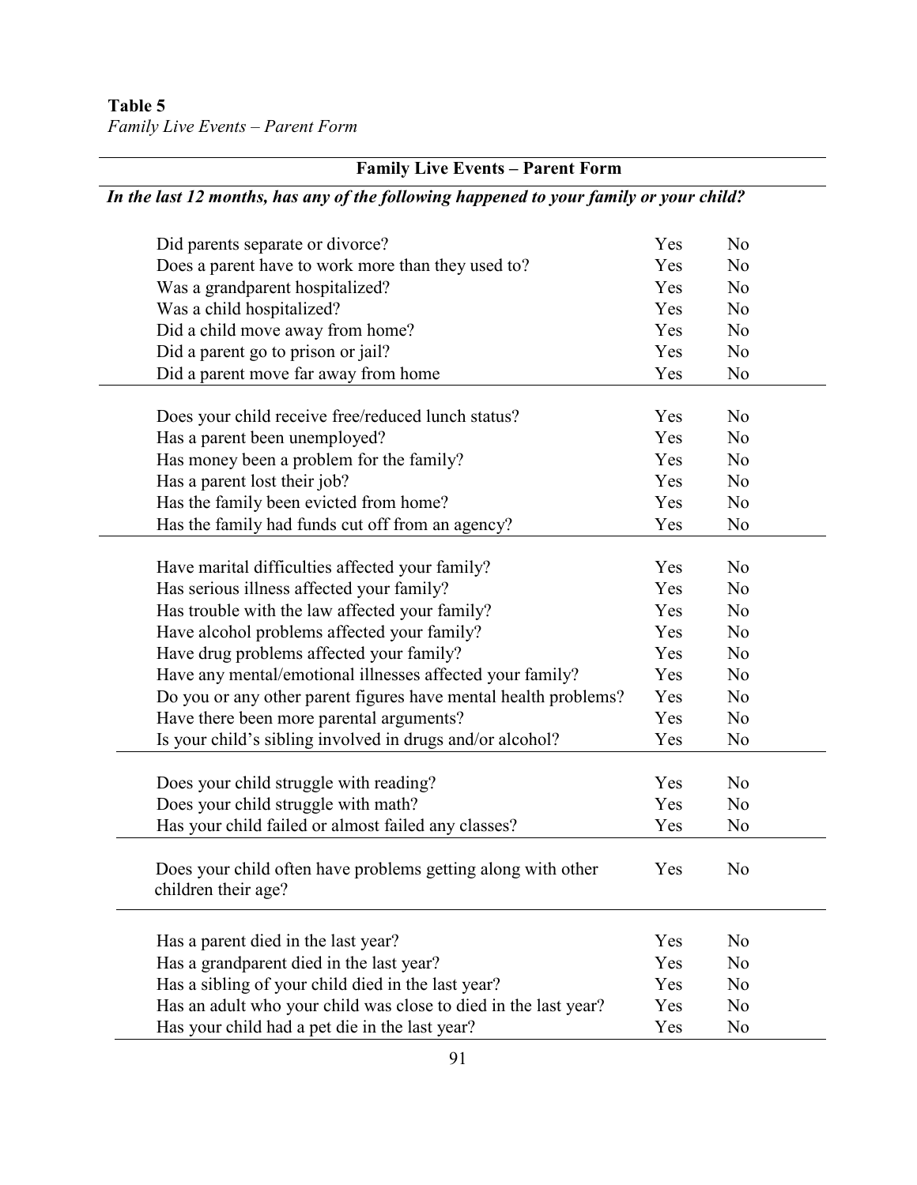**Table 5**

*Family Live Events – Parent Form*

| **Family Live Events – Parent Form** | | |
|---|---|---|
| ***In the last 12 months, has any of the following happened to your family or your child?*** | | |
| Did parents separate or divorce? | Yes | No |
| Does a parent have to work more than they used to? | Yes | No |
| Was a grandparent hospitalized? | Yes | No |
| Was a child hospitalized? | Yes | No |
| Did a child move away from home? | Yes | No |
| Did a parent go to prison or jail? | Yes | No |
| Did a parent move far away from home | Yes | No |
| Does your child receive free/reduced lunch status? | Yes | No |
| Has a parent been unemployed? | Yes | No |
| Has money been a problem for the family? | Yes | No |
| Has a parent lost their job? | Yes | No |
| Has the family been evicted from home? | Yes | No |
| Has the family had funds cut off from an agency? | Yes | No |
| Have marital difficulties affected your family? | Yes | No |
| Has serious illness affected your family? | Yes | No |
| Has trouble with the law affected your family? | Yes | No |
| Have alcohol problems affected your family? | Yes | No |
| Have drug problems affected your family? | Yes | No |
| Have any mental/emotional illnesses affected your family? | Yes | No |
| Do you or any other parent figures have mental health problems? | Yes | No |
| Have there been more parental arguments? | Yes | No |
| Is your child's sibling involved in drugs and/or alcohol? | Yes | No |
| Does your child struggle with reading? | Yes | No |
| Does your child struggle with math? | Yes | No |
| Has your child failed or almost failed any classes? | Yes | No |
| Does your child often have problems getting along with other children their age? | Yes | No |
| Has a parent died in the last year? | Yes | No |
| Has a grandparent died in the last year? | Yes | No |
| Has a sibling of your child died in the last year? | Yes | No |
| Has an adult who your child was close to died in the last year? | Yes | No |
| Has your child had a pet die in the last year? | Yes | No |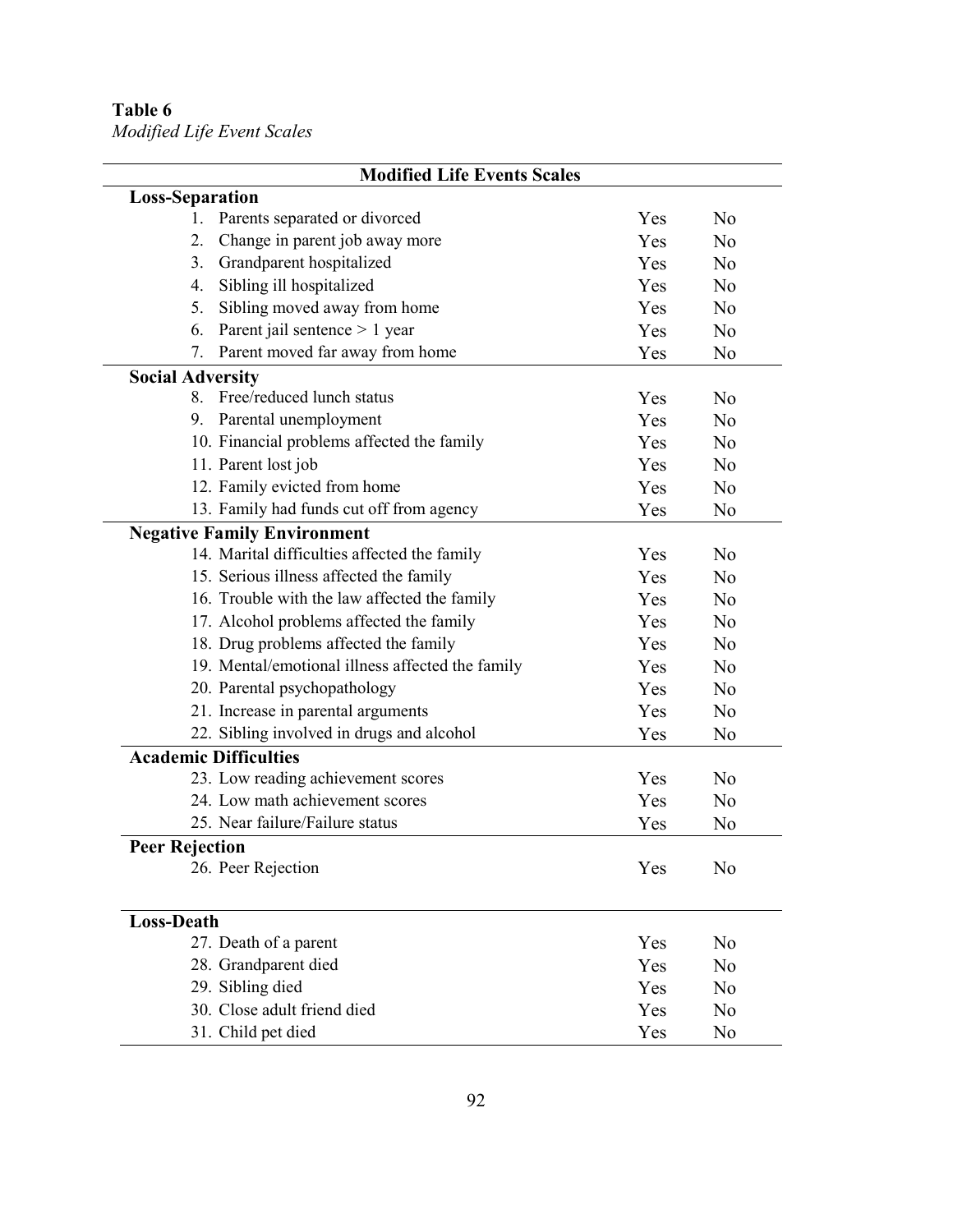**Table 6**
*Modified Life Event Scales*

| Modified Life Events Scales | | |
|---|---|---|
| **Loss-Separation** | | |
| 1. Parents separated or divorced | Yes | No |
| 2. Change in parent job away more | Yes | No |
| 3. Grandparent hospitalized | Yes | No |
| 4. Sibling ill hospitalized | Yes | No |
| 5. Sibling moved away from home | Yes | No |
| 6. Parent jail sentence > 1 year | Yes | No |
| 7. Parent moved far away from home | Yes | No |
| **Social Adversity** | | |
| 8. Free/reduced lunch status | Yes | No |
| 9. Parental unemployment | Yes | No |
| 10. Financial problems affected the family | Yes | No |
| 11. Parent lost job | Yes | No |
| 12. Family evicted from home | Yes | No |
| 13. Family had funds cut off from agency | Yes | No |
| **Negative Family Environment** | | |
| 14. Marital difficulties affected the family | Yes | No |
| 15. Serious illness affected the family | Yes | No |
| 16. Trouble with the law affected the family | Yes | No |
| 17. Alcohol problems affected the family | Yes | No |
| 18. Drug problems affected the family | Yes | No |
| 19. Mental/emotional illness affected the family | Yes | No |
| 20. Parental psychopathology | Yes | No |
| 21. Increase in parental arguments | Yes | No |
| 22. Sibling involved in drugs and alcohol | Yes | No |
| **Academic Difficulties** | | |
| 23. Low reading achievement scores | Yes | No |
| 24. Low math achievement scores | Yes | No |
| 25. Near failure/Failure status | Yes | No |
| **Peer Rejection** | | |
| 26. Peer Rejection | Yes | No |
| **Loss-Death** | | |
| 27. Death of a parent | Yes | No |
| 28. Grandparent died | Yes | No |
| 29. Sibling died | Yes | No |
| 30. Close adult friend died | Yes | No |
| 31. Child pet died | Yes | No |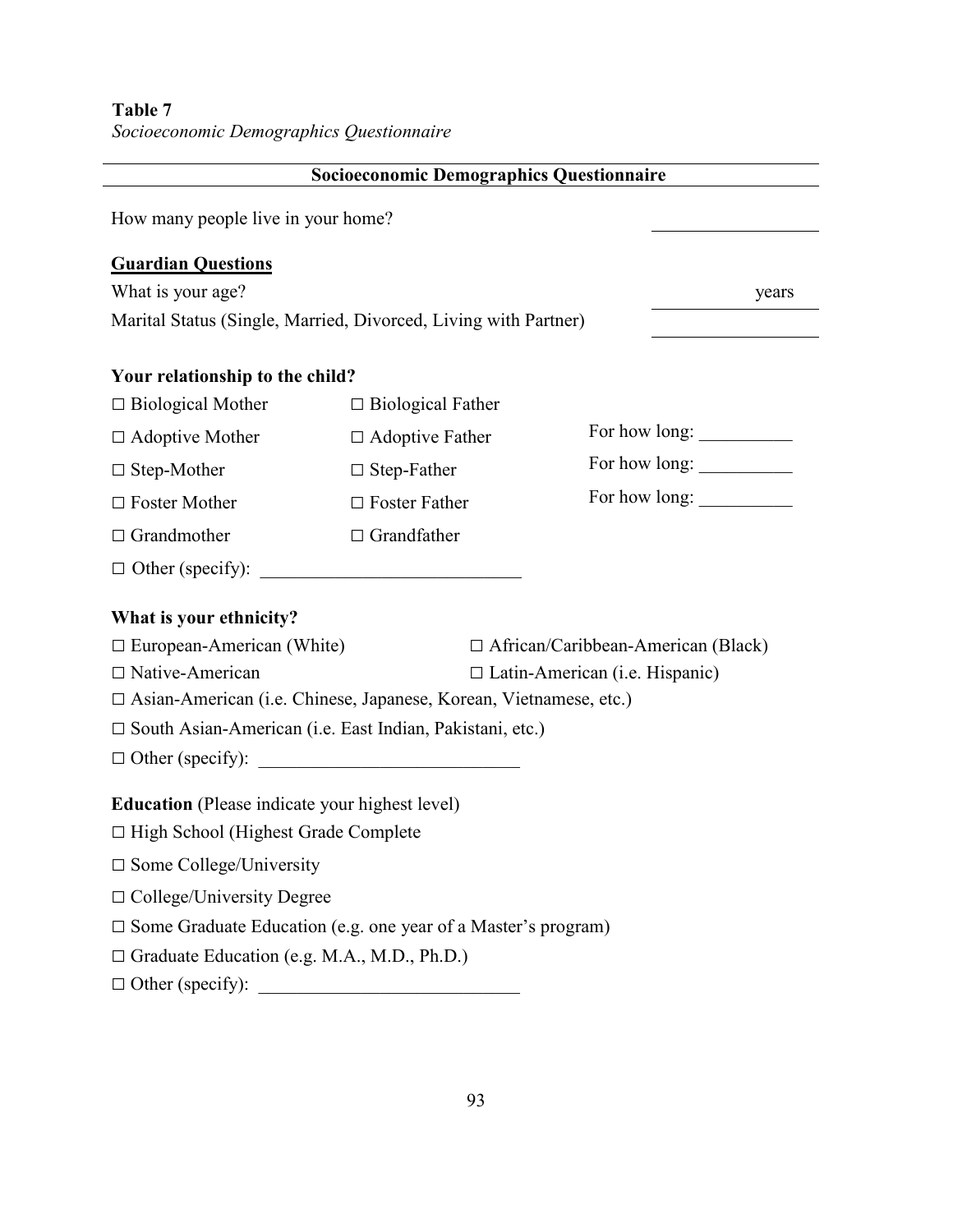**Table 7**

*Socioeconomic Demographics Questionnaire*

**Socioeconomic Demographics Questionnaire**

How many people live in your home? ________________

**<u>Guardian Questions</u>**

What is your age? ________________ years

Marital Status (Single, Married, Divorced, Living with Partner) ________________

**Your relationship to the child?**

| | | |
|---|---|---|
| □ Biological Mother | □ Biological Father | |
| □ Adoptive Mother | □ Adoptive Father | For how long: __________ |
| □ Step-Mother | □ Step-Father | For how long: __________ |
| □ Foster Mother | □ Foster Father | For how long: __________ |
| □ Grandmother | □ Grandfather | |

□ Other (specify): ____________________________

**What is your ethnicity?**

□ European-American (White) □ African/Caribbean-American (Black)

□ Native-American □ Latin-American (i.e. Hispanic)

□ Asian-American (i.e. Chinese, Japanese, Korean, Vietnamese, etc.)

□ South Asian-American (i.e. East Indian, Pakistani, etc.)

□ Other (specify): ____________________________

**Education** (Please indicate your highest level)

□ High School (Highest Grade Complete

□ Some College/University

□ College/University Degree

□ Some Graduate Education (e.g. one year of a Master's program)

□ Graduate Education (e.g. M.A., M.D., Ph.D.)

□ Other (specify): ____________________________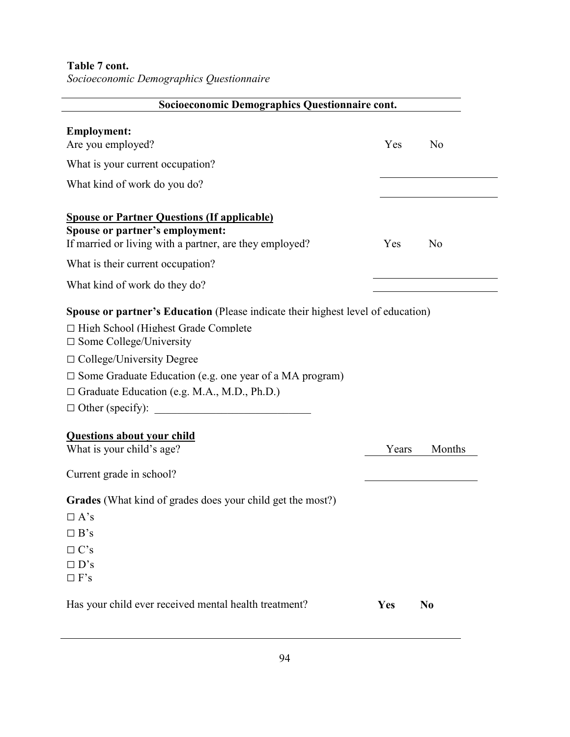**Table 7 cont.**
*Socioeconomic Demographics Questionnaire*

**Socioeconomic Demographics Questionnaire cont.**

**Employment:**
Are you employed? Yes No

What is your current occupation? ____________________

What kind of work do you do? ____________________

**Spouse or Partner Questions (If applicable)**
**Spouse or partner's employment:**
If married or living with a partner, are they employed? Yes No

What is their current occupation? ____________________

What kind of work do they do? ____________________

**Spouse or partner's Education** (Please indicate their highest level of education)

☐ High School (Highest Grade Complete
☐ Some College/University
☐ College/University Degree
☐ Some Graduate Education (e.g. one year of a MA program)
☐ Graduate Education (e.g. M.A., M.D., Ph.D.)
☐ Other (specify): ____________________

**Questions about your child**
What is your child's age? Years Months

Current grade in school? ____________________

**Grades** (What kind of grades does your child get the most?)

☐ A's
☐ B's
☐ C's
☐ D's
☐ F's

Has your child ever received mental health treatment? **Yes** **No**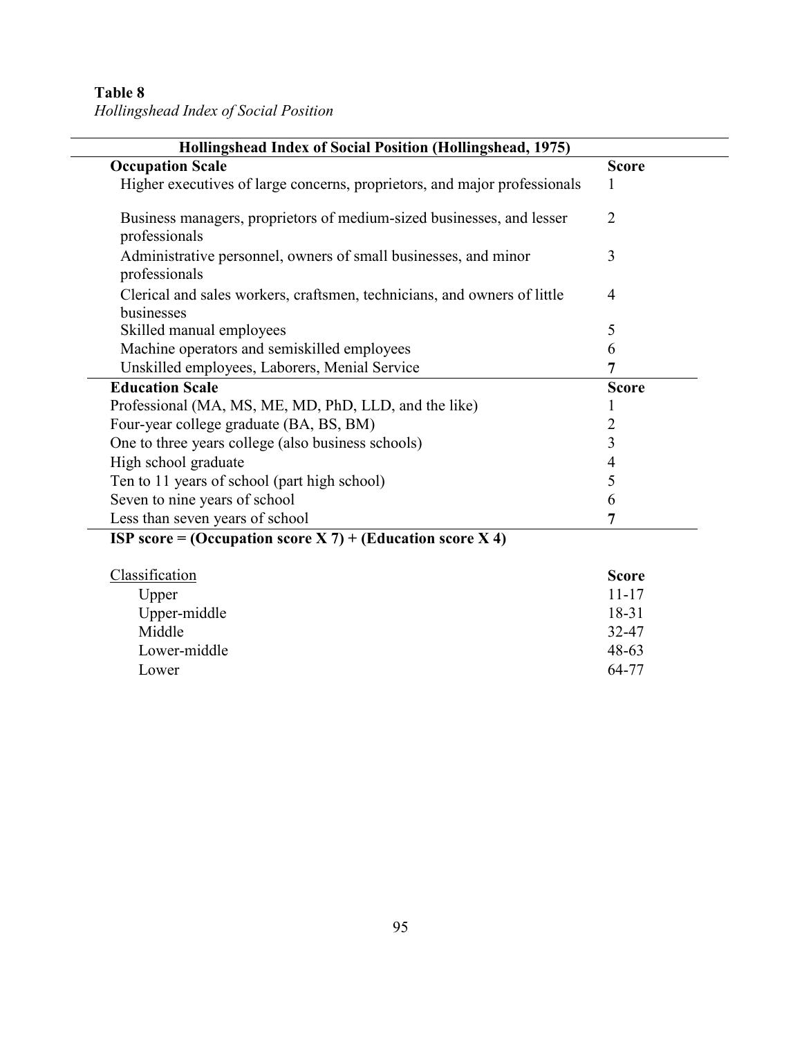**Table 8**
*Hollingshead Index of Social Position*

| Hollingshead Index of Social Position (Hollingshead, 1975) | |
|---|---|
| **Occupation Scale** | **Score** |
| Higher executives of large concerns, proprietors, and major professionals | 1 |
| Business managers, proprietors of medium-sized businesses, and lesser professionals | 2 |
| Administrative personnel, owners of small businesses, and minor professionals | 3 |
| Clerical and sales workers, craftsmen, technicians, and owners of little businesses | 4 |
| Skilled manual employees | 5 |
| Machine operators and semiskilled employees | 6 |
| Unskilled employees, Laborers, Menial Service | 7 |
| **Education Scale** | **Score** |
| Professional (MA, MS, ME, MD, PhD, LLD, and the like) | 1 |
| Four-year college graduate (BA, BS, BM) | 2 |
| One to three years college (also business schools) | 3 |
| High school graduate | 4 |
| Ten to 11 years of school (part high school) | 5 |
| Seven to nine years of school | 6 |
| Less than seven years of school | 7 |

**ISP score = (Occupation score X 7) + (Education score X 4)**

| Classification | Score |
|---|---|
| Upper | 11-17 |
| Upper-middle | 18-31 |
| Middle | 32-47 |
| Lower-middle | 48-63 |
| Lower | 64-77 |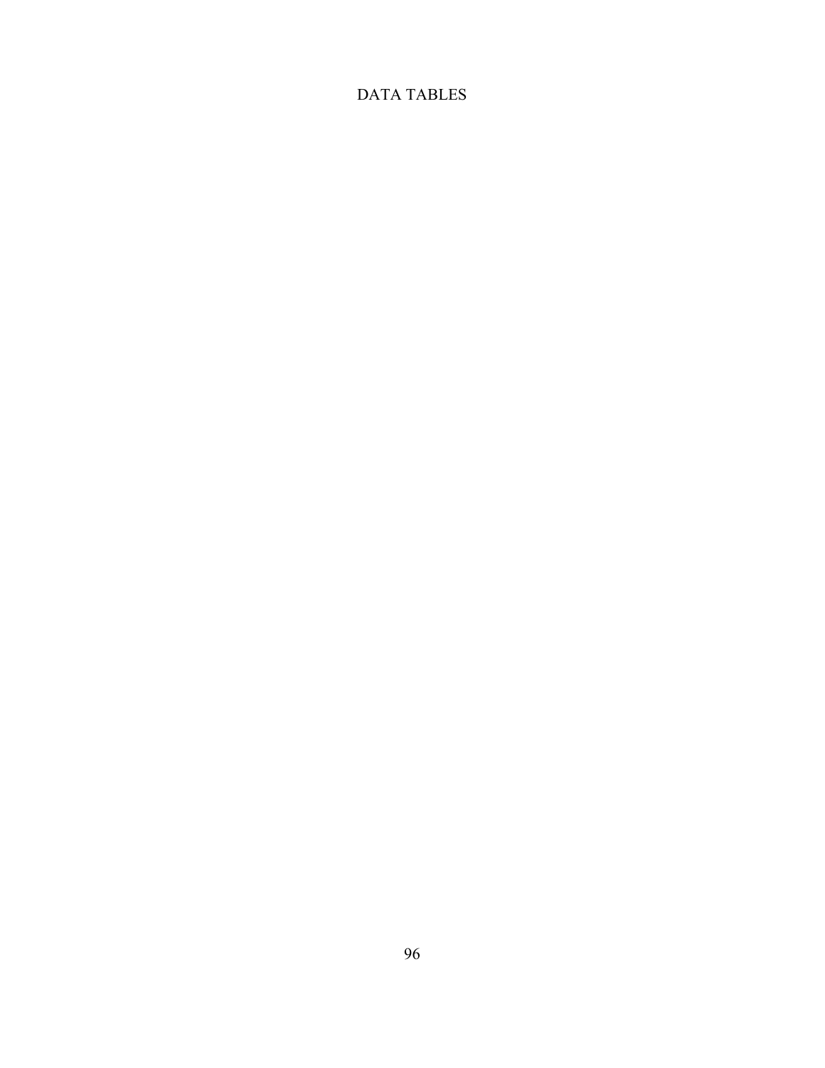# DATA TABLES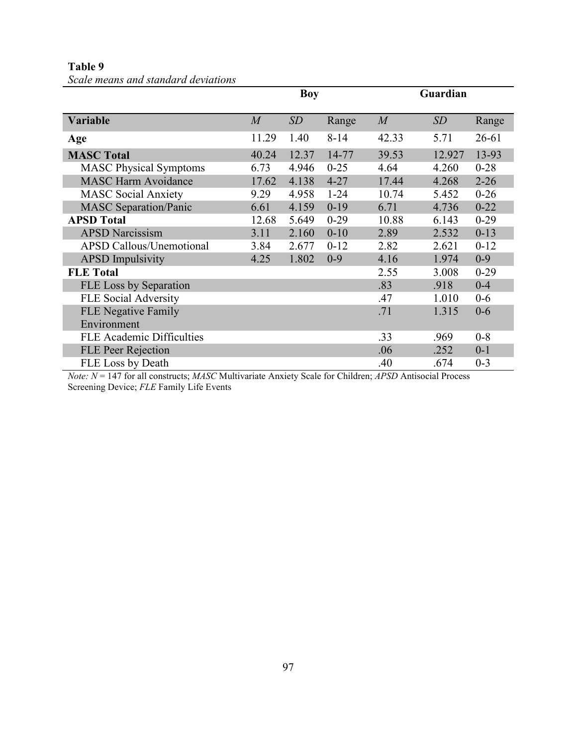**Table 9**

*Scale means and standard deviations*

| | Boy | | | Guardian | | |
|---|---|---|---|---|---|---|
| **Variable** | *M* | *SD* | Range | *M* | *SD* | Range |
| **Age** | 11.29 | 1.40 | 8-14 | 42.33 | 5.71 | 26-61 |
| **MASC Total** | 40.24 | 12.37 | 14-77 | 39.53 | 12.927 | 13-93 |
| MASC Physical Symptoms | 6.73 | 4.946 | 0-25 | 4.64 | 4.260 | 0-28 |
| MASC Harm Avoidance | 17.62 | 4.138 | 4-27 | 17.44 | 4.268 | 2-26 |
| MASC Social Anxiety | 9.29 | 4.958 | 1-24 | 10.74 | 5.452 | 0-26 |
| MASC Separation/Panic | 6.61 | 4.159 | 0-19 | 6.71 | 4.736 | 0-22 |
| **APSD Total** | 12.68 | 5.649 | 0-29 | 10.88 | 6.143 | 0-29 |
| APSD Narcissism | 3.11 | 2.160 | 0-10 | 2.89 | 2.532 | 0-13 |
| APSD Callous/Unemotional | 3.84 | 2.677 | 0-12 | 2.82 | 2.621 | 0-12 |
| APSD Impulsivity | 4.25 | 1.802 | 0-9 | 4.16 | 1.974 | 0-9 |
| **FLE Total** | | | | 2.55 | 3.008 | 0-29 |
| FLE Loss by Separation | | | | .83 | .918 | 0-4 |
| FLE Social Adversity | | | | .47 | 1.010 | 0-6 |
| FLE Negative Family Environment | | | | .71 | 1.315 | 0-6 |
| FLE Academic Difficulties | | | | .33 | .969 | 0-8 |
| FLE Peer Rejection | | | | .06 | .252 | 0-1 |
| FLE Loss by Death | | | | .40 | .674 | 0-3 |

*Note: N* = 147 for all constructs; *MASC* Multivariate Anxiety Scale for Children; *APSD* Antisocial Process Screening Device; *FLE* Family Life Events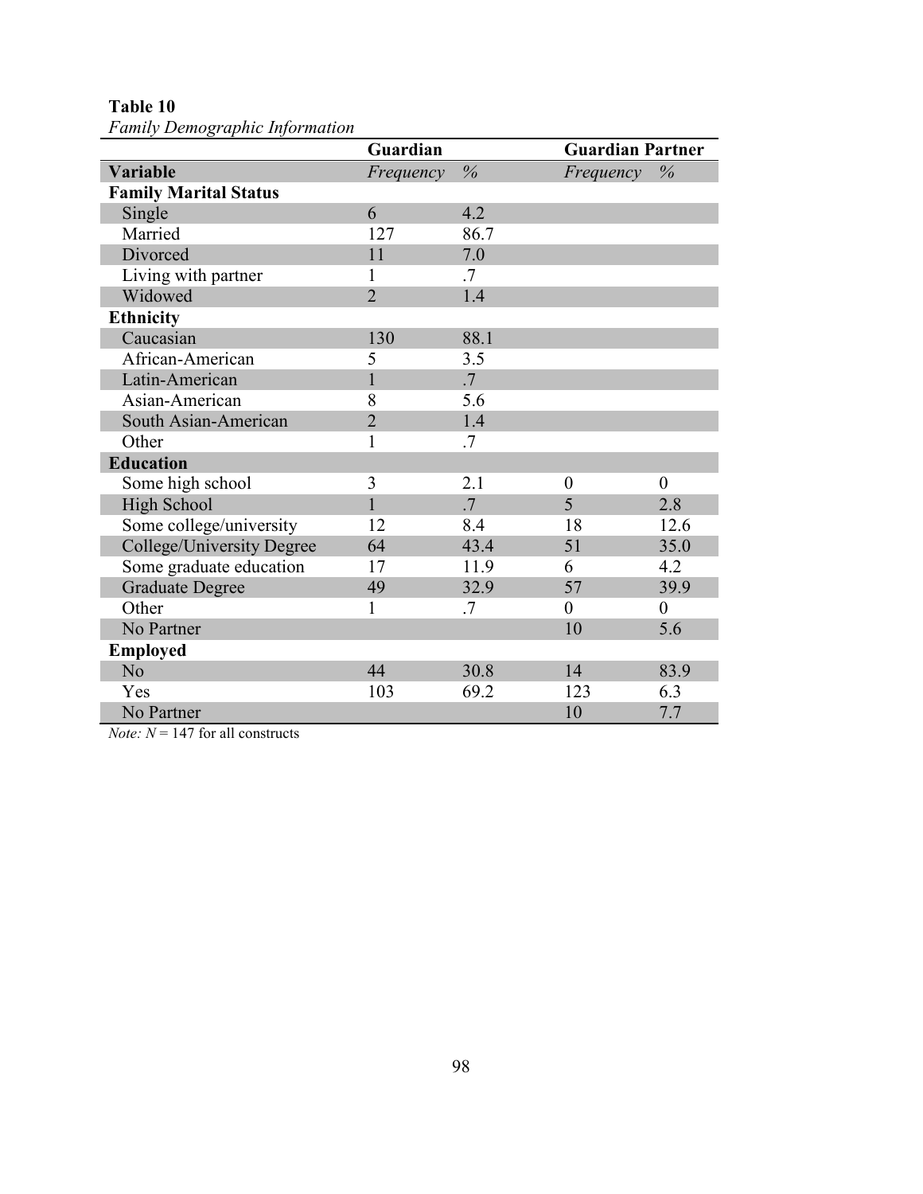**Table 10**

*Family Demographic Information*

| | Guardian | | Guardian Partner | |
|---|---|---|---|---|
| **Variable** | *Frequency* | *%* | *Frequency* | *%* |
| **Family Marital Status** | | | | |
| Single | 6 | 4.2 | | |
| Married | 127 | 86.7 | | |
| Divorced | 11 | 7.0 | | |
| Living with partner | 1 | .7 | | |
| Widowed | 2 | 1.4 | | |
| **Ethnicity** | | | | |
| Caucasian | 130 | 88.1 | | |
| African-American | 5 | 3.5 | | |
| Latin-American | 1 | .7 | | |
| Asian-American | 8 | 5.6 | | |
| South Asian-American | 2 | 1.4 | | |
| Other | 1 | .7 | | |
| **Education** | | | | |
| Some high school | 3 | 2.1 | 0 | 0 |
| High School | 1 | .7 | 5 | 2.8 |
| Some college/university | 12 | 8.4 | 18 | 12.6 |
| College/University Degree | 64 | 43.4 | 51 | 35.0 |
| Some graduate education | 17 | 11.9 | 6 | 4.2 |
| Graduate Degree | 49 | 32.9 | 57 | 39.9 |
| Other | 1 | .7 | 0 | 0 |
| No Partner | | | 10 | 5.6 |
| **Employed** | | | | |
| No | 44 | 30.8 | 14 | 83.9 |
| Yes | 103 | 69.2 | 123 | 6.3 |
| No Partner | | | 10 | 7.7 |

*Note:* $N = 147$ for all constructs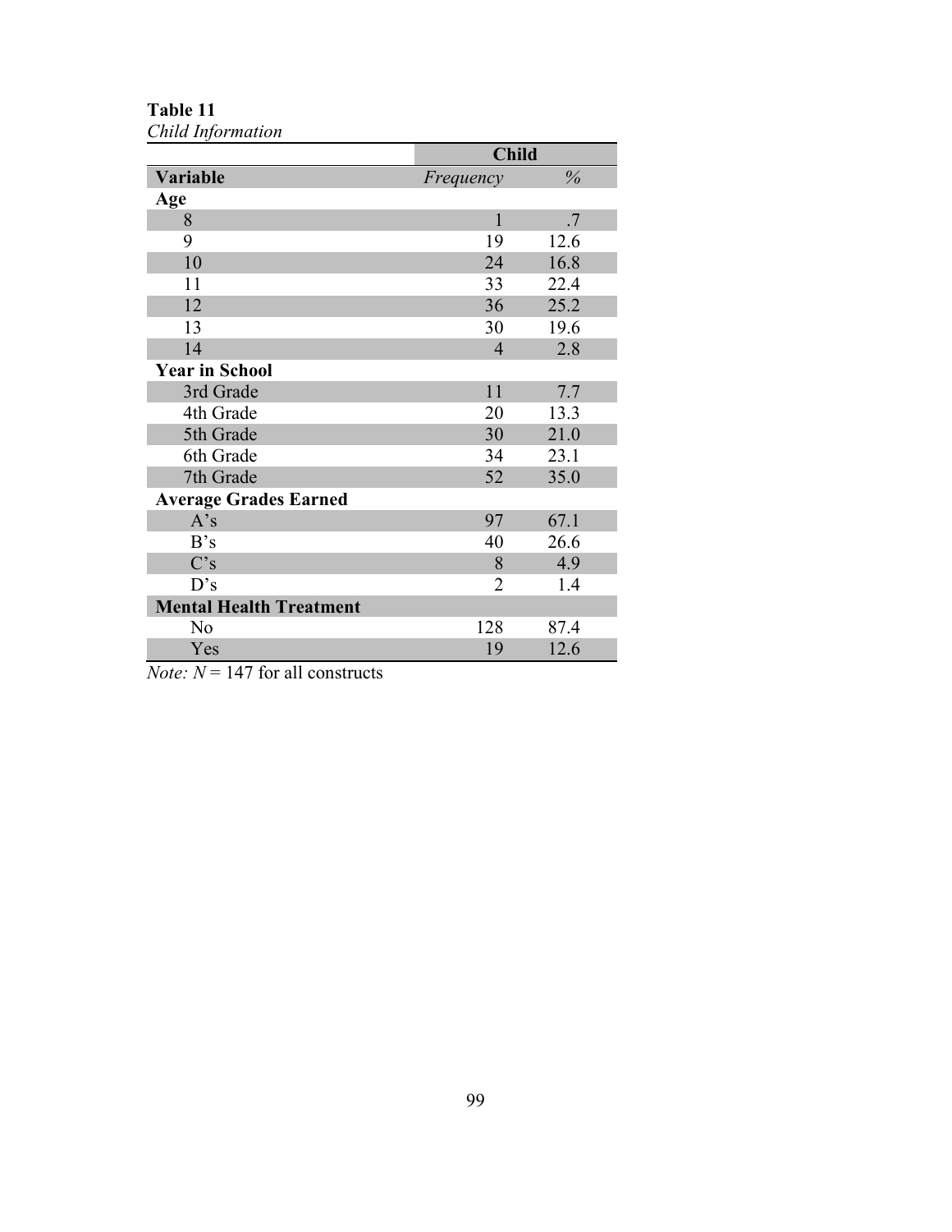**Table 11**
*Child Information*

| | Child | |
|---|---|---|
| **Variable** | *Frequency* | *%* |
| **Age** | | |
| 8 | 1 | .7 |
| 9 | 19 | 12.6 |
| 10 | 24 | 16.8 |
| 11 | 33 | 22.4 |
| 12 | 36 | 25.2 |
| 13 | 30 | 19.6 |
| 14 | 4 | 2.8 |
| **Year in School** | | |
| 3rd Grade | 11 | 7.7 |
| 4th Grade | 20 | 13.3 |
| 5th Grade | 30 | 21.0 |
| 6th Grade | 34 | 23.1 |
| 7th Grade | 52 | 35.0 |
| **Average Grades Earned** | | |
| A's | 97 | 67.1 |
| B's | 40 | 26.6 |
| C's | 8 | 4.9 |
| D's | 2 | 1.4 |
| **Mental Health Treatment** | | |
| No | 128 | 87.4 |
| Yes | 19 | 12.6 |

*Note:* $N = 147$ for all constructs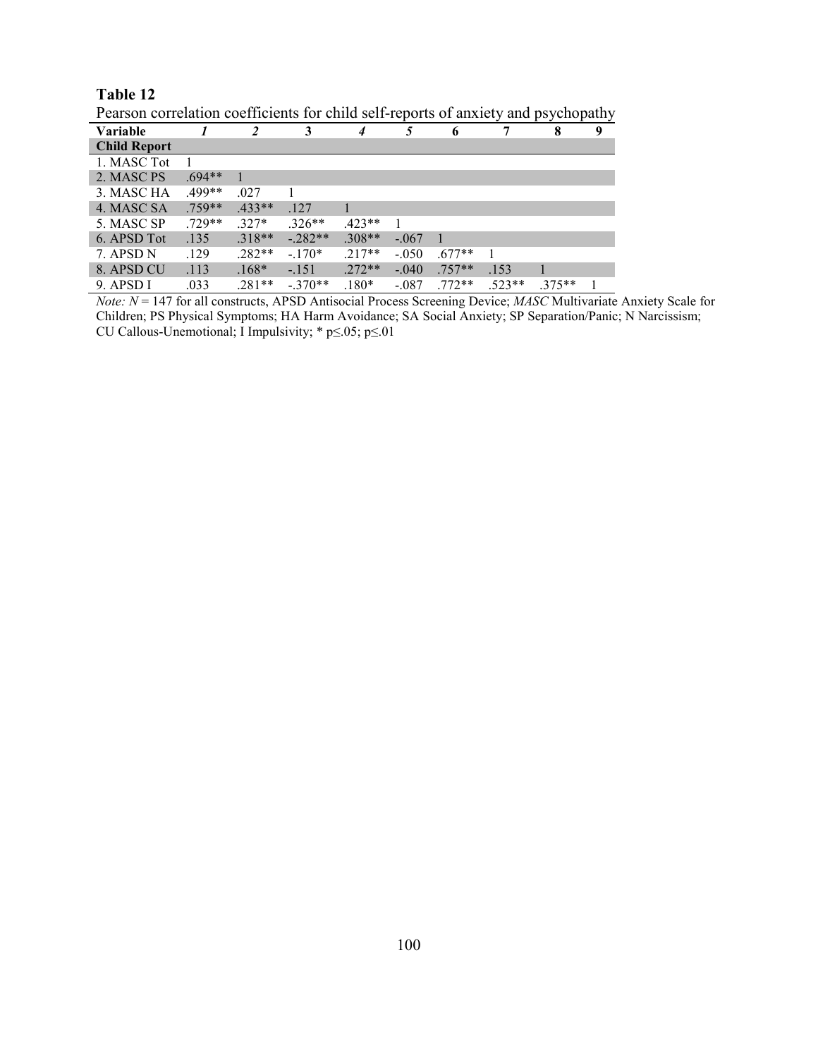**Table 12**

Pearson correlation coefficients for child self-reports of anxiety and psychopathy

| Variable | *1* | *2* | 3 | *4* | *5* | 6 | 7 | 8 | 9 |
|---|---|---|---|---|---|---|---|---|---|
| **Child Report** | | | | | | | | | |
| 1. MASC Tot | 1 | | | | | | | | |
| 2. MASC PS | .694** | 1 | | | | | | | |
| 3. MASC HA | .499** | .027 | 1 | | | | | | |
| 4. MASC SA | .759** | .433** | .127 | 1 | | | | | |
| 5. MASC SP | .729** | .327* | .326** | .423** | 1 | | | | |
| 6. APSD Tot | .135 | .318** | -.282** | .308** | -.067 | 1 | | | |
| 7. APSD N | .129 | .282** | -.170* | .217** | -.050 | .677** | 1 | | |
| 8. APSD CU | .113 | .168* | -.151 | .272** | -.040 | .757** | .153 | 1 | |
| 9. APSD I | .033 | .281** | -.370** | .180* | -.087 | .772** | .523** | .375** | 1 |

*Note: N* = 147 for all constructs, APSD Antisocial Process Screening Device; *MASC* Multivariate Anxiety Scale for Children; PS Physical Symptoms; HA Harm Avoidance; SA Social Anxiety; SP Separation/Panic; N Narcissism; CU Callous-Unemotional; I Impulsivity; * p≤.05; p≤.01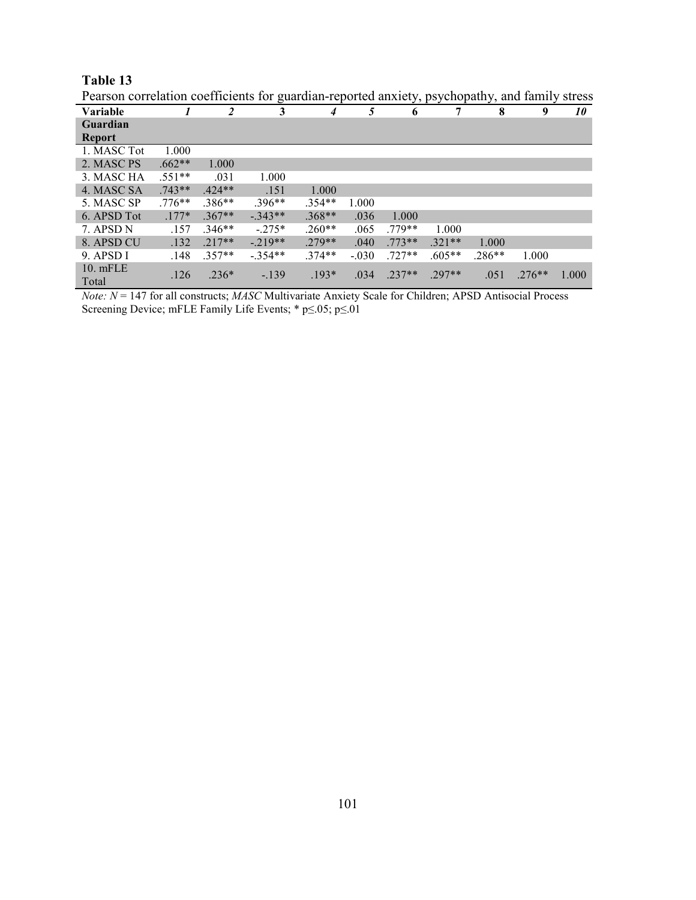**Table 13**

Pearson correlation coefficients for guardian-reported anxiety, psychopathy, and family stress

| Variable | *1* | *2* | 3 | *4* | *5* | 6 | 7 | 8 | 9 | *10* |
|---|---|---|---|---|---|---|---|---|---|---|
| **Guardian Report** | | | | | | | | | | |
| 1. MASC Tot | 1.000 | | | | | | | | | |
| 2. MASC PS | .662** | 1.000 | | | | | | | | |
| 3. MASC HA | .551** | .031 | 1.000 | | | | | | | |
| 4. MASC SA | .743** | .424** | .151 | 1.000 | | | | | | |
| 5. MASC SP | .776** | .386** | .396** | .354** | 1.000 | | | | | |
| 6. APSD Tot | .177* | .367** | -.343** | .368** | .036 | 1.000 | | | | |
| 7. APSD N | .157 | .346** | -.275* | .260** | .065 | .779** | 1.000 | | | |
| 8. APSD CU | .132 | .217** | -.219** | .279** | .040 | .773** | .321** | 1.000 | | |
| 9. APSD I | .148 | .357** | -.354** | .374** | -.030 | .727** | .605** | .286** | 1.000 | |
| 10. mFLE Total | .126 | .236* | -.139 | .193* | .034 | .237** | .297** | .051 | .276** | 1.000 |

*Note:* $N$ = 147 for all constructs; *MASC* Multivariate Anxiety Scale for Children; APSD Antisocial Process Screening Device; mFLE Family Life Events; * p≤.05; p≤.01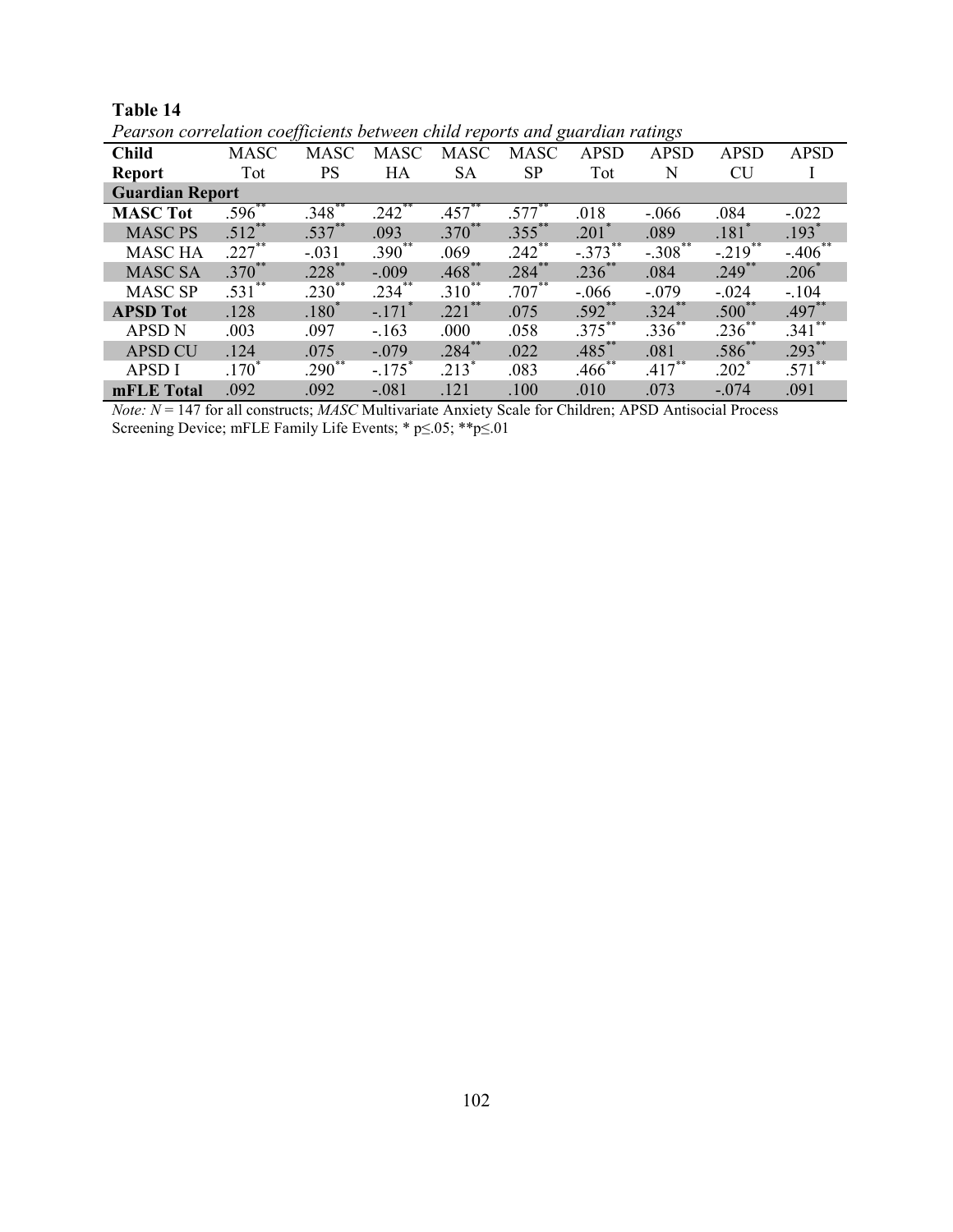**Table 14**

*Pearson correlation coefficients between child reports and guardian ratings*

| Child Report | MASC Tot | MASC PS | MASC HA | MASC SA | MASC SP | APSD Tot | APSD N | APSD CU | APSD I |
|---|---|---|---|---|---|---|---|---|---|
| **Guardian Report** | | | | | | | | | |
| **MASC Tot** | .596** | .348** | .242** | .457** | .577** | .018 | -.066 | .084 | -.022 |
| MASC PS | .512** | .537** | .093 | .370** | .355** | .201* | .089 | .181* | .193* |
| MASC HA | .227** | -.031 | .390** | .069 | .242** | -.373** | -.308** | -.219** | -.406** |
| MASC SA | .370** | .228** | -.009 | .468** | .284** | .236** | .084 | .249** | .206* |
| MASC SP | .531** | .230** | .234** | .310** | .707** | -.066 | -.079 | -.024 | -.104 |
| **APSD Tot** | .128 | .180* | -.171* | .221** | .075 | .592** | .324** | .500** | .497** |
| APSD N | .003 | .097 | -.163 | .000 | .058 | .375** | .336** | .236** | .341** |
| APSD CU | .124 | .075 | -.079 | .284** | .022 | .485** | .081 | .586** | .293** |
| APSD I | .170* | .290** | -.175* | .213* | .083 | .466** | .417** | .202* | .571** |
| **mFLE Total** | .092 | .092 | -.081 | .121 | .100 | .010 | .073 | -.074 | .091 |

*Note:* $N = 147$ for all constructs; *MASC* Multivariate Anxiety Scale for Children; APSD Antisocial Process Screening Device; mFLE Family Life Events; * $p \leq .05$; ** $p \leq .01$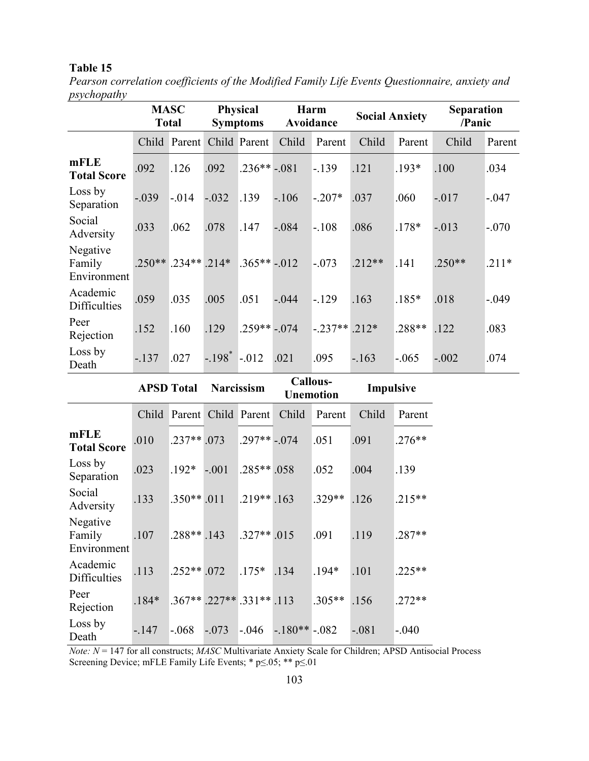**Table 15**

*Pearson correlation coefficients of the Modified Family Life Events Questionnaire, anxiety and psychopathy*

| | MASC Total | | Physical Symptoms | | Harm Avoidance | | Social Anxiety | | Separation /Panic | |
|---|---|---|---|---|---|---|---|---|---|---|
| | Child | Parent | Child | Parent | Child | Parent | Child | Parent | Child | Parent |
| **mFLE Total Score** | .092 | .126 | .092 | .236** | -.081 | -.139 | .121 | .193* | .100 | .034 |
| Loss by Separation | -.039 | -.014 | -.032 | .139 | -.106 | -.207* | .037 | .060 | -.017 | -.047 |
| Social Adversity | .033 | .062 | .078 | .147 | -.084 | -.108 | .086 | .178* | -.013 | -.070 |
| Negative Family Environment | .250** | .234** | .214* | .365** | -.012 | -.073 | .212** | .141 | .250** | .211* |
| Academic Difficulties | .059 | .035 | .005 | .051 | -.044 | -.129 | .163 | .185* | .018 | -.049 |
| Peer Rejection | .152 | .160 | .129 | .259** | -.074 | -.237** | .212* | .288** | .122 | .083 |
| Loss by Death | -.137 | .027 | -.198* | -.012 | .021 | .095 | -.163 | -.065 | -.002 | .074 |

| | APSD Total | | Narcissism | | Callous-Unemotion | | Impulsive | |
|---|---|---|---|---|---|---|---|---|
| | Child | Parent | Child | Parent | Child | Parent | Child | Parent |
| **mFLE Total Score** | .010 | .237** | .073 | .297** | -.074 | .051 | .091 | .276** |
| Loss by Separation | .023 | .192* | -.001 | .285** | .058 | .052 | .004 | .139 |
| Social Adversity | .133 | .350** | .011 | .219** | .163 | .329** | .126 | .215** |
| Negative Family Environment | .107 | .288** | .143 | .327** | .015 | .091 | .119 | .287** |
| Academic Difficulties | .113 | .252** | .072 | .175* | .134 | .194* | .101 | .225** |
| Peer Rejection | .184* | .367** | .227** | .331** | .113 | .305** | .156 | .272** |
| Loss by Death | -.147 | -.068 | -.073 | -.046 | -.180** | -.082 | -.081 | -.040 |

*Note: N* = 147 for all constructs; *MASC* Multivariate Anxiety Scale for Children; APSD Antisocial Process Screening Device; mFLE Family Life Events; * p≤.05; ** p≤.01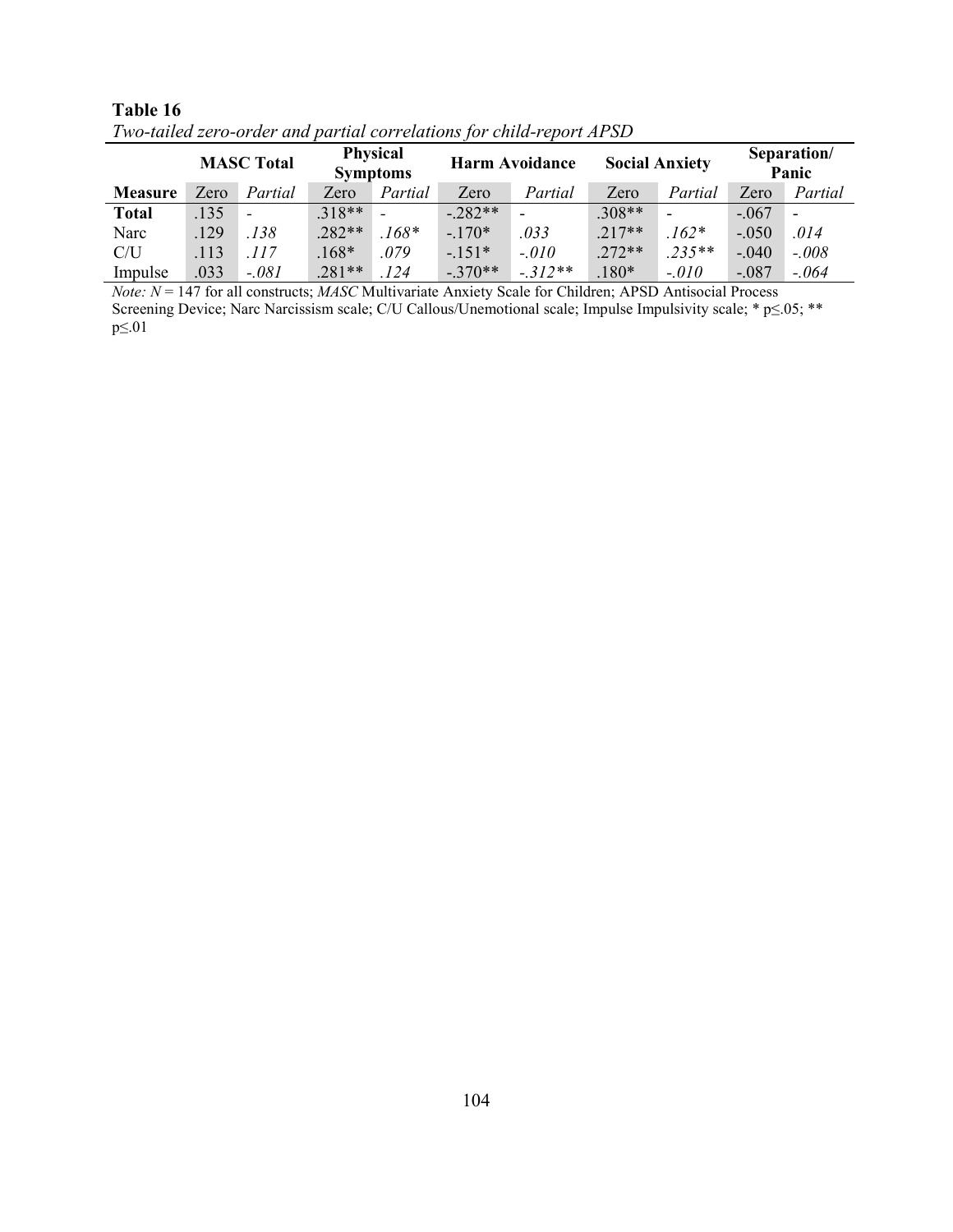**Table 16**

*Two-tailed zero-order and partial correlations for child-report APSD*

| | MASC Total | | Physical Symptoms | | Harm Avoidance | | Social Anxiety | | Separation/ Panic | |
|---|---|---|---|---|---|---|---|---|---|---|
| **Measure** | Zero | *Partial* | Zero | *Partial* | Zero | *Partial* | Zero | *Partial* | Zero | *Partial* |
| **Total** | .135 | - | .318** | - | -.282** | - | .308** | - | -.067 | - |
| Narc | .129 | *.138* | .282** | *.168** | -.170* | *.033* | .217** | *.162** | -.050 | *.014* |
| C/U | .113 | *.117* | .168* | *.079* | -.151* | *-.010* | .272** | *.235*** | -.040 | *-.008* |
| Impulse | .033 | *-.081* | .281** | *.124* | -.370** | *-.312*** | .180* | *-.010* | -.087 | *-.064* |

*Note: N* = 147 for all constructs; *MASC* Multivariate Anxiety Scale for Children; APSD Antisocial Process Screening Device; Narc Narcissism scale; C/U Callous/Unemotional scale; Impulse Impulsivity scale; * $p \leq .05$; ** $p \leq .01$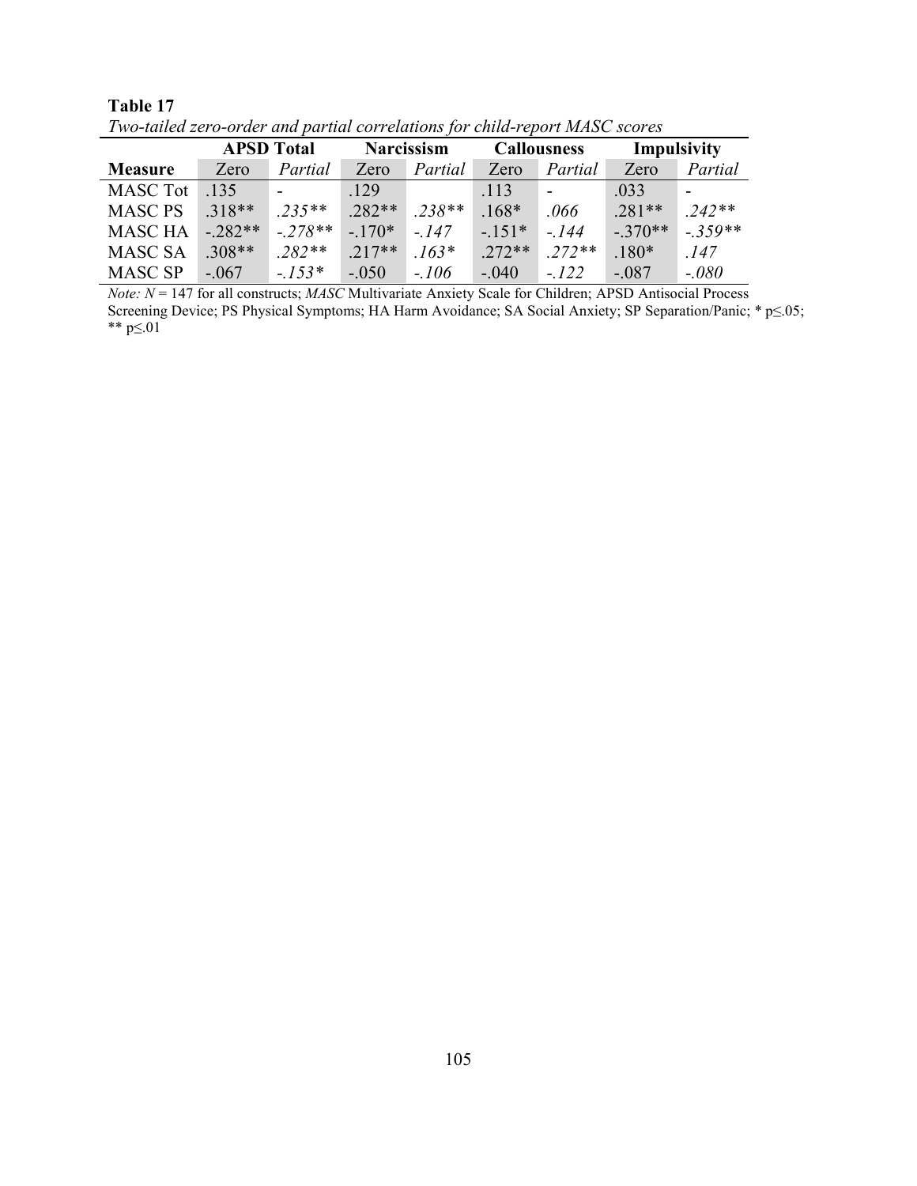**Table 17**

*Two-tailed zero-order and partial correlations for child-report MASC scores*

| | APSD Total | | Narcissism | | Callousness | | Impulsivity | |
|---|---|---|---|---|---|---|---|---|
| **Measure** | Zero | *Partial* | Zero | *Partial* | Zero | *Partial* | Zero | *Partial* |
| MASC Tot | .135 | - | .129 | | .113 | - | .033 | - |
| MASC PS | .318** | *.235*** | .282** | *.238*** | .168* | *.066* | .281** | *.242*** |
| MASC HA | -.282** | *-.278*** | -.170* | *-.147* | -.151* | *-.144* | -.370** | *-.359*** |
| MASC SA | .308** | *.282*** | .217** | *.163** | .272** | *.272*** | .180* | *.147* |
| MASC SP | -.067 | *-.153** | -.050 | *-.106* | -.040 | *-.122* | -.087 | *-.080* |

*Note: N* = 147 for all constructs; *MASC* Multivariate Anxiety Scale for Children; APSD Antisocial Process Screening Device; PS Physical Symptoms; HA Harm Avoidance; SA Social Anxiety; SP Separation/Panic; * $p \leq .05$; ** $p \leq .01$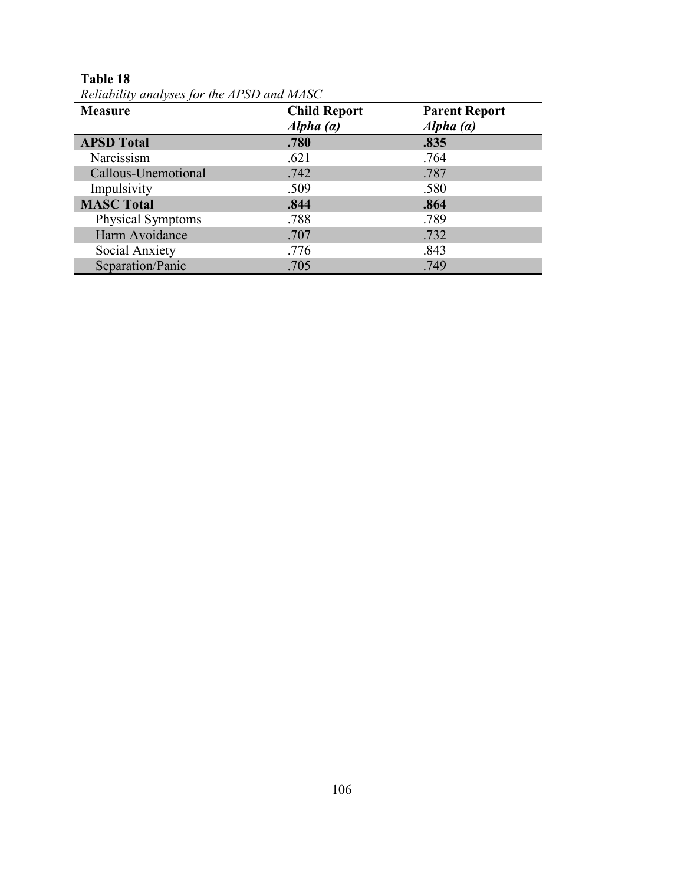**Table 18**

*Reliability analyses for the APSD and MASC*

| Measure | Child Report *Alpha (α)* | Parent Report *Alpha (α)* |
|---|---|---|
| **APSD Total** | **.780** | **.835** |
| Narcissism | .621 | .764 |
| Callous-Unemotional | .742 | .787 |
| Impulsivity | .509 | .580 |
| **MASC Total** | **.844** | **.864** |
| Physical Symptoms | .788 | .789 |
| Harm Avoidance | .707 | .732 |
| Social Anxiety | .776 | .843 |
| Separation/Panic | .705 | .749 |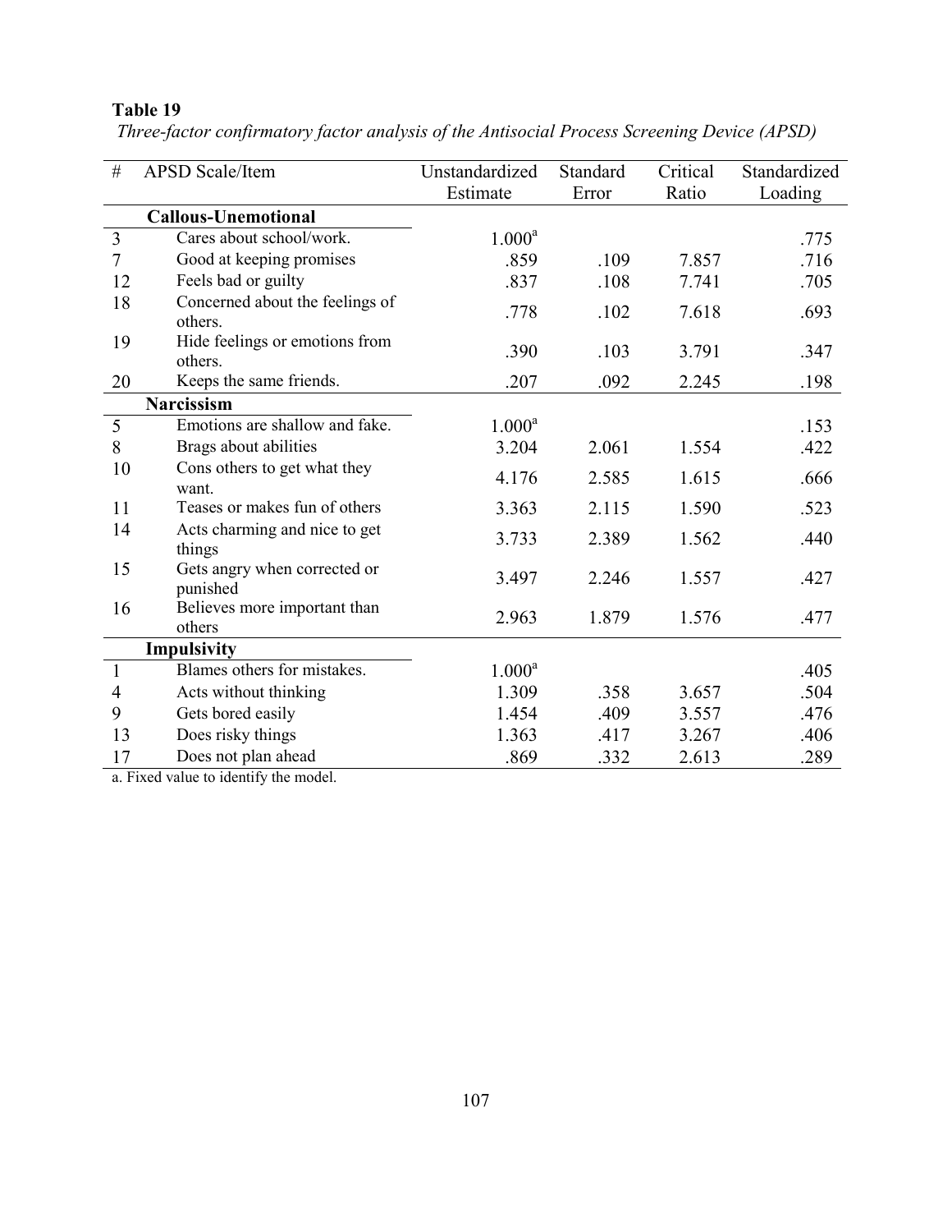**Table 19**

*Three-factor confirmatory factor analysis of the Antisocial Process Screening Device (APSD)*

| # | APSD Scale/Item | Unstandardized Estimate | Standard Error | Critical Ratio | Standardized Loading |
|---|---|---|---|---|---|
| | **Callous-Unemotional** | | | | |
| 3 | Cares about school/work. | 1.000[a] | | | .775 |
| 7 | Good at keeping promises | .859 | .109 | 7.857 | .716 |
| 12 | Feels bad or guilty | .837 | .108 | 7.741 | .705 |
| 18 | Concerned about the feelings of others. | .778 | .102 | 7.618 | .693 |
| 19 | Hide feelings or emotions from others. | .390 | .103 | 3.791 | .347 |
| 20 | Keeps the same friends. | .207 | .092 | 2.245 | .198 |
| | **Narcissism** | | | | |
| 5 | Emotions are shallow and fake. | 1.000[a] | | | .153 |
| 8 | Brags about abilities | 3.204 | 2.061 | 1.554 | .422 |
| 10 | Cons others to get what they want. | 4.176 | 2.585 | 1.615 | .666 |
| 11 | Teases or makes fun of others | 3.363 | 2.115 | 1.590 | .523 |
| 14 | Acts charming and nice to get things | 3.733 | 2.389 | 1.562 | .440 |
| 15 | Gets angry when corrected or punished | 3.497 | 2.246 | 1.557 | .427 |
| 16 | Believes more important than others | 2.963 | 1.879 | 1.576 | .477 |
| | **Impulsivity** | | | | |
| 1 | Blames others for mistakes. | 1.000[a] | | | .405 |
| 4 | Acts without thinking | 1.309 | .358 | 3.657 | .504 |
| 9 | Gets bored easily | 1.454 | .409 | 3.557 | .476 |
| 13 | Does risky things | 1.363 | .417 | 3.267 | .406 |
| 17 | Does not plan ahead | .869 | .332 | 2.613 | .289 |

a. Fixed value to identify the model.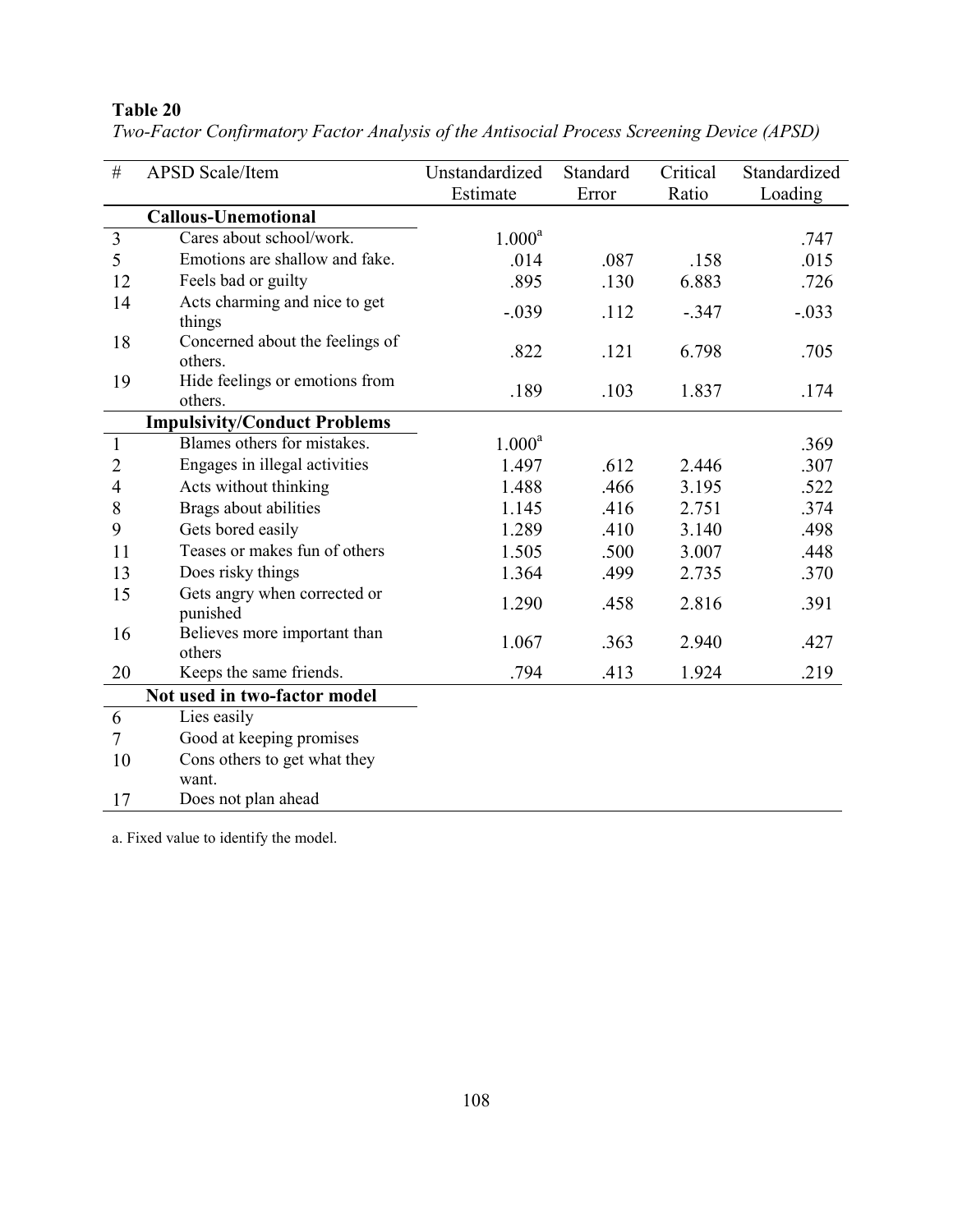**Table 20**

*Two-Factor Confirmatory Factor Analysis of the Antisocial Process Screening Device (APSD)*

| # | APSD Scale/Item | Unstandardized Estimate | Standard Error | Critical Ratio | Standardized Loading |
|---|---|---|---|---|---|
| | **Callous-Unemotional** | | | | |
| 3 | Cares about school/work. | 1.000[a] | | | .747 |
| 5 | Emotions are shallow and fake. | .014 | .087 | .158 | .015 |
| 12 | Feels bad or guilty | .895 | .130 | 6.883 | .726 |
| 14 | Acts charming and nice to get things | -.039 | .112 | -.347 | -.033 |
| 18 | Concerned about the feelings of others. | .822 | .121 | 6.798 | .705 |
| 19 | Hide feelings or emotions from others. | .189 | .103 | 1.837 | .174 |
| | **Impulsivity/Conduct Problems** | | | | |
| 1 | Blames others for mistakes. | 1.000[a] | | | .369 |
| 2 | Engages in illegal activities | 1.497 | .612 | 2.446 | .307 |
| 4 | Acts without thinking | 1.488 | .466 | 3.195 | .522 |
| 8 | Brags about abilities | 1.145 | .416 | 2.751 | .374 |
| 9 | Gets bored easily | 1.289 | .410 | 3.140 | .498 |
| 11 | Teases or makes fun of others | 1.505 | .500 | 3.007 | .448 |
| 13 | Does risky things | 1.364 | .499 | 2.735 | .370 |
| 15 | Gets angry when corrected or punished | 1.290 | .458 | 2.816 | .391 |
| 16 | Believes more important than others | 1.067 | .363 | 2.940 | .427 |
| 20 | Keeps the same friends. | .794 | .413 | 1.924 | .219 |
| | **Not used in two-factor model** | | | | |
| 6 | Lies easily | | | | |
| 7 | Good at keeping promises | | | | |
| 10 | Cons others to get what they want. | | | | |
| 17 | Does not plan ahead | | | | |

a. Fixed value to identify the model.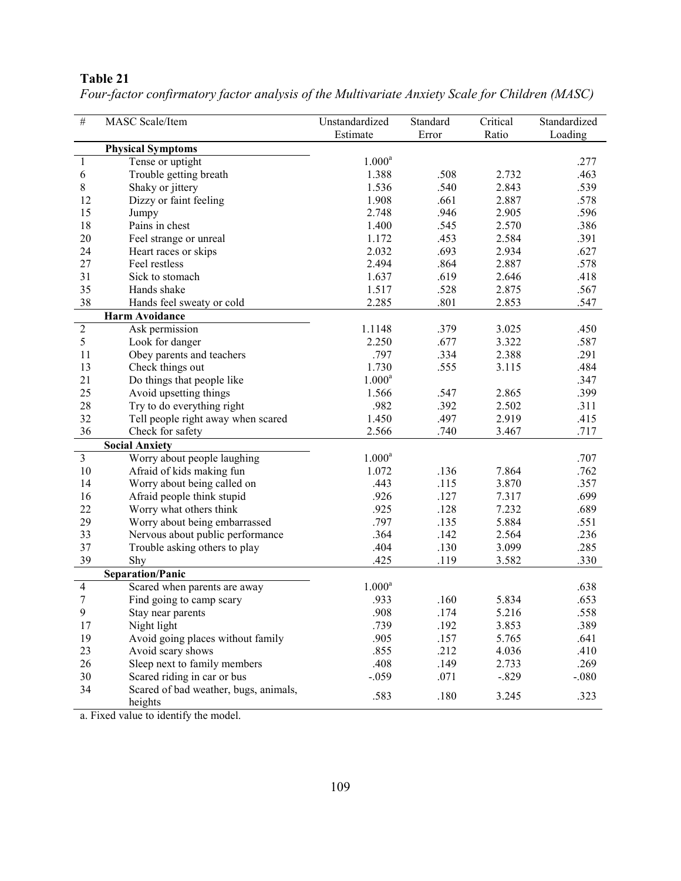**Table 21**

*Four-factor confirmatory factor analysis of the Multivariate Anxiety Scale for Children (MASC)*

| # | MASC Scale/Item | Unstandardized Estimate | Standard Error | Critical Ratio | Standardized Loading |
|---|---|---|---|---|---|
| | **Physical Symptoms** | | | | |
| 1 | Tense or uptight | 1.000[a] | | | .277 |
| 6 | Trouble getting breath | 1.388 | .508 | 2.732 | .463 |
| 8 | Shaky or jittery | 1.536 | .540 | 2.843 | .539 |
| 12 | Dizzy or faint feeling | 1.908 | .661 | 2.887 | .578 |
| 15 | Jumpy | 2.748 | .946 | 2.905 | .596 |
| 18 | Pains in chest | 1.400 | .545 | 2.570 | .386 |
| 20 | Feel strange or unreal | 1.172 | .453 | 2.584 | .391 |
| 24 | Heart races or skips | 2.032 | .693 | 2.934 | .627 |
| 27 | Feel restless | 2.494 | .864 | 2.887 | .578 |
| 31 | Sick to stomach | 1.637 | .619 | 2.646 | .418 |
| 35 | Hands shake | 1.517 | .528 | 2.875 | .567 |
| 38 | Hands feel sweaty or cold | 2.285 | .801 | 2.853 | .547 |
| | **Harm Avoidance** | | | | |
| 2 | Ask permission | 1.1148 | .379 | 3.025 | .450 |
| 5 | Look for danger | 2.250 | .677 | 3.322 | .587 |
| 11 | Obey parents and teachers | .797 | .334 | 2.388 | .291 |
| 13 | Check things out | 1.730 | .555 | 3.115 | .484 |
| 21 | Do things that people like | 1.000[a] | | | .347 |
| 25 | Avoid upsetting things | 1.566 | .547 | 2.865 | .399 |
| 28 | Try to do everything right | .982 | .392 | 2.502 | .311 |
| 32 | Tell people right away when scared | 1.450 | .497 | 2.919 | .415 |
| 36 | Check for safety | 2.566 | .740 | 3.467 | .717 |
| | **Social Anxiety** | | | | |
| 3 | Worry about people laughing | 1.000[a] | | | .707 |
| 10 | Afraid of kids making fun | 1.072 | .136 | 7.864 | .762 |
| 14 | Worry about being called on | .443 | .115 | 3.870 | .357 |
| 16 | Afraid people think stupid | .926 | .127 | 7.317 | .699 |
| 22 | Worry what others think | .925 | .128 | 7.232 | .689 |
| 29 | Worry about being embarrassed | .797 | .135 | 5.884 | .551 |
| 33 | Nervous about public performance | .364 | .142 | 2.564 | .236 |
| 37 | Trouble asking others to play | .404 | .130 | 3.099 | .285 |
| 39 | Shy | .425 | .119 | 3.582 | .330 |
| | **Separation/Panic** | | | | |
| 4 | Scared when parents are away | 1.000[a] | | | .638 |
| 7 | Find going to camp scary | .933 | .160 | 5.834 | .653 |
| 9 | Stay near parents | .908 | .174 | 5.216 | .558 |
| 17 | Night light | .739 | .192 | 3.853 | .389 |
| 19 | Avoid going places without family | .905 | .157 | 5.765 | .641 |
| 23 | Avoid scary shows | .855 | .212 | 4.036 | .410 |
| 26 | Sleep next to family members | .408 | .149 | 2.733 | .269 |
| 30 | Scared riding in car or bus | -.059 | .071 | -.829 | -.080 |
| 34 | Scared of bad weather, bugs, animals, heights | .583 | .180 | 3.245 | .323 |

a. Fixed value to identify the model.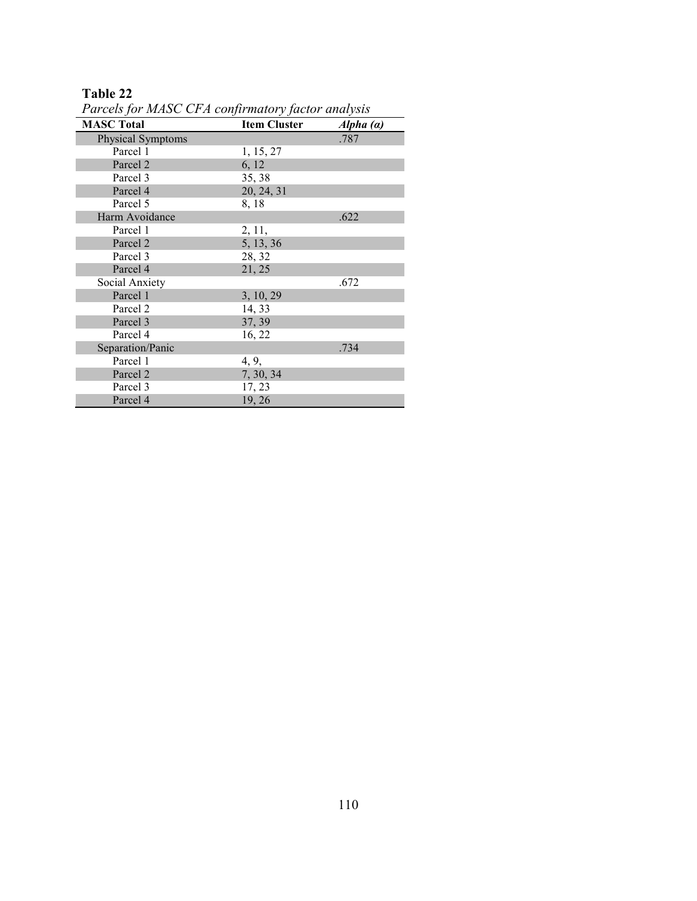**Table 22**

*Parcels for MASC CFA confirmatory factor analysis*

| **MASC Total** | **Item Cluster** | ***Alpha (α)*** |
|---|---|---|
| Physical Symptoms | | .787 |
| Parcel 1 | 1, 15, 27 | |
| Parcel 2 | 6, 12 | |
| Parcel 3 | 35, 38 | |
| Parcel 4 | 20, 24, 31 | |
| Parcel 5 | 8, 18 | |
| Harm Avoidance | | .622 |
| Parcel 1 | 2, 11, | |
| Parcel 2 | 5, 13, 36 | |
| Parcel 3 | 28, 32 | |
| Parcel 4 | 21, 25 | |
| Social Anxiety | | .672 |
| Parcel 1 | 3, 10, 29 | |
| Parcel 2 | 14, 33 | |
| Parcel 3 | 37, 39 | |
| Parcel 4 | 16, 22 | |
| Separation/Panic | | .734 |
| Parcel 1 | 4, 9, | |
| Parcel 2 | 7, 30, 34 | |
| Parcel 3 | 17, 23 | |
| Parcel 4 | 19, 26 | |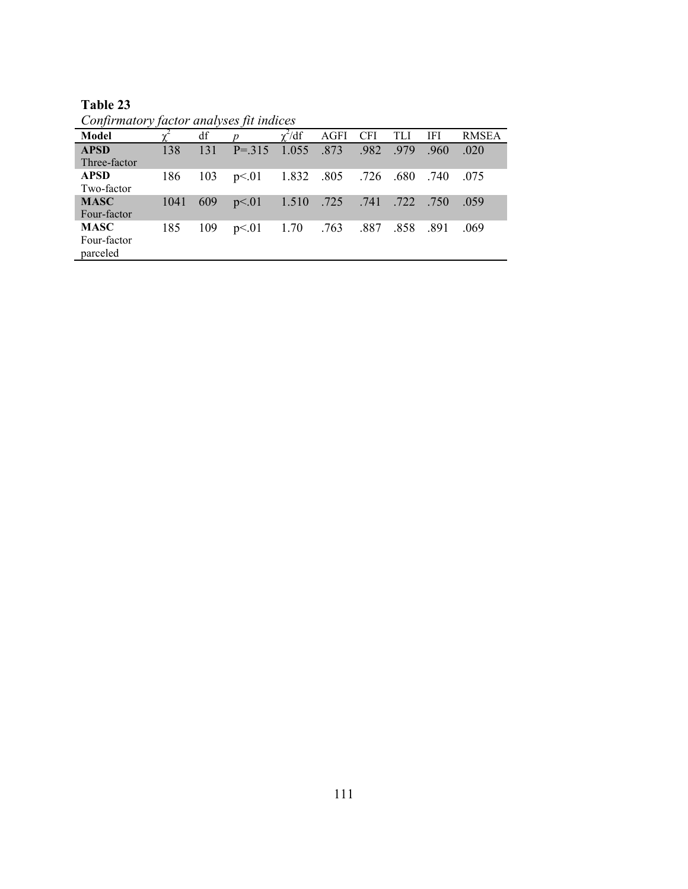**Table 23**

*Confirmatory factor analyses fit indices*

| Model | $\chi^2$ | df | *p* | $\chi^2$/df | AGFI | CFI | TLI | IFI | RMSEA |
|---|---|---|---|---|---|---|---|---|---|
| **APSD** Three-factor | 138 | 131 | P=.315 | 1.055 | .873 | .982 | .979 | .960 | .020 |
| **APSD** Two-factor | 186 | 103 | p<.01 | 1.832 | .805 | .726 | .680 | .740 | .075 |
| **MASC** Four-factor | 1041 | 609 | p<.01 | 1.510 | .725 | .741 | .722 | .750 | .059 |
| **MASC** Four-factor parceled | 185 | 109 | p<.01 | 1.70 | .763 | .887 | .858 | .891 | .069 |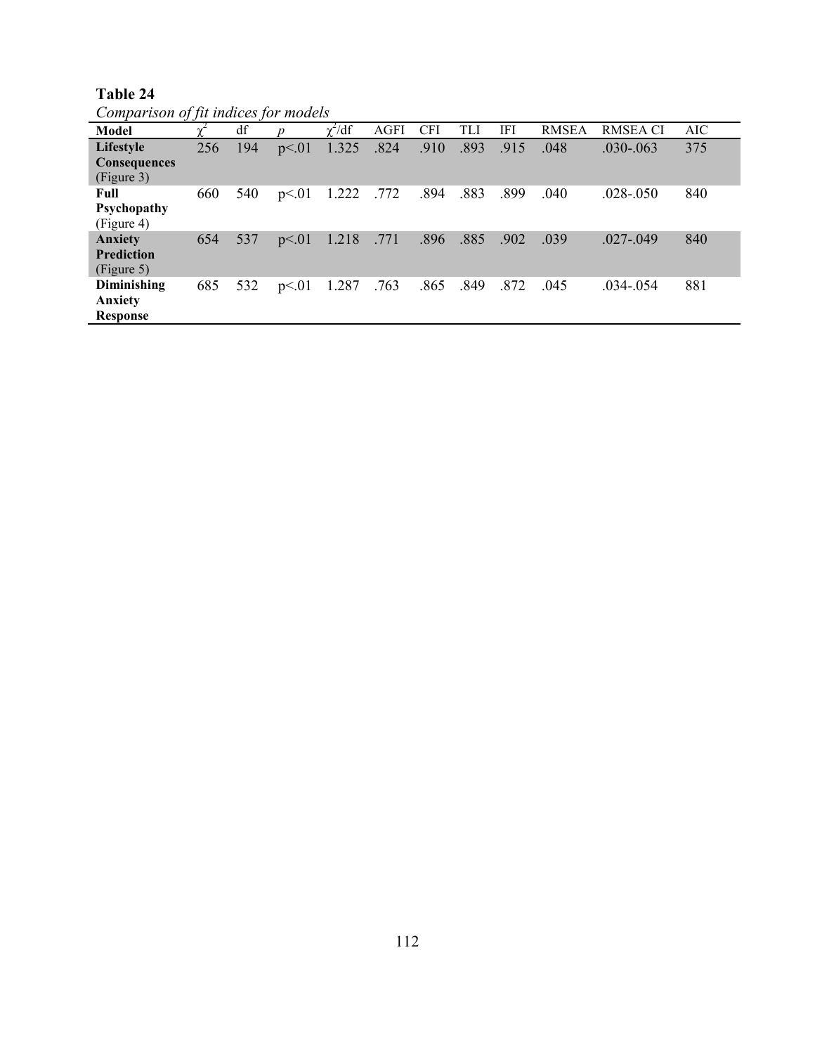**Table 24**

*Comparison of fit indices for models*

| Model | $\chi^2$ | df | *p* | $\chi^2$/df | AGFI | CFI | TLI | IFI | RMSEA | RMSEA CI | AIC |
|---|---|---|---|---|---|---|---|---|---|---|---|
| **Lifestyle Consequences** (Figure 3) | 256 | 194 | p<.01 | 1.325 | .824 | .910 | .893 | .915 | .048 | .030-.063 | 375 |
| **Full Psychopathy** (Figure 4) | 660 | 540 | p<.01 | 1.222 | .772 | .894 | .883 | .899 | .040 | .028-.050 | 840 |
| **Anxiety Prediction** (Figure 5) | 654 | 537 | p<.01 | 1.218 | .771 | .896 | .885 | .902 | .039 | .027-.049 | 840 |
| **Diminishing Anxiety Response** | 685 | 532 | p<.01 | 1.287 | .763 | .865 | .849 | .872 | .045 | .034-.054 | 881 |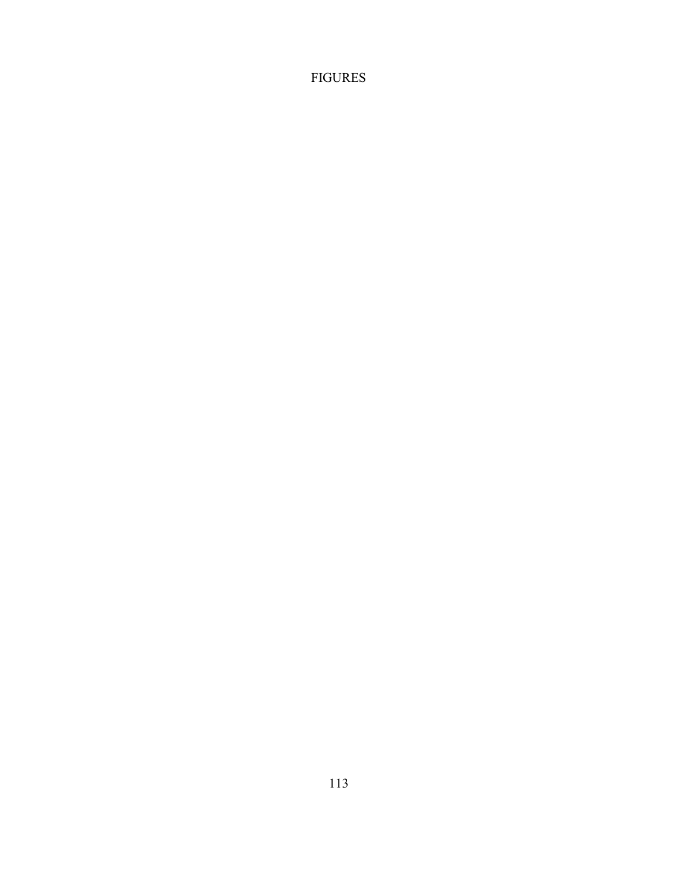# FIGURES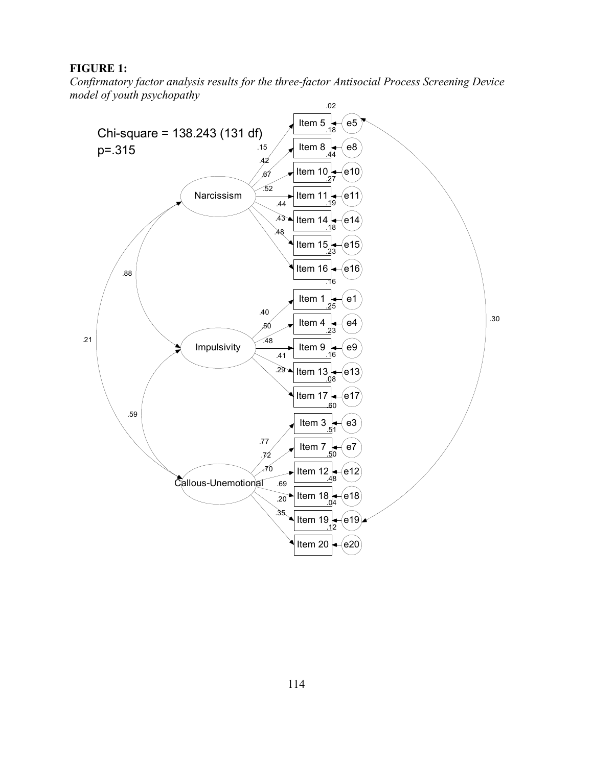**FIGURE 1:**

*Confirmatory factor analysis results for the three-factor Antisocial Process Screening Device model of youth psychopathy*

Chi-square = 138.243 (131 df)

p=.315

Narcissism

Impulsivity

Callous-Unemotional

Item 5, Item 8, Item 10, Item 11, Item 14, Item 15, Item 16

Item 1, Item 4, Item 9, Item 13, Item 17

Item 3, Item 7, Item 12, Item 18, Item 19, Item 20

e5, e8, e10, e11, e14, e15, e16, e1, e4, e9, e13, e17, e3, e7, e12, e18, e19, e20

.02 .18 .44 .27 .19 .18 .23 .16 .25 .23 .16 .08 .60 .51 .50 .48 .04 .12

.15 .42 .67 .52 .44 .43 .48

.40 .50 .48 .41 .29

.77 .72 .70 .69 .20 .35

.88 .21 .59 .30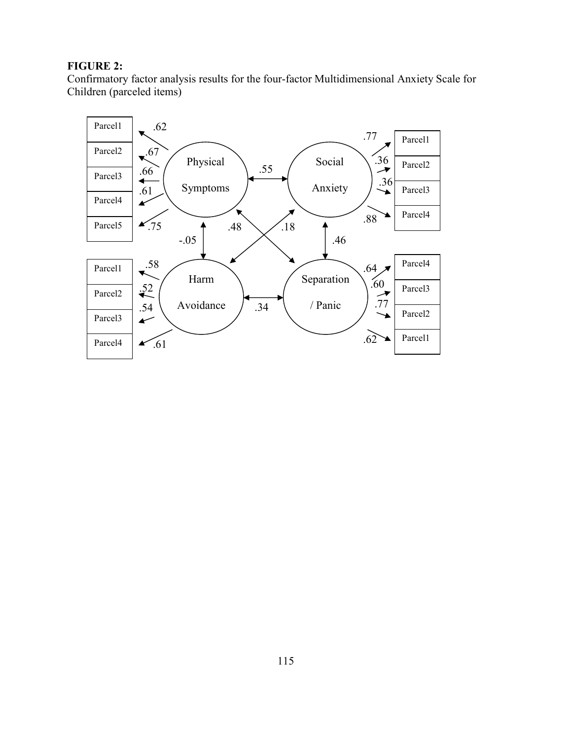**FIGURE 2:**
Confirmatory factor analysis results for the four-factor Multidimensional Anxiety Scale for Children (parceled items)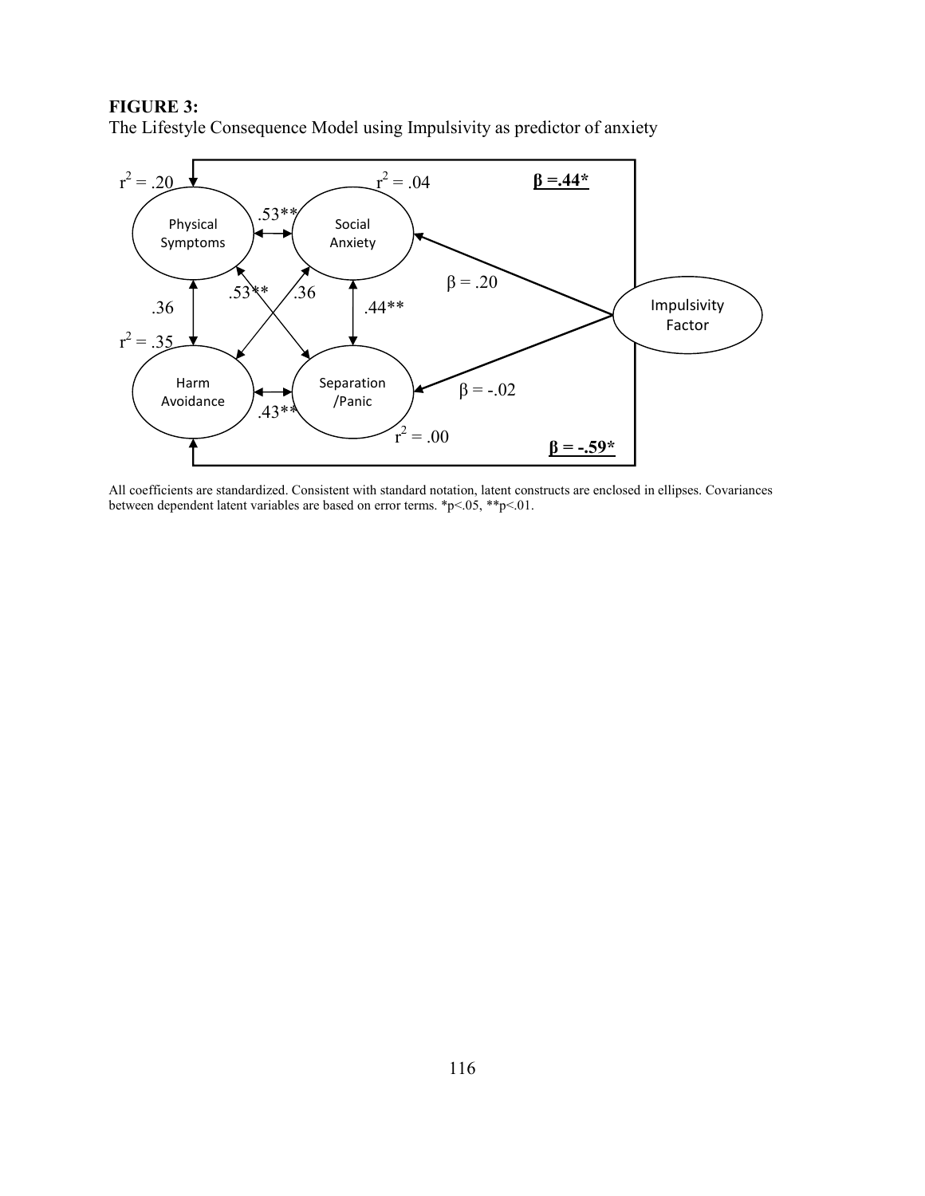**FIGURE 3:**
The Lifestyle Consequence Model using Impulsivity as predictor of anxiety

All coefficients are standardized. Consistent with standard notation, latent constructs are enclosed in ellipses. Covariances between dependent latent variables are based on error terms. $*p<.05$, $**p<.01$.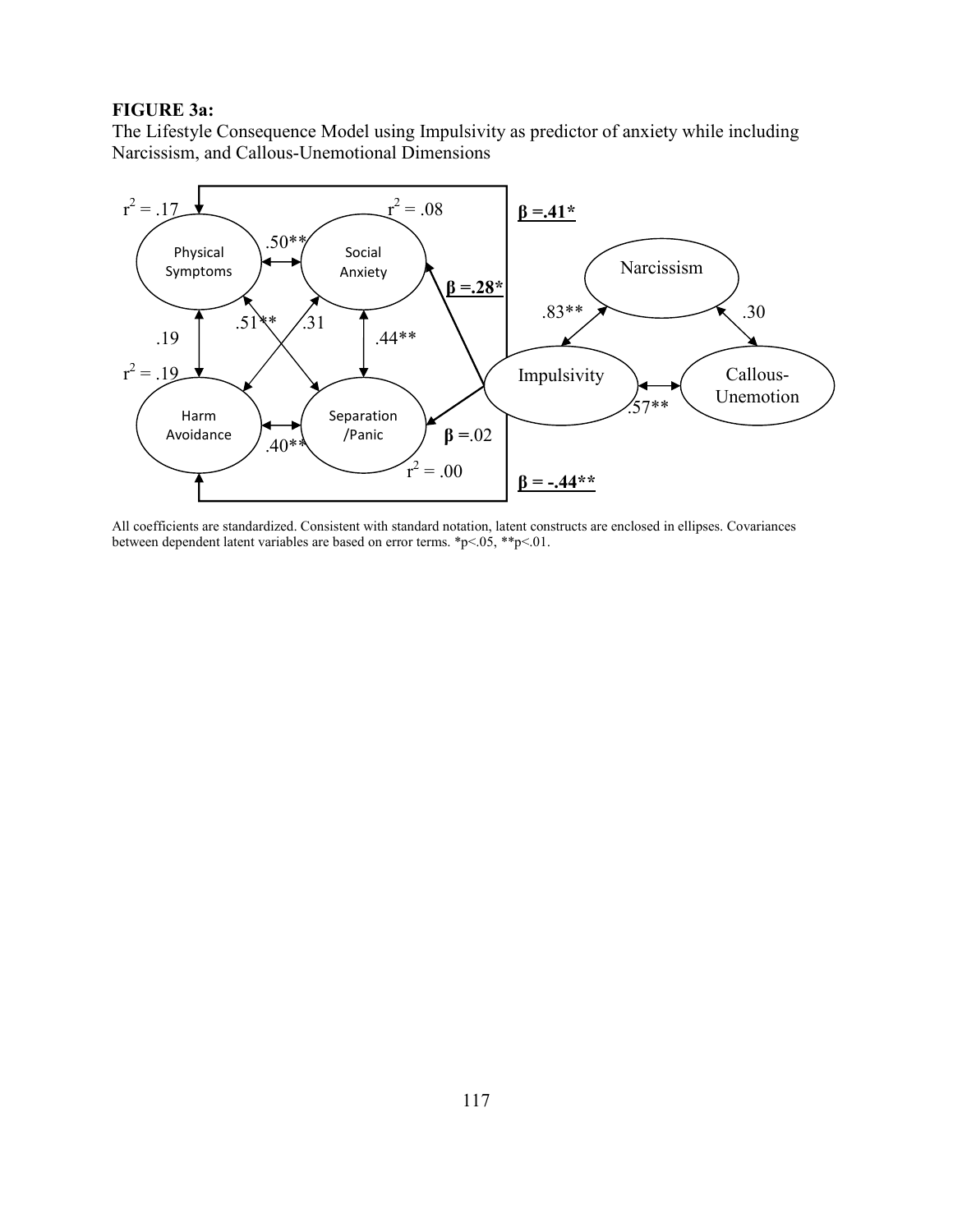**FIGURE 3a:**

The Lifestyle Consequence Model using Impulsivity as predictor of anxiety while including Narcissism, and Callous-Unemotional Dimensions

All coefficients are standardized. Consistent with standard notation, latent constructs are enclosed in ellipses. Covariances between dependent latent variables are based on error terms. \*p<.05, \*\*p<.01.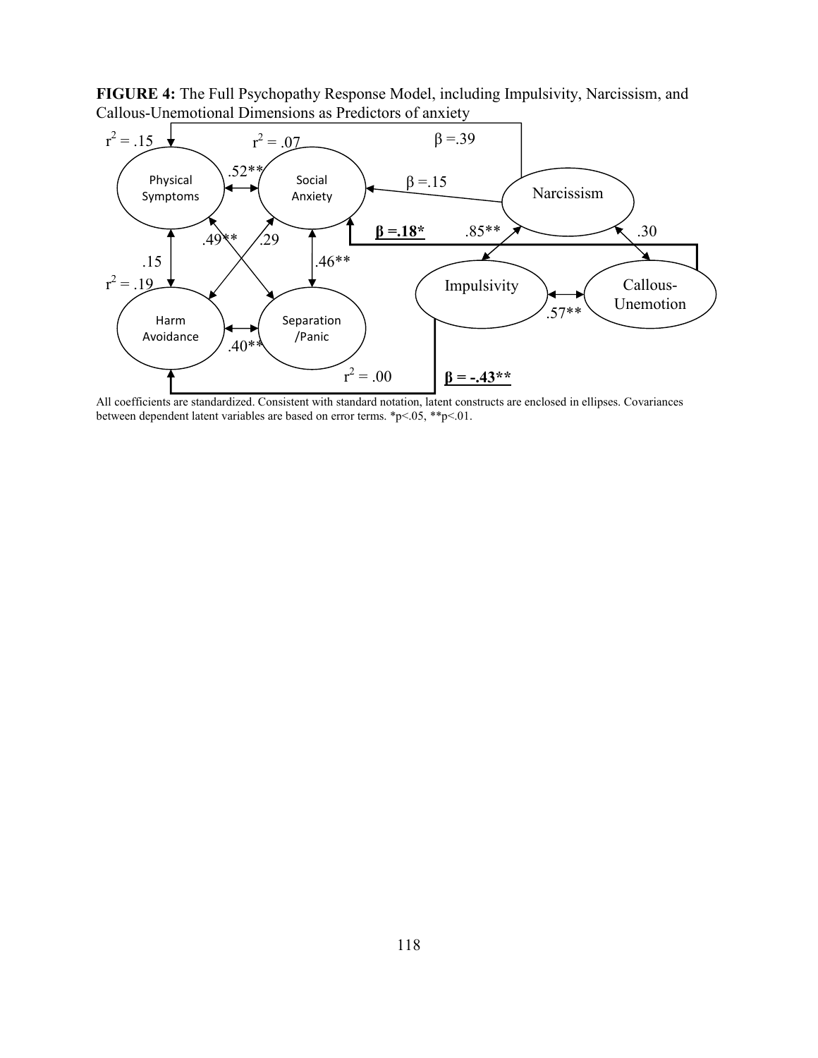**FIGURE 4:** The Full Psychopathy Response Model, including Impulsivity, Narcissism, and Callous-Unemotional Dimensions as Predictors of anxiety

All coefficients are standardized. Consistent with standard notation, latent constructs are enclosed in ellipses. Covariances between dependent latent variables are based on error terms. $*p<.05$, $**p<.01$.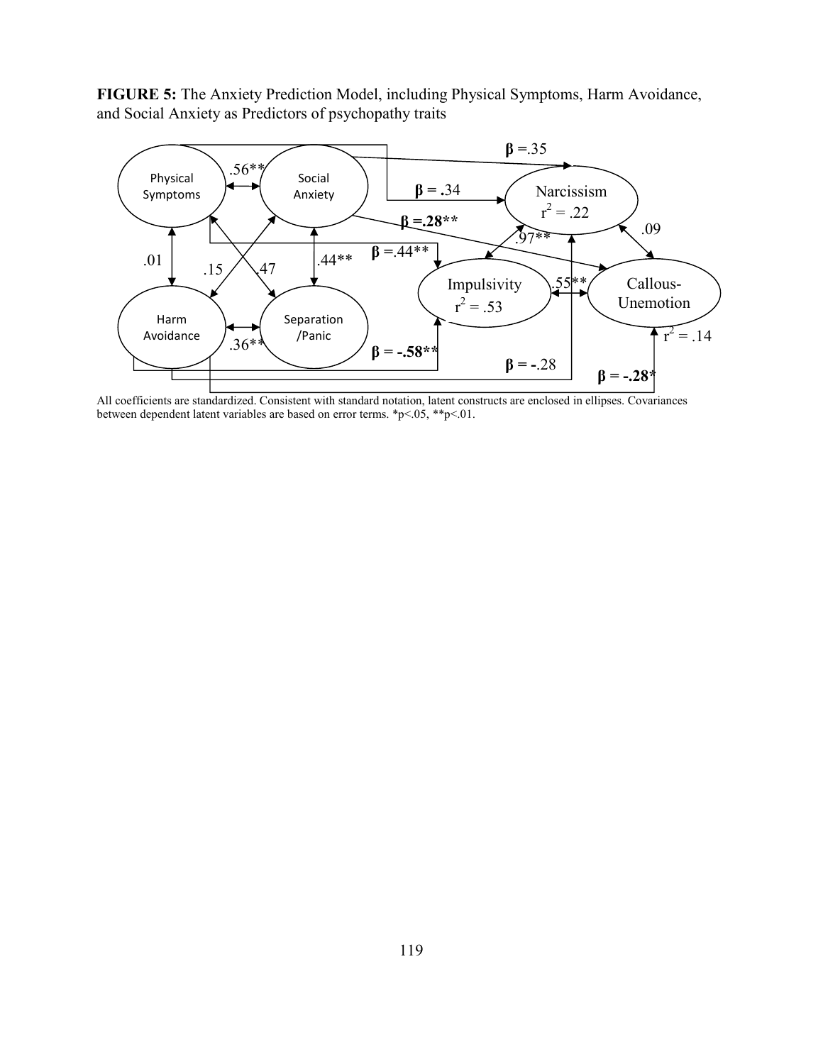**FIGURE 5:** The Anxiety Prediction Model, including Physical Symptoms, Harm Avoidance, and Social Anxiety as Predictors of psychopathy traits

Physical Symptoms

Social Anxiety

Harm Avoidance

Separation /Panic

Narcissism $r^2$ = .22

Impulsivity $r^2$ = .53

Callous-Unemotion $r^2$ = .14

.56**

.01

.15

.47

.44**

.36**

**β =**.35

**β = .**34

**β =.28****

**β =**.44**

**β = -.58****

**β = -**.28

**β = -.28***

.97**

.09

.55**

All coefficients are standardized. Consistent with standard notation, latent constructs are enclosed in ellipses. Covariances between dependent latent variables are based on error terms. *p<.05, **p<.01.